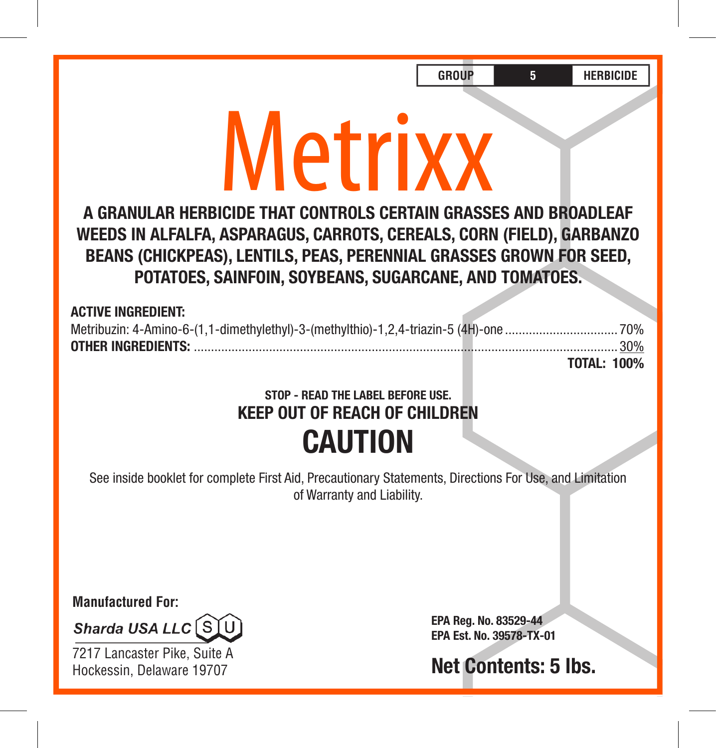**GROUP 5 HERBICIDE**

# Metrixx

**A GRANULAR HERBICIDE THAT CONTROLS CERTAIN GRASSES AND BROADLEAF WEEDS IN ALFALFA, ASPARAGUS, CARROTS, CEREALS, CORN (FIELD), GARBANZO BEANS (CHICKPEAS), LENTILS, PEAS, PERENNIAL GRASSES GROWN FOR SEED, POTATOES, SAINFOIN, SOYBEANS, SUGARCANE, AND TOMATOES.**

**ACTIVE INGREDIENT:**

| | |
|---|---|
| Metribuzin: 4-Amino-6-(1,1-dimethylethyl)-3-(methylthio)-1,2,4-triazin-5 (4H)-one | 70% |
| **OTHER INGREDIENTS:** | 30% |
| | **TOTAL: 100%** |

**STOP - READ THE LABEL BEFORE USE.**

**KEEP OUT OF REACH OF CHILDREN**

## CAUTION

See inside booklet for complete First Aid, Precautionary Statements, Directions For Use, and Limitation of Warranty and Liability.

**Manufactured For:**

*Sharda USA LLC*

7217 Lancaster Pike, Suite A
Hockessin, Delaware 19707

**EPA Reg. No. 83529-44**
**EPA Est. No. 39578-TX-01**

**Net Contents: 5 lbs.**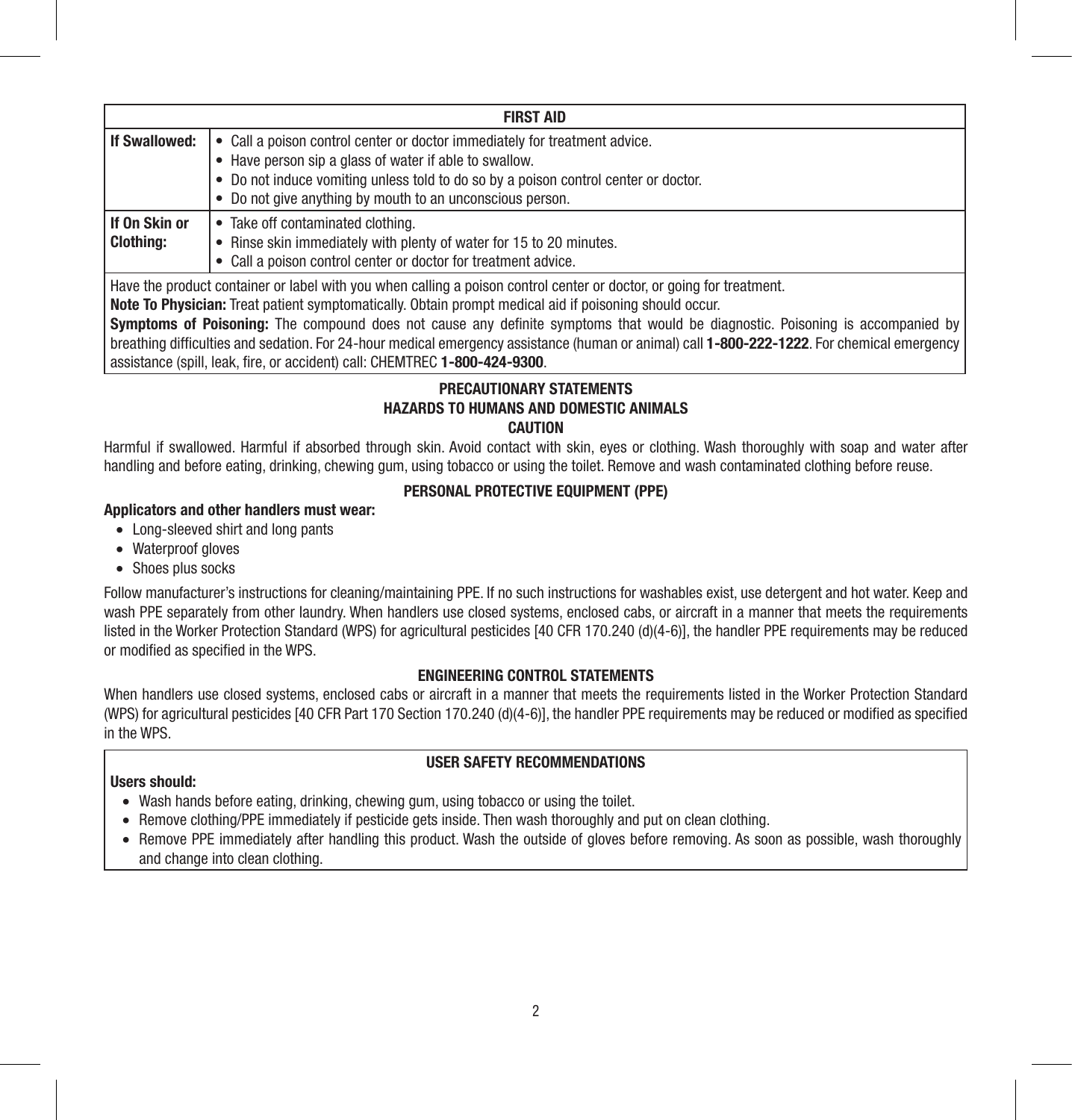| FIRST AID | |
|---|---|
| **If Swallowed:** | • Call a poison control center or doctor immediately for treatment advice.<br>• Have person sip a glass of water if able to swallow.<br>• Do not induce vomiting unless told to do so by a poison control center or doctor.<br>• Do not give anything by mouth to an unconscious person. |
| **If On Skin or Clothing:** | • Take off contaminated clothing.<br>• Rinse skin immediately with plenty of water for 15 to 20 minutes.<br>• Call a poison control center or doctor for treatment advice. |
| Have the product container or label with you when calling a poison control center or doctor, or going for treatment.<br>**Note To Physician:** Treat patient symptomatically. Obtain prompt medical aid if poisoning should occur.<br>**Symptoms of Poisoning:** The compound does not cause any definite symptoms that would be diagnostic. Poisoning is accompanied by breathing difficulties and sedation. For 24-hour medical emergency assistance (human or animal) call **1-800-222-1222**. For chemical emergency assistance (spill, leak, fire, or accident) call: CHEMTREC **1-800-424-9300**. | |

## PRECAUTIONARY STATEMENTS

### HAZARDS TO HUMANS AND DOMESTIC ANIMALS

**CAUTION**

Harmful if swallowed. Harmful if absorbed through skin. Avoid contact with skin, eyes or clothing. Wash thoroughly with soap and water after handling and before eating, drinking, chewing gum, using tobacco or using the toilet. Remove and wash contaminated clothing before reuse.

### PERSONAL PROTECTIVE EQUIPMENT (PPE)

**Applicators and other handlers must wear:**

- Long-sleeved shirt and long pants
- Waterproof gloves
- Shoes plus socks

Follow manufacturer's instructions for cleaning/maintaining PPE. If no such instructions for washables exist, use detergent and hot water. Keep and wash PPE separately from other laundry. When handlers use closed systems, enclosed cabs, or aircraft in a manner that meets the requirements listed in the Worker Protection Standard (WPS) for agricultural pesticides [40 CFR 170.240 (d)(4-6)], the handler PPE requirements may be reduced or modified as specified in the WPS.

### ENGINEERING CONTROL STATEMENTS

When handlers use closed systems, enclosed cabs or aircraft in a manner that meets the requirements listed in the Worker Protection Standard (WPS) for agricultural pesticides [40 CFR Part 170 Section 170.240 (d)(4-6)], the handler PPE requirements may be reduced or modified as specified in the WPS.

### USER SAFETY RECOMMENDATIONS

**Users should:**

- Wash hands before eating, drinking, chewing gum, using tobacco or using the toilet.
- Remove clothing/PPE immediately if pesticide gets inside. Then wash thoroughly and put on clean clothing.
- Remove PPE immediately after handling this product. Wash the outside of gloves before removing. As soon as possible, wash thoroughly and change into clean clothing.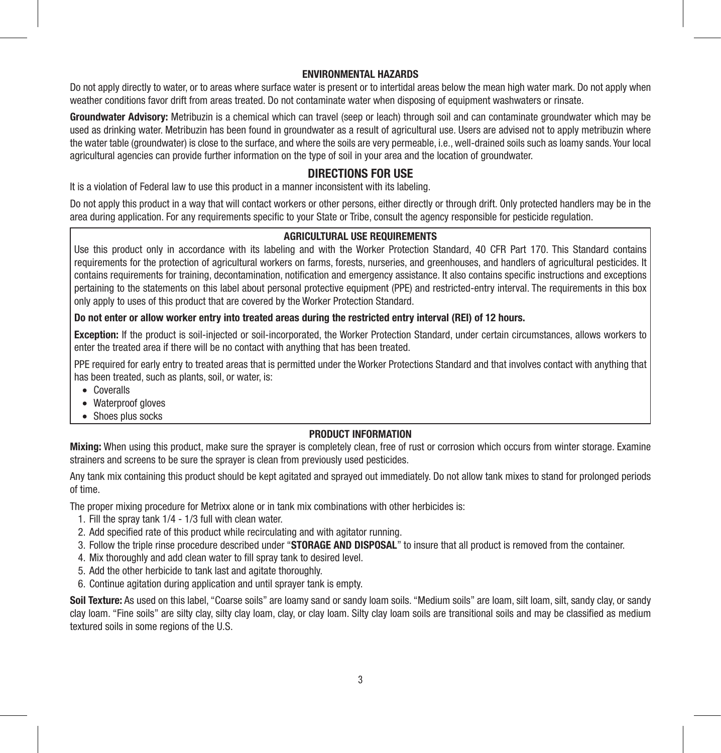## ENVIRONMENTAL HAZARDS

Do not apply directly to water, or to areas where surface water is present or to intertidal areas below the mean high water mark. Do not apply when weather conditions favor drift from areas treated. Do not contaminate water when disposing of equipment washwaters or rinsate.

**Groundwater Advisory:** Metribuzin is a chemical which can travel (seep or leach) through soil and can contaminate groundwater which may be used as drinking water. Metribuzin has been found in groundwater as a result of agricultural use. Users are advised not to apply metribuzin where the water table (groundwater) is close to the surface, and where the soils are very permeable, i.e., well-drained soils such as loamy sands. Your local agricultural agencies can provide further information on the type of soil in your area and the location of groundwater.

# DIRECTIONS FOR USE

It is a violation of Federal law to use this product in a manner inconsistent with its labeling.

Do not apply this product in a way that will contact workers or other persons, either directly or through drift. Only protected handlers may be in the area during application. For any requirements specific to your State or Tribe, consult the agency responsible for pesticide regulation.

## AGRICULTURAL USE REQUIREMENTS

Use this product only in accordance with its labeling and with the Worker Protection Standard, 40 CFR Part 170. This Standard contains requirements for the protection of agricultural workers on farms, forests, nurseries, and greenhouses, and handlers of agricultural pesticides. It contains requirements for training, decontamination, notification and emergency assistance. It also contains specific instructions and exceptions pertaining to the statements on this label about personal protective equipment (PPE) and restricted-entry interval. The requirements in this box only apply to uses of this product that are covered by the Worker Protection Standard.

**Do not enter or allow worker entry into treated areas during the restricted entry interval (REI) of 12 hours.**

**Exception:** If the product is soil-injected or soil-incorporated, the Worker Protection Standard, under certain circumstances, allows workers to enter the treated area if there will be no contact with anything that has been treated.

PPE required for early entry to treated areas that is permitted under the Worker Protections Standard and that involves contact with anything that has been treated, such as plants, soil, or water, is:

- Coveralls
- Waterproof gloves
- Shoes plus socks

## PRODUCT INFORMATION

**Mixing:** When using this product, make sure the sprayer is completely clean, free of rust or corrosion which occurs from winter storage. Examine strainers and screens to be sure the sprayer is clean from previously used pesticides.

Any tank mix containing this product should be kept agitated and sprayed out immediately. Do not allow tank mixes to stand for prolonged periods of time.

The proper mixing procedure for Metrixx alone or in tank mix combinations with other herbicides is:

1. Fill the spray tank 1/4 - 1/3 full with clean water.
2. Add specified rate of this product while recirculating and with agitator running.
3. Follow the triple rinse procedure described under "**STORAGE AND DISPOSAL**" to insure that all product is removed from the container.
4. Mix thoroughly and add clean water to fill spray tank to desired level.
5. Add the other herbicide to tank last and agitate thoroughly.
6. Continue agitation during application and until sprayer tank is empty.

**Soil Texture:** As used on this label, "Coarse soils" are loamy sand or sandy loam soils. "Medium soils" are loam, silt loam, silt, sandy clay, or sandy clay loam. "Fine soils" are silty clay, silty clay loam, clay, or clay loam. Silty clay loam soils are transitional soils and may be classified as medium textured soils in some regions of the U.S.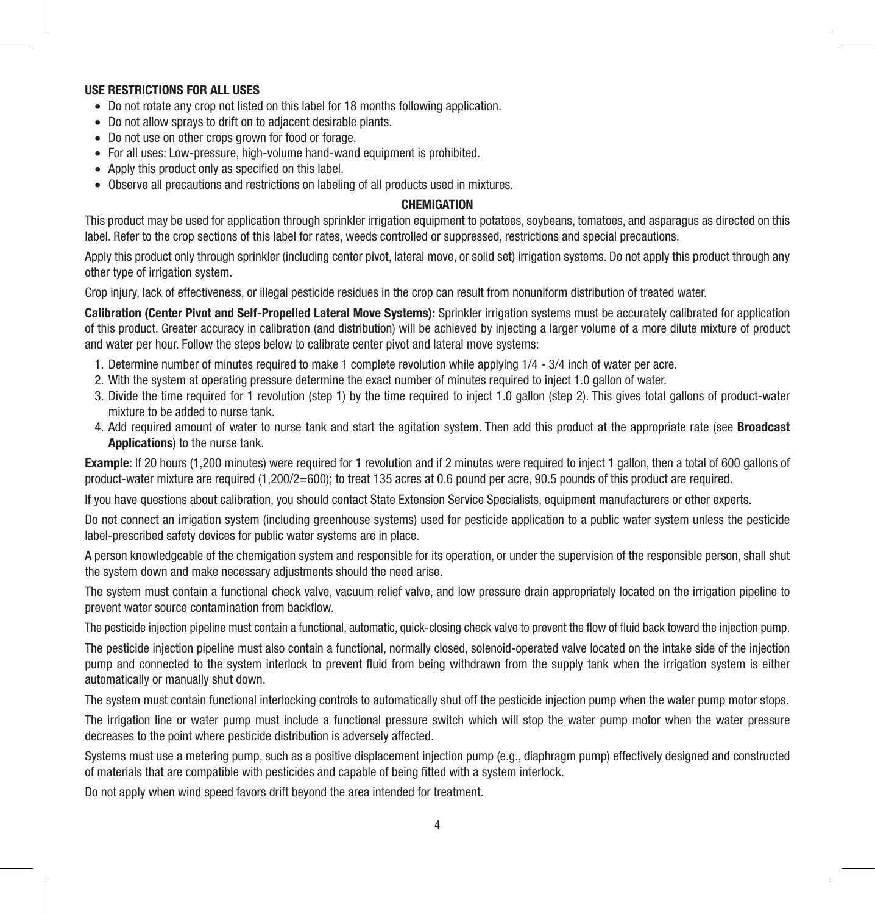### USE RESTRICTIONS FOR ALL USES

- Do not rotate any crop not listed on this label for 18 months following application.
- Do not allow sprays to drift on to adjacent desirable plants.
- Do not use on other crops grown for food or forage.
- For all uses: Low-pressure, high-volume hand-wand equipment is prohibited.
- Apply this product only as specified on this label.
- Observe all precautions and restrictions on labeling of all products used in mixtures.

## CHEMIGATION

This product may be used for application through sprinkler irrigation equipment to potatoes, soybeans, tomatoes, and asparagus as directed on this label. Refer to the crop sections of this label for rates, weeds controlled or suppressed, restrictions and special precautions.

Apply this product only through sprinkler (including center pivot, lateral move, or solid set) irrigation systems. Do not apply this product through any other type of irrigation system.

Crop injury, lack of effectiveness, or illegal pesticide residues in the crop can result from nonuniform distribution of treated water.

**Calibration (Center Pivot and Self-Propelled Lateral Move Systems):** Sprinkler irrigation systems must be accurately calibrated for application of this product. Greater accuracy in calibration (and distribution) will be achieved by injecting a larger volume of a more dilute mixture of product and water per hour. Follow the steps below to calibrate center pivot and lateral move systems:

1. Determine number of minutes required to make 1 complete revolution while applying 1/4 - 3/4 inch of water per acre.
2. With the system at operating pressure determine the exact number of minutes required to inject 1.0 gallon of water.
3. Divide the time required for 1 revolution (step 1) by the time required to inject 1.0 gallon (step 2). This gives total gallons of product-water mixture to be added to nurse tank.
4. Add required amount of water to nurse tank and start the agitation system. Then add this product at the appropriate rate (see **Broadcast Applications**) to the nurse tank.

**Example:** If 20 hours (1,200 minutes) were required for 1 revolution and if 2 minutes were required to inject 1 gallon, then a total of 600 gallons of product-water mixture are required (1,200/2=600); to treat 135 acres at 0.6 pound per acre, 90.5 pounds of this product are required.

If you have questions about calibration, you should contact State Extension Service Specialists, equipment manufacturers or other experts.

Do not connect an irrigation system (including greenhouse systems) used for pesticide application to a public water system unless the pesticide label-prescribed safety devices for public water systems are in place.

A person knowledgeable of the chemigation system and responsible for its operation, or under the supervision of the responsible person, shall shut the system down and make necessary adjustments should the need arise.

The system must contain a functional check valve, vacuum relief valve, and low pressure drain appropriately located on the irrigation pipeline to prevent water source contamination from backflow.

The pesticide injection pipeline must contain a functional, automatic, quick-closing check valve to prevent the flow of fluid back toward the injection pump.

The pesticide injection pipeline must also contain a functional, normally closed, solenoid-operated valve located on the intake side of the injection pump and connected to the system interlock to prevent fluid from being withdrawn from the supply tank when the irrigation system is either automatically or manually shut down.

The system must contain functional interlocking controls to automatically shut off the pesticide injection pump when the water pump motor stops.

The irrigation line or water pump must include a functional pressure switch which will stop the water pump motor when the water pressure decreases to the point where pesticide distribution is adversely affected.

Systems must use a metering pump, such as a positive displacement injection pump (e.g., diaphragm pump) effectively designed and constructed of materials that are compatible with pesticides and capable of being fitted with a system interlock.

Do not apply when wind speed favors drift beyond the area intended for treatment.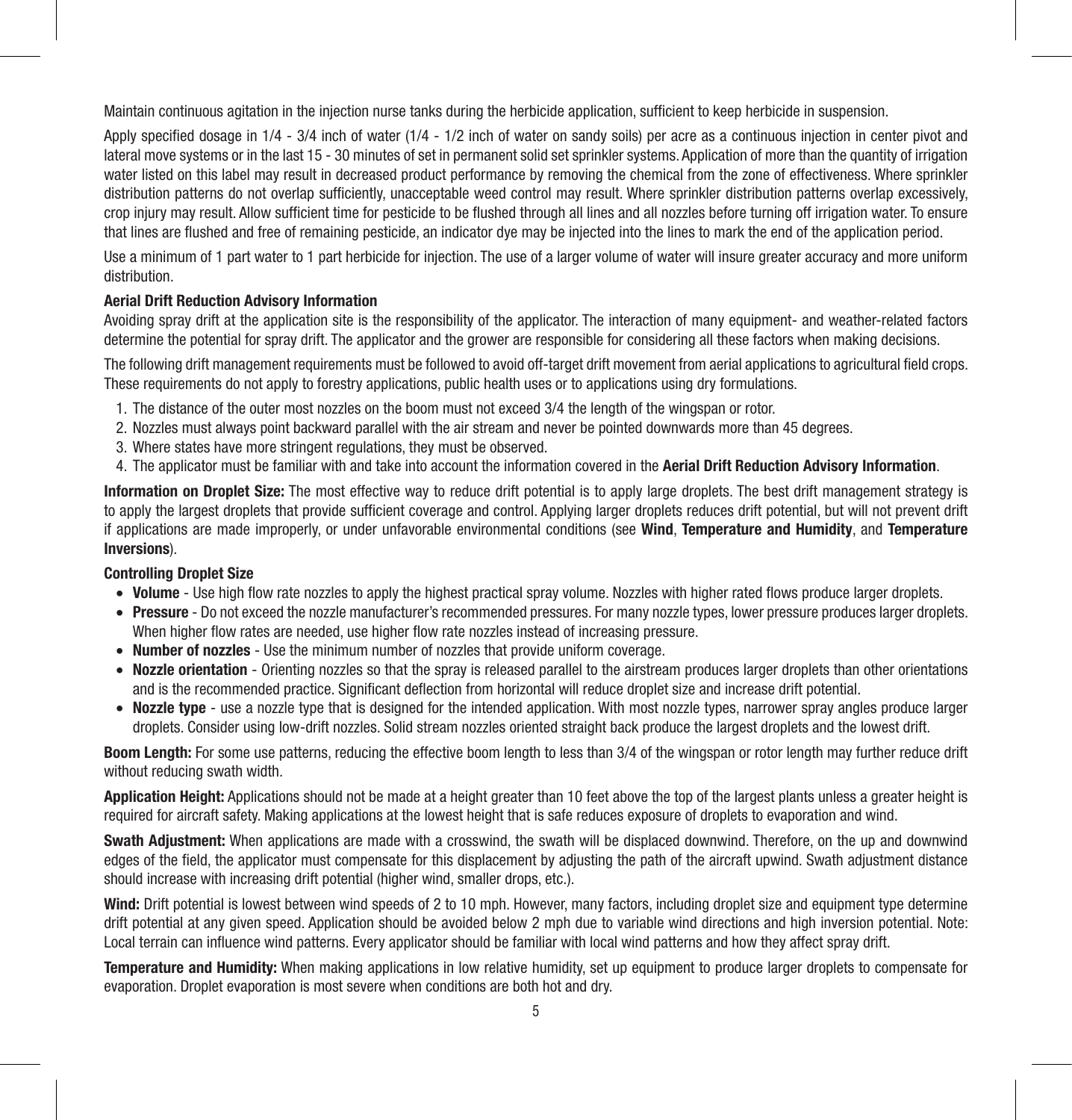Maintain continuous agitation in the injection nurse tanks during the herbicide application, sufficient to keep herbicide in suspension.

Apply specified dosage in 1/4 - 3/4 inch of water (1/4 - 1/2 inch of water on sandy soils) per acre as a continuous injection in center pivot and lateral move systems or in the last 15 - 30 minutes of set in permanent solid set sprinkler systems. Application of more than the quantity of irrigation water listed on this label may result in decreased product performance by removing the chemical from the zone of effectiveness. Where sprinkler distribution patterns do not overlap sufficiently, unacceptable weed control may result. Where sprinkler distribution patterns overlap excessively, crop injury may result. Allow sufficient time for pesticide to be flushed through all lines and all nozzles before turning off irrigation water. To ensure that lines are flushed and free of remaining pesticide, an indicator dye may be injected into the lines to mark the end of the application period.

Use a minimum of 1 part water to 1 part herbicide for injection. The use of a larger volume of water will insure greater accuracy and more uniform distribution.

### Aerial Drift Reduction Advisory Information

Avoiding spray drift at the application site is the responsibility of the applicator. The interaction of many equipment- and weather-related factors determine the potential for spray drift. The applicator and the grower are responsible for considering all these factors when making decisions.

The following drift management requirements must be followed to avoid off-target drift movement from aerial applications to agricultural field crops. These requirements do not apply to forestry applications, public health uses or to applications using dry formulations.

1. The distance of the outer most nozzles on the boom must not exceed 3/4 the length of the wingspan or rotor.
2. Nozzles must always point backward parallel with the air stream and never be pointed downwards more than 45 degrees.
3. Where states have more stringent regulations, they must be observed.
4. The applicator must be familiar with and take into account the information covered in the **Aerial Drift Reduction Advisory Information**.

**Information on Droplet Size:** The most effective way to reduce drift potential is to apply large droplets. The best drift management strategy is to apply the largest droplets that provide sufficient coverage and control. Applying larger droplets reduces drift potential, but will not prevent drift if applications are made improperly, or under unfavorable environmental conditions (see **Wind**, **Temperature and Humidity**, and **Temperature Inversions**).

#### Controlling Droplet Size

- **Volume** - Use high flow rate nozzles to apply the highest practical spray volume. Nozzles with higher rated flows produce larger droplets.
- **Pressure** - Do not exceed the nozzle manufacturer's recommended pressures. For many nozzle types, lower pressure produces larger droplets. When higher flow rates are needed, use higher flow rate nozzles instead of increasing pressure.
- **Number of nozzles** - Use the minimum number of nozzles that provide uniform coverage.
- **Nozzle orientation** - Orienting nozzles so that the spray is released parallel to the airstream produces larger droplets than other orientations and is the recommended practice. Significant deflection from horizontal will reduce droplet size and increase drift potential.
- **Nozzle type** - use a nozzle type that is designed for the intended application. With most nozzle types, narrower spray angles produce larger droplets. Consider using low-drift nozzles. Solid stream nozzles oriented straight back produce the largest droplets and the lowest drift.

**Boom Length:** For some use patterns, reducing the effective boom length to less than 3/4 of the wingspan or rotor length may further reduce drift without reducing swath width.

**Application Height:** Applications should not be made at a height greater than 10 feet above the top of the largest plants unless a greater height is required for aircraft safety. Making applications at the lowest height that is safe reduces exposure of droplets to evaporation and wind.

**Swath Adjustment:** When applications are made with a crosswind, the swath will be displaced downwind. Therefore, on the up and downwind edges of the field, the applicator must compensate for this displacement by adjusting the path of the aircraft upwind. Swath adjustment distance should increase with increasing drift potential (higher wind, smaller drops, etc.).

**Wind:** Drift potential is lowest between wind speeds of 2 to 10 mph. However, many factors, including droplet size and equipment type determine drift potential at any given speed. Application should be avoided below 2 mph due to variable wind directions and high inversion potential. Note: Local terrain can influence wind patterns. Every applicator should be familiar with local wind patterns and how they affect spray drift.

**Temperature and Humidity:** When making applications in low relative humidity, set up equipment to produce larger droplets to compensate for evaporation. Droplet evaporation is most severe when conditions are both hot and dry.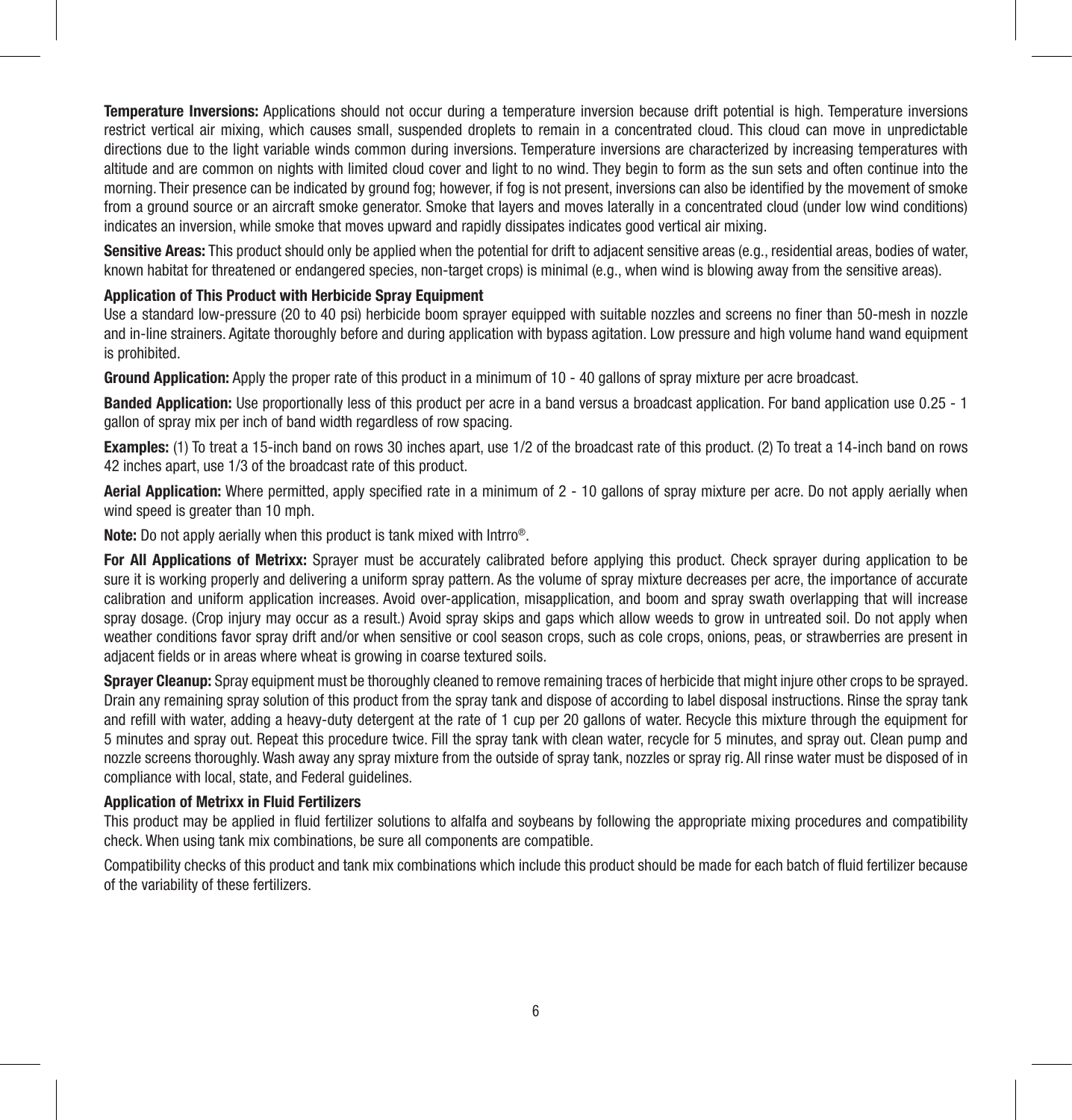**Temperature Inversions:** Applications should not occur during a temperature inversion because drift potential is high. Temperature inversions restrict vertical air mixing, which causes small, suspended droplets to remain in a concentrated cloud. This cloud can move in unpredictable directions due to the light variable winds common during inversions. Temperature inversions are characterized by increasing temperatures with altitude and are common on nights with limited cloud cover and light to no wind. They begin to form as the sun sets and often continue into the morning. Their presence can be indicated by ground fog; however, if fog is not present, inversions can also be identified by the movement of smoke from a ground source or an aircraft smoke generator. Smoke that layers and moves laterally in a concentrated cloud (under low wind conditions) indicates an inversion, while smoke that moves upward and rapidly dissipates indicates good vertical air mixing.

**Sensitive Areas:** This product should only be applied when the potential for drift to adjacent sensitive areas (e.g., residential areas, bodies of water, known habitat for threatened or endangered species, non-target crops) is minimal (e.g., when wind is blowing away from the sensitive areas).

**Application of This Product with Herbicide Spray Equipment**

Use a standard low-pressure (20 to 40 psi) herbicide boom sprayer equipped with suitable nozzles and screens no finer than 50-mesh in nozzle and in-line strainers. Agitate thoroughly before and during application with bypass agitation. Low pressure and high volume hand wand equipment is prohibited.

**Ground Application:** Apply the proper rate of this product in a minimum of 10 - 40 gallons of spray mixture per acre broadcast.

**Banded Application:** Use proportionally less of this product per acre in a band versus a broadcast application. For band application use 0.25 - 1 gallon of spray mix per inch of band width regardless of row spacing.

**Examples:** (1) To treat a 15-inch band on rows 30 inches apart, use 1/2 of the broadcast rate of this product. (2) To treat a 14-inch band on rows 42 inches apart, use 1/3 of the broadcast rate of this product.

**Aerial Application:** Where permitted, apply specified rate in a minimum of 2 - 10 gallons of spray mixture per acre. Do not apply aerially when wind speed is greater than 10 mph.

**Note:** Do not apply aerially when this product is tank mixed with Intrro®.

**For All Applications of Metrixx:** Sprayer must be accurately calibrated before applying this product. Check sprayer during application to be sure it is working properly and delivering a uniform spray pattern. As the volume of spray mixture decreases per acre, the importance of accurate calibration and uniform application increases. Avoid over-application, misapplication, and boom and spray swath overlapping that will increase spray dosage. (Crop injury may occur as a result.) Avoid spray skips and gaps which allow weeds to grow in untreated soil. Do not apply when weather conditions favor spray drift and/or when sensitive or cool season crops, such as cole crops, onions, peas, or strawberries are present in adjacent fields or in areas where wheat is growing in coarse textured soils.

**Sprayer Cleanup:** Spray equipment must be thoroughly cleaned to remove remaining traces of herbicide that might injure other crops to be sprayed. Drain any remaining spray solution of this product from the spray tank and dispose of according to label disposal instructions. Rinse the spray tank and refill with water, adding a heavy-duty detergent at the rate of 1 cup per 20 gallons of water. Recycle this mixture through the equipment for 5 minutes and spray out. Repeat this procedure twice. Fill the spray tank with clean water, recycle for 5 minutes, and spray out. Clean pump and nozzle screens thoroughly. Wash away any spray mixture from the outside of spray tank, nozzles or spray rig. All rinse water must be disposed of in compliance with local, state, and Federal guidelines.

**Application of Metrixx in Fluid Fertilizers**

This product may be applied in fluid fertilizer solutions to alfalfa and soybeans by following the appropriate mixing procedures and compatibility check. When using tank mix combinations, be sure all components are compatible.

Compatibility checks of this product and tank mix combinations which include this product should be made for each batch of fluid fertilizer because of the variability of these fertilizers.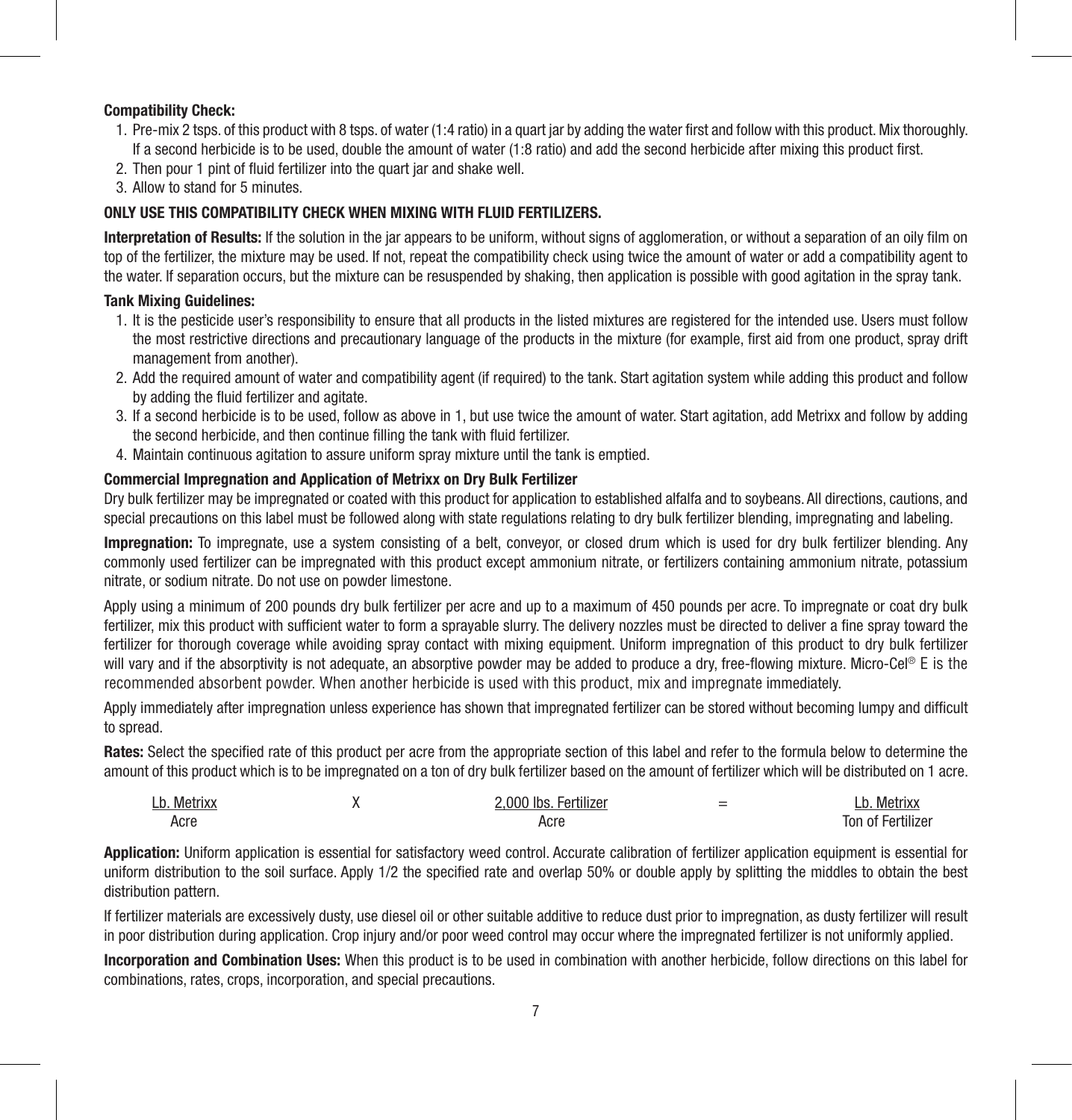**Compatibility Check:**

1. Pre-mix 2 tsps. of this product with 8 tsps. of water (1:4 ratio) in a quart jar by adding the water first and follow with this product. Mix thoroughly. If a second herbicide is to be used, double the amount of water (1:8 ratio) and add the second herbicide after mixing this product first.
2. Then pour 1 pint of fluid fertilizer into the quart jar and shake well.
3. Allow to stand for 5 minutes.

**ONLY USE THIS COMPATIBILITY CHECK WHEN MIXING WITH FLUID FERTILIZERS.**

**Interpretation of Results:** If the solution in the jar appears to be uniform, without signs of agglomeration, or without a separation of an oily film on top of the fertilizer, the mixture may be used. If not, repeat the compatibility check using twice the amount of water or add a compatibility agent to the water. If separation occurs, but the mixture can be resuspended by shaking, then application is possible with good agitation in the spray tank.

**Tank Mixing Guidelines:**

1. It is the pesticide user's responsibility to ensure that all products in the listed mixtures are registered for the intended use. Users must follow the most restrictive directions and precautionary language of the products in the mixture (for example, first aid from one product, spray drift management from another).
2. Add the required amount of water and compatibility agent (if required) to the tank. Start agitation system while adding this product and follow by adding the fluid fertilizer and agitate.
3. If a second herbicide is to be used, follow as above in 1, but use twice the amount of water. Start agitation, add Metrixx and follow by adding the second herbicide, and then continue filling the tank with fluid fertilizer.
4. Maintain continuous agitation to assure uniform spray mixture until the tank is emptied.

**Commercial Impregnation and Application of Metrixx on Dry Bulk Fertilizer**

Dry bulk fertilizer may be impregnated or coated with this product for application to established alfalfa and to soybeans. All directions, cautions, and special precautions on this label must be followed along with state regulations relating to dry bulk fertilizer blending, impregnating and labeling.

**Impregnation:** To impregnate, use a system consisting of a belt, conveyor, or closed drum which is used for dry bulk fertilizer blending. Any commonly used fertilizer can be impregnated with this product except ammonium nitrate, or fertilizers containing ammonium nitrate, potassium nitrate, or sodium nitrate. Do not use on powder limestone.

Apply using a minimum of 200 pounds dry bulk fertilizer per acre and up to a maximum of 450 pounds per acre. To impregnate or coat dry bulk fertilizer, mix this product with sufficient water to form a sprayable slurry. The delivery nozzles must be directed to deliver a fine spray toward the fertilizer for thorough coverage while avoiding spray contact with mixing equipment. Uniform impregnation of this product to dry bulk fertilizer will vary and if the absorptivity is not adequate, an absorptive powder may be added to produce a dry, free-flowing mixture. Micro-Cel® E is the recommended absorbent powder. When another herbicide is used with this product, mix and impregnate immediately.

Apply immediately after impregnation unless experience has shown that impregnated fertilizer can be stored without becoming lumpy and difficult to spread.

**Rates:** Select the specified rate of this product per acre from the appropriate section of this label and refer to the formula below to determine the amount of this product which is to be impregnated on a ton of dry bulk fertilizer based on the amount of fertilizer which will be distributed on 1 acre.

$$\frac{\text{Lb. Metrixx}}{\text{Acre}} \times \frac{\text{2,000 lbs. Fertilizer}}{\text{Acre}} = \frac{\text{Lb. Metrixx}}{\text{Ton of Fertilizer}}$$

**Application:** Uniform application is essential for satisfactory weed control. Accurate calibration of fertilizer application equipment is essential for uniform distribution to the soil surface. Apply 1/2 the specified rate and overlap 50% or double apply by splitting the middles to obtain the best distribution pattern.

If fertilizer materials are excessively dusty, use diesel oil or other suitable additive to reduce dust prior to impregnation, as dusty fertilizer will result in poor distribution during application. Crop injury and/or poor weed control may occur where the impregnated fertilizer is not uniformly applied.

**Incorporation and Combination Uses:** When this product is to be used in combination with another herbicide, follow directions on this label for combinations, rates, crops, incorporation, and special precautions.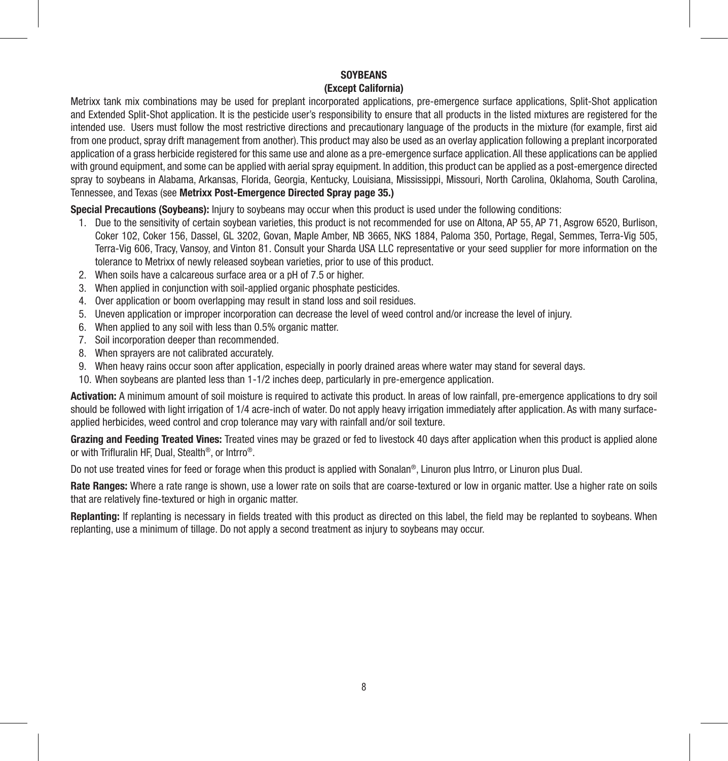## SOYBEANS
### (Except California)

Metrixx tank mix combinations may be used for preplant incorporated applications, pre-emergence surface applications, Split-Shot application and Extended Split-Shot application. It is the pesticide user's responsibility to ensure that all products in the listed mixtures are registered for the intended use. Users must follow the most restrictive directions and precautionary language of the products in the mixture (for example, first aid from one product, spray drift management from another). This product may also be used as an overlay application following a preplant incorporated application of a grass herbicide registered for this same use and alone as a pre-emergence surface application. All these applications can be applied with ground equipment, and some can be applied with aerial spray equipment. In addition, this product can be applied as a post-emergence directed spray to soybeans in Alabama, Arkansas, Florida, Georgia, Kentucky, Louisiana, Mississippi, Missouri, North Carolina, Oklahoma, South Carolina, Tennessee, and Texas (see **Metrixx Post-Emergence Directed Spray page 35.)**

**Special Precautions (Soybeans):** Injury to soybeans may occur when this product is used under the following conditions:

1. Due to the sensitivity of certain soybean varieties, this product is not recommended for use on Altona, AP 55, AP 71, Asgrow 6520, Burlison, Coker 102, Coker 156, Dassel, GL 3202, Govan, Maple Amber, NB 3665, NKS 1884, Paloma 350, Portage, Regal, Semmes, Terra-Vig 505, Terra-Vig 606, Tracy, Vansoy, and Vinton 81. Consult your Sharda USA LLC representative or your seed supplier for more information on the tolerance to Metrixx of newly released soybean varieties, prior to use of this product.
2. When soils have a calcareous surface area or a pH of 7.5 or higher.
3. When applied in conjunction with soil-applied organic phosphate pesticides.
4. Over application or boom overlapping may result in stand loss and soil residues.
5. Uneven application or improper incorporation can decrease the level of weed control and/or increase the level of injury.
6. When applied to any soil with less than 0.5% organic matter.
7. Soil incorporation deeper than recommended.
8. When sprayers are not calibrated accurately.
9. When heavy rains occur soon after application, especially in poorly drained areas where water may stand for several days.
10. When soybeans are planted less than 1-1/2 inches deep, particularly in pre-emergence application.

**Activation:** A minimum amount of soil moisture is required to activate this product. In areas of low rainfall, pre-emergence applications to dry soil should be followed with light irrigation of 1/4 acre-inch of water. Do not apply heavy irrigation immediately after application. As with many surface-applied herbicides, weed control and crop tolerance may vary with rainfall and/or soil texture.

**Grazing and Feeding Treated Vines:** Treated vines may be grazed or fed to livestock 40 days after application when this product is applied alone or with Trifluralin HF, Dual, Stealth®, or Intrro®.

Do not use treated vines for feed or forage when this product is applied with Sonalan®, Linuron plus Intrro, or Linuron plus Dual.

**Rate Ranges:** Where a rate range is shown, use a lower rate on soils that are coarse-textured or low in organic matter. Use a higher rate on soils that are relatively fine-textured or high in organic matter.

**Replanting:** If replanting is necessary in fields treated with this product as directed on this label, the field may be replanted to soybeans. When replanting, use a minimum of tillage. Do not apply a second treatment as injury to soybeans may occur.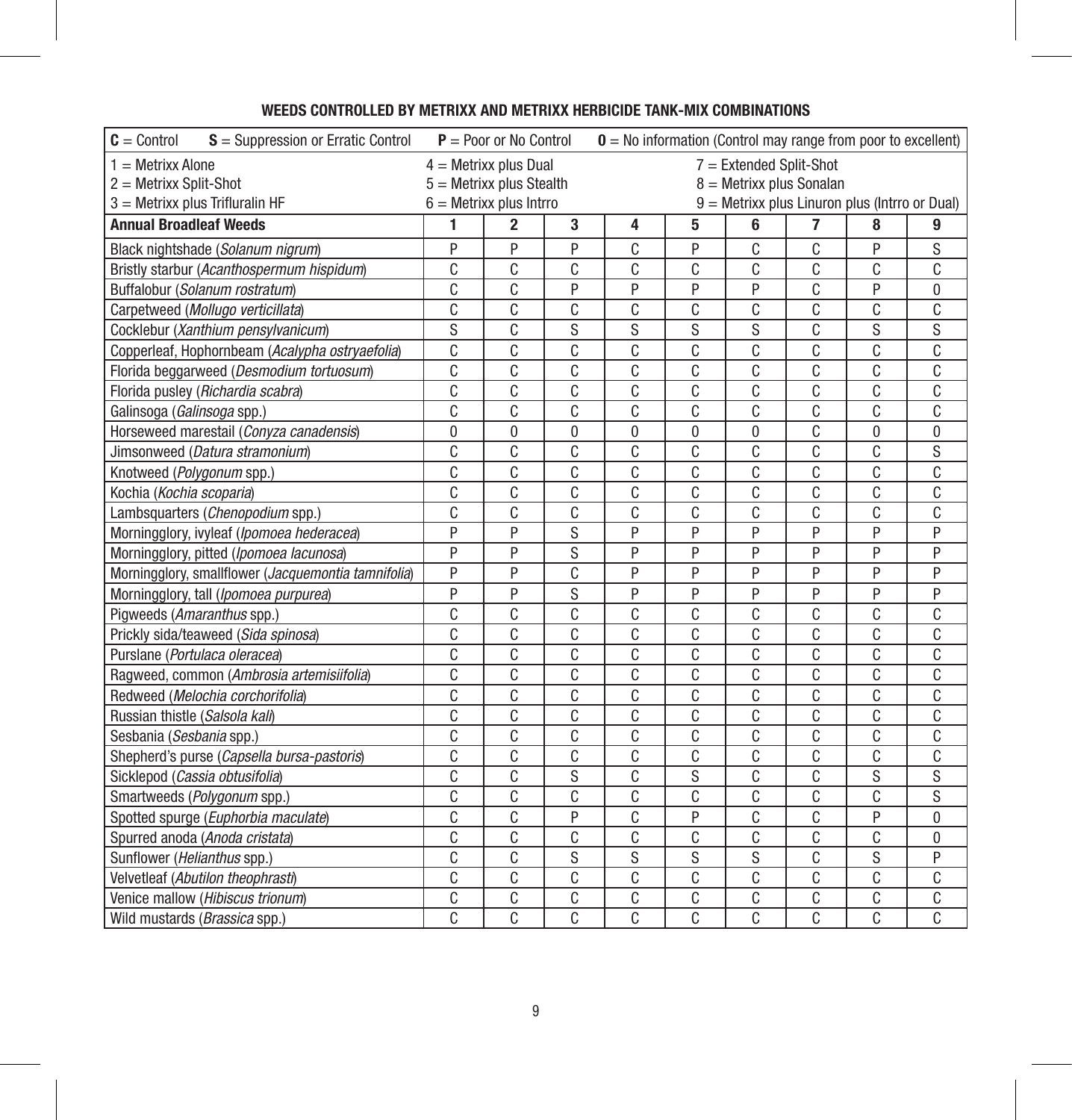## WEEDS CONTROLLED BY METRIXX AND METRIXX HERBICIDE TANK-MIX COMBINATIONS

**C** = Control **S** = Suppression or Erratic Control **P** = Poor or No Control **0** = No information (Control may range from poor to excellent)

1 = Metrixx Alone
2 = Metrixx Split-Shot
3 = Metrixx plus Trifluralin HF
4 = Metrixx plus Dual
5 = Metrixx plus Stealth
6 = Metrixx plus Intrro
7 = Extended Split-Shot
8 = Metrixx plus Sonalan
9 = Metrixx plus Linuron plus (Intrro or Dual)

| Annual Broadleaf Weeds | 1 | 2 | 3 | 4 | 5 | 6 | 7 | 8 | 9 |
|---|---|---|---|---|---|---|---|---|---|
| Black nightshade (*Solanum nigrum*) | P | P | P | C | P | C | C | P | S |
| Bristly starbur (*Acanthospermum hispidum*) | C | C | C | C | C | C | C | C | C |
| Buffalobur (*Solanum rostratum*) | C | C | P | P | P | P | C | P | 0 |
| Carpetweed (*Mollugo verticillata*) | C | C | C | C | C | C | C | C | C |
| Cocklebur (*Xanthium pensylvanicum*) | S | C | S | S | S | S | C | S | S |
| Copperleaf, Hophornbeam (*Acalypha ostryaefolia*) | C | C | C | C | C | C | C | C | C |
| Florida beggarweed (*Desmodium tortuosum*) | C | C | C | C | C | C | C | C | C |
| Florida pusley (*Richardia scabra*) | C | C | C | C | C | C | C | C | C |
| Galinsoga (*Galinsoga* spp.) | C | C | C | C | C | C | C | C | C |
| Horseweed marestail (*Conyza canadensis*) | 0 | 0 | 0 | 0 | 0 | 0 | C | 0 | 0 |
| Jimsonweed (*Datura stramonium*) | C | C | C | C | C | C | C | C | S |
| Knotweed (*Polygonum* spp.) | C | C | C | C | C | C | C | C | C |
| Kochia (*Kochia scoparia*) | C | C | C | C | C | C | C | C | C |
| Lambsquarters (*Chenopodium* spp.) | C | C | C | C | C | C | C | C | C |
| Morningglory, ivyleaf (*Ipomoea hederacea*) | P | P | S | P | P | P | P | P | P |
| Morningglory, pitted (*Ipomoea lacunosa*) | P | P | S | P | P | P | P | P | P |
| Morningglory, smallflower (*Jacquemontia tamnifolia*) | P | P | C | P | P | P | P | P | P |
| Morningglory, tall (*Ipomoea purpurea*) | P | P | S | P | P | P | P | P | P |
| Pigweeds (*Amaranthus* spp.) | C | C | C | C | C | C | C | C | C |
| Prickly sida/teaweed (*Sida spinosa*) | C | C | C | C | C | C | C | C | C |
| Purslane (*Portulaca oleracea*) | C | C | C | C | C | C | C | C | C |
| Ragweed, common (*Ambrosia artemisiifolia*) | C | C | C | C | C | C | C | C | C |
| Redweed (*Melochia corchorifolia*) | C | C | C | C | C | C | C | C | C |
| Russian thistle (*Salsola kali*) | C | C | C | C | C | C | C | C | C |
| Sesbania (*Sesbania* spp.) | C | C | C | C | C | C | C | C | C |
| Shepherd's purse (*Capsella bursa-pastoris*) | C | C | C | C | C | C | C | C | C |
| Sicklepod (*Cassia obtusifolia*) | C | C | S | C | S | C | C | S | S |
| Smartweeds (*Polygonum* spp.) | C | C | C | C | C | C | C | C | S |
| Spotted spurge (*Euphorbia maculate*) | C | C | P | C | P | C | C | P | 0 |
| Spurred anoda (*Anoda cristata*) | C | C | C | C | C | C | C | C | 0 |
| Sunflower (*Helianthus* spp.) | C | C | S | S | S | S | C | S | P |
| Velvetleaf (*Abutilon theophrasti*) | C | C | C | C | C | C | C | C | C |
| Venice mallow (*Hibiscus trionum*) | C | C | C | C | C | C | C | C | C |
| Wild mustards (*Brassica* spp.) | C | C | C | C | C | C | C | C | C |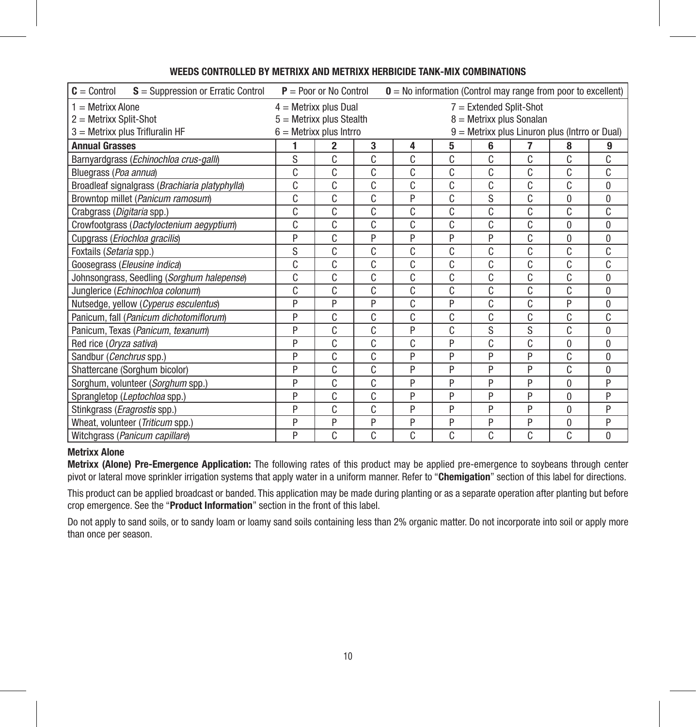## WEEDS CONTROLLED BY METRIXX AND METRIXX HERBICIDE TANK-MIX COMBINATIONS

**C** = Control  **S** = Suppression or Erratic Control  **P** = Poor or No Control  **0** = No information (Control may range from poor to excellent)

1 = Metrixx Alone
2 = Metrixx Split-Shot
3 = Metrixx plus Trifluralin HF
4 = Metrixx plus Dual
5 = Metrixx plus Stealth
6 = Metrixx plus Intrro
7 = Extended Split-Shot
8 = Metrixx plus Sonalan
9 = Metrixx plus Linuron plus (Intrro or Dual)

| **Annual Grasses** | **1** | **2** | **3** | **4** | **5** | **6** | **7** | **8** | **9** |
|---|---|---|---|---|---|---|---|---|---|
| Barnyardgrass (*Echinochloa crus-galli*) | S | C | C | C | C | C | C | C | C |
| Bluegrass (*Poa annua*) | C | C | C | C | C | C | C | C | C |
| Broadleaf signalgrass (*Brachiaria platyphylla*) | C | C | C | C | C | C | C | C | 0 |
| Browntop millet (*Panicum ramosum*) | C | C | C | P | C | S | C | 0 | 0 |
| Crabgrass (*Digitaria* spp.) | C | C | C | C | C | C | C | C | C |
| Crowfootgrass (*Dactyloctenium aegyptium*) | C | C | C | C | C | C | C | 0 | 0 |
| Cupgrass (*Eriochloa gracilis*) | P | C | P | P | P | P | C | 0 | 0 |
| Foxtails (*Setaria* spp.) | S | C | C | C | C | C | C | C | C |
| Goosegrass (*Eleusine indica*) | C | C | C | C | C | C | C | C | C |
| Johnsongrass, Seedling (*Sorghum halepense*) | C | C | C | C | C | C | C | C | 0 |
| Junglerice (*Echinochloa colonum*) | C | C | C | C | C | C | C | C | 0 |
| Nutsedge, yellow (*Cyperus esculentus*) | P | P | P | C | P | C | C | P | 0 |
| Panicum, fall (*Panicum dichotomiflorum*) | P | C | C | C | C | C | C | C | C |
| Panicum, Texas (*Panicum, texanum*) | P | C | C | P | C | S | S | C | 0 |
| Red rice (*Oryza sativa*) | P | C | C | C | P | C | C | 0 | 0 |
| Sandbur (*Cenchrus* spp.) | P | C | C | P | P | P | P | C | 0 |
| Shattercane (Sorghum bicolor) | P | C | C | P | P | P | P | C | 0 |
| Sorghum, volunteer (*Sorghum* spp.) | P | C | C | P | P | P | P | 0 | P |
| Sprangletop (*Leptochloa* spp.) | P | C | C | P | P | P | P | 0 | P |
| Stinkgrass (*Eragrostis* spp.) | P | C | C | P | P | P | P | 0 | P |
| Wheat, volunteer (*Triticum* spp.) | P | P | P | P | P | P | P | 0 | P |
| Witchgrass (*Panicum capillare*) | P | C | C | C | C | C | C | C | 0 |

**Metrixx Alone**

**Metrixx (Alone) Pre-Emergence Application:** The following rates of this product may be applied pre-emergence to soybeans through center pivot or lateral move sprinkler irrigation systems that apply water in a uniform manner. Refer to "**Chemigation**" section of this label for directions.

This product can be applied broadcast or banded. This application may be made during planting or as a separate operation after planting but before crop emergence. See the "**Product Information**" section in the front of this label.

Do not apply to sand soils, or to sandy loam or loamy sand soils containing less than 2% organic matter. Do not incorporate into soil or apply more than once per season.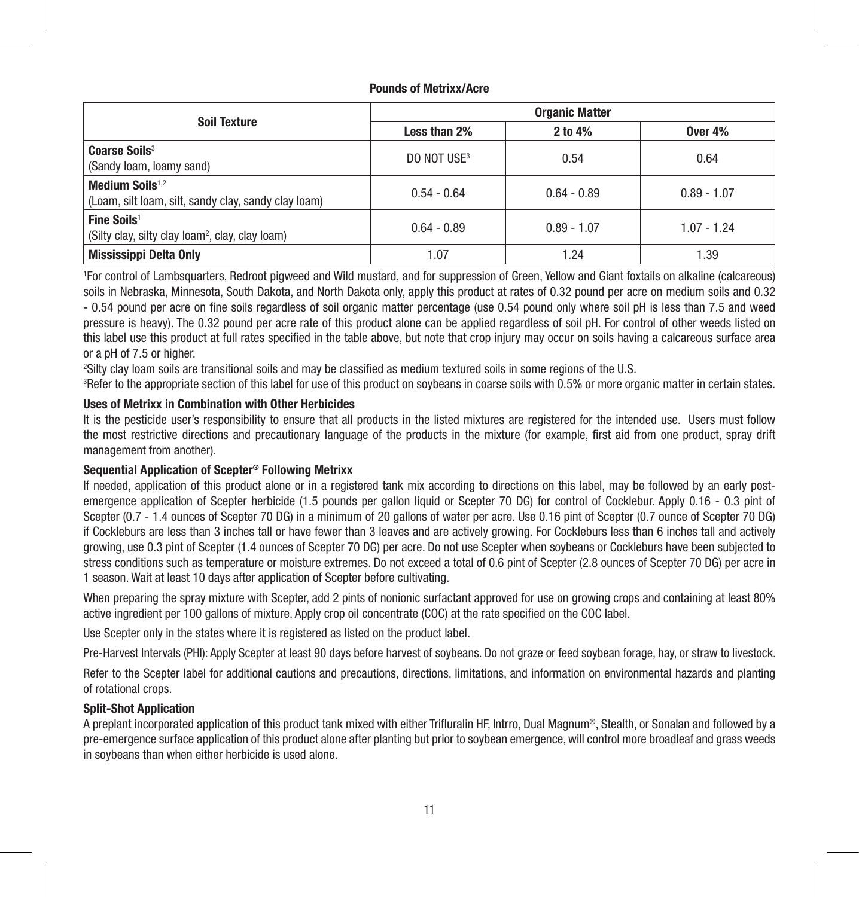**Pounds of Metrixx/Acre**

| Soil Texture | Organic Matter | | |
|---|---|---|---|
| | Less than 2% | 2 to 4% | Over 4% |
| **Coarse Soils**[3] (Sandy loam, loamy sand) | DO NOT USE[3] | 0.54 | 0.64 |
| **Medium Soils**[1,2] (Loam, silt loam, silt, sandy clay, sandy clay loam) | 0.54 - 0.64 | 0.64 - 0.89 | 0.89 - 1.07 |
| **Fine Soils**[1] (Silty clay, silty clay loam[2], clay, clay loam) | 0.64 - 0.89 | 0.89 - 1.07 | 1.07 - 1.24 |
| **Mississippi Delta Only** | 1.07 | 1.24 | 1.39 |

[1]For control of Lambsquarters, Redroot pigweed and Wild mustard, and for suppression of Green, Yellow and Giant foxtails on alkaline (calcareous) soils in Nebraska, Minnesota, South Dakota, and North Dakota only, apply this product at rates of 0.32 pound per acre on medium soils and 0.32 - 0.54 pound per acre on fine soils regardless of soil organic matter percentage (use 0.54 pound only where soil pH is less than 7.5 and weed pressure is heavy). The 0.32 pound per acre rate of this product alone can be applied regardless of soil pH. For control of other weeds listed on this label use this product at full rates specified in the table above, but note that crop injury may occur on soils having a calcareous surface area or a pH of 7.5 or higher.

[2]Silty clay loam soils are transitional soils and may be classified as medium textured soils in some regions of the U.S.

[3]Refer to the appropriate section of this label for use of this product on soybeans in coarse soils with 0.5% or more organic matter in certain states.

**Uses of Metrixx in Combination with Other Herbicides**

It is the pesticide user's responsibility to ensure that all products in the listed mixtures are registered for the intended use. Users must follow the most restrictive directions and precautionary language of the products in the mixture (for example, first aid from one product, spray drift management from another).

**Sequential Application of Scepter® Following Metrixx**

If needed, application of this product alone or in a registered tank mix according to directions on this label, may be followed by an early post-emergence application of Scepter herbicide (1.5 pounds per gallon liquid or Scepter 70 DG) for control of Cocklebur. Apply 0.16 - 0.3 pint of Scepter (0.7 - 1.4 ounces of Scepter 70 DG) in a minimum of 20 gallons of water per acre. Use 0.16 pint of Scepter (0.7 ounce of Scepter 70 DG) if Cockleburs are less than 3 inches tall or have fewer than 3 leaves and are actively growing. For Cockleburs less than 6 inches tall and actively growing, use 0.3 pint of Scepter (1.4 ounces of Scepter 70 DG) per acre. Do not use Scepter when soybeans or Cockleburs have been subjected to stress conditions such as temperature or moisture extremes. Do not exceed a total of 0.6 pint of Scepter (2.8 ounces of Scepter 70 DG) per acre in 1 season. Wait at least 10 days after application of Scepter before cultivating.

When preparing the spray mixture with Scepter, add 2 pints of nonionic surfactant approved for use on growing crops and containing at least 80% active ingredient per 100 gallons of mixture. Apply crop oil concentrate (COC) at the rate specified on the COC label.

Use Scepter only in the states where it is registered as listed on the product label.

Pre-Harvest Intervals (PHI): Apply Scepter at least 90 days before harvest of soybeans. Do not graze or feed soybean forage, hay, or straw to livestock.

Refer to the Scepter label for additional cautions and precautions, directions, limitations, and information on environmental hazards and planting of rotational crops.

**Split-Shot Application**

A preplant incorporated application of this product tank mixed with either Trifluralin HF, Intrro, Dual Magnum®, Stealth, or Sonalan and followed by a pre-emergence surface application of this product alone after planting but prior to soybean emergence, will control more broadleaf and grass weeds in soybeans than when either herbicide is used alone.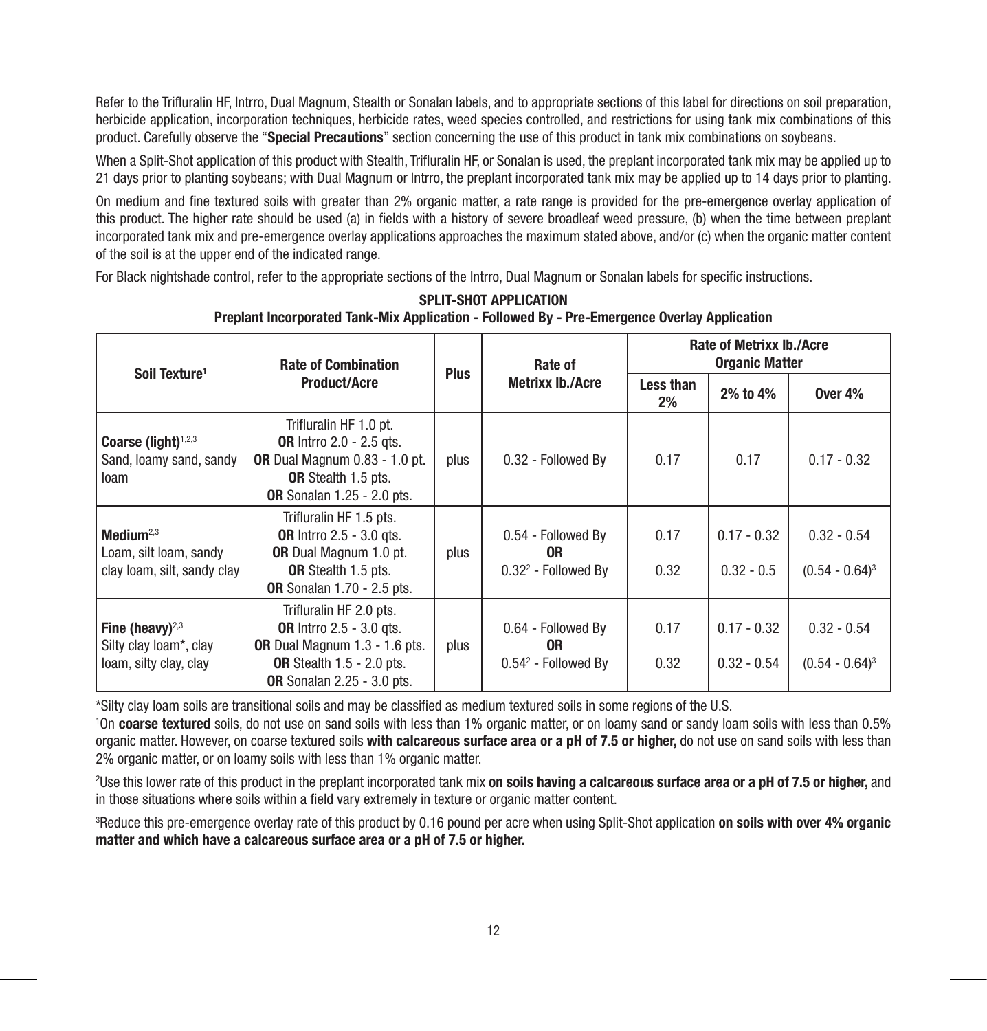Refer to the Trifluralin HF, Intrro, Dual Magnum, Stealth or Sonalan labels, and to appropriate sections of this label for directions on soil preparation, herbicide application, incorporation techniques, herbicide rates, weed species controlled, and restrictions for using tank mix combinations of this product. Carefully observe the "**Special Precautions**" section concerning the use of this product in tank mix combinations on soybeans.

When a Split-Shot application of this product with Stealth, Trifluralin HF, or Sonalan is used, the preplant incorporated tank mix may be applied up to 21 days prior to planting soybeans; with Dual Magnum or Intrro, the preplant incorporated tank mix may be applied up to 14 days prior to planting.

On medium and fine textured soils with greater than 2% organic matter, a rate range is provided for the pre-emergence overlay application of this product. The higher rate should be used (a) in fields with a history of severe broadleaf weed pressure, (b) when the time between preplant incorporated tank mix and pre-emergence overlay applications approaches the maximum stated above, and/or (c) when the organic matter content of the soil is at the upper end of the indicated range.

For Black nightshade control, refer to the appropriate sections of the Intrro, Dual Magnum or Sonalan labels for specific instructions.

**SPLIT-SHOT APPLICATION**
**Preplant Incorporated Tank-Mix Application - Followed By - Pre-Emergence Overlay Application**

| Soil Texture[1] | Rate of Combination Product/Acre | Plus | Rate of Metrixx lb./Acre | Rate of Metrixx lb./Acre Organic Matter | | |
|---|---|---|---|---|---|---|
| | | | | Less than 2% | 2% to 4% | Over 4% |
| **Coarse (light)**[1,2,3] Sand, loamy sand, sandy loam | Trifluralin HF 1.0 pt. **OR** Intrro 2.0 - 2.5 qts. **OR** Dual Magnum 0.83 - 1.0 pt. **OR** Stealth 1.5 pts. **OR** Sonalan 1.25 - 2.0 pts. | plus | 0.32 - Followed By | 0.17 | 0.17 | 0.17 - 0.32 |
| **Medium**[2,3] Loam, silt loam, sandy clay loam, silt, sandy clay | Trifluralin HF 1.5 pts. **OR** Intrro 2.5 - 3.0 qts. **OR** Dual Magnum 1.0 pt. **OR** Stealth 1.5 pts. **OR** Sonalan 1.70 - 2.5 pts. | plus | 0.54 - Followed By **OR** 0.32[2] - Followed By | 0.17<br>0.32 | 0.17 - 0.32<br>0.32 - 0.5 | 0.32 - 0.54<br>(0.54 - 0.64)[3] |
| **Fine (heavy)**[2,3] Silty clay loam*, clay loam, silty clay, clay | Trifluralin HF 2.0 pts. **OR** Intrro 2.5 - 3.0 qts. **OR** Dual Magnum 1.3 - 1.6 pts. **OR** Stealth 1.5 - 2.0 pts. **OR** Sonalan 2.25 - 3.0 pts. | plus | 0.64 - Followed By **OR** 0.54[2] - Followed By | 0.17<br>0.32 | 0.17 - 0.32<br>0.32 - 0.54 | 0.32 - 0.54<br>(0.54 - 0.64)[3] |

*Silty clay loam soils are transitional soils and may be classified as medium textured soils in some regions of the U.S.

[1]On **coarse textured** soils, do not use on sand soils with less than 1% organic matter, or on loamy sand or sandy loam soils with less than 0.5% organic matter. However, on coarse textured soils **with calcareous surface area or a pH of 7.5 or higher,** do not use on sand soils with less than 2% organic matter, or on loamy soils with less than 1% organic matter.

[2]Use this lower rate of this product in the preplant incorporated tank mix **on soils having a calcareous surface area or a pH of 7.5 or higher,** and in those situations where soils within a field vary extremely in texture or organic matter content.

[3]Reduce this pre-emergence overlay rate of this product by 0.16 pound per acre when using Split-Shot application **on soils with over 4% organic matter and which have a calcareous surface area or a pH of 7.5 or higher.**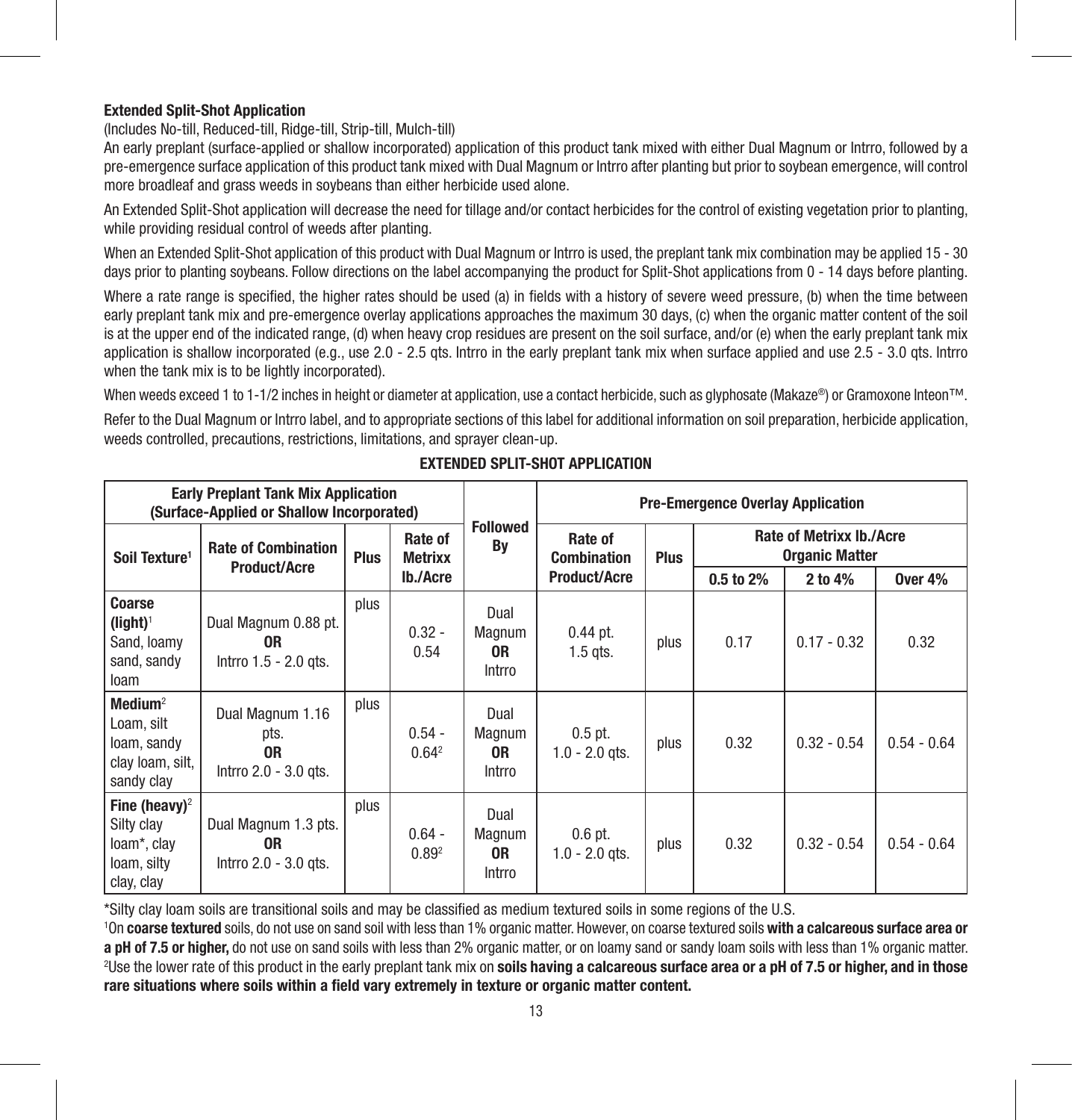**Extended Split-Shot Application**

(Includes No-till, Reduced-till, Ridge-till, Strip-till, Mulch-till)

An early preplant (surface-applied or shallow incorporated) application of this product tank mixed with either Dual Magnum or Intrro, followed by a pre-emergence surface application of this product tank mixed with Dual Magnum or Intrro after planting but prior to soybean emergence, will control more broadleaf and grass weeds in soybeans than either herbicide used alone.

An Extended Split-Shot application will decrease the need for tillage and/or contact herbicides for the control of existing vegetation prior to planting, while providing residual control of weeds after planting.

When an Extended Split-Shot application of this product with Dual Magnum or Intrro is used, the preplant tank mix combination may be applied 15 - 30 days prior to planting soybeans. Follow directions on the label accompanying the product for Split-Shot applications from 0 - 14 days before planting.

Where a rate range is specified, the higher rates should be used (a) in fields with a history of severe weed pressure, (b) when the time between early preplant tank mix and pre-emergence overlay applications approaches the maximum 30 days, (c) when the organic matter content of the soil is at the upper end of the indicated range, (d) when heavy crop residues are present on the soil surface, and/or (e) when the early preplant tank mix application is shallow incorporated (e.g., use 2.0 - 2.5 qts. Intrro in the early preplant tank mix when surface applied and use 2.5 - 3.0 qts. Intrro when the tank mix is to be lightly incorporated).

When weeds exceed 1 to 1-1/2 inches in height or diameter at application, use a contact herbicide, such as glyphosate (Makaze®) or Gramoxone Inteon™.

Refer to the Dual Magnum or Intrro label, and to appropriate sections of this label for additional information on soil preparation, herbicide application, weeds controlled, precautions, restrictions, limitations, and sprayer clean-up.

**EXTENDED SPLIT-SHOT APPLICATION**

| Early Preplant Tank Mix Application (Surface-Applied or Shallow Incorporated) | | | | Followed By | Pre-Emergence Overlay Application | | | | |
|---|---|---|---|---|---|---|---|---|---|
| Soil Texture[1] | Rate of Combination Product/Acre | Plus | Rate of Metrixx lb./Acre | | Rate of Combination Product/Acre | Plus | Rate of Metrixx lb./Acre Organic Matter | | |
| | | | | | | | 0.5 to 2% | 2 to 4% | Over 4% |
| **Coarse (light)**[1] Sand, loamy sand, sandy loam | Dual Magnum 0.88 pt. **OR** Intrro 1.5 - 2.0 qts. | plus | 0.32 - 0.54 | Dual Magnum **OR** Intrro | 0.44 pt. 1.5 qts. | plus | 0.17 | 0.17 - 0.32 | 0.32 |
| **Medium**[2] Loam, silt loam, sandy clay loam, silt, sandy clay | Dual Magnum 1.16 pts. **OR** Intrro 2.0 - 3.0 qts. | plus | 0.54 - 0.64[2] | Dual Magnum **OR** Intrro | 0.5 pt. 1.0 - 2.0 qts. | plus | 0.32 | 0.32 - 0.54 | 0.54 - 0.64 |
| **Fine (heavy)**[2] Silty clay loam*, clay loam, silty clay, clay | Dual Magnum 1.3 pts. **OR** Intrro 2.0 - 3.0 qts. | plus | 0.64 - 0.89[2] | Dual Magnum **OR** Intrro | 0.6 pt. 1.0 - 2.0 qts. | plus | 0.32 | 0.32 - 0.54 | 0.54 - 0.64 |

*Silty clay loam soils are transitional soils and may be classified as medium textured soils in some regions of the U.S.

[1]On **coarse textured** soils, do not use on sand soil with less than 1% organic matter. However, on coarse textured soils **with a calcareous surface area or a pH of 7.5 or higher,** do not use on sand soils with less than 2% organic matter, or on loamy sand or sandy loam soils with less than 1% organic matter.

[2]Use the lower rate of this product in the early preplant tank mix on **soils having a calcareous surface area or a pH of 7.5 or higher, and in those rare situations where soils within a field vary extremely in texture or organic matter content.**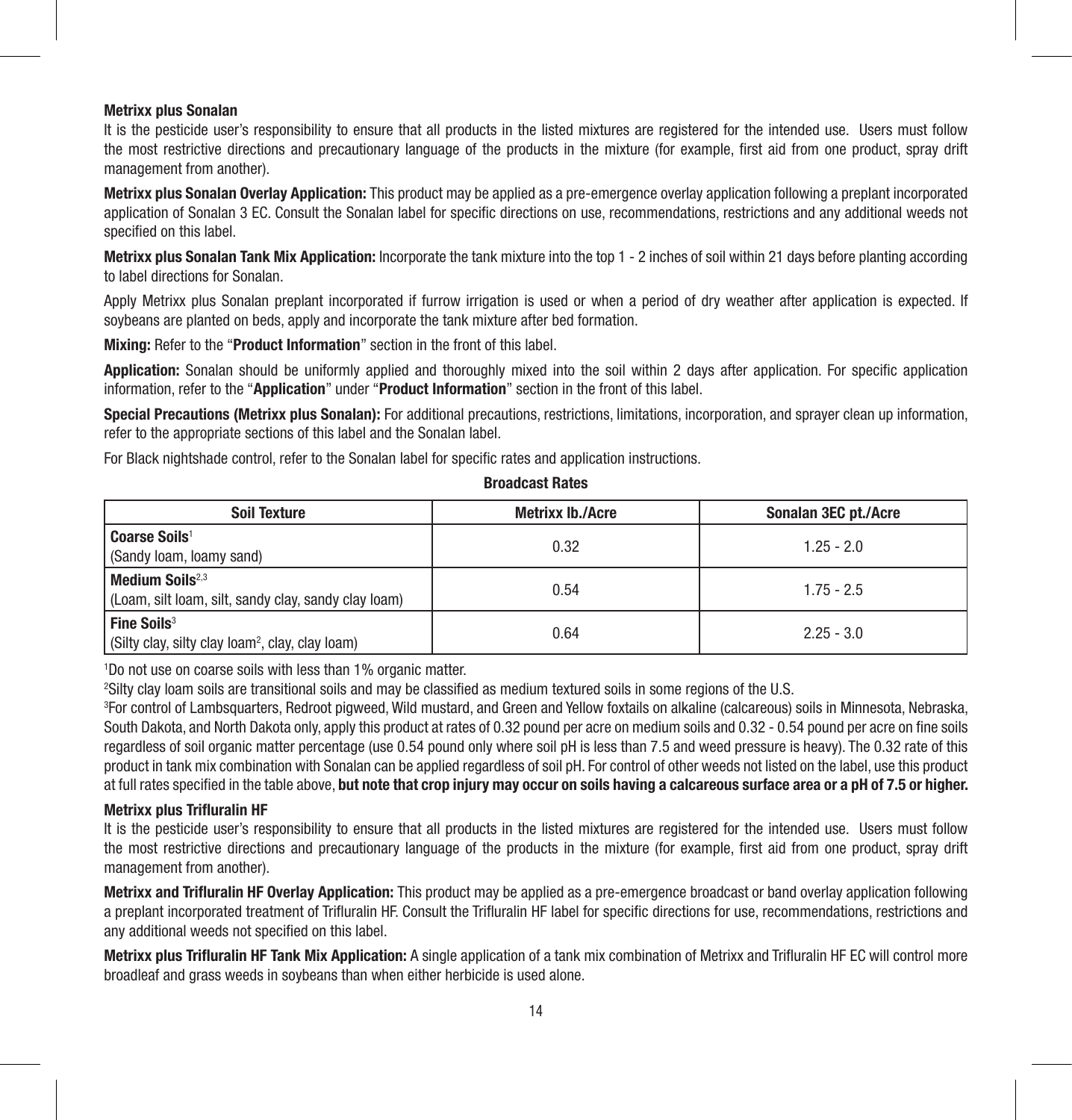### Metrixx plus Sonalan

It is the pesticide user's responsibility to ensure that all products in the listed mixtures are registered for the intended use. Users must follow the most restrictive directions and precautionary language of the products in the mixture (for example, first aid from one product, spray drift management from another).

**Metrixx plus Sonalan Overlay Application:** This product may be applied as a pre-emergence overlay application following a preplant incorporated application of Sonalan 3 EC. Consult the Sonalan label for specific directions on use, recommendations, restrictions and any additional weeds not specified on this label.

**Metrixx plus Sonalan Tank Mix Application:** Incorporate the tank mixture into the top 1 - 2 inches of soil within 21 days before planting according to label directions for Sonalan.

Apply Metrixx plus Sonalan preplant incorporated if furrow irrigation is used or when a period of dry weather after application is expected. If soybeans are planted on beds, apply and incorporate the tank mixture after bed formation.

**Mixing:** Refer to the "**Product Information**" section in the front of this label.

**Application:** Sonalan should be uniformly applied and thoroughly mixed into the soil within 2 days after application. For specific application information, refer to the "**Application**" under "**Product Information**" section in the front of this label.

**Special Precautions (Metrixx plus Sonalan):** For additional precautions, restrictions, limitations, incorporation, and sprayer clean up information, refer to the appropriate sections of this label and the Sonalan label.

For Black nightshade control, refer to the Sonalan label for specific rates and application instructions.

**Broadcast Rates**

| Soil Texture | Metrixx lb./Acre | Sonalan 3EC pt./Acre |
|---|---|---|
| **Coarse Soils**[1] (Sandy loam, loamy sand) | 0.32 | 1.25 - 2.0 |
| **Medium Soils**[2,3] (Loam, silt loam, silt, sandy clay, sandy clay loam) | 0.54 | 1.75 - 2.5 |
| **Fine Soils**[3] (Silty clay, silty clay loam[2], clay, clay loam) | 0.64 | 2.25 - 3.0 |

[1]Do not use on coarse soils with less than 1% organic matter.

[2]Silty clay loam soils are transitional soils and may be classified as medium textured soils in some regions of the U.S.

[3]For control of Lambsquarters, Redroot pigweed, Wild mustard, and Green and Yellow foxtails on alkaline (calcareous) soils in Minnesota, Nebraska, South Dakota, and North Dakota only, apply this product at rates of 0.32 pound per acre on medium soils and 0.32 - 0.54 pound per acre on fine soils regardless of soil organic matter percentage (use 0.54 pound only where soil pH is less than 7.5 and weed pressure is heavy). The 0.32 rate of this product in tank mix combination with Sonalan can be applied regardless of soil pH. For control of other weeds not listed on the label, use this product at full rates specified in the table above, **but note that crop injury may occur on soils having a calcareous surface area or a pH of 7.5 or higher.**

### Metrixx plus Trifluralin HF

It is the pesticide user's responsibility to ensure that all products in the listed mixtures are registered for the intended use. Users must follow the most restrictive directions and precautionary language of the products in the mixture (for example, first aid from one product, spray drift management from another).

**Metrixx and Trifluralin HF Overlay Application:** This product may be applied as a pre-emergence broadcast or band overlay application following a preplant incorporated treatment of Trifluralin HF. Consult the Trifluralin HF label for specific directions for use, recommendations, restrictions and any additional weeds not specified on this label.

**Metrixx plus Trifluralin HF Tank Mix Application:** A single application of a tank mix combination of Metrixx and Trifluralin HF EC will control more broadleaf and grass weeds in soybeans than when either herbicide is used alone.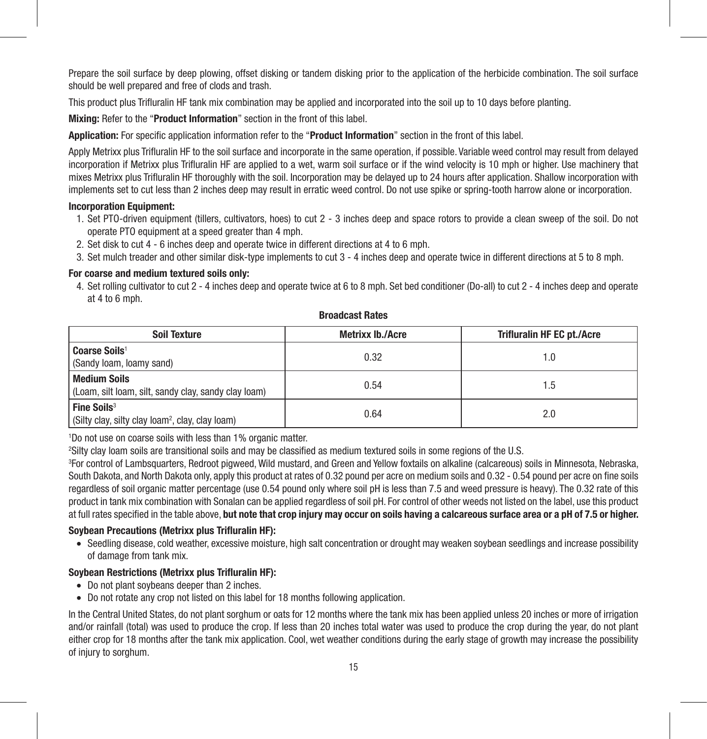Prepare the soil surface by deep plowing, offset disking or tandem disking prior to the application of the herbicide combination. The soil surface should be well prepared and free of clods and trash.

This product plus Trifluralin HF tank mix combination may be applied and incorporated into the soil up to 10 days before planting.

**Mixing:** Refer to the "**Product Information**" section in the front of this label.

**Application:** For specific application information refer to the "**Product Information**" section in the front of this label.

Apply Metrixx plus Trifluralin HF to the soil surface and incorporate in the same operation, if possible. Variable weed control may result from delayed incorporation if Metrixx plus Trifluralin HF are applied to a wet, warm soil surface or if the wind velocity is 10 mph or higher. Use machinery that mixes Metrixx plus Trifluralin HF thoroughly with the soil. Incorporation may be delayed up to 24 hours after application. Shallow incorporation with implements set to cut less than 2 inches deep may result in erratic weed control. Do not use spike or spring-tooth harrow alone or incorporation.

**Incorporation Equipment:**

1. Set PTO-driven equipment (tillers, cultivators, hoes) to cut 2 - 3 inches deep and space rotors to provide a clean sweep of the soil. Do not operate PTO equipment at a speed greater than 4 mph.
2. Set disk to cut 4 - 6 inches deep and operate twice in different directions at 4 to 6 mph.
3. Set mulch treader and other similar disk-type implements to cut 3 - 4 inches deep and operate twice in different directions at 5 to 8 mph.

**For coarse and medium textured soils only:**

4. Set rolling cultivator to cut 2 - 4 inches deep and operate twice at 6 to 8 mph. Set bed conditioner (Do-all) to cut 2 - 4 inches deep and operate at 4 to 6 mph.

**Broadcast Rates**

| Soil Texture | Metrixx lb./Acre | Trifluralin HF EC pt./Acre |
|---|---|---|
| **Coarse Soils**[1] (Sandy loam, loamy sand) | 0.32 | 1.0 |
| **Medium Soils** (Loam, silt loam, silt, sandy clay, sandy clay loam) | 0.54 | 1.5 |
| **Fine Soils**[3] (Silty clay, silty clay loam[2], clay, clay loam) | 0.64 | 2.0 |

[1]Do not use on coarse soils with less than 1% organic matter.

[2]Silty clay loam soils are transitional soils and may be classified as medium textured soils in some regions of the U.S.

[3]For control of Lambsquarters, Redroot pigweed, Wild mustard, and Green and Yellow foxtails on alkaline (calcareous) soils in Minnesota, Nebraska, South Dakota, and North Dakota only, apply this product at rates of 0.32 pound per acre on medium soils and 0.32 - 0.54 pound per acre on fine soils regardless of soil organic matter percentage (use 0.54 pound only where soil pH is less than 7.5 and weed pressure is heavy). The 0.32 rate of this product in tank mix combination with Sonalan can be applied regardless of soil pH. For control of other weeds not listed on the label, use this product at full rates specified in the table above, **but note that crop injury may occur on soils having a calcareous surface area or a pH of 7.5 or higher.**

**Soybean Precautions (Metrixx plus Trifluralin HF):**

- Seedling disease, cold weather, excessive moisture, high salt concentration or drought may weaken soybean seedlings and increase possibility of damage from tank mix.

**Soybean Restrictions (Metrixx plus Trifluralin HF):**

- Do not plant soybeans deeper than 2 inches.
- Do not rotate any crop not listed on this label for 18 months following application.

In the Central United States, do not plant sorghum or oats for 12 months where the tank mix has been applied unless 20 inches or more of irrigation and/or rainfall (total) was used to produce the crop. If less than 20 inches total water was used to produce the crop during the year, do not plant either crop for 18 months after the tank mix application. Cool, wet weather conditions during the early stage of growth may increase the possibility of injury to sorghum.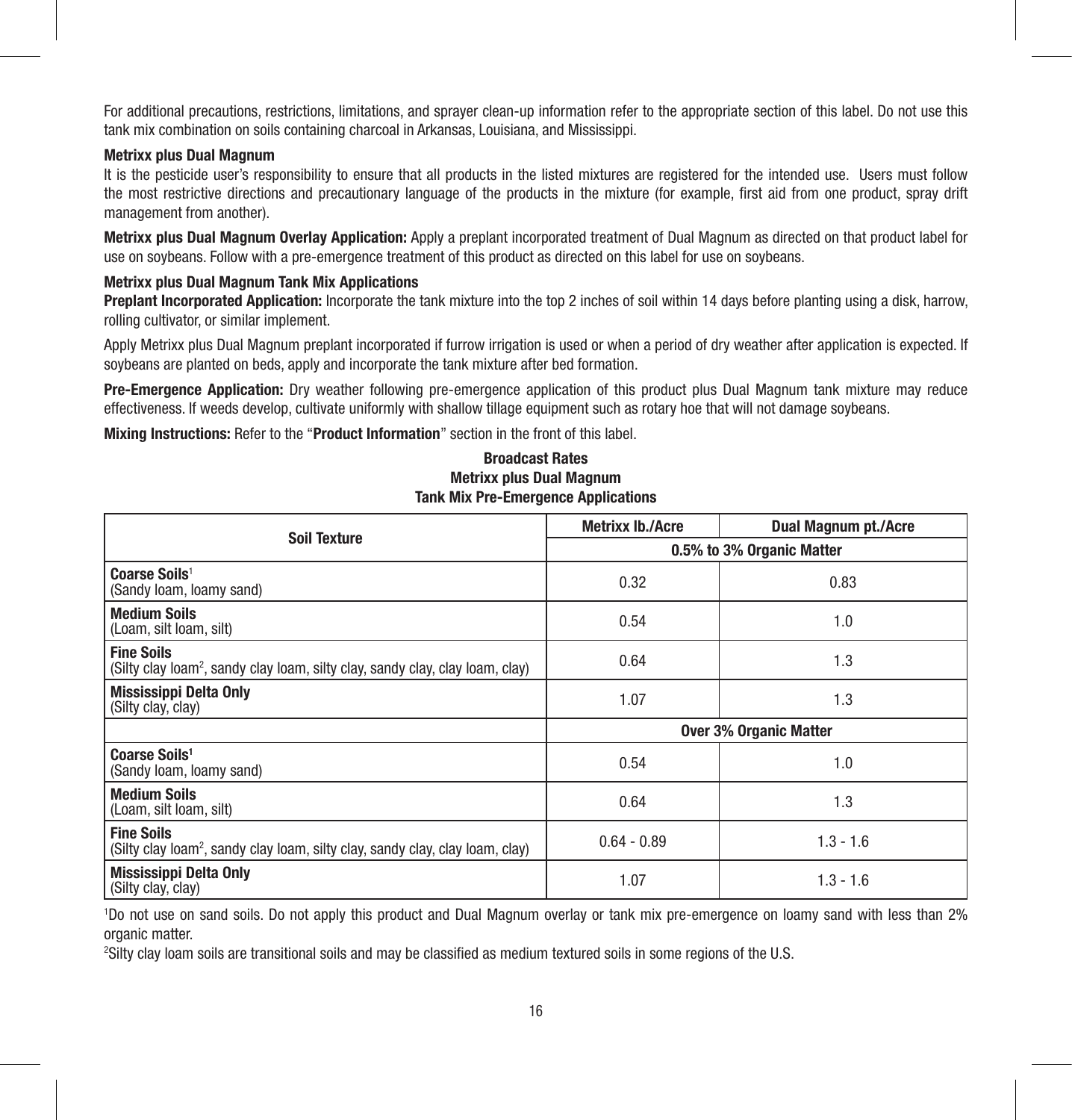For additional precautions, restrictions, limitations, and sprayer clean-up information refer to the appropriate section of this label. Do not use this tank mix combination on soils containing charcoal in Arkansas, Louisiana, and Mississippi.

**Metrixx plus Dual Magnum**

It is the pesticide user's responsibility to ensure that all products in the listed mixtures are registered for the intended use. Users must follow the most restrictive directions and precautionary language of the products in the mixture (for example, first aid from one product, spray drift management from another).

**Metrixx plus Dual Magnum Overlay Application:** Apply a preplant incorporated treatment of Dual Magnum as directed on that product label for use on soybeans. Follow with a pre-emergence treatment of this product as directed on this label for use on soybeans.

**Metrixx plus Dual Magnum Tank Mix Applications**

**Preplant Incorporated Application:** Incorporate the tank mixture into the top 2 inches of soil within 14 days before planting using a disk, harrow, rolling cultivator, or similar implement.

Apply Metrixx plus Dual Magnum preplant incorporated if furrow irrigation is used or when a period of dry weather after application is expected. If soybeans are planted on beds, apply and incorporate the tank mixture after bed formation.

**Pre-Emergence Application:** Dry weather following pre-emergence application of this product plus Dual Magnum tank mixture may reduce effectiveness. If weeds develop, cultivate uniformly with shallow tillage equipment such as rotary hoe that will not damage soybeans.

**Mixing Instructions:** Refer to the "**Product Information**" section in the front of this label.

**Broadcast Rates**
**Metrixx plus Dual Magnum**
**Tank Mix Pre-Emergence Applications**

| Soil Texture | Metrixx lb./Acre | Dual Magnum pt./Acre |
|---|---|---|
| | 0.5% to 3% Organic Matter | |
| **Coarse Soils**[1] (Sandy loam, loamy sand) | 0.32 | 0.83 |
| **Medium Soils** (Loam, silt loam, silt) | 0.54 | 1.0 |
| **Fine Soils** (Silty clay loam[2], sandy clay loam, silty clay, sandy clay, clay loam, clay) | 0.64 | 1.3 |
| **Mississippi Delta Only** (Silty clay, clay) | 1.07 | 1.3 |
| | Over 3% Organic Matter | |
| **Coarse Soils**[1] (Sandy loam, loamy sand) | 0.54 | 1.0 |
| **Medium Soils** (Loam, silt loam, silt) | 0.64 | 1.3 |
| **Fine Soils** (Silty clay loam[2], sandy clay loam, silty clay, sandy clay, clay loam, clay) | 0.64 - 0.89 | 1.3 - 1.6 |
| **Mississippi Delta Only** (Silty clay, clay) | 1.07 | 1.3 - 1.6 |

[1]Do not use on sand soils. Do not apply this product and Dual Magnum overlay or tank mix pre-emergence on loamy sand with less than 2% organic matter.

[2]Silty clay loam soils are transitional soils and may be classified as medium textured soils in some regions of the U.S.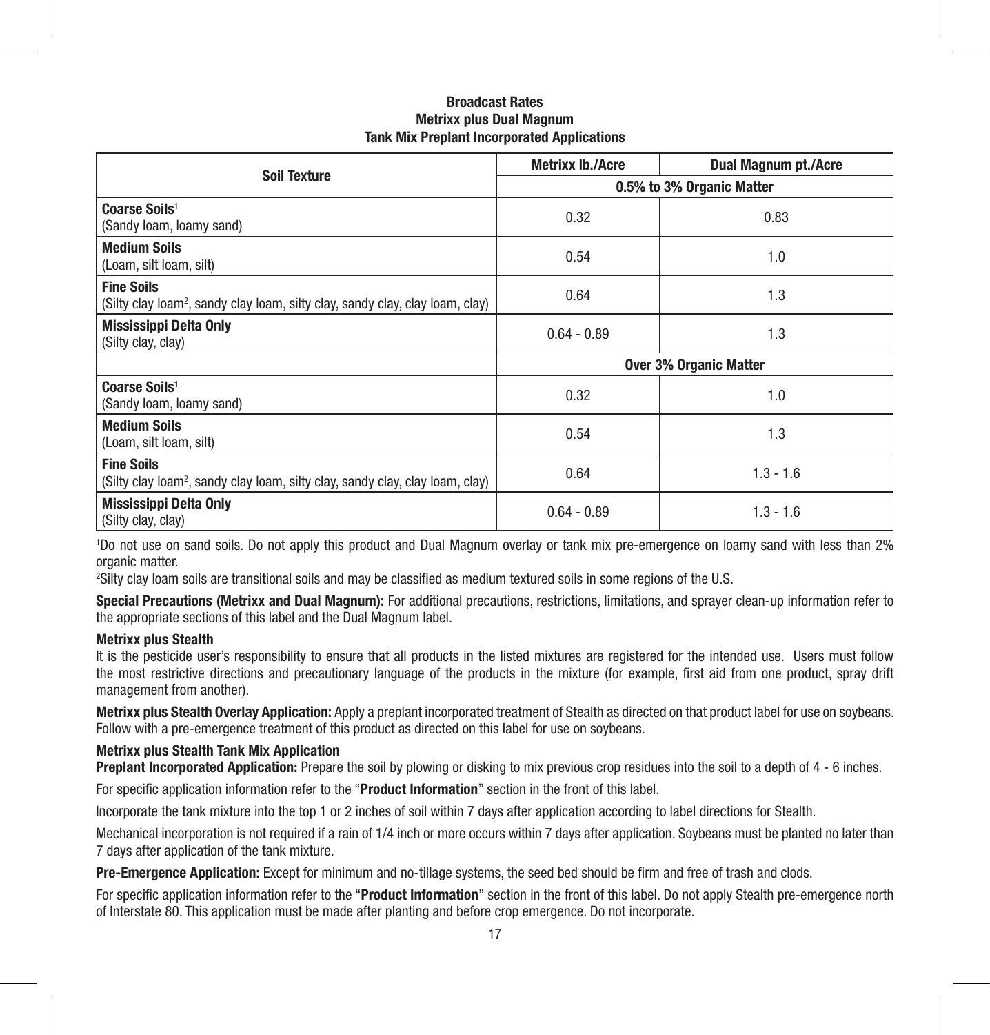**Broadcast Rates**
**Metrixx plus Dual Magnum**
**Tank Mix Preplant Incorporated Applications**

| Soil Texture | Metrixx lb./Acre | Dual Magnum pt./Acre |
|---|---|---|
| | 0.5% to 3% Organic Matter | |
| **Coarse Soils**[1] (Sandy loam, loamy sand) | 0.32 | 0.83 |
| **Medium Soils** (Loam, silt loam, silt) | 0.54 | 1.0 |
| **Fine Soils** (Silty clay loam[2], sandy clay loam, silty clay, sandy clay, clay loam, clay) | 0.64 | 1.3 |
| **Mississippi Delta Only** (Silty clay, clay) | 0.64 - 0.89 | 1.3 |
| | Over 3% Organic Matter | |
| **Coarse Soils**[1] (Sandy loam, loamy sand) | 0.32 | 1.0 |
| **Medium Soils** (Loam, silt loam, silt) | 0.54 | 1.3 |
| **Fine Soils** (Silty clay loam[2], sandy clay loam, silty clay, sandy clay, clay loam, clay) | 0.64 | 1.3 - 1.6 |
| **Mississippi Delta Only** (Silty clay, clay) | 0.64 - 0.89 | 1.3 - 1.6 |

[1]Do not use on sand soils. Do not apply this product and Dual Magnum overlay or tank mix pre-emergence on loamy sand with less than 2% organic matter.

[2]Silty clay loam soils are transitional soils and may be classified as medium textured soils in some regions of the U.S.

**Special Precautions (Metrixx and Dual Magnum):** For additional precautions, restrictions, limitations, and sprayer clean-up information refer to the appropriate sections of this label and the Dual Magnum label.

**Metrixx plus Stealth**

It is the pesticide user's responsibility to ensure that all products in the listed mixtures are registered for the intended use. Users must follow the most restrictive directions and precautionary language of the products in the mixture (for example, first aid from one product, spray drift management from another).

**Metrixx plus Stealth Overlay Application:** Apply a preplant incorporated treatment of Stealth as directed on that product label for use on soybeans. Follow with a pre-emergence treatment of this product as directed on this label for use on soybeans.

**Metrixx plus Stealth Tank Mix Application**

**Preplant Incorporated Application:** Prepare the soil by plowing or disking to mix previous crop residues into the soil to a depth of 4 - 6 inches.

For specific application information refer to the "**Product Information**" section in the front of this label.

Incorporate the tank mixture into the top 1 or 2 inches of soil within 7 days after application according to label directions for Stealth.

Mechanical incorporation is not required if a rain of 1/4 inch or more occurs within 7 days after application. Soybeans must be planted no later than 7 days after application of the tank mixture.

**Pre-Emergence Application:** Except for minimum and no-tillage systems, the seed bed should be firm and free of trash and clods.

For specific application information refer to the "**Product Information**" section in the front of this label. Do not apply Stealth pre-emergence north of Interstate 80. This application must be made after planting and before crop emergence. Do not incorporate.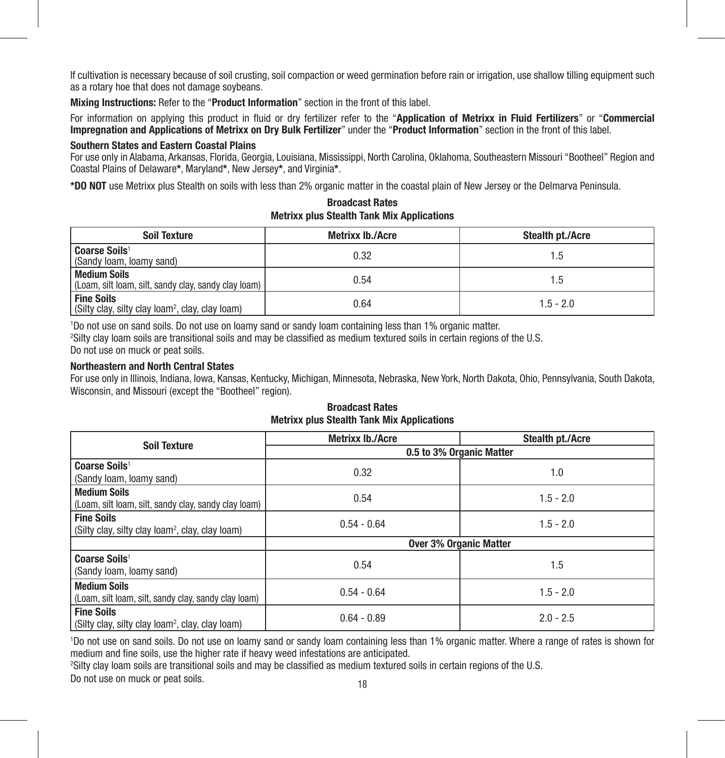If cultivation is necessary because of soil crusting, soil compaction or weed germination before rain or irrigation, use shallow tilling equipment such as a rotary hoe that does not damage soybeans.

**Mixing Instructions:** Refer to the "**Product Information**" section in the front of this label.

For information on applying this product in fluid or dry fertilizer refer to the "**Application of Metrixx in Fluid Fertilizers**" or "**Commercial Impregnation and Applications of Metrixx on Dry Bulk Fertilizer**" under the "**Product Information**" section in the front of this label.

**Southern States and Eastern Coastal Plains**

For use only in Alabama, Arkansas, Florida, Georgia, Louisiana, Mississippi, North Carolina, Oklahoma, Southeastern Missouri "Bootheel" Region and Coastal Plains of Delaware**\***, Maryland**\***, New Jersey**\***, and Virginia**\***.

**\*DO NOT** use Metrixx plus Stealth on soils with less than 2% organic matter in the coastal plain of New Jersey or the Delmarva Peninsula.

**Broadcast Rates**
**Metrixx plus Stealth Tank Mix Applications**

| Soil Texture | Metrixx lb./Acre | Stealth pt./Acre |
|---|---|---|
| **Coarse Soils**[1] (Sandy loam, loamy sand) | 0.32 | 1.5 |
| **Medium Soils** (Loam, silt loam, silt, sandy clay, sandy clay loam) | 0.54 | 1.5 |
| **Fine Soils** (Silty clay, silty clay loam[2], clay, clay loam) | 0.64 | 1.5 - 2.0 |

[1]Do not use on sand soils. Do not use on loamy sand or sandy loam containing less than 1% organic matter.
[2]Silty clay loam soils are transitional soils and may be classified as medium textured soils in certain regions of the U.S.
Do not use on muck or peat soils.

**Northeastern and North Central States**

For use only in Illinois, Indiana, Iowa, Kansas, Kentucky, Michigan, Minnesota, Nebraska, New York, North Dakota, Ohio, Pennsylvania, South Dakota, Wisconsin, and Missouri (except the "Bootheel" region).

**Broadcast Rates**
**Metrixx plus Stealth Tank Mix Applications**

| Soil Texture | Metrixx lb./Acre | Stealth pt./Acre |
|---|---|---|
| | **0.5 to 3% Organic Matter** | |
| **Coarse Soils**[1] (Sandy loam, loamy sand) | 0.32 | 1.0 |
| **Medium Soils** (Loam, silt loam, silt, sandy clay, sandy clay loam) | 0.54 | 1.5 - 2.0 |
| **Fine Soils** (Silty clay, silty clay loam[2], clay, clay loam) | 0.54 - 0.64 | 1.5 - 2.0 |
| | **Over 3% Organic Matter** | |
| **Coarse Soils**[1] (Sandy loam, loamy sand) | 0.54 | 1.5 |
| **Medium Soils** (Loam, silt loam, silt, sandy clay, sandy clay loam) | 0.54 - 0.64 | 1.5 - 2.0 |
| **Fine Soils** (Silty clay, silty clay loam[2], clay, clay loam) | 0.64 - 0.89 | 2.0 - 2.5 |

[1]Do not use on sand soils. Do not use on loamy sand or sandy loam containing less than 1% organic matter. Where a range of rates is shown for medium and fine soils, use the higher rate if heavy weed infestations are anticipated.
[2]Silty clay loam soils are transitional soils and may be classified as medium textured soils in certain regions of the U.S.
Do not use on muck or peat soils.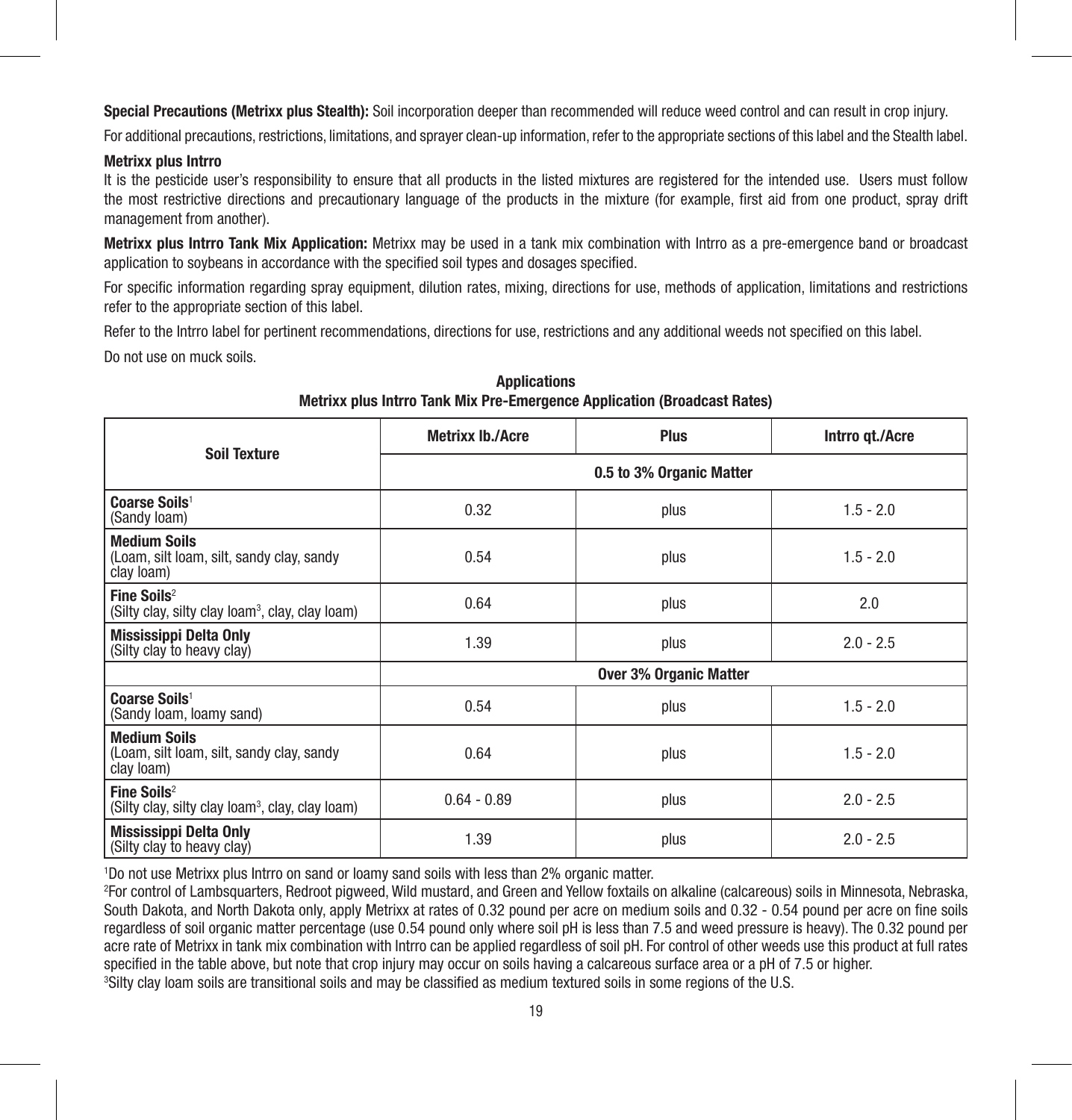**Special Precautions (Metrixx plus Stealth):** Soil incorporation deeper than recommended will reduce weed control and can result in crop injury.

For additional precautions, restrictions, limitations, and sprayer clean-up information, refer to the appropriate sections of this label and the Stealth label.

**Metrixx plus Intrro**

It is the pesticide user's responsibility to ensure that all products in the listed mixtures are registered for the intended use. Users must follow the most restrictive directions and precautionary language of the products in the mixture (for example, first aid from one product, spray drift management from another).

**Metrixx plus Intrro Tank Mix Application:** Metrixx may be used in a tank mix combination with Intrro as a pre-emergence band or broadcast application to soybeans in accordance with the specified soil types and dosages specified.

For specific information regarding spray equipment, dilution rates, mixing, directions for use, methods of application, limitations and restrictions refer to the appropriate section of this label.

Refer to the Intrro label for pertinent recommendations, directions for use, restrictions and any additional weeds not specified on this label.

Do not use on muck soils.

**Applications**
**Metrixx plus Intrro Tank Mix Pre-Emergence Application (Broadcast Rates)**

| Soil Texture | Metrixx lb./Acre | Plus | Intrro qt./Acre |
|---|---|---|---|
| | **0.5 to 3% Organic Matter** | | |
| **Coarse Soils**[1] (Sandy loam) | 0.32 | plus | 1.5 - 2.0 |
| **Medium Soils** (Loam, silt loam, silt, sandy clay, sandy clay loam) | 0.54 | plus | 1.5 - 2.0 |
| **Fine Soils**[2] (Silty clay, silty clay loam[3], clay, clay loam) | 0.64 | plus | 2.0 |
| **Mississippi Delta Only** (Silty clay to heavy clay) | 1.39 | plus | 2.0 - 2.5 |
| | **Over 3% Organic Matter** | | |
| **Coarse Soils**[1] (Sandy loam, loamy sand) | 0.54 | plus | 1.5 - 2.0 |
| **Medium Soils** (Loam, silt loam, silt, sandy clay, sandy clay loam) | 0.64 | plus | 1.5 - 2.0 |
| **Fine Soils**[2] (Silty clay, silty clay loam[3], clay, clay loam) | 0.64 - 0.89 | plus | 2.0 - 2.5 |
| **Mississippi Delta Only** (Silty clay to heavy clay) | 1.39 | plus | 2.0 - 2.5 |

[1]Do not use Metrixx plus Intrro on sand or loamy sand soils with less than 2% organic matter.

[2]For control of Lambsquarters, Redroot pigweed, Wild mustard, and Green and Yellow foxtails on alkaline (calcareous) soils in Minnesota, Nebraska, South Dakota, and North Dakota only, apply Metrixx at rates of 0.32 pound per acre on medium soils and 0.32 - 0.54 pound per acre on fine soils regardless of soil organic matter percentage (use 0.54 pound only where soil pH is less than 7.5 and weed pressure is heavy). The 0.32 pound per acre rate of Metrixx in tank mix combination with Intrro can be applied regardless of soil pH. For control of other weeds use this product at full rates specified in the table above, but note that crop injury may occur on soils having a calcareous surface area or a pH of 7.5 or higher.

[3]Silty clay loam soils are transitional soils and may be classified as medium textured soils in some regions of the U.S.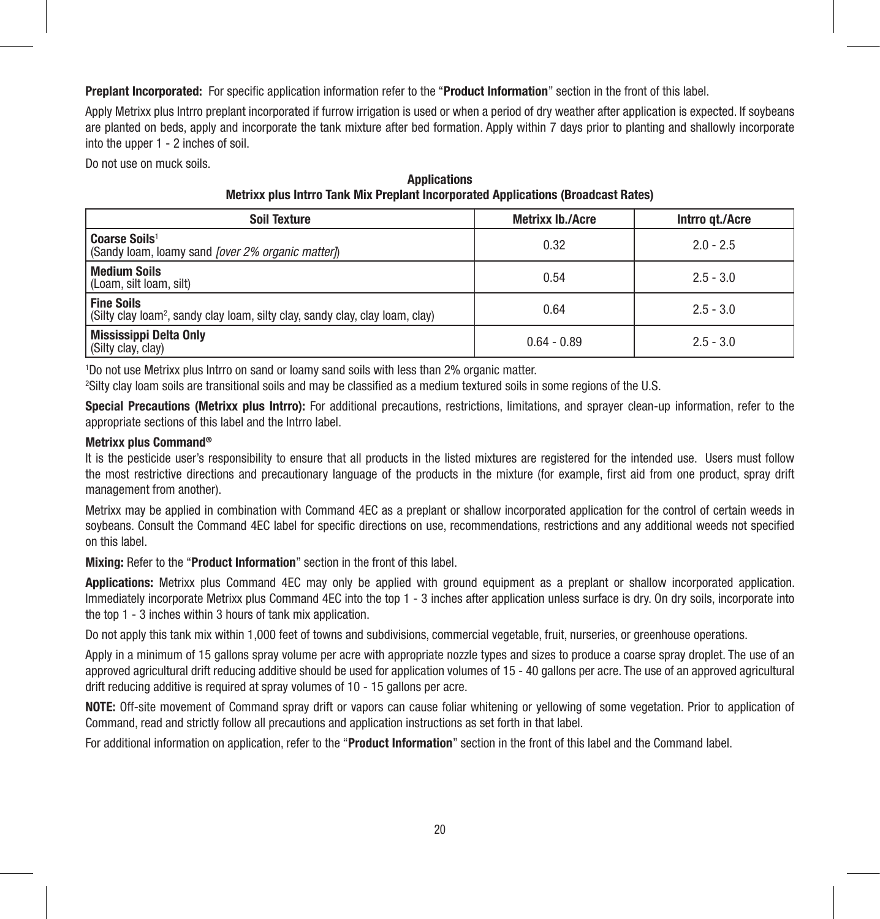**Preplant Incorporated:** For specific application information refer to the "**Product Information**" section in the front of this label.

Apply Metrixx plus Intrro preplant incorporated if furrow irrigation is used or when a period of dry weather after application is expected. If soybeans are planted on beds, apply and incorporate the tank mixture after bed formation. Apply within 7 days prior to planting and shallowly incorporate into the upper 1 - 2 inches of soil.

Do not use on muck soils.

**Applications**
**Metrixx plus Intrro Tank Mix Preplant Incorporated Applications (Broadcast Rates)**

| Soil Texture | Metrixx lb./Acre | Intrro qt./Acre |
|---|---|---|
| **Coarse Soils**[1] (Sandy loam, loamy sand *[over 2% organic matter]*) | 0.32 | 2.0 - 2.5 |
| **Medium Soils** (Loam, silt loam, silt) | 0.54 | 2.5 - 3.0 |
| **Fine Soils** (Silty clay loam[2], sandy clay loam, silty clay, sandy clay, clay loam, clay) | 0.64 | 2.5 - 3.0 |
| **Mississippi Delta Only** (Silty clay, clay) | 0.64 - 0.89 | 2.5 - 3.0 |

[1]Do not use Metrixx plus Intrro on sand or loamy sand soils with less than 2% organic matter.
[2]Silty clay loam soils are transitional soils and may be classified as a medium textured soils in some regions of the U.S.

**Special Precautions (Metrixx plus Intrro):** For additional precautions, restrictions, limitations, and sprayer clean-up information, refer to the appropriate sections of this label and the Intrro label.

**Metrixx plus Command®**

It is the pesticide user's responsibility to ensure that all products in the listed mixtures are registered for the intended use. Users must follow the most restrictive directions and precautionary language of the products in the mixture (for example, first aid from one product, spray drift management from another).

Metrixx may be applied in combination with Command 4EC as a preplant or shallow incorporated application for the control of certain weeds in soybeans. Consult the Command 4EC label for specific directions on use, recommendations, restrictions and any additional weeds not specified on this label.

**Mixing:** Refer to the "**Product Information**" section in the front of this label.

**Applications:** Metrixx plus Command 4EC may only be applied with ground equipment as a preplant or shallow incorporated application. Immediately incorporate Metrixx plus Command 4EC into the top 1 - 3 inches after application unless surface is dry. On dry soils, incorporate into the top 1 - 3 inches within 3 hours of tank mix application.

Do not apply this tank mix within 1,000 feet of towns and subdivisions, commercial vegetable, fruit, nurseries, or greenhouse operations.

Apply in a minimum of 15 gallons spray volume per acre with appropriate nozzle types and sizes to produce a coarse spray droplet. The use of an approved agricultural drift reducing additive should be used for application volumes of 15 - 40 gallons per acre. The use of an approved agricultural drift reducing additive is required at spray volumes of 10 - 15 gallons per acre.

**NOTE:** Off-site movement of Command spray drift or vapors can cause foliar whitening or yellowing of some vegetation. Prior to application of Command, read and strictly follow all precautions and application instructions as set forth in that label.

For additional information on application, refer to the "**Product Information**" section in the front of this label and the Command label.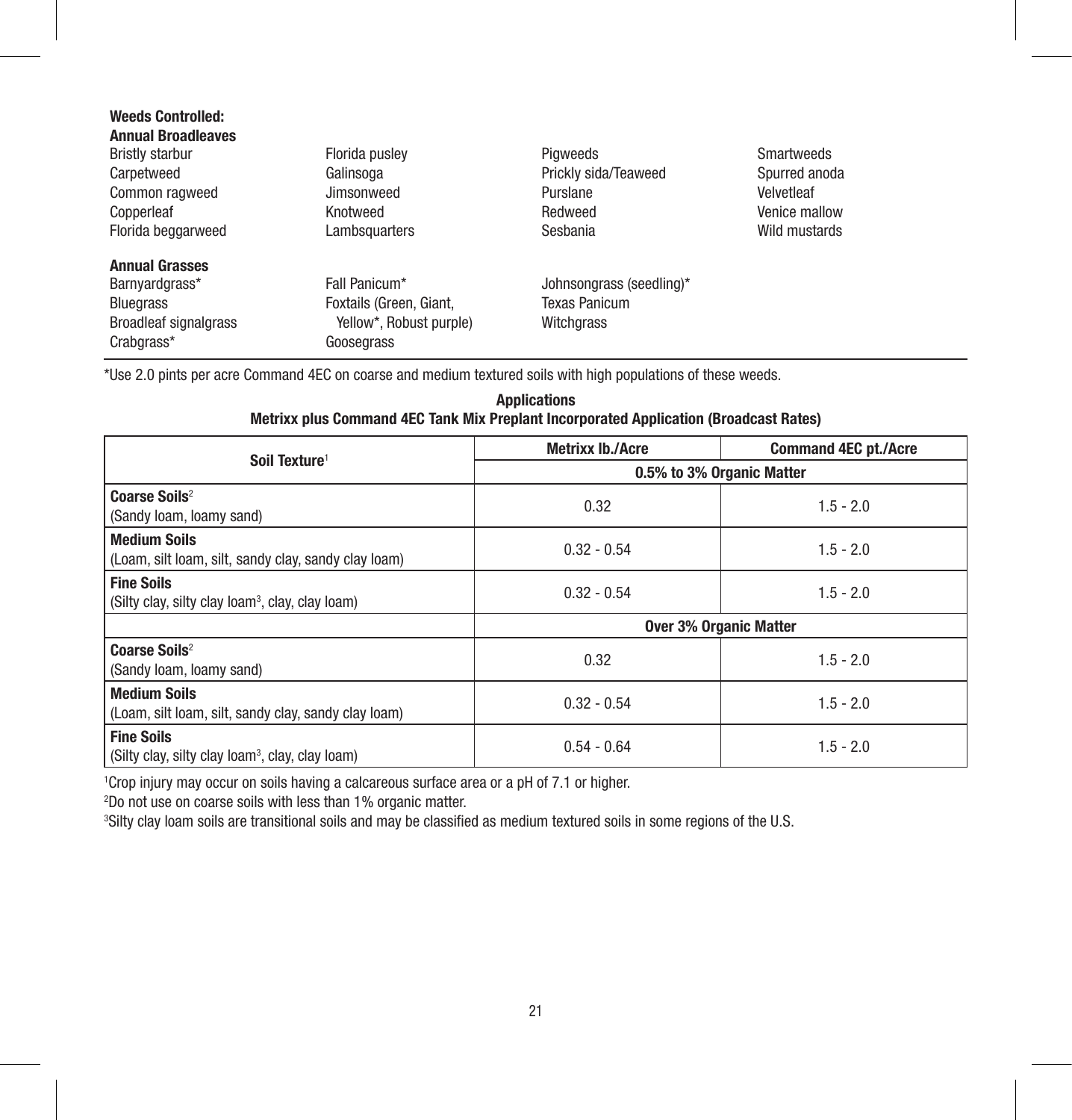**Weeds Controlled:**

**Annual Broadleaves**

| | | | |
|---|---|---|---|
| Bristly starbur | Florida pusley | Pigweeds | Smartweeds |
| Carpetweed | Galinsoga | Prickly sida/Teaweed | Spurred anoda |
| Common ragweed | Jimsonweed | Purslane | Velvetleaf |
| Copperleaf | Knotweed | Redweed | Venice mallow |
| Florida beggarweed | Lambsquarters | Sesbania | Wild mustards |

**Annual Grasses**

| | | |
|---|---|---|
| Barnyardgrass* | Fall Panicum* | Johnsongrass (seedling)* |
| Bluegrass | Foxtails (Green, Giant, Yellow*, Robust purple) | Texas Panicum |
| Broadleaf signalgrass | Goosegrass | Witchgrass |
| Crabgrass* | | |

*Use 2.0 pints per acre Command 4EC on coarse and medium textured soils with high populations of these weeds.

**Applications**

**Metrixx plus Command 4EC Tank Mix Preplant Incorporated Application (Broadcast Rates)**

| Soil Texture[1] | Metrixx lb./Acre | Command 4EC pt./Acre |
|---|---|---|
| | 0.5% to 3% Organic Matter | |
| **Coarse Soils**[2] (Sandy loam, loamy sand) | 0.32 | 1.5 - 2.0 |
| **Medium Soils** (Loam, silt loam, silt, sandy clay, sandy clay loam) | 0.32 - 0.54 | 1.5 - 2.0 |
| **Fine Soils** (Silty clay, silty clay loam[3], clay, clay loam) | 0.32 - 0.54 | 1.5 - 2.0 |
| | Over 3% Organic Matter | |
| **Coarse Soils**[2] (Sandy loam, loamy sand) | 0.32 | 1.5 - 2.0 |
| **Medium Soils** (Loam, silt loam, silt, sandy clay, sandy clay loam) | 0.32 - 0.54 | 1.5 - 2.0 |
| **Fine Soils** (Silty clay, silty clay loam[3], clay, clay loam) | 0.54 - 0.64 | 1.5 - 2.0 |

[1]Crop injury may occur on soils having a calcareous surface area or a pH of 7.1 or higher.

[2]Do not use on coarse soils with less than 1% organic matter.

[3]Silty clay loam soils are transitional soils and may be classified as medium textured soils in some regions of the U.S.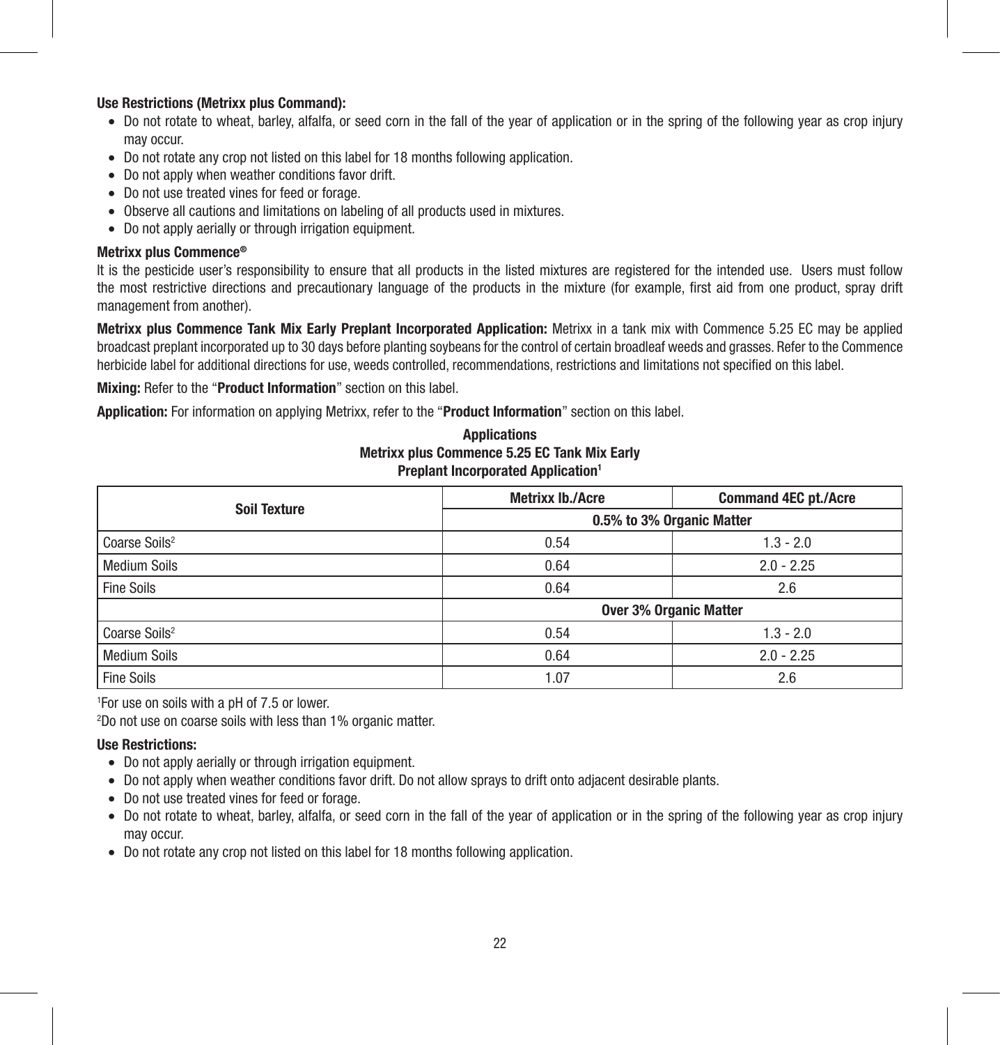**Use Restrictions (Metrixx plus Command):**

- Do not rotate to wheat, barley, alfalfa, or seed corn in the fall of the year of application or in the spring of the following year as crop injury may occur.
- Do not rotate any crop not listed on this label for 18 months following application.
- Do not apply when weather conditions favor drift.
- Do not use treated vines for feed or forage.
- Observe all cautions and limitations on labeling of all products used in mixtures.
- Do not apply aerially or through irrigation equipment.

**Metrixx plus Commence®**

It is the pesticide user's responsibility to ensure that all products in the listed mixtures are registered for the intended use. Users must follow the most restrictive directions and precautionary language of the products in the mixture (for example, first aid from one product, spray drift management from another).

**Metrixx plus Commence Tank Mix Early Preplant Incorporated Application:** Metrixx in a tank mix with Commence 5.25 EC may be applied broadcast preplant incorporated up to 30 days before planting soybeans for the control of certain broadleaf weeds and grasses. Refer to the Commence herbicide label for additional directions for use, weeds controlled, recommendations, restrictions and limitations not specified on this label.

**Mixing:** Refer to the "**Product Information**" section on this label.

**Application:** For information on applying Metrixx, refer to the "**Product Information**" section on this label.

**Applications**
**Metrixx plus Commence 5.25 EC Tank Mix Early Preplant Incorporated Application[1]**

| Soil Texture | Metrixx lb./Acre | Command 4EC pt./Acre |
|---|---|---|
| | 0.5% to 3% Organic Matter | |
| Coarse Soils[2] | 0.54 | 1.3 - 2.0 |
| Medium Soils | 0.64 | 2.0 - 2.25 |
| Fine Soils | 0.64 | 2.6 |
| | Over 3% Organic Matter | |
| Coarse Soils[2] | 0.54 | 1.3 - 2.0 |
| Medium Soils | 0.64 | 2.0 - 2.25 |
| Fine Soils | 1.07 | 2.6 |

[1]For use on soils with a pH of 7.5 or lower.

[2]Do not use on coarse soils with less than 1% organic matter.

**Use Restrictions:**

- Do not apply aerially or through irrigation equipment.
- Do not apply when weather conditions favor drift. Do not allow sprays to drift onto adjacent desirable plants.
- Do not use treated vines for feed or forage.
- Do not rotate to wheat, barley, alfalfa, or seed corn in the fall of the year of application or in the spring of the following year as crop injury may occur.
- Do not rotate any crop not listed on this label for 18 months following application.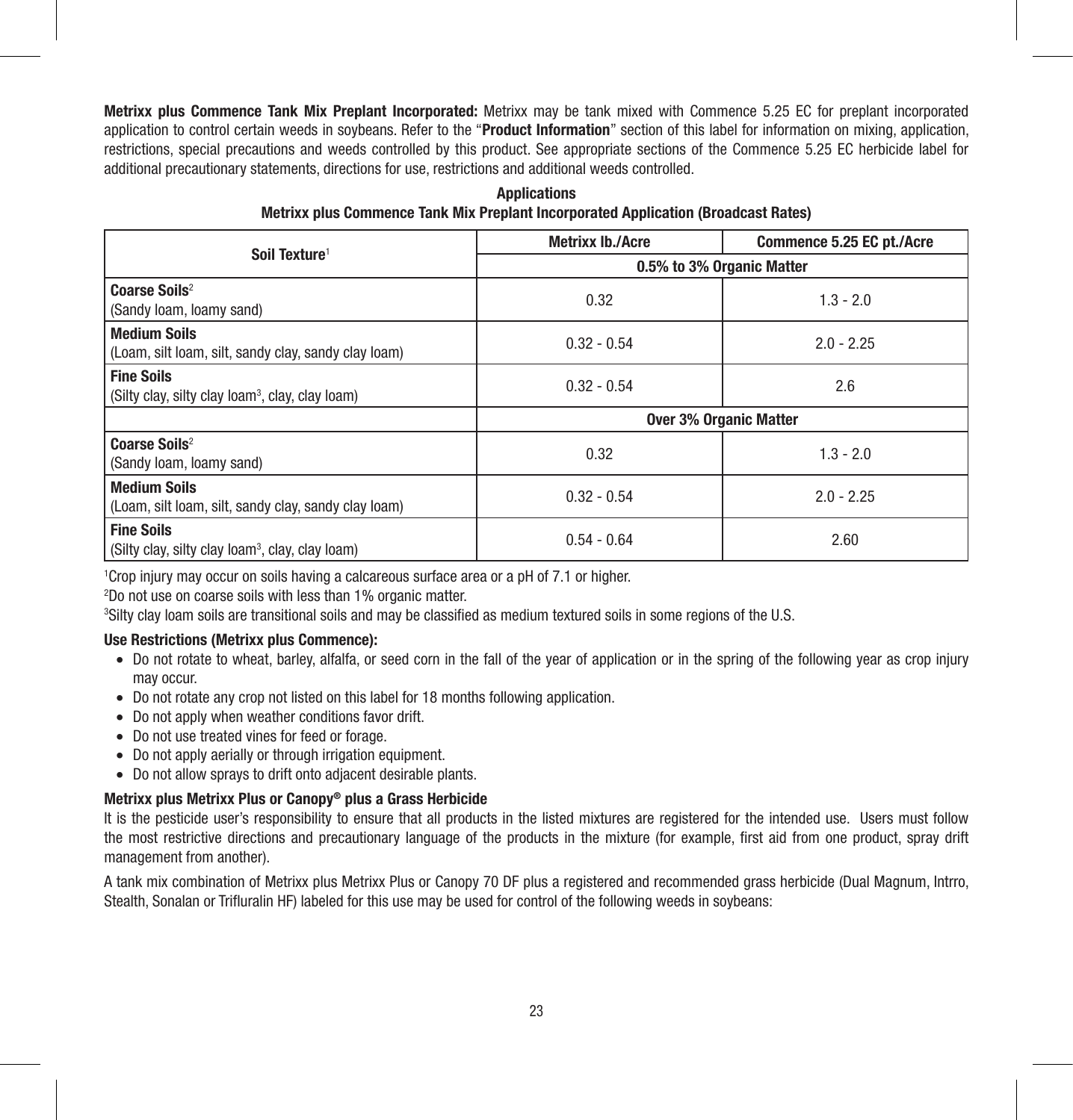**Metrixx plus Commence Tank Mix Preplant Incorporated:** Metrixx may be tank mixed with Commence 5.25 EC for preplant incorporated application to control certain weeds in soybeans. Refer to the "**Product Information**" section of this label for information on mixing, application, restrictions, special precautions and weeds controlled by this product. See appropriate sections of the Commence 5.25 EC herbicide label for additional precautionary statements, directions for use, restrictions and additional weeds controlled.

**Applications**

**Metrixx plus Commence Tank Mix Preplant Incorporated Application (Broadcast Rates)**

| Soil Texture[1] | Metrixx lb./Acre | Commence 5.25 EC pt./Acre |
|---|---|---|
| | **0.5% to 3% Organic Matter** | |
| **Coarse Soils**[2] (Sandy loam, loamy sand) | 0.32 | 1.3 - 2.0 |
| **Medium Soils** (Loam, silt loam, silt, sandy clay, sandy clay loam) | 0.32 - 0.54 | 2.0 - 2.25 |
| **Fine Soils** (Silty clay, silty clay loam[3], clay, clay loam) | 0.32 - 0.54 | 2.6 |
| | **Over 3% Organic Matter** | |
| **Coarse Soils**[2] (Sandy loam, loamy sand) | 0.32 | 1.3 - 2.0 |
| **Medium Soils** (Loam, silt loam, silt, sandy clay, sandy clay loam) | 0.32 - 0.54 | 2.0 - 2.25 |
| **Fine Soils** (Silty clay, silty clay loam[3], clay, clay loam) | 0.54 - 0.64 | 2.60 |

[1]Crop injury may occur on soils having a calcareous surface area or a pH of 7.1 or higher.

[2]Do not use on coarse soils with less than 1% organic matter.

[3]Silty clay loam soils are transitional soils and may be classified as medium textured soils in some regions of the U.S.

**Use Restrictions (Metrixx plus Commence):**

- Do not rotate to wheat, barley, alfalfa, or seed corn in the fall of the year of application or in the spring of the following year as crop injury may occur.
- Do not rotate any crop not listed on this label for 18 months following application.
- Do not apply when weather conditions favor drift.
- Do not use treated vines for feed or forage.
- Do not apply aerially or through irrigation equipment.
- Do not allow sprays to drift onto adjacent desirable plants.

**Metrixx plus Metrixx Plus or Canopy® plus a Grass Herbicide**

It is the pesticide user's responsibility to ensure that all products in the listed mixtures are registered for the intended use. Users must follow the most restrictive directions and precautionary language of the products in the mixture (for example, first aid from one product, spray drift management from another).

A tank mix combination of Metrixx plus Metrixx Plus or Canopy 70 DF plus a registered and recommended grass herbicide (Dual Magnum, Intrro, Stealth, Sonalan or Trifluralin HF) labeled for this use may be used for control of the following weeds in soybeans: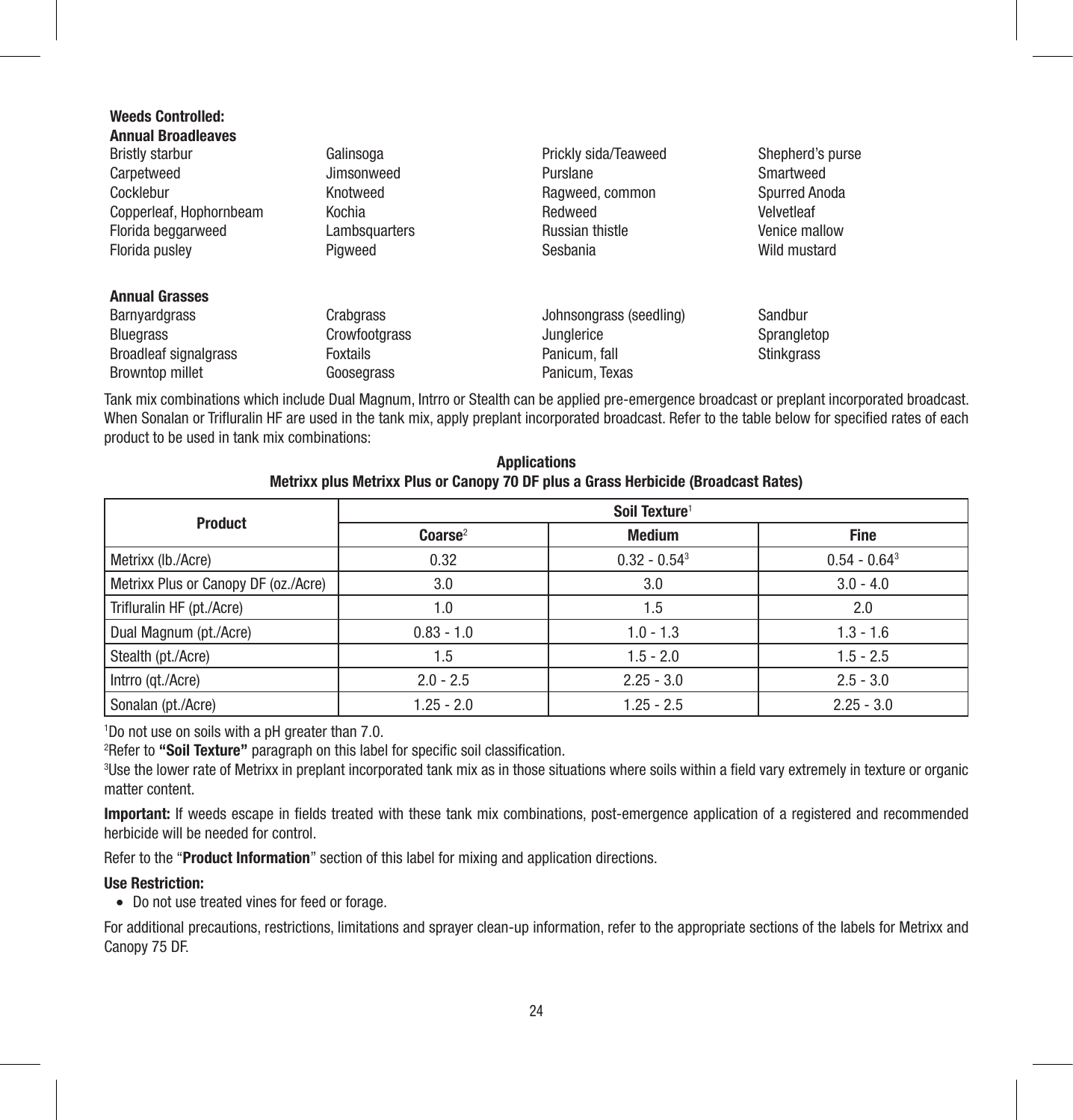**Weeds Controlled:**

**Annual Broadleaves**

| | | | |
|---|---|---|---|
| Bristly starbur | Galinsoga | Prickly sida/Teaweed | Shepherd's purse |
| Carpetweed | Jimsonweed | Purslane | Smartweed |
| Cocklebur | Knotweed | Ragweed, common | Spurred Anoda |
| Copperleaf, Hophornbeam | Kochia | Redweed | Velvetleaf |
| Florida beggarweed | Lambsquarters | Russian thistle | Venice mallow |
| Florida pusley | Pigweed | Sesbania | Wild mustard |

**Annual Grasses**

| | | | |
|---|---|---|---|
| Barnyardgrass | Crabgrass | Johnsongrass (seedling) | Sandbur |
| Bluegrass | Crowfootgrass | Junglerice | Sprangletop |
| Broadleaf signalgrass | Foxtails | Panicum, fall | Stinkgrass |
| Browntop millet | Goosegrass | Panicum, Texas | |

Tank mix combinations which include Dual Magnum, Intrro or Stealth can be applied pre-emergence broadcast or preplant incorporated broadcast. When Sonalan or Trifluralin HF are used in the tank mix, apply preplant incorporated broadcast. Refer to the table below for specified rates of each product to be used in tank mix combinations:

**Applications**
**Metrixx plus Metrixx Plus or Canopy 70 DF plus a Grass Herbicide (Broadcast Rates)**

| Product | Soil Texture[1] | | |
|---|---|---|---|
| | Coarse[2] | Medium | Fine |
| Metrixx (lb./Acre) | 0.32 | 0.32 - 0.54[3] | 0.54 - 0.64[3] |
| Metrixx Plus or Canopy DF (oz./Acre) | 3.0 | 3.0 | 3.0 - 4.0 |
| Trifluralin HF (pt./Acre) | 1.0 | 1.5 | 2.0 |
| Dual Magnum (pt./Acre) | 0.83 - 1.0 | 1.0 - 1.3 | 1.3 - 1.6 |
| Stealth (pt./Acre) | 1.5 | 1.5 - 2.0 | 1.5 - 2.5 |
| Intrro (qt./Acre) | 2.0 - 2.5 | 2.25 - 3.0 | 2.5 - 3.0 |
| Sonalan (pt./Acre) | 1.25 - 2.0 | 1.25 - 2.5 | 2.25 - 3.0 |

[1]Do not use on soils with a pH greater than 7.0.

[2]Refer to **"Soil Texture"** paragraph on this label for specific soil classification.

[3]Use the lower rate of Metrixx in preplant incorporated tank mix as in those situations where soils within a field vary extremely in texture or organic matter content.

**Important:** If weeds escape in fields treated with these tank mix combinations, post-emergence application of a registered and recommended herbicide will be needed for control.

Refer to the "**Product Information**" section of this label for mixing and application directions.

**Use Restriction:**

- Do not use treated vines for feed or forage.

For additional precautions, restrictions, limitations and sprayer clean-up information, refer to the appropriate sections of the labels for Metrixx and Canopy 75 DF.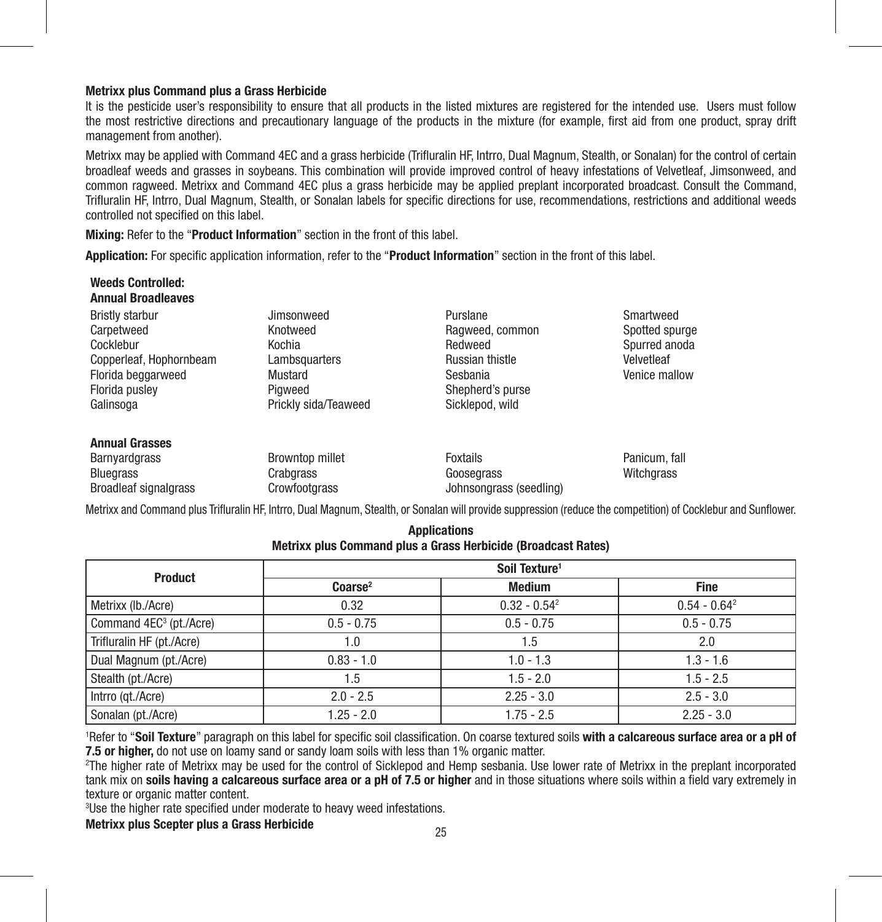### Metrixx plus Command plus a Grass Herbicide

It is the pesticide user's responsibility to ensure that all products in the listed mixtures are registered for the intended use. Users must follow the most restrictive directions and precautionary language of the products in the mixture (for example, first aid from one product, spray drift management from another).

Metrixx may be applied with Command 4EC and a grass herbicide (Trifluralin HF, Intrro, Dual Magnum, Stealth, or Sonalan) for the control of certain broadleaf weeds and grasses in soybeans. This combination will provide improved control of heavy infestations of Velvetleaf, Jimsonweed, and common ragweed. Metrixx and Command 4EC plus a grass herbicide may be applied preplant incorporated broadcast. Consult the Command, Trifluralin HF, Intrro, Dual Magnum, Stealth, or Sonalan labels for specific directions for use, recommendations, restrictions and additional weeds controlled not specified on this label.

**Mixing:** Refer to the "**Product Information**" section in the front of this label.

**Application:** For specific application information, refer to the "**Product Information**" section in the front of this label.

**Weeds Controlled:**

**Annual Broadleaves**

Bristly starbur
Carpetweed
Cocklebur
Copperleaf, Hophornbeam
Florida beggarweed
Florida pusley
Galinsoga
Jimsonweed
Knotweed
Kochia
Lambsquarters
Mustard
Pigweed
Prickly sida/Teaweed
Purslane
Ragweed, common
Redweed
Russian thistle
Sesbania
Shepherd's purse
Sicklepod, wild
Smartweed
Spotted spurge
Spurred anoda
Velvetleaf
Venice mallow

**Annual Grasses**

Barnyardgrass
Bluegrass
Broadleaf signalgrass
Browntop millet
Crabgrass
Crowfootgrass
Foxtails
Goosegrass
Johnsongrass (seedling)
Panicum, fall
Witchgrass

Metrixx and Command plus Trifluralin HF, Intrro, Dual Magnum, Stealth, or Sonalan will provide suppression (reduce the competition) of Cocklebur and Sunflower.

**Applications**
**Metrixx plus Command plus a Grass Herbicide (Broadcast Rates)**

| Product | Soil Texture[1] | | |
|---|---|---|---|
| | Coarse[2] | Medium | Fine |
| Metrixx (lb./Acre) | 0.32 | 0.32 - 0.54[2] | 0.54 - 0.64[2] |
| Command 4EC[3] (pt./Acre) | 0.5 - 0.75 | 0.5 - 0.75 | 0.5 - 0.75 |
| Trifluralin HF (pt./Acre) | 1.0 | 1.5 | 2.0 |
| Dual Magnum (pt./Acre) | 0.83 - 1.0 | 1.0 - 1.3 | 1.3 - 1.6 |
| Stealth (pt./Acre) | 1.5 | 1.5 - 2.0 | 1.5 - 2.5 |
| Intrro (qt./Acre) | 2.0 - 2.5 | 2.25 - 3.0 | 2.5 - 3.0 |
| Sonalan (pt./Acre) | 1.25 - 2.0 | 1.75 - 2.5 | 2.25 - 3.0 |

[1]Refer to "**Soil Texture**" paragraph on this label for specific soil classification. On coarse textured soils **with a calcareous surface area or a pH of 7.5 or higher,** do not use on loamy sand or sandy loam soils with less than 1% organic matter.

[2]The higher rate of Metrixx may be used for the control of Sicklepod and Hemp sesbania. Use lower rate of Metrixx in the preplant incorporated tank mix on **soils having a calcareous surface area or a pH of 7.5 or higher** and in those situations where soils within a field vary extremely in texture or organic matter content.

[3]Use the higher rate specified under moderate to heavy weed infestations.

### Metrixx plus Scepter plus a Grass Herbicide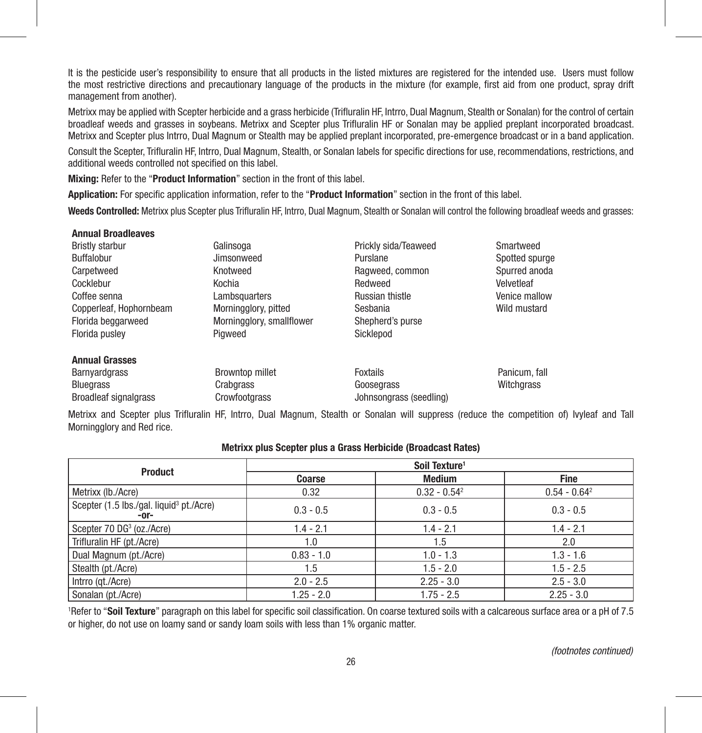It is the pesticide user's responsibility to ensure that all products in the listed mixtures are registered for the intended use. Users must follow the most restrictive directions and precautionary language of the products in the mixture (for example, first aid from one product, spray drift management from another).

Metrixx may be applied with Scepter herbicide and a grass herbicide (Trifluralin HF, Intrro, Dual Magnum, Stealth or Sonalan) for the control of certain broadleaf weeds and grasses in soybeans. Metrixx and Scepter plus Trifluralin HF or Sonalan may be applied preplant incorporated broadcast. Metrixx and Scepter plus Intrro, Dual Magnum or Stealth may be applied preplant incorporated, pre-emergence broadcast or in a band application.

Consult the Scepter, Trifluralin HF, Intrro, Dual Magnum, Stealth, or Sonalan labels for specific directions for use, recommendations, restrictions, and additional weeds controlled not specified on this label.

**Mixing:** Refer to the "**Product Information**" section in the front of this label.

**Application:** For specific application information, refer to the "**Product Information**" section in the front of this label.

**Weeds Controlled:** Metrixx plus Scepter plus Trifluralin HF, Intrro, Dual Magnum, Stealth or Sonalan will control the following broadleaf weeds and grasses:

**Annual Broadleaves**

| | | | |
|---|---|---|---|
| Bristly starbur | Galinsoga | Prickly sida/Teaweed | Smartweed |
| Buffalobur | Jimsonweed | Purslane | Spotted spurge |
| Carpetweed | Knotweed | Ragweed, common | Spurred anoda |
| Cocklebur | Kochia | Redweed | Velvetleaf |
| Coffee senna | Lambsquarters | Russian thistle | Venice mallow |
| Copperleaf, Hophornbeam | Morningglory, pitted | Sesbania | Wild mustard |
| Florida beggarweed | Morningglory, smallflower | Shepherd's purse | |
| Florida pusley | Pigweed | Sicklepod | |

**Annual Grasses**

| | | | |
|---|---|---|---|
| Barnyardgrass | Browntop millet | Foxtails | Panicum, fall |
| Bluegrass | Crabgrass | Goosegrass | Witchgrass |
| Broadleaf signalgrass | Crowfootgrass | Johnsongrass (seedling) | |

Metrixx and Scepter plus Trifluralin HF, Intrro, Dual Magnum, Stealth or Sonalan will suppress (reduce the competition of) Ivyleaf and Tall Morningglory and Red rice.

**Metrixx plus Scepter plus a Grass Herbicide (Broadcast Rates)**

| Product | Soil Texture[1] | | |
|---|---|---|---|
| | **Coarse** | **Medium** | **Fine** |
| Metrixx (lb./Acre) | 0.32 | 0.32 - 0.54[2] | 0.54 - 0.64[2] |
| Scepter (1.5 lbs./gal. liquid[3] pt./Acre) **-or-** | 0.3 - 0.5 | 0.3 - 0.5 | 0.3 - 0.5 |
| Scepter 70 DG[3] (oz./Acre) | 1.4 - 2.1 | 1.4 - 2.1 | 1.4 - 2.1 |
| Trifluralin HF (pt./Acre) | 1.0 | 1.5 | 2.0 |
| Dual Magnum (pt./Acre) | 0.83 - 1.0 | 1.0 - 1.3 | 1.3 - 1.6 |
| Stealth (pt./Acre) | 1.5 | 1.5 - 2.0 | 1.5 - 2.5 |
| Intrro (qt./Acre) | 2.0 - 2.5 | 2.25 - 3.0 | 2.5 - 3.0 |
| Sonalan (pt./Acre) | 1.25 - 2.0 | 1.75 - 2.5 | 2.25 - 3.0 |

[1]Refer to "**Soil Texture**" paragraph on this label for specific soil classification. On coarse textured soils with a calcareous surface area or a pH of 7.5 or higher, do not use on loamy sand or sandy loam soils with less than 1% organic matter.

*(footnotes continued)*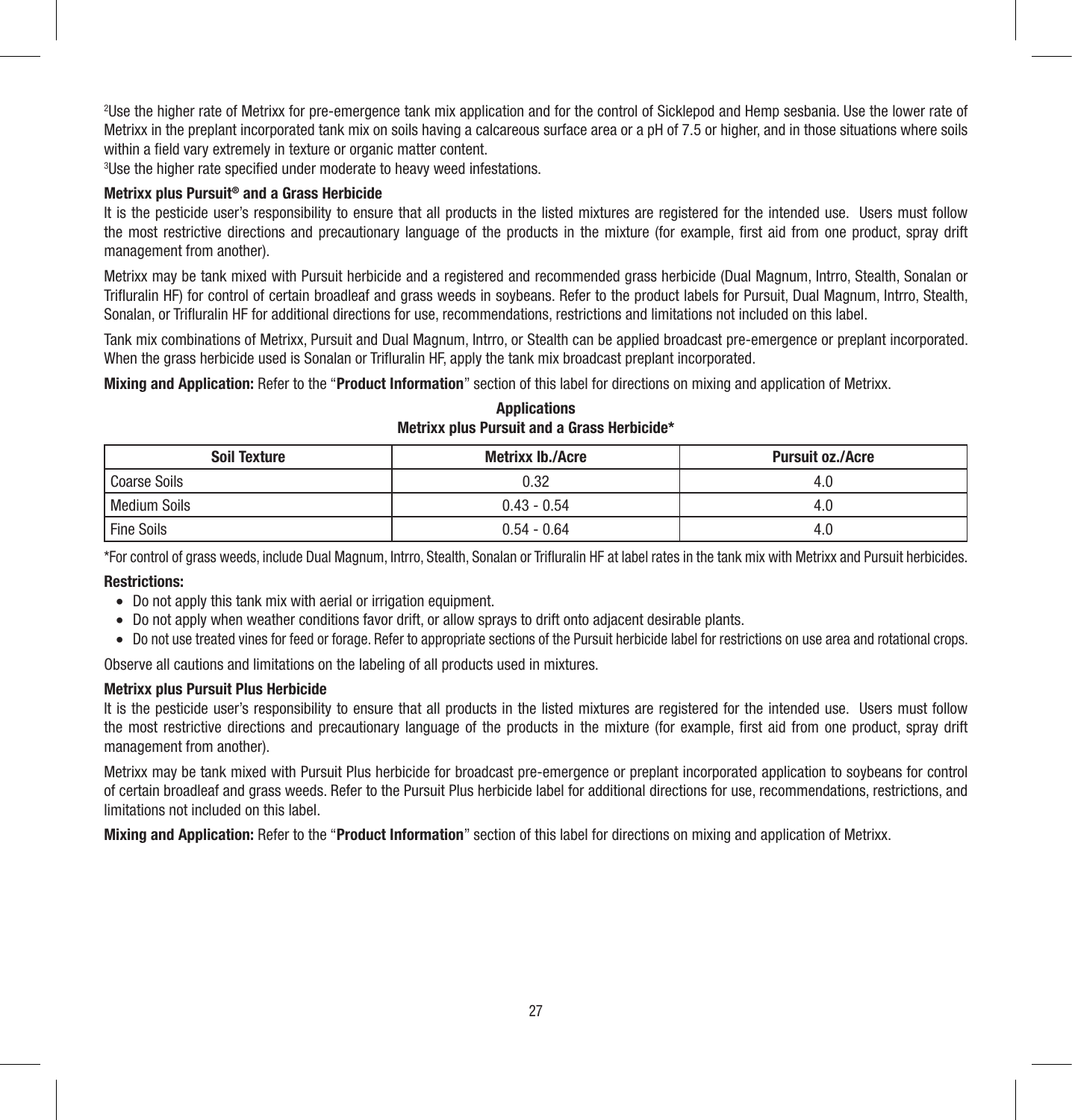[2]Use the higher rate of Metrixx for pre-emergence tank mix application and for the control of Sicklepod and Hemp sesbania. Use the lower rate of Metrixx in the preplant incorporated tank mix on soils having a calcareous surface area or a pH of 7.5 or higher, and in those situations where soils within a field vary extremely in texture or organic matter content.

[3]Use the higher rate specified under moderate to heavy weed infestations.

**Metrixx plus Pursuit® and a Grass Herbicide**

It is the pesticide user's responsibility to ensure that all products in the listed mixtures are registered for the intended use. Users must follow the most restrictive directions and precautionary language of the products in the mixture (for example, first aid from one product, spray drift management from another).

Metrixx may be tank mixed with Pursuit herbicide and a registered and recommended grass herbicide (Dual Magnum, Intrro, Stealth, Sonalan or Trifluralin HF) for control of certain broadleaf and grass weeds in soybeans. Refer to the product labels for Pursuit, Dual Magnum, Intrro, Stealth, Sonalan, or Trifluralin HF for additional directions for use, recommendations, restrictions and limitations not included on this label.

Tank mix combinations of Metrixx, Pursuit and Dual Magnum, Intrro, or Stealth can be applied broadcast pre-emergence or preplant incorporated. When the grass herbicide used is Sonalan or Trifluralin HF, apply the tank mix broadcast preplant incorporated.

**Mixing and Application:** Refer to the "**Product Information**" section of this label for directions on mixing and application of Metrixx.

**Applications**
**Metrixx plus Pursuit and a Grass Herbicide***

| Soil Texture | Metrixx lb./Acre | Pursuit oz./Acre |
|---|---|---|
| Coarse Soils | 0.32 | 4.0 |
| Medium Soils | 0.43 - 0.54 | 4.0 |
| Fine Soils | 0.54 - 0.64 | 4.0 |

*For control of grass weeds, include Dual Magnum, Intrro, Stealth, Sonalan or Trifluralin HF at label rates in the tank mix with Metrixx and Pursuit herbicides.

**Restrictions:**

- Do not apply this tank mix with aerial or irrigation equipment.
- Do not apply when weather conditions favor drift, or allow sprays to drift onto adjacent desirable plants.
- Do not use treated vines for feed or forage. Refer to appropriate sections of the Pursuit herbicide label for restrictions on use area and rotational crops.

Observe all cautions and limitations on the labeling of all products used in mixtures.

**Metrixx plus Pursuit Plus Herbicide**

It is the pesticide user's responsibility to ensure that all products in the listed mixtures are registered for the intended use. Users must follow the most restrictive directions and precautionary language of the products in the mixture (for example, first aid from one product, spray drift management from another).

Metrixx may be tank mixed with Pursuit Plus herbicide for broadcast pre-emergence or preplant incorporated application to soybeans for control of certain broadleaf and grass weeds. Refer to the Pursuit Plus herbicide label for additional directions for use, recommendations, restrictions, and limitations not included on this label.

**Mixing and Application:** Refer to the "**Product Information**" section of this label for directions on mixing and application of Metrixx.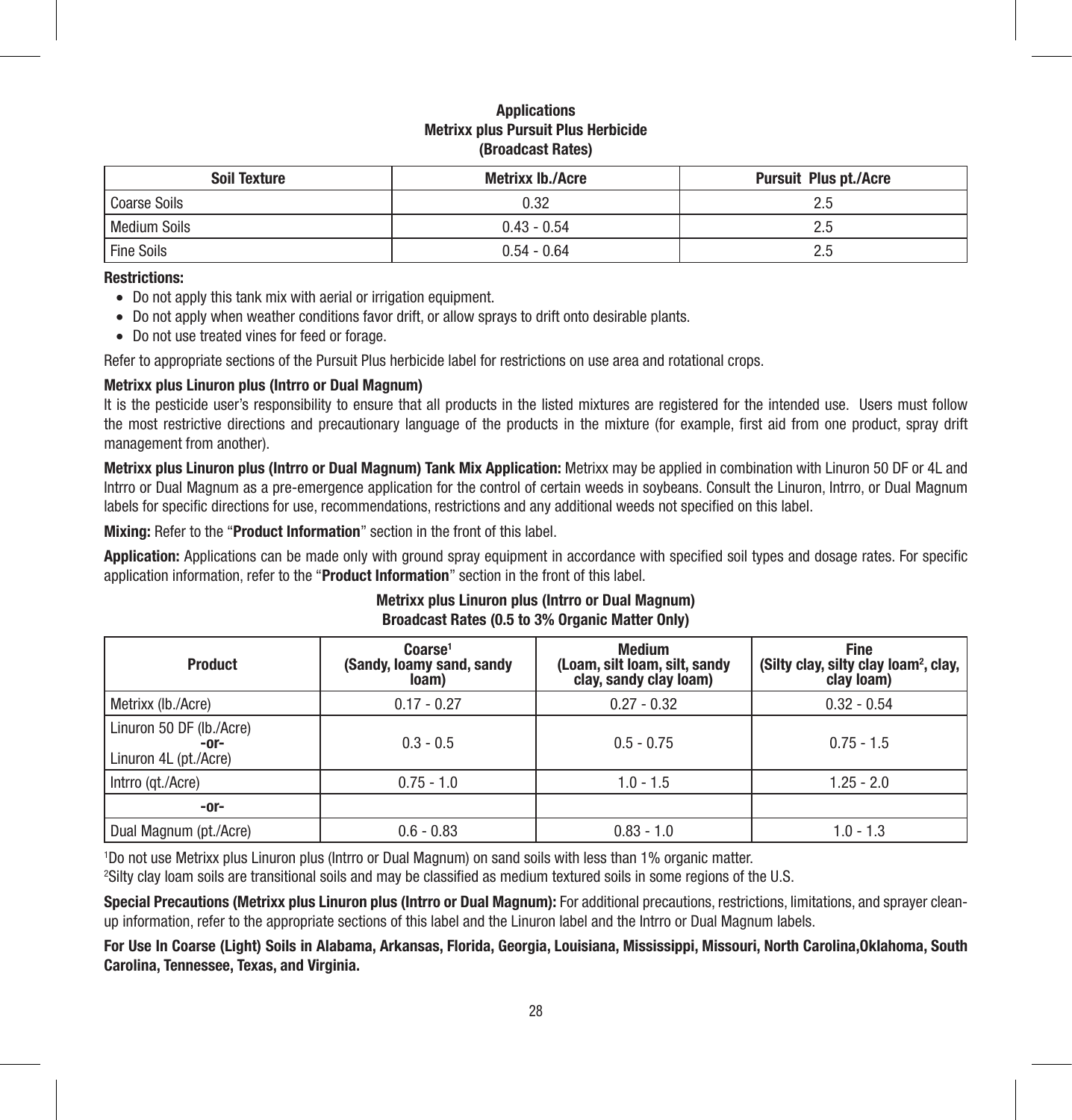**Applications**
**Metrixx plus Pursuit Plus Herbicide**
**(Broadcast Rates)**

| Soil Texture | Metrixx lb./Acre | Pursuit Plus pt./Acre |
|---|---|---|
| Coarse Soils | 0.32 | 2.5 |
| Medium Soils | 0.43 - 0.54 | 2.5 |
| Fine Soils | 0.54 - 0.64 | 2.5 |

**Restrictions:**

- Do not apply this tank mix with aerial or irrigation equipment.
- Do not apply when weather conditions favor drift, or allow sprays to drift onto desirable plants.
- Do not use treated vines for feed or forage.

Refer to appropriate sections of the Pursuit Plus herbicide label for restrictions on use area and rotational crops.

**Metrixx plus Linuron plus (Intrro or Dual Magnum)**

It is the pesticide user's responsibility to ensure that all products in the listed mixtures are registered for the intended use. Users must follow the most restrictive directions and precautionary language of the products in the mixture (for example, first aid from one product, spray drift management from another).

**Metrixx plus Linuron plus (Intrro or Dual Magnum) Tank Mix Application:** Metrixx may be applied in combination with Linuron 50 DF or 4L and Intrro or Dual Magnum as a pre-emergence application for the control of certain weeds in soybeans. Consult the Linuron, Intrro, or Dual Magnum labels for specific directions for use, recommendations, restrictions and any additional weeds not specified on this label.

**Mixing:** Refer to the "**Product Information**" section in the front of this label.

**Application:** Applications can be made only with ground spray equipment in accordance with specified soil types and dosage rates. For specific application information, refer to the "**Product Information**" section in the front of this label.

**Metrixx plus Linuron plus (Intrro or Dual Magnum)**
**Broadcast Rates (0.5 to 3% Organic Matter Only)**

| Product | Coarse[1] (Sandy, loamy sand, sandy loam) | Medium (Loam, silt loam, silt, sandy clay, sandy clay loam) | Fine (Silty clay, silty clay loam[2], clay, clay loam) |
|---|---|---|---|
| Metrixx (lb./Acre) | 0.17 - 0.27 | 0.27 - 0.32 | 0.32 - 0.54 |
| Linuron 50 DF (lb./Acre) -or- Linuron 4L (pt./Acre) | 0.3 - 0.5 | 0.5 - 0.75 | 0.75 - 1.5 |
| Intrro (qt./Acre) | 0.75 - 1.0 | 1.0 - 1.5 | 1.25 - 2.0 |
| -or- | | | |
| Dual Magnum (pt./Acre) | 0.6 - 0.83 | 0.83 - 1.0 | 1.0 - 1.3 |

[1]Do not use Metrixx plus Linuron plus (Intrro or Dual Magnum) on sand soils with less than 1% organic matter.
[2]Silty clay loam soils are transitional soils and may be classified as medium textured soils in some regions of the U.S.

**Special Precautions (Metrixx plus Linuron plus (Intrro or Dual Magnum):** For additional precautions, restrictions, limitations, and sprayer clean-up information, refer to the appropriate sections of this label and the Linuron label and the Intrro or Dual Magnum labels.

**For Use In Coarse (Light) Soils in Alabama, Arkansas, Florida, Georgia, Louisiana, Mississippi, Missouri, North Carolina,Oklahoma, South Carolina, Tennessee, Texas, and Virginia.**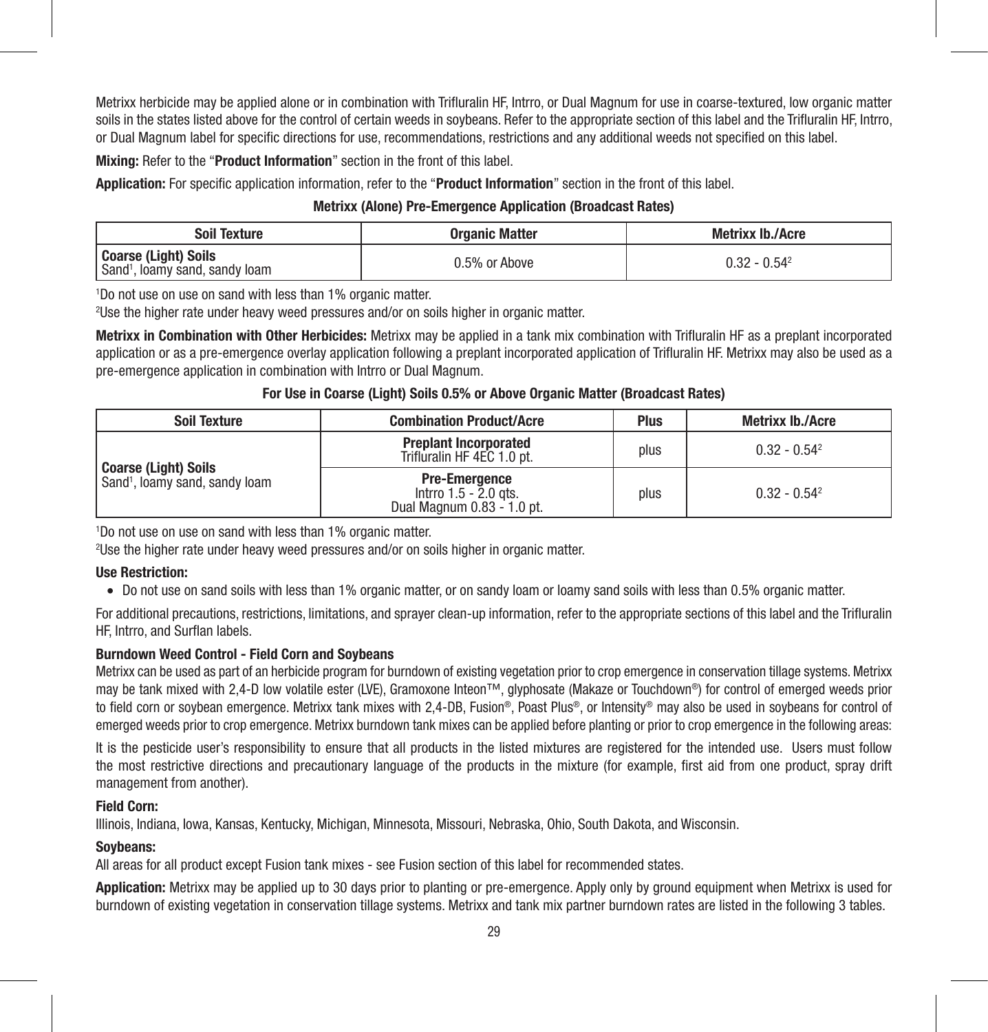Metrixx herbicide may be applied alone or in combination with Trifluralin HF, Intrro, or Dual Magnum for use in coarse-textured, low organic matter soils in the states listed above for the control of certain weeds in soybeans. Refer to the appropriate section of this label and the Trifluralin HF, Intrro, or Dual Magnum label for specific directions for use, recommendations, restrictions and any additional weeds not specified on this label.

**Mixing:** Refer to the "**Product Information**" section in the front of this label.

**Application:** For specific application information, refer to the "**Product Information**" section in the front of this label.

**Metrixx (Alone) Pre-Emergence Application (Broadcast Rates)**

| Soil Texture | Organic Matter | Metrixx lb./Acre |
|---|---|---|
| **Coarse (Light) Soils** Sand[1], loamy sand, sandy loam | 0.5% or Above | 0.32 - 0.54[2] |

[1]Do not use on use on sand with less than 1% organic matter.
[2]Use the higher rate under heavy weed pressures and/or on soils higher in organic matter.

**Metrixx in Combination with Other Herbicides:** Metrixx may be applied in a tank mix combination with Trifluralin HF as a preplant incorporated application or as a pre-emergence overlay application following a preplant incorporated application of Trifluralin HF. Metrixx may also be used as a pre-emergence application in combination with Intrro or Dual Magnum.

**For Use in Coarse (Light) Soils 0.5% or Above Organic Matter (Broadcast Rates)**

| Soil Texture | Combination Product/Acre | Plus | Metrixx lb./Acre |
|---|---|---|---|
| **Coarse (Light) Soils** Sand[1], loamy sand, sandy loam | **Preplant Incorporated** Trifluralin HF 4EC 1.0 pt. | plus | 0.32 - 0.54[2] |
| | **Pre-Emergence** Intrro 1.5 - 2.0 qts. Dual Magnum 0.83 - 1.0 pt. | plus | 0.32 - 0.54[2] |

[1]Do not use on use on sand with less than 1% organic matter.
[2]Use the higher rate under heavy weed pressures and/or on soils higher in organic matter.

**Use Restriction:**

- Do not use on sand soils with less than 1% organic matter, or on sandy loam or loamy sand soils with less than 0.5% organic matter.

For additional precautions, restrictions, limitations, and sprayer clean-up information, refer to the appropriate sections of this label and the Trifluralin HF, Intrro, and Surflan labels.

**Burndown Weed Control - Field Corn and Soybeans**

Metrixx can be used as part of an herbicide program for burndown of existing vegetation prior to crop emergence in conservation tillage systems. Metrixx may be tank mixed with 2,4-D low volatile ester (LVE), Gramoxone Inteon™, glyphosate (Makaze or Touchdown®) for control of emerged weeds prior to field corn or soybean emergence. Metrixx tank mixes with 2,4-DB, Fusion®, Poast Plus®, or Intensity® may also be used in soybeans for control of emerged weeds prior to crop emergence. Metrixx burndown tank mixes can be applied before planting or prior to crop emergence in the following areas:

It is the pesticide user's responsibility to ensure that all products in the listed mixtures are registered for the intended use. Users must follow the most restrictive directions and precautionary language of the products in the mixture (for example, first aid from one product, spray drift management from another).

**Field Corn:**

Illinois, Indiana, Iowa, Kansas, Kentucky, Michigan, Minnesota, Missouri, Nebraska, Ohio, South Dakota, and Wisconsin.

**Soybeans:**

All areas for all product except Fusion tank mixes - see Fusion section of this label for recommended states.

**Application:** Metrixx may be applied up to 30 days prior to planting or pre-emergence. Apply only by ground equipment when Metrixx is used for burndown of existing vegetation in conservation tillage systems. Metrixx and tank mix partner burndown rates are listed in the following 3 tables.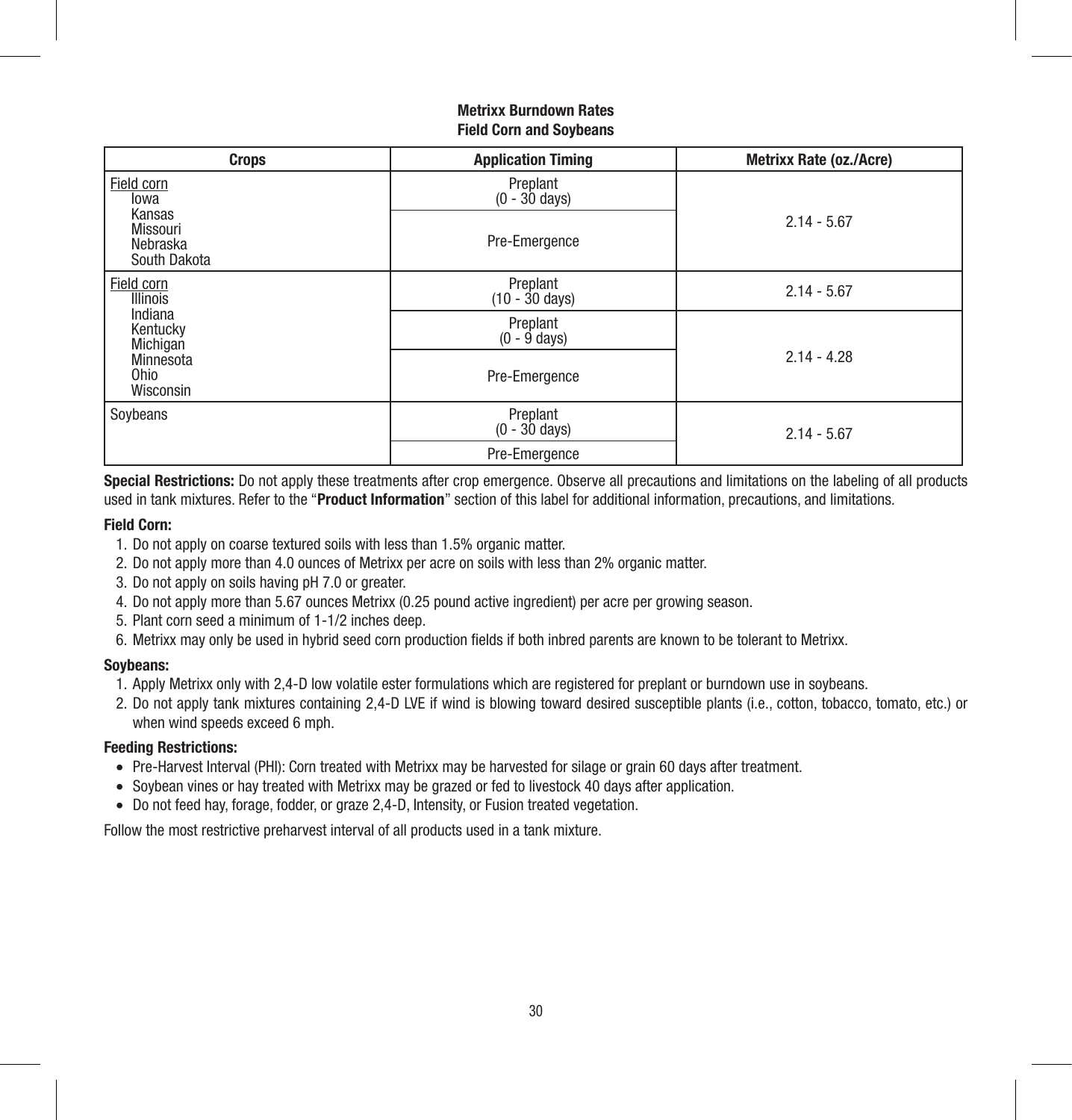**Metrixx Burndown Rates**
**Field Corn and Soybeans**

| Crops | Application Timing | Metrixx Rate (oz./Acre) |
| --- | --- | --- |
| Field corn<br>Iowa<br>Kansas<br>Missouri<br>Nebraska<br>South Dakota | Preplant<br>(0 - 30 days) | 2.14 - 5.67 |
| | Pre-Emergence | |
| Field corn<br>Illinois<br>Indiana<br>Kentucky<br>Michigan<br>Minnesota<br>Ohio<br>Wisconsin | Preplant<br>(10 - 30 days) | 2.14 - 5.67 |
| | Preplant<br>(0 - 9 days) | 2.14 - 4.28 |
| | Pre-Emergence | |
| Soybeans | Preplant<br>(0 - 30 days) | 2.14 - 5.67 |
| | Pre-Emergence | |

**Special Restrictions:** Do not apply these treatments after crop emergence. Observe all precautions and limitations on the labeling of all products used in tank mixtures. Refer to the "**Product Information**" section of this label for additional information, precautions, and limitations.

**Field Corn:**

1. Do not apply on coarse textured soils with less than 1.5% organic matter.
2. Do not apply more than 4.0 ounces of Metrixx per acre on soils with less than 2% organic matter.
3. Do not apply on soils having pH 7.0 or greater.
4. Do not apply more than 5.67 ounces Metrixx (0.25 pound active ingredient) per acre per growing season.
5. Plant corn seed a minimum of 1-1/2 inches deep.
6. Metrixx may only be used in hybrid seed corn production fields if both inbred parents are known to be tolerant to Metrixx.

**Soybeans:**

1. Apply Metrixx only with 2,4-D low volatile ester formulations which are registered for preplant or burndown use in soybeans.
2. Do not apply tank mixtures containing 2,4-D LVE if wind is blowing toward desired susceptible plants (i.e., cotton, tobacco, tomato, etc.) or when wind speeds exceed 6 mph.

**Feeding Restrictions:**

- Pre-Harvest Interval (PHI): Corn treated with Metrixx may be harvested for silage or grain 60 days after treatment.
- Soybean vines or hay treated with Metrixx may be grazed or fed to livestock 40 days after application.
- Do not feed hay, forage, fodder, or graze 2,4-D, Intensity, or Fusion treated vegetation.

Follow the most restrictive preharvest interval of all products used in a tank mixture.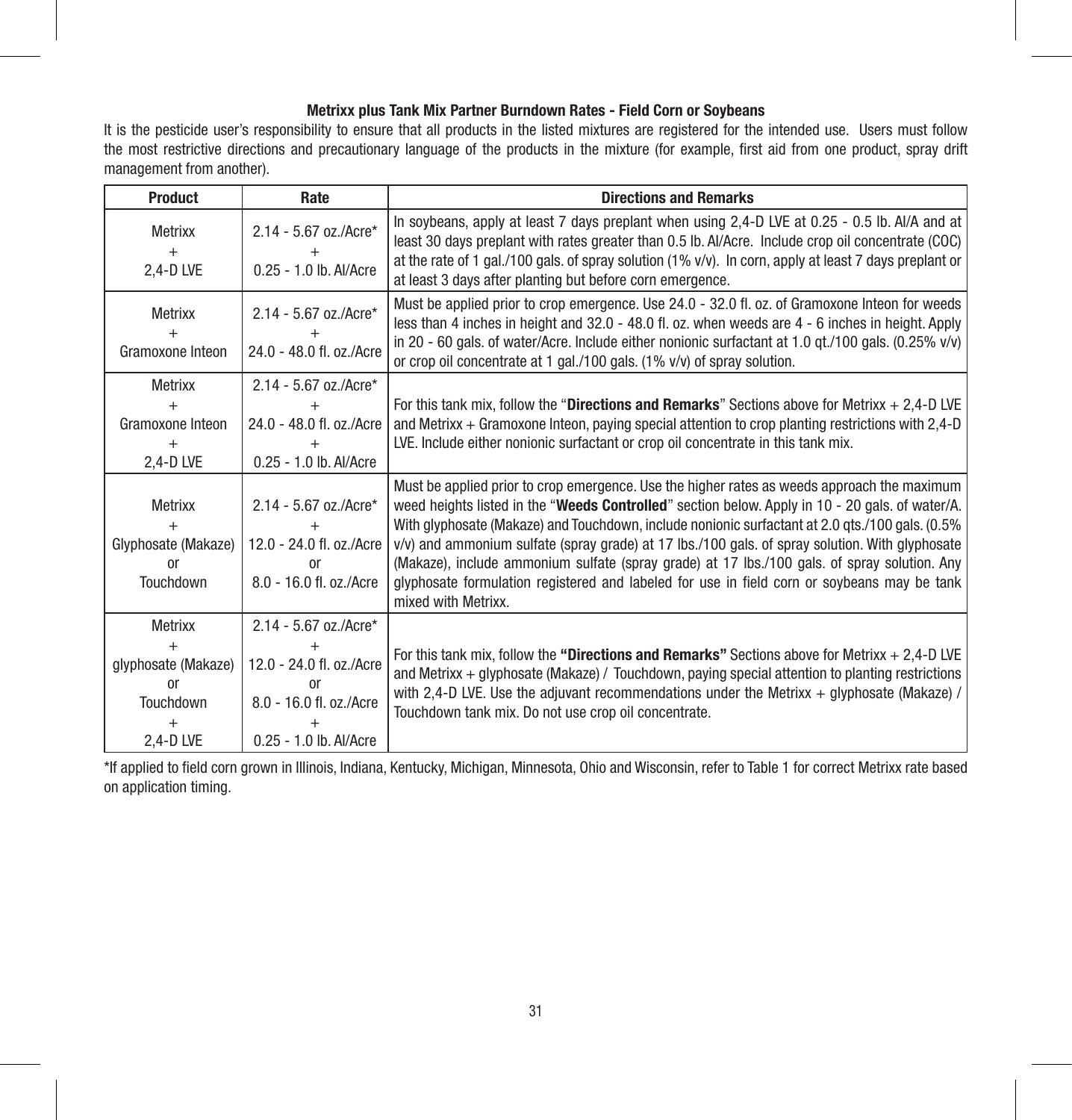**Metrixx plus Tank Mix Partner Burndown Rates - Field Corn or Soybeans**

It is the pesticide user's responsibility to ensure that all products in the listed mixtures are registered for the intended use. Users must follow the most restrictive directions and precautionary language of the products in the mixture (for example, first aid from one product, spray drift management from another).

| Product | Rate | Directions and Remarks |
|---|---|---|
| Metrixx + 2,4-D LVE | 2.14 - 5.67 oz./Acre* + 0.25 - 1.0 lb. AI/Acre | In soybeans, apply at least 7 days preplant when using 2,4-D LVE at 0.25 - 0.5 lb. AI/A and at least 30 days preplant with rates greater than 0.5 lb. AI/Acre. Include crop oil concentrate (COC) at the rate of 1 gal./100 gals. of spray solution (1% v/v). In corn, apply at least 7 days preplant or at least 3 days after planting but before corn emergence. |
| Metrixx + Gramoxone Inteon | 2.14 - 5.67 oz./Acre* + 24.0 - 48.0 fl. oz./Acre | Must be applied prior to crop emergence. Use 24.0 - 32.0 fl. oz. of Gramoxone Inteon for weeds less than 4 inches in height and 32.0 - 48.0 fl. oz. when weeds are 4 - 6 inches in height. Apply in 20 - 60 gals. of water/Acre. Include either nonionic surfactant at 1.0 qt./100 gals. (0.25% v/v) or crop oil concentrate at 1 gal./100 gals. (1% v/v) of spray solution. |
| Metrixx + Gramoxone Inteon + 2,4-D LVE | 2.14 - 5.67 oz./Acre* + 24.0 - 48.0 fl. oz./Acre + 0.25 - 1.0 lb. AI/Acre | For this tank mix, follow the "**Directions and Remarks**" Sections above for Metrixx + 2,4-D LVE and Metrixx + Gramoxone Inteon, paying special attention to crop planting restrictions with 2,4-D LVE. Include either nonionic surfactant or crop oil concentrate in this tank mix. |
| Metrixx + Glyphosate (Makaze) or Touchdown | 2.14 - 5.67 oz./Acre* + 12.0 - 24.0 fl. oz./Acre or 8.0 - 16.0 fl. oz./Acre | Must be applied prior to crop emergence. Use the higher rates as weeds approach the maximum weed heights listed in the "**Weeds Controlled**" section below. Apply in 10 - 20 gals. of water/A. With glyphosate (Makaze) and Touchdown, include nonionic surfactant at 2.0 qts./100 gals. (0.5% v/v) and ammonium sulfate (spray grade) at 17 lbs./100 gals. of spray solution. With glyphosate (Makaze), include ammonium sulfate (spray grade) at 17 lbs./100 gals. of spray solution. Any glyphosate formulation registered and labeled for use in field corn or soybeans may be tank mixed with Metrixx. |
| Metrixx + glyphosate (Makaze) or Touchdown + 2,4-D LVE | 2.14 - 5.67 oz./Acre* + 12.0 - 24.0 fl. oz./Acre or 8.0 - 16.0 fl. oz./Acre + 0.25 - 1.0 lb. AI/Acre | For this tank mix, follow the **"Directions and Remarks"** Sections above for Metrixx + 2,4-D LVE and Metrixx + glyphosate (Makaze) / Touchdown, paying special attention to planting restrictions with 2,4-D LVE. Use the adjuvant recommendations under the Metrixx + glyphosate (Makaze) / Touchdown tank mix. Do not use crop oil concentrate. |

*If applied to field corn grown in Illinois, Indiana, Kentucky, Michigan, Minnesota, Ohio and Wisconsin, refer to Table 1 for correct Metrixx rate based on application timing.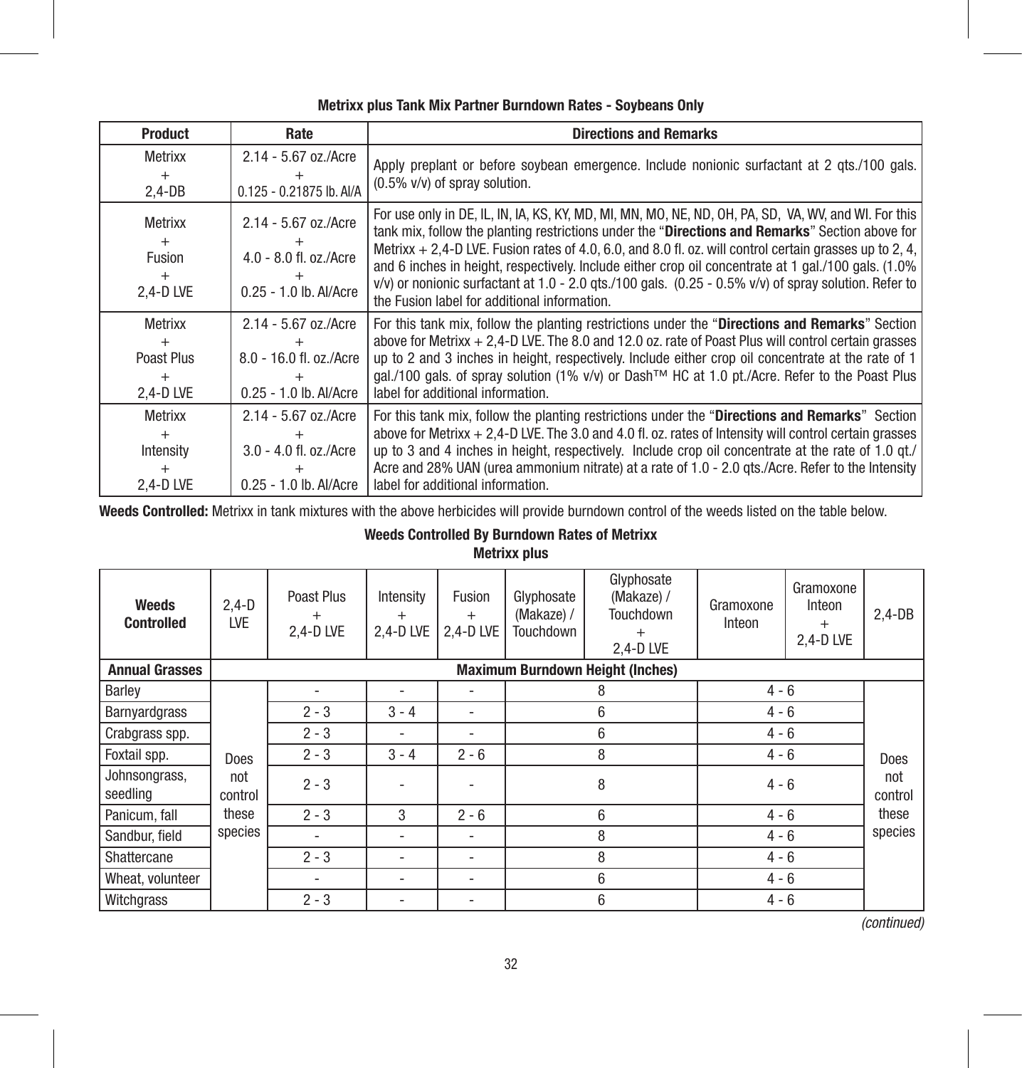**Metrixx plus Tank Mix Partner Burndown Rates - Soybeans Only**

| Product | Rate | Directions and Remarks |
|---|---|---|
| Metrixx + 2,4-DB | 2.14 - 5.67 oz./Acre + 0.125 - 0.21875 lb. AI/A | Apply preplant or before soybean emergence. Include nonionic surfactant at 2 qts./100 gals. (0.5% v/v) of spray solution. |
| Metrixx + Fusion + 2,4-D LVE | 2.14 - 5.67 oz./Acre + 4.0 - 8.0 fl. oz./Acre + 0.25 - 1.0 lb. AI/Acre | For use only in DE, IL, IN, IA, KS, KY, MD, MI, MN, MO, NE, ND, OH, PA, SD, VA, WV, and WI. For this tank mix, follow the planting restrictions under the "**Directions and Remarks**" Section above for Metrixx + 2,4-D LVE. Fusion rates of 4.0, 6.0, and 8.0 fl. oz. will control certain grasses up to 2, 4, and 6 inches in height, respectively. Include either crop oil concentrate at 1 gal./100 gals. (1.0% v/v) or nonionic surfactant at 1.0 - 2.0 qts./100 gals. (0.25 - 0.5% v/v) of spray solution. Refer to the Fusion label for additional information. |
| Metrixx + Poast Plus + 2,4-D LVE | 2.14 - 5.67 oz./Acre + 8.0 - 16.0 fl. oz./Acre + 0.25 - 1.0 lb. AI/Acre | For this tank mix, follow the planting restrictions under the "**Directions and Remarks**" Section above for Metrixx + 2,4-D LVE. The 8.0 and 12.0 oz. rate of Poast Plus will control certain grasses up to 2 and 3 inches in height, respectively. Include either crop oil concentrate at the rate of 1 gal./100 gals. of spray solution (1% v/v) or Dash™ HC at 1.0 pt./Acre. Refer to the Poast Plus label for additional information. |
| Metrixx + Intensity + 2,4-D LVE | 2.14 - 5.67 oz./Acre + 3.0 - 4.0 fl. oz./Acre + 0.25 - 1.0 lb. AI/Acre | For this tank mix, follow the planting restrictions under the "**Directions and Remarks**" Section above for Metrixx + 2,4-D LVE. The 3.0 and 4.0 fl. oz. rates of Intensity will control certain grasses up to 3 and 4 inches in height, respectively. Include crop oil concentrate at the rate of 1.0 qt./Acre and 28% UAN (urea ammonium nitrate) at a rate of 1.0 - 2.0 qts./Acre. Refer to the Intensity label for additional information. |

**Weeds Controlled:** Metrixx in tank mixtures with the above herbicides will provide burndown control of the weeds listed on the table below.

**Weeds Controlled By Burndown Rates of Metrixx**

**Metrixx plus**

| Weeds Controlled | 2,4-D LVE | Poast Plus + 2,4-D LVE | Intensity + 2,4-D LVE | Fusion + 2,4-D LVE | Glyphosate (Makaze) / Touchdown | Glyphosate (Makaze) / Touchdown + 2,4-D LVE | Gramoxone Inteon | Gramoxone Inteon + 2,4-D LVE | 2,4-DB |
|---|---|---|---|---|---|---|---|---|---|
| **Annual Grasses** | Maximum Burndown Height (Inches) | | | | | | | | |
| Barley | Does not control these species | - | - | - | 8 | | 4 - 6 | | Does not control these species |
| Barnyardgrass | | 2 - 3 | 3 - 4 | - | 6 | | 4 - 6 | | |
| Crabgrass spp. | | 2 - 3 | - | - | 6 | | 4 - 6 | | |
| Foxtail spp. | | 2 - 3 | 3 - 4 | 2 - 6 | 8 | | 4 - 6 | | |
| Johnsongrass, seedling | | 2 - 3 | - | - | 8 | | 4 - 6 | | |
| Panicum, fall | | 2 - 3 | 3 | 2 - 6 | 6 | | 4 - 6 | | |
| Sandbur, field | | - | - | - | 8 | | 4 - 6 | | |
| Shattercane | | 2 - 3 | - | - | 8 | | 4 - 6 | | |
| Wheat, volunteer | | - | - | - | 6 | | 4 - 6 | | |
| Witchgrass | | 2 - 3 | - | - | 6 | | 4 - 6 | | |

*(continued)*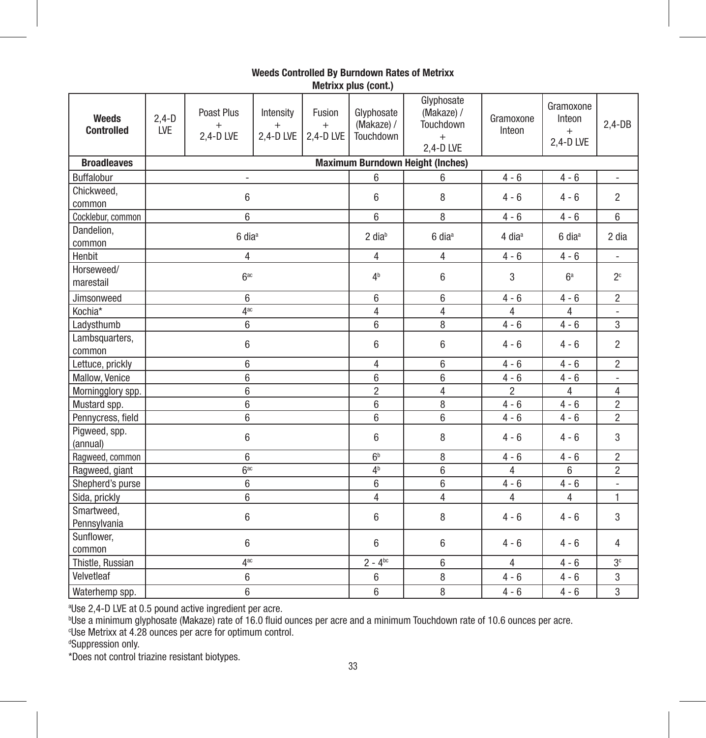**Weeds Controlled By Burndown Rates of Metrixx**
**Metrixx plus (cont.)**

| Weeds Controlled | 2,4-D LVE | Poast Plus + 2,4-D LVE | Intensity + 2,4-D LVE | Fusion + 2,4-D LVE | Glyphosate (Makaze) / Touchdown | Glyphosate (Makaze) / Touchdown + 2,4-D LVE | Gramoxone Inteon | Gramoxone Inteon + 2,4-D LVE | 2,4-DB |
|---|---|---|---|---|---|---|---|---|---|
| **Broadleaves** | **Maximum Burndown Height (Inches)** | | | | | | | | |
| Buffalobur | - | | | | 6 | 6 | 4 - 6 | 4 - 6 | - |
| Chickweed, common | 6 | | | | 6 | 8 | 4 - 6 | 4 - 6 | 2 |
| Cocklebur, common | 6 | | | | 6 | 8 | 4 - 6 | 4 - 6 | 6 |
| Dandelion, common | 6 dia[a] | | | | 2 dia[b] | 6 dia[a] | 4 dia[a] | 6 dia[a] | 2 dia |
| Henbit | 4 | | | | 4 | 4 | 4 - 6 | 4 - 6 | - |
| Horseweed/ marestail | 6[ac] | | | | 4[b] | 6 | 3 | 6[a] | 2[c] |
| Jimsonweed | 6 | | | | 6 | 6 | 4 - 6 | 4 - 6 | 2 |
| Kochia* | 4[ac] | | | | 4 | 4 | 4 | 4 | - |
| Ladysthumb | 6 | | | | 6 | 8 | 4 - 6 | 4 - 6 | 3 |
| Lambsquarters, common | 6 | | | | 6 | 6 | 4 - 6 | 4 - 6 | 2 |
| Lettuce, prickly | 6 | | | | 4 | 6 | 4 - 6 | 4 - 6 | 2 |
| Mallow, Venice | 6 | | | | 6 | 6 | 4 - 6 | 4 - 6 | - |
| Morningglory spp. | 6 | | | | 2 | 4 | 2 | 4 | 4 |
| Mustard spp. | 6 | | | | 6 | 8 | 4 - 6 | 4 - 6 | 2 |
| Pennycress, field | 6 | | | | 6 | 6 | 4 - 6 | 4 - 6 | 2 |
| Pigweed, spp. (annual) | 6 | | | | 6 | 8 | 4 - 6 | 4 - 6 | 3 |
| Ragweed, common | 6 | | | | 6[b] | 8 | 4 - 6 | 4 - 6 | 2 |
| Ragweed, giant | 6[ac] | | | | 4[b] | 6 | 4 | 6 | 2 |
| Shepherd's purse | 6 | | | | 6 | 6 | 4 - 6 | 4 - 6 | - |
| Sida, prickly | 6 | | | | 4 | 4 | 4 | 4 | 1 |
| Smartweed, Pennsylvania | 6 | | | | 6 | 8 | 4 - 6 | 4 - 6 | 3 |
| Sunflower, common | 6 | | | | 6 | 6 | 4 - 6 | 4 - 6 | 4 |
| Thistle, Russian | 4[ac] | | | | 2 - 4[bc] | 6 | 4 | 4 - 6 | 3[c] |
| Velvetleaf | 6 | | | | 6 | 8 | 4 - 6 | 4 - 6 | 3 |
| Waterhemp spp. | 6 | | | | 6 | 8 | 4 - 6 | 4 - 6 | 3 |

[a]Use 2,4-D LVE at 0.5 pound active ingredient per acre.

[b]Use a minimum glyphosate (Makaze) rate of 16.0 fluid ounces per acre and a minimum Touchdown rate of 10.6 ounces per acre.

[c]Use Metrixx at 4.28 ounces per acre for optimum control.

[d]Suppression only.

*Does not control triazine resistant biotypes.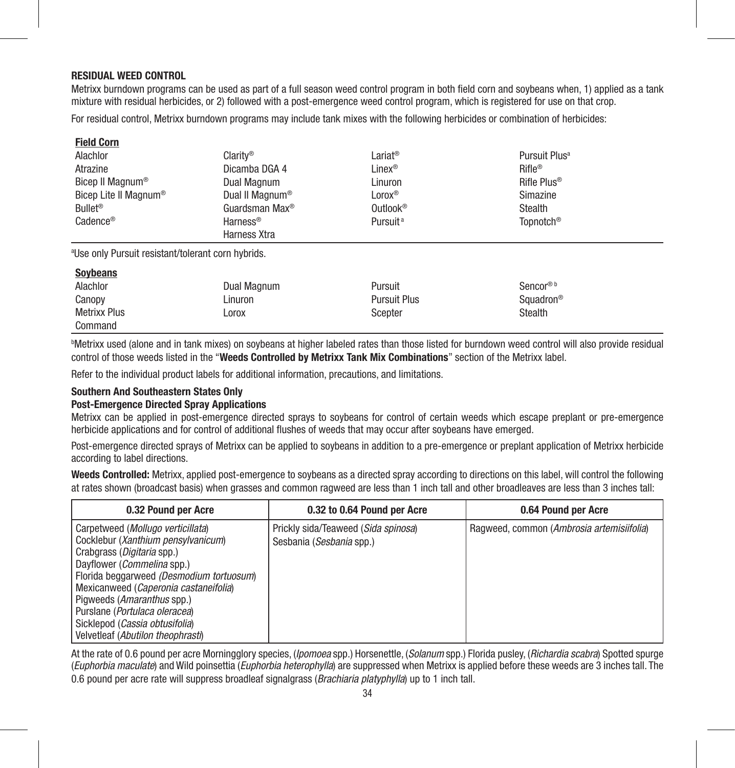### RESIDUAL WEED CONTROL

Metrixx burndown programs can be used as part of a full season weed control program in both field corn and soybeans when, 1) applied as a tank mixture with residual herbicides, or 2) followed with a post-emergence weed control program, which is registered for use on that crop.

For residual control, Metrixx burndown programs may include tank mixes with the following herbicides or combination of herbicides:

**Field Corn**

| | | | |
|---|---|---|---|
| Alachlor | Clarity® | Lariat® | Pursuit Plus[a] |
| Atrazine | Dicamba DGA 4 | Linex® | Rifle® |
| Bicep II Magnum® | Dual Magnum | Linuron | Rifle Plus® |
| Bicep Lite II Magnum® | Dual II Magnum® | Lorox® | Simazine |
| Bullet® | Guardsman Max® | Outlook® | Stealth |
| Cadence® | Harness® | Pursuit[a] | Topnotch® |
| | Harness Xtra | | |

[a]Use only Pursuit resistant/tolerant corn hybrids.

**Soybeans**

| | | | |
|---|---|---|---|
| Alachlor | Dual Magnum | Pursuit | Sencor®[b] |
| Canopy | Linuron | Pursuit Plus | Squadron® |
| Metrixx Plus | Lorox | Scepter | Stealth |
| Command | | | |

[b]Metrixx used (alone and in tank mixes) on soybeans at higher labeled rates than those listed for burndown weed control will also provide residual control of those weeds listed in the "**Weeds Controlled by Metrixx Tank Mix Combinations**" section of the Metrixx label.

Refer to the individual product labels for additional information, precautions, and limitations.

### Southern And Southeastern States Only

### Post-Emergence Directed Spray Applications

Metrixx can be applied in post-emergence directed sprays to soybeans for control of certain weeds which escape preplant or pre-emergence herbicide applications and for control of additional flushes of weeds that may occur after soybeans have emerged.

Post-emergence directed sprays of Metrixx can be applied to soybeans in addition to a pre-emergence or preplant application of Metrixx herbicide according to label directions.

**Weeds Controlled:** Metrixx, applied post-emergence to soybeans as a directed spray according to directions on this label, will control the following at rates shown (broadcast basis) when grasses and common ragweed are less than 1 inch tall and other broadleaves are less than 3 inches tall:

| 0.32 Pound per Acre | 0.32 to 0.64 Pound per Acre | 0.64 Pound per Acre |
|---|---|---|
| Carpetweed (*Mollugo verticillata*)<br>Cocklebur (*Xanthium pensylvanicum*)<br>Crabgrass (*Digitaria* spp.)<br>Dayflower (*Commelina* spp.)<br>Florida beggarweed *(Desmodium tortuosum*)<br>Mexicanweed (*Caperonia castaneifolia*)<br>Pigweeds (*Amaranthus* spp.)<br>Purslane (*Portulaca oleracea*)<br>Sicklepod (*Cassia obtusifolia*)<br>Velvetleaf (*Abutilon theophrasti*) | Prickly sida/Teaweed (*Sida spinosa*)<br>Sesbania (*Sesbania* spp.) | Ragweed, common (*Ambrosia artemisiifolia*) |

At the rate of 0.6 pound per acre Morningglory species, (*Ipomoea* spp.) Horsenettle, (*Solanum* spp.) Florida pusley, (*Richardia scabra*) Spotted spurge (*Euphorbia maculate*) and Wild poinsettia (*Euphorbia heterophylla*) are suppressed when Metrixx is applied before these weeds are 3 inches tall. The 0.6 pound per acre rate will suppress broadleaf signalgrass (*Brachiaria platyphylla*) up to 1 inch tall.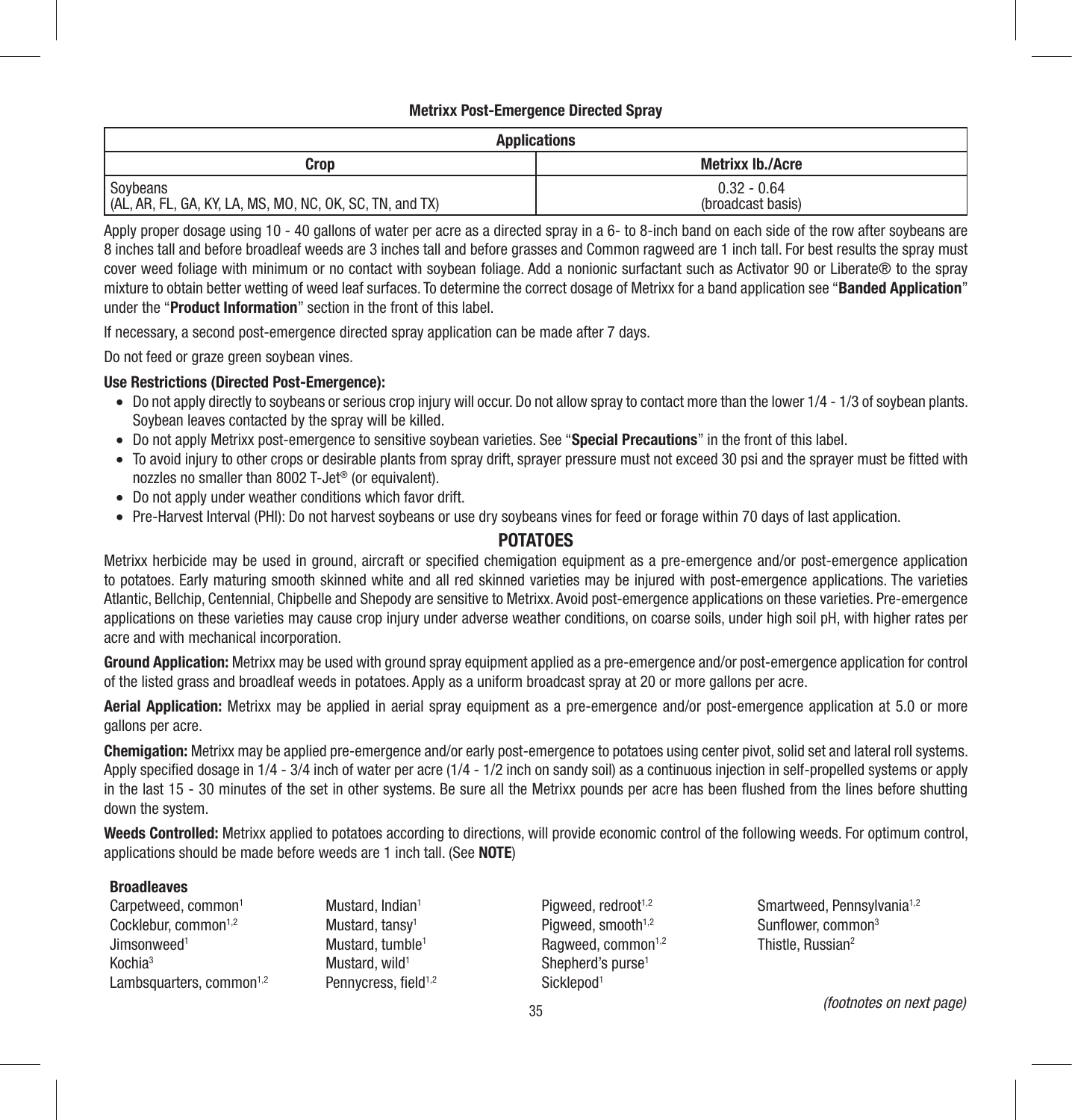**Metrixx Post-Emergence Directed Spray**

| Applications | |
|---|---|
| **Crop** | **Metrixx lb./Acre** |
| Soybeans (AL, AR, FL, GA, KY, LA, MS, MO, NC, OK, SC, TN, and TX) | 0.32 - 0.64 (broadcast basis) |

Apply proper dosage using 10 - 40 gallons of water per acre as a directed spray in a 6- to 8-inch band on each side of the row after soybeans are 8 inches tall and before broadleaf weeds are 3 inches tall and before grasses and Common ragweed are 1 inch tall. For best results the spray must cover weed foliage with minimum or no contact with soybean foliage. Add a nonionic surfactant such as Activator 90 or Liberate® to the spray mixture to obtain better wetting of weed leaf surfaces. To determine the correct dosage of Metrixx for a band application see "**Banded Application**" under the "**Product Information**" section in the front of this label.

If necessary, a second post-emergence directed spray application can be made after 7 days.

Do not feed or graze green soybean vines.

**Use Restrictions (Directed Post-Emergence):**

- Do not apply directly to soybeans or serious crop injury will occur. Do not allow spray to contact more than the lower 1/4 - 1/3 of soybean plants. Soybean leaves contacted by the spray will be killed.
- Do not apply Metrixx post-emergence to sensitive soybean varieties. See "**Special Precautions**" in the front of this label.
- To avoid injury to other crops or desirable plants from spray drift, sprayer pressure must not exceed 30 psi and the sprayer must be fitted with nozzles no smaller than 8002 T-Jet® (or equivalent).
- Do not apply under weather conditions which favor drift.
- Pre-Harvest Interval (PHI): Do not harvest soybeans or use dry soybeans vines for feed or forage within 70 days of last application.

## POTATOES

Metrixx herbicide may be used in ground, aircraft or specified chemigation equipment as a pre-emergence and/or post-emergence application to potatoes. Early maturing smooth skinned white and all red skinned varieties may be injured with post-emergence applications. The varieties Atlantic, Bellchip, Centennial, Chipbelle and Shepody are sensitive to Metrixx. Avoid post-emergence applications on these varieties. Pre-emergence applications on these varieties may cause crop injury under adverse weather conditions, on coarse soils, under high soil pH, with higher rates per acre and with mechanical incorporation.

**Ground Application:** Metrixx may be used with ground spray equipment applied as a pre-emergence and/or post-emergence application for control of the listed grass and broadleaf weeds in potatoes. Apply as a uniform broadcast spray at 20 or more gallons per acre.

**Aerial Application:** Metrixx may be applied in aerial spray equipment as a pre-emergence and/or post-emergence application at 5.0 or more gallons per acre.

**Chemigation:** Metrixx may be applied pre-emergence and/or early post-emergence to potatoes using center pivot, solid set and lateral roll systems. Apply specified dosage in 1/4 - 3/4 inch of water per acre (1/4 - 1/2 inch on sandy soil) as a continuous injection in self-propelled systems or apply in the last 15 - 30 minutes of the set in other systems. Be sure all the Metrixx pounds per acre has been flushed from the lines before shutting down the system.

**Weeds Controlled:** Metrixx applied to potatoes according to directions, will provide economic control of the following weeds. For optimum control, applications should be made before weeds are 1 inch tall. (See **NOTE**)

**Broadleaves**

Carpetweed, common[1]
Cocklebur, common[1,2]
Jimsonweed[1]
Kochia[3]
Lambsquarters, common[1,2]
Mustard, Indian[1]
Mustard, tansy[1]
Mustard, tumble[1]
Mustard, wild[1]
Pennycress, field[1,2]
Pigweed, redroot[1,2]
Pigweed, smooth[1,2]
Ragweed, common[1,2]
Shepherd's purse[1]
Sicklepod[1]
Smartweed, Pennsylvania[1,2]
Sunflower, common[3]
Thistle, Russian[2]

*(footnotes on next page)*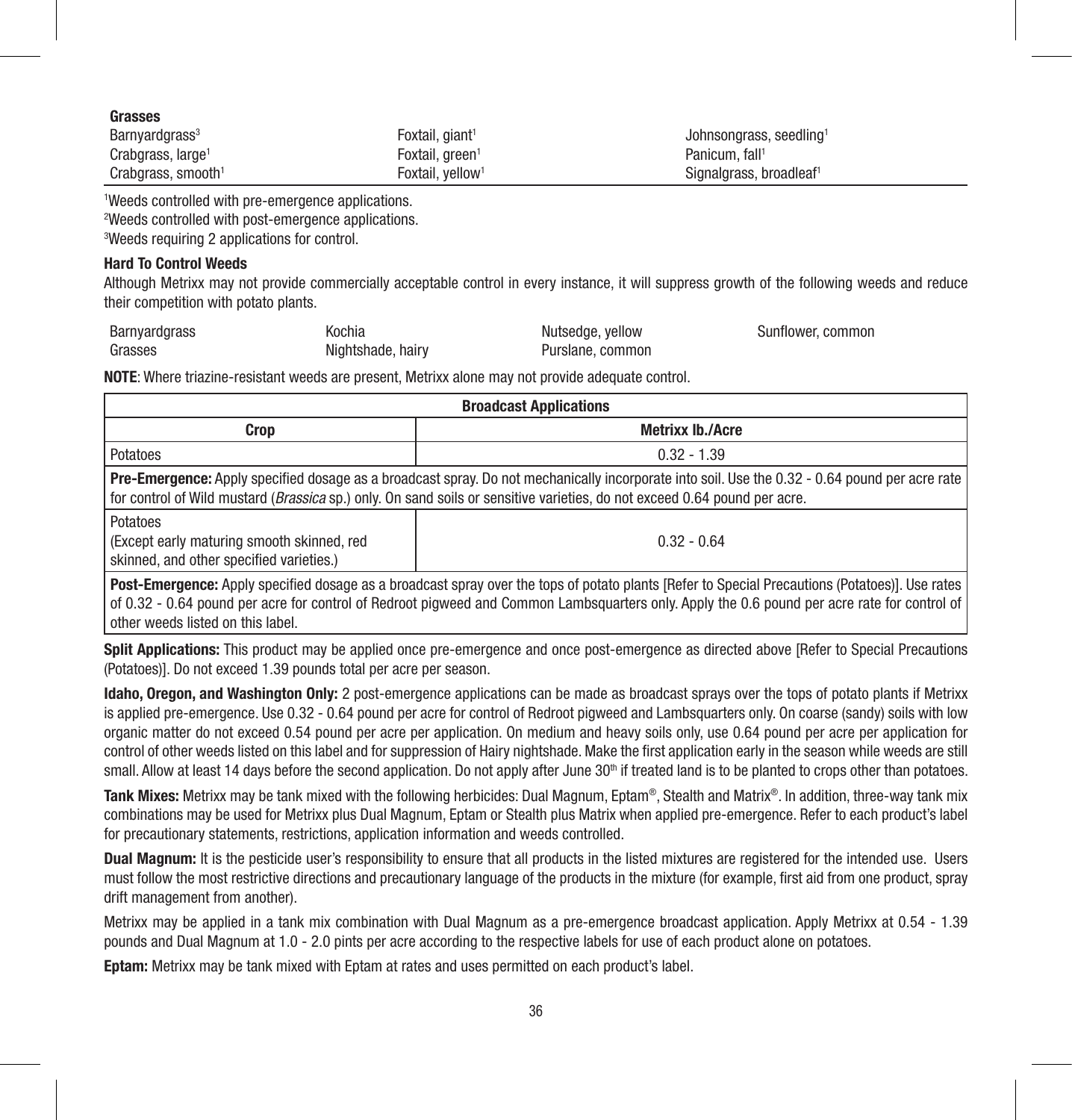**Grasses**

| | | |
|---|---|---|
| Barnyardgrass[3] | Foxtail, giant[1] | Johnsongrass, seedling[1] |
| Crabgrass, large[1] | Foxtail, green[1] | Panicum, fall[1] |
| Crabgrass, smooth[1] | Foxtail, yellow[1] | Signalgrass, broadleaf[1] |

[1]Weeds controlled with pre-emergence applications.
[2]Weeds controlled with post-emergence applications.
[3]Weeds requiring 2 applications for control.

**Hard To Control Weeds**

Although Metrixx may not provide commercially acceptable control in every instance, it will suppress growth of the following weeds and reduce their competition with potato plants.

| | | | |
|---|---|---|---|
| Barnyardgrass | Kochia | Nutsedge, yellow | Sunflower, common |
| Grasses | Nightshade, hairy | Purslane, common | |

**NOTE**: Where triazine-resistant weeds are present, Metrixx alone may not provide adequate control.

| Broadcast Applications | |
|---|---|
| **Crop** | **Metrixx lb./Acre** |
| Potatoes | 0.32 - 1.39 |
| **Pre-Emergence:** Apply specified dosage as a broadcast spray. Do not mechanically incorporate into soil. Use the 0.32 - 0.64 pound per acre rate for control of Wild mustard (*Brassica* sp.) only. On sand soils or sensitive varieties, do not exceed 0.64 pound per acre. | |
| Potatoes (Except early maturing smooth skinned, red skinned, and other specified varieties.) | 0.32 - 0.64 |
| **Post-Emergence:** Apply specified dosage as a broadcast spray over the tops of potato plants [Refer to Special Precautions (Potatoes)]. Use rates of 0.32 - 0.64 pound per acre for control of Redroot pigweed and Common Lambsquarters only. Apply the 0.6 pound per acre rate for control of other weeds listed on this label. | |

**Split Applications:** This product may be applied once pre-emergence and once post-emergence as directed above [Refer to Special Precautions (Potatoes)]. Do not exceed 1.39 pounds total per acre per season.

**Idaho, Oregon, and Washington Only:** 2 post-emergence applications can be made as broadcast sprays over the tops of potato plants if Metrixx is applied pre-emergence. Use 0.32 - 0.64 pound per acre for control of Redroot pigweed and Lambsquarters only. On coarse (sandy) soils with low organic matter do not exceed 0.54 pound per acre per application. On medium and heavy soils only, use 0.64 pound per acre per application for control of other weeds listed on this label and for suppression of Hairy nightshade. Make the first application early in the season while weeds are still small. Allow at least 14 days before the second application. Do not apply after June 30th if treated land is to be planted to crops other than potatoes.

**Tank Mixes:** Metrixx may be tank mixed with the following herbicides: Dual Magnum, Eptam®, Stealth and Matrix®. In addition, three-way tank mix combinations may be used for Metrixx plus Dual Magnum, Eptam or Stealth plus Matrix when applied pre-emergence. Refer to each product's label for precautionary statements, restrictions, application information and weeds controlled.

**Dual Magnum:** It is the pesticide user's responsibility to ensure that all products in the listed mixtures are registered for the intended use. Users must follow the most restrictive directions and precautionary language of the products in the mixture (for example, first aid from one product, spray drift management from another).

Metrixx may be applied in a tank mix combination with Dual Magnum as a pre-emergence broadcast application. Apply Metrixx at 0.54 - 1.39 pounds and Dual Magnum at 1.0 - 2.0 pints per acre according to the respective labels for use of each product alone on potatoes.

**Eptam:** Metrixx may be tank mixed with Eptam at rates and uses permitted on each product's label.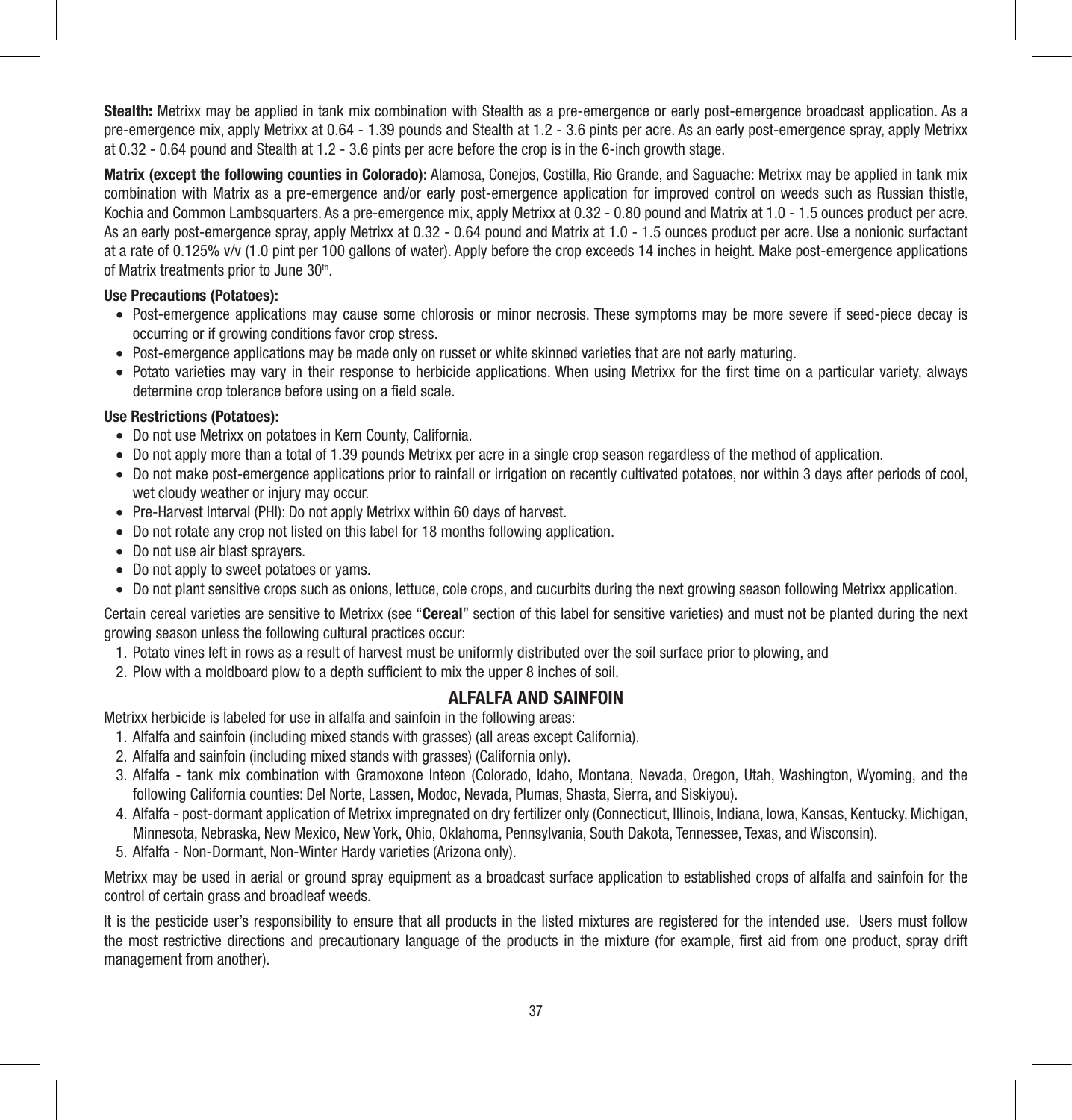**Stealth:** Metrixx may be applied in tank mix combination with Stealth as a pre-emergence or early post-emergence broadcast application. As a pre-emergence mix, apply Metrixx at 0.64 - 1.39 pounds and Stealth at 1.2 - 3.6 pints per acre. As an early post-emergence spray, apply Metrixx at 0.32 - 0.64 pound and Stealth at 1.2 - 3.6 pints per acre before the crop is in the 6-inch growth stage.

**Matrix (except the following counties in Colorado):** Alamosa, Conejos, Costilla, Rio Grande, and Saguache: Metrixx may be applied in tank mix combination with Matrix as a pre-emergence and/or early post-emergence application for improved control on weeds such as Russian thistle, Kochia and Common Lambsquarters. As a pre-emergence mix, apply Metrixx at 0.32 - 0.80 pound and Matrix at 1.0 - 1.5 ounces product per acre. As an early post-emergence spray, apply Metrixx at 0.32 - 0.64 pound and Matrix at 1.0 - 1.5 ounces product per acre. Use a nonionic surfactant at a rate of 0.125% v/v (1.0 pint per 100 gallons of water). Apply before the crop exceeds 14 inches in height. Make post-emergence applications of Matrix treatments prior to June 30th.

**Use Precautions (Potatoes):**

- Post-emergence applications may cause some chlorosis or minor necrosis. These symptoms may be more severe if seed-piece decay is occurring or if growing conditions favor crop stress.
- Post-emergence applications may be made only on russet or white skinned varieties that are not early maturing.
- Potato varieties may vary in their response to herbicide applications. When using Metrixx for the first time on a particular variety, always determine crop tolerance before using on a field scale.

**Use Restrictions (Potatoes):**

- Do not use Metrixx on potatoes in Kern County, California.
- Do not apply more than a total of 1.39 pounds Metrixx per acre in a single crop season regardless of the method of application.
- Do not make post-emergence applications prior to rainfall or irrigation on recently cultivated potatoes, nor within 3 days after periods of cool, wet cloudy weather or injury may occur.
- Pre-Harvest Interval (PHI): Do not apply Metrixx within 60 days of harvest.
- Do not rotate any crop not listed on this label for 18 months following application.
- Do not use air blast sprayers.
- Do not apply to sweet potatoes or yams.
- Do not plant sensitive crops such as onions, lettuce, cole crops, and cucurbits during the next growing season following Metrixx application.

Certain cereal varieties are sensitive to Metrixx (see "**Cereal**" section of this label for sensitive varieties) and must not be planted during the next growing season unless the following cultural practices occur:

1. Potato vines left in rows as a result of harvest must be uniformly distributed over the soil surface prior to plowing, and
2. Plow with a moldboard plow to a depth sufficient to mix the upper 8 inches of soil.

## ALFALFA AND SAINFOIN

Metrixx herbicide is labeled for use in alfalfa and sainfoin in the following areas:

1. Alfalfa and sainfoin (including mixed stands with grasses) (all areas except California).
2. Alfalfa and sainfoin (including mixed stands with grasses) (California only).
3. Alfalfa - tank mix combination with Gramoxone Inteon (Colorado, Idaho, Montana, Nevada, Oregon, Utah, Washington, Wyoming, and the following California counties: Del Norte, Lassen, Modoc, Nevada, Plumas, Shasta, Sierra, and Siskiyou).
4. Alfalfa - post-dormant application of Metrixx impregnated on dry fertilizer only (Connecticut, Illinois, Indiana, Iowa, Kansas, Kentucky, Michigan, Minnesota, Nebraska, New Mexico, New York, Ohio, Oklahoma, Pennsylvania, South Dakota, Tennessee, Texas, and Wisconsin).
5. Alfalfa - Non-Dormant, Non-Winter Hardy varieties (Arizona only).

Metrixx may be used in aerial or ground spray equipment as a broadcast surface application to established crops of alfalfa and sainfoin for the control of certain grass and broadleaf weeds.

It is the pesticide user's responsibility to ensure that all products in the listed mixtures are registered for the intended use. Users must follow the most restrictive directions and precautionary language of the products in the mixture (for example, first aid from one product, spray drift management from another).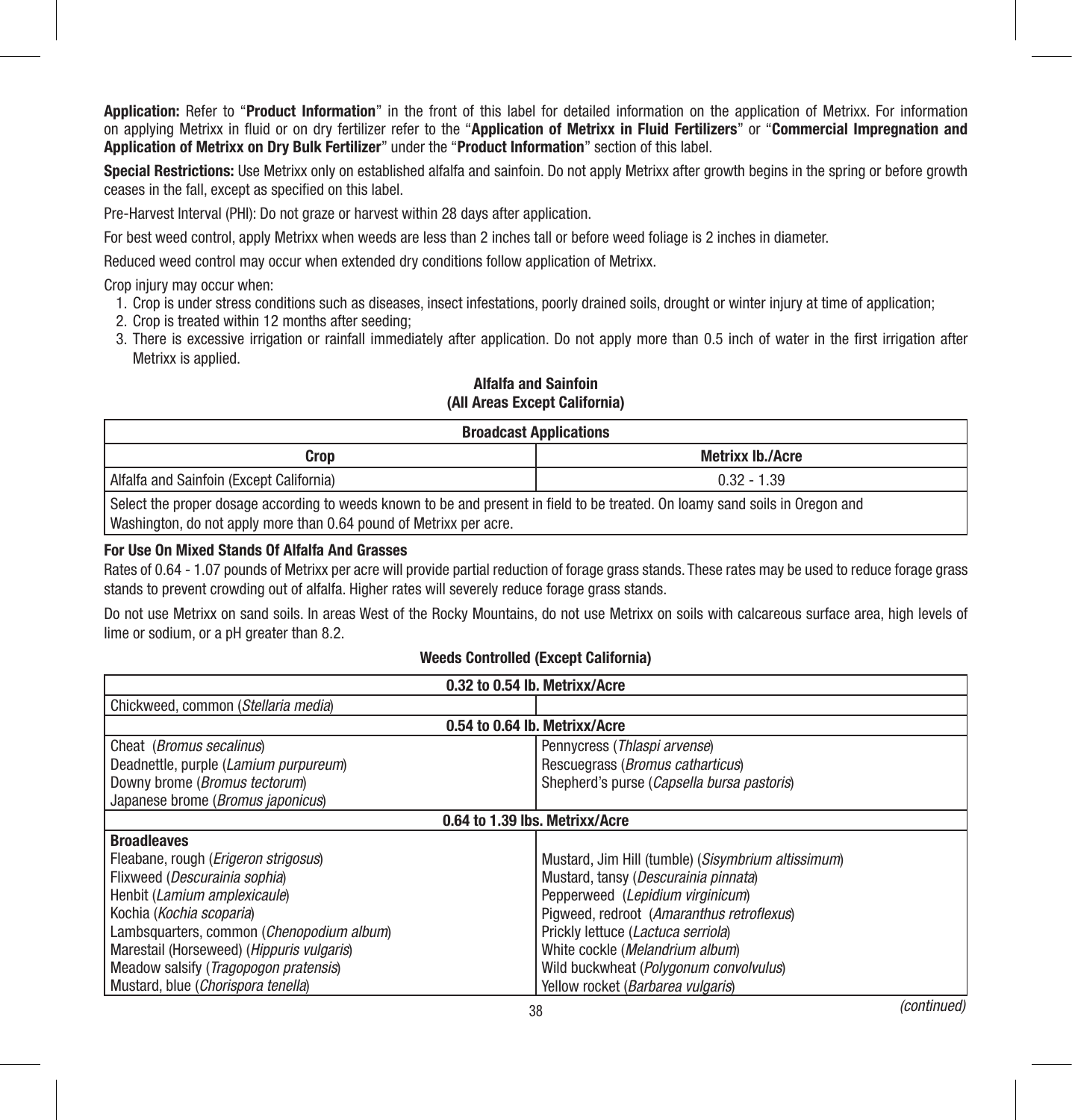**Application:** Refer to "**Product Information**" in the front of this label for detailed information on the application of Metrixx. For information on applying Metrixx in fluid or on dry fertilizer refer to the "**Application of Metrixx in Fluid Fertilizers**" or "**Commercial Impregnation and Application of Metrixx on Dry Bulk Fertilizer**" under the "**Product Information**" section of this label.

**Special Restrictions:** Use Metrixx only on established alfalfa and sainfoin. Do not apply Metrixx after growth begins in the spring or before growth ceases in the fall, except as specified on this label.

Pre-Harvest Interval (PHI): Do not graze or harvest within 28 days after application.

For best weed control, apply Metrixx when weeds are less than 2 inches tall or before weed foliage is 2 inches in diameter.

Reduced weed control may occur when extended dry conditions follow application of Metrixx.

Crop injury may occur when:

1. Crop is under stress conditions such as diseases, insect infestations, poorly drained soils, drought or winter injury at time of application;
2. Crop is treated within 12 months after seeding;
3. There is excessive irrigation or rainfall immediately after application. Do not apply more than 0.5 inch of water in the first irrigation after Metrixx is applied.

**Alfalfa and Sainfoin**
**(All Areas Except California)**

| Broadcast Applications | |
|---|---|
| **Crop** | **Metrixx lb./Acre** |
| Alfalfa and Sainfoin (Except California) | 0.32 - 1.39 |
| Select the proper dosage according to weeds known to be and present in field to be treated. On loamy sand soils in Oregon and Washington, do not apply more than 0.64 pound of Metrixx per acre. | |

**For Use On Mixed Stands Of Alfalfa And Grasses**

Rates of 0.64 - 1.07 pounds of Metrixx per acre will provide partial reduction of forage grass stands. These rates may be used to reduce forage grass stands to prevent crowding out of alfalfa. Higher rates will severely reduce forage grass stands.

Do not use Metrixx on sand soils. In areas West of the Rocky Mountains, do not use Metrixx on soils with calcareous surface area, high levels of lime or sodium, or a pH greater than 8.2.

**Weeds Controlled (Except California)**

| 0.32 to 0.54 lb. Metrixx/Acre | |
|---|---|
| Chickweed, common (*Stellaria media*) | |
| **0.54 to 0.64 lb. Metrixx/Acre** | |
| Cheat (*Bromus secalinus*)<br>Deadnettle, purple (*Lamium purpureum*)<br>Downy brome (*Bromus tectorum*)<br>Japanese brome (*Bromus japonicus*) | Pennycress (*Thlaspi arvense*)<br>Rescuegrass (*Bromus catharticus*)<br>Shepherd's purse (*Capsella bursa pastoris*) |
| **0.64 to 1.39 lbs. Metrixx/Acre** | |
| **Broadleaves**<br>Fleabane, rough (*Erigeron strigosus*)<br>Flixweed (*Descurainia sophia*)<br>Henbit (*Lamium amplexicaule*)<br>Kochia (*Kochia scoparia*)<br>Lambsquarters, common (*Chenopodium album*)<br>Marestail (Horseweed) (*Hippuris vulgaris*)<br>Meadow salsify (*Tragopogon pratensis*)<br>Mustard, blue (*Chorispora tenella*) | <br>Mustard, Jim Hill (tumble) (*Sisymbrium altissimum*)<br>Mustard, tansy (*Descurainia pinnata*)<br>Pepperweed (*Lepidium virginicum*)<br>Pigweed, redroot (*Amaranthus retroflexus*)<br>Prickly lettuce (*Lactuca serriola*)<br>White cockle (*Melandrium album*)<br>Wild buckwheat (*Polygonum convolvulus*)<br>Yellow rocket (*Barbarea vulgaris*) |

*(continued)*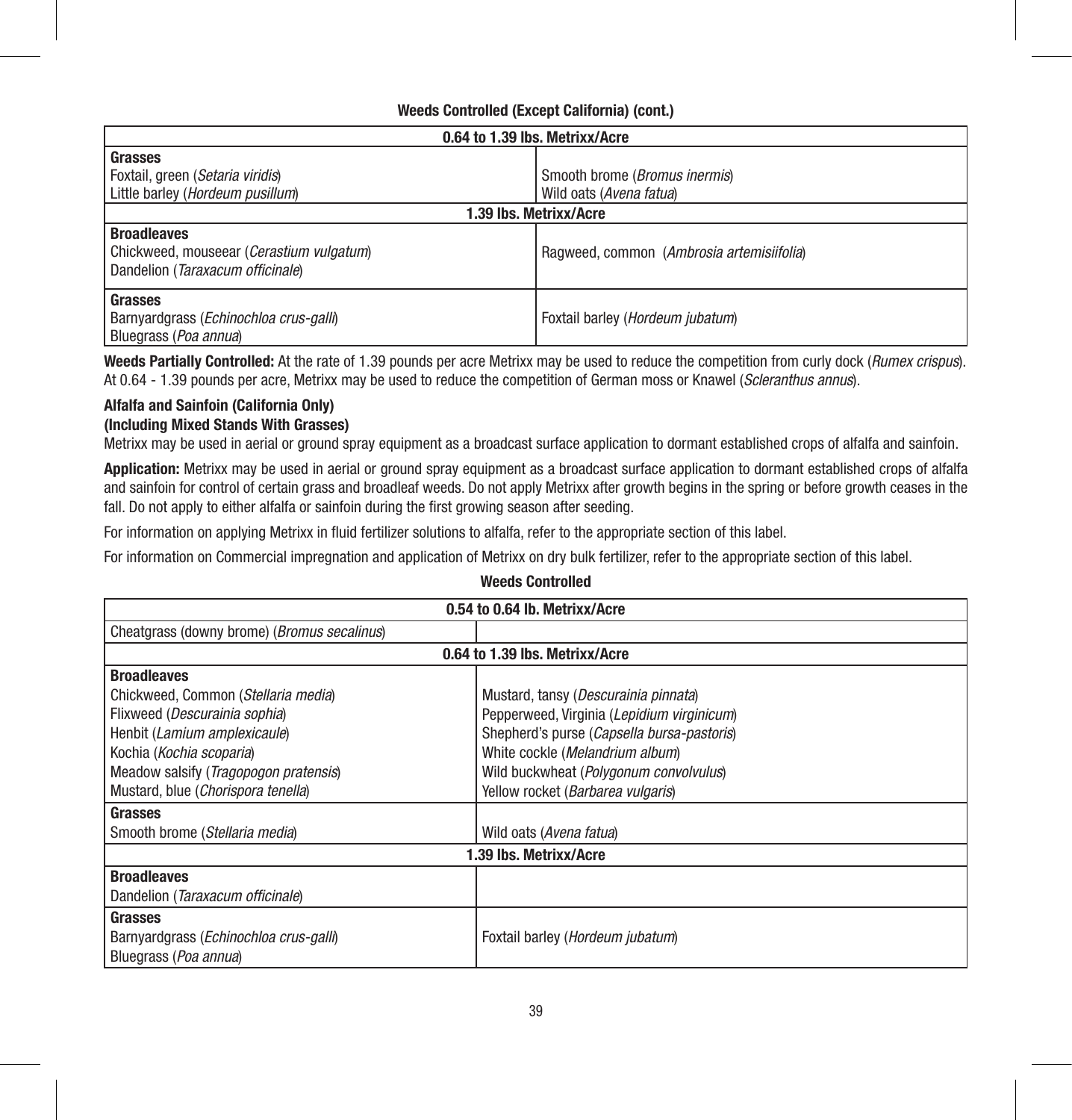**Weeds Controlled (Except California) (cont.)**

| 0.64 to 1.39 lbs. Metrixx/Acre | |
|---|---|
| **Grasses**<br>Foxtail, green (*Setaria viridis*)<br>Little barley (*Hordeum pusillum*) | Smooth brome (*Bromus inermis*)<br>Wild oats (*Avena fatua*) |
| **1.39 lbs. Metrixx/Acre** | |
| **Broadleaves**<br>Chickweed, mouseear (*Cerastium vulgatum*)<br>Dandelion (*Taraxacum officinale*) | Ragweed, common (*Ambrosia artemisiifolia*) |
| **Grasses**<br>Barnyardgrass (*Echinochloa crus-galli*)<br>Bluegrass (*Poa annua*) | Foxtail barley (*Hordeum jubatum*) |

**Weeds Partially Controlled:** At the rate of 1.39 pounds per acre Metrixx may be used to reduce the competition from curly dock (*Rumex crispus*). At 0.64 - 1.39 pounds per acre, Metrixx may be used to reduce the competition of German moss or Knawel (*Scleranthus annus*).

**Alfalfa and Sainfoin (California Only)**
**(Including Mixed Stands With Grasses)**

Metrixx may be used in aerial or ground spray equipment as a broadcast surface application to dormant established crops of alfalfa and sainfoin.

**Application:** Metrixx may be used in aerial or ground spray equipment as a broadcast surface application to dormant established crops of alfalfa and sainfoin for control of certain grass and broadleaf weeds. Do not apply Metrixx after growth begins in the spring or before growth ceases in the fall. Do not apply to either alfalfa or sainfoin during the first growing season after seeding.

For information on applying Metrixx in fluid fertilizer solutions to alfalfa, refer to the appropriate section of this label.

For information on Commercial impregnation and application of Metrixx on dry bulk fertilizer, refer to the appropriate section of this label.

**Weeds Controlled**

| 0.54 to 0.64 lb. Metrixx/Acre | |
|---|---|
| Cheatgrass (downy brome) (*Bromus secalinus*) | |
| **0.64 to 1.39 lbs. Metrixx/Acre** | |
| **Broadleaves**<br>Chickweed, Common (*Stellaria media*)<br>Flixweed (*Descurainia sophia*)<br>Henbit (*Lamium amplexicaule*)<br>Kochia (*Kochia scoparia*)<br>Meadow salsify (*Tragopogon pratensis*)<br>Mustard, blue (*Chorispora tenella*) | Mustard, tansy (*Descurainia pinnata*)<br>Pepperweed, Virginia (*Lepidium virginicum*)<br>Shepherd's purse (*Capsella bursa-pastoris*)<br>White cockle (*Melandrium album*)<br>Wild buckwheat (*Polygonum convolvulus*)<br>Yellow rocket (*Barbarea vulgaris*) |
| **Grasses**<br>Smooth brome (*Stellaria media*) | Wild oats (*Avena fatua*) |
| **1.39 lbs. Metrixx/Acre** | |
| **Broadleaves**<br>Dandelion (*Taraxacum officinale*) | |
| **Grasses**<br>Barnyardgrass (*Echinochloa crus-galli*)<br>Bluegrass (*Poa annua*) | Foxtail barley (*Hordeum jubatum*) |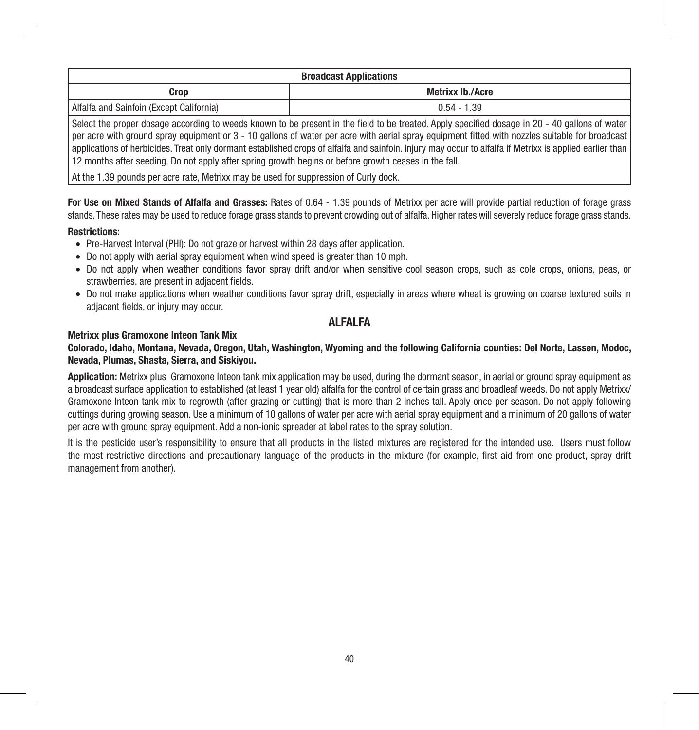| Broadcast Applications | |
|---|---|
| **Crop** | **Metrixx lb./Acre** |
| Alfalfa and Sainfoin (Except California) | 0.54 - 1.39 |
| Select the proper dosage according to weeds known to be present in the field to be treated. Apply specified dosage in 20 - 40 gallons of water per acre with ground spray equipment or 3 - 10 gallons of water per acre with aerial spray equipment fitted with nozzles suitable for broadcast applications of herbicides. Treat only dormant established crops of alfalfa and sainfoin. Injury may occur to alfalfa if Metrixx is applied earlier than 12 months after seeding. Do not apply after spring growth begins or before growth ceases in the fall. | |
| At the 1.39 pounds per acre rate, Metrixx may be used for suppression of Curly dock. | |

**For Use on Mixed Stands of Alfalfa and Grasses:** Rates of 0.64 - 1.39 pounds of Metrixx per acre will provide partial reduction of forage grass stands. These rates may be used to reduce forage grass stands to prevent crowding out of alfalfa. Higher rates will severely reduce forage grass stands.

**Restrictions:**

- Pre-Harvest Interval (PHI): Do not graze or harvest within 28 days after application.
- Do not apply with aerial spray equipment when wind speed is greater than 10 mph.
- Do not apply when weather conditions favor spray drift and/or when sensitive cool season crops, such as cole crops, onions, peas, or strawberries, are present in adjacent fields.
- Do not make applications when weather conditions favor spray drift, especially in areas where wheat is growing on coarse textured soils in adjacent fields, or injury may occur.

## ALFALFA

**Metrixx plus Gramoxone Inteon Tank Mix**

**Colorado, Idaho, Montana, Nevada, Oregon, Utah, Washington, Wyoming and the following California counties: Del Norte, Lassen, Modoc, Nevada, Plumas, Shasta, Sierra, and Siskiyou.**

**Application:** Metrixx plus Gramoxone Inteon tank mix application may be used, during the dormant season, in aerial or ground spray equipment as a broadcast surface application to established (at least 1 year old) alfalfa for the control of certain grass and broadleaf weeds. Do not apply Metrixx/Gramoxone Inteon tank mix to regrowth (after grazing or cutting) that is more than 2 inches tall. Apply once per season. Do not apply following cuttings during growing season. Use a minimum of 10 gallons of water per acre with aerial spray equipment and a minimum of 20 gallons of water per acre with ground spray equipment. Add a non-ionic spreader at label rates to the spray solution.

It is the pesticide user's responsibility to ensure that all products in the listed mixtures are registered for the intended use. Users must follow the most restrictive directions and precautionary language of the products in the mixture (for example, first aid from one product, spray drift management from another).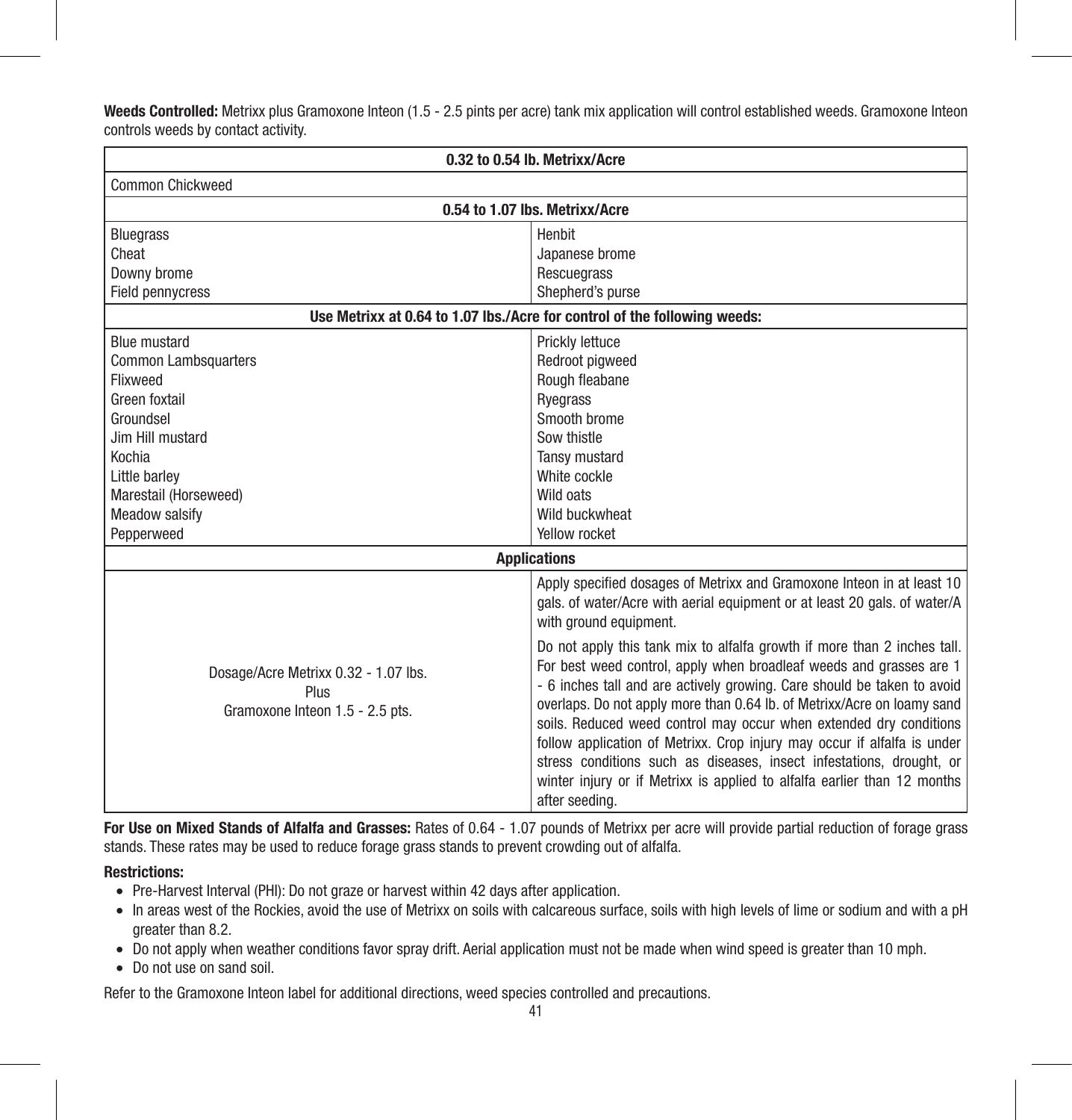**Weeds Controlled:** Metrixx plus Gramoxone Inteon (1.5 - 2.5 pints per acre) tank mix application will control established weeds. Gramoxone Inteon controls weeds by contact activity.

| **0.32 to 0.54 lb. Metrixx/Acre** | |
|---|---|
| Common Chickweed | |
| **0.54 to 1.07 lbs. Metrixx/Acre** | |
| Bluegrass<br>Cheat<br>Downy brome<br>Field pennycress | Henbit<br>Japanese brome<br>Rescuegrass<br>Shepherd's purse |
| **Use Metrixx at 0.64 to 1.07 lbs./Acre for control of the following weeds:** | |
| Blue mustard<br>Common Lambsquarters<br>Flixweed<br>Green foxtail<br>Groundsel<br>Jim Hill mustard<br>Kochia<br>Little barley<br>Marestail (Horseweed)<br>Meadow salsify<br>Pepperweed | Prickly lettuce<br>Redroot pigweed<br>Rough fleabane<br>Ryegrass<br>Smooth brome<br>Sow thistle<br>Tansy mustard<br>White cockle<br>Wild oats<br>Wild buckwheat<br>Yellow rocket |
| **Applications** | |
| Dosage/Acre Metrixx 0.32 - 1.07 lbs.<br>Plus<br>Gramoxone Inteon 1.5 - 2.5 pts. | Apply specified dosages of Metrixx and Gramoxone Inteon in at least 10 gals. of water/Acre with aerial equipment or at least 20 gals. of water/A with ground equipment.<br><br>Do not apply this tank mix to alfalfa growth if more than 2 inches tall. For best weed control, apply when broadleaf weeds and grasses are 1 - 6 inches tall and are actively growing. Care should be taken to avoid overlaps. Do not apply more than 0.64 lb. of Metrixx/Acre on loamy sand soils. Reduced weed control may occur when extended dry conditions follow application of Metrixx. Crop injury may occur if alfalfa is under stress conditions such as diseases, insect infestations, drought, or winter injury or if Metrixx is applied to alfalfa earlier than 12 months after seeding. |

**For Use on Mixed Stands of Alfalfa and Grasses:** Rates of 0.64 - 1.07 pounds of Metrixx per acre will provide partial reduction of forage grass stands. These rates may be used to reduce forage grass stands to prevent crowding out of alfalfa.

**Restrictions:**

- Pre-Harvest Interval (PHI): Do not graze or harvest within 42 days after application.
- In areas west of the Rockies, avoid the use of Metrixx on soils with calcareous surface, soils with high levels of lime or sodium and with a pH greater than 8.2.
- Do not apply when weather conditions favor spray drift. Aerial application must not be made when wind speed is greater than 10 mph.
- Do not use on sand soil.

Refer to the Gramoxone Inteon label for additional directions, weed species controlled and precautions.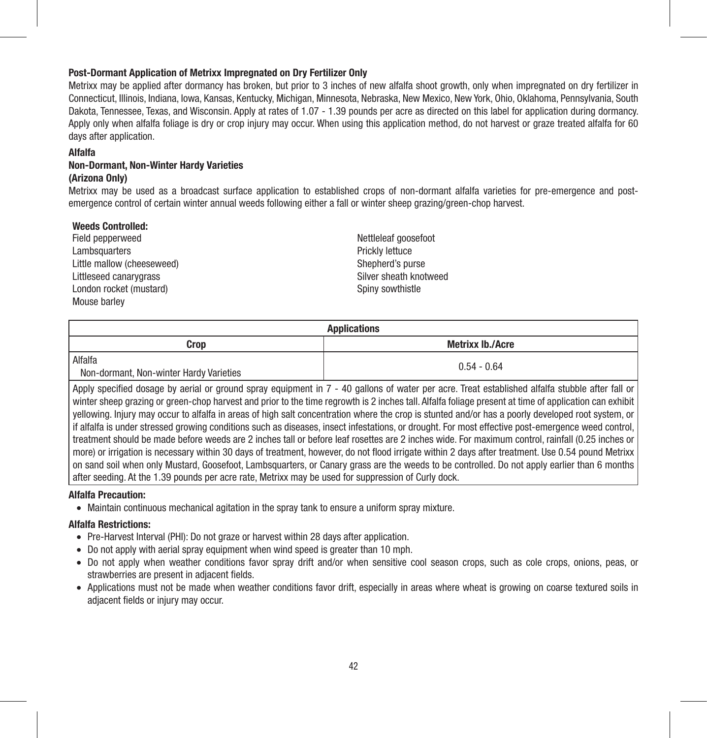**Post-Dormant Application of Metrixx Impregnated on Dry Fertilizer Only**

Metrixx may be applied after dormancy has broken, but prior to 3 inches of new alfalfa shoot growth, only when impregnated on dry fertilizer in Connecticut, Illinois, Indiana, Iowa, Kansas, Kentucky, Michigan, Minnesota, Nebraska, New Mexico, New York, Ohio, Oklahoma, Pennsylvania, South Dakota, Tennessee, Texas, and Wisconsin. Apply at rates of 1.07 - 1.39 pounds per acre as directed on this label for application during dormancy. Apply only when alfalfa foliage is dry or crop injury may occur. When using this application method, do not harvest or graze treated alfalfa for 60 days after application.

**Alfalfa**

**Non-Dormant, Non-Winter Hardy Varieties**

**(Arizona Only)**

Metrixx may be used as a broadcast surface application to established crops of non-dormant alfalfa varieties for pre-emergence and post-emergence control of certain winter annual weeds following either a fall or winter sheep grazing/green-chop harvest.

**Weeds Controlled:**

- Field pepperweed
- Lambsquarters
- Little mallow (cheeseweed)
- Littleseed canarygrass
- London rocket (mustard)
- Mouse barley
- Nettleleaf goosefoot
- Prickly lettuce
- Shepherd's purse
- Silver sheath knotweed
- Spiny sowthistle

| Applications | |
|---|---|
| **Crop** | **Metrixx lb./Acre** |
| Alfalfa<br>Non-dormant, Non-winter Hardy Varieties | 0.54 - 0.64 |
| Apply specified dosage by aerial or ground spray equipment in 7 - 40 gallons of water per acre. Treat established alfalfa stubble after fall or winter sheep grazing or green-chop harvest and prior to the time regrowth is 2 inches tall. Alfalfa foliage present at time of application can exhibit yellowing. Injury may occur to alfalfa in areas of high salt concentration where the crop is stunted and/or has a poorly developed root system, or if alfalfa is under stressed growing conditions such as diseases, insect infestations, or drought. For most effective post-emergence weed control, treatment should be made before weeds are 2 inches tall or before leaf rosettes are 2 inches wide. For maximum control, rainfall (0.25 inches or more) or irrigation is necessary within 30 days of treatment, however, do not flood irrigate within 2 days after treatment. Use 0.54 pound Metrixx on sand soil when only Mustard, Goosefoot, Lambsquarters, or Canary grass are the weeds to be controlled. Do not apply earlier than 6 months after seeding. At the 1.39 pounds per acre rate, Metrixx may be used for suppression of Curly dock. | |

**Alfalfa Precaution:**

- Maintain continuous mechanical agitation in the spray tank to ensure a uniform spray mixture.

**Alfalfa Restrictions:**

- Pre-Harvest Interval (PHI): Do not graze or harvest within 28 days after application.
- Do not apply with aerial spray equipment when wind speed is greater than 10 mph.
- Do not apply when weather conditions favor spray drift and/or when sensitive cool season crops, such as cole crops, onions, peas, or strawberries are present in adjacent fields.
- Applications must not be made when weather conditions favor drift, especially in areas where wheat is growing on coarse textured soils in adjacent fields or injury may occur.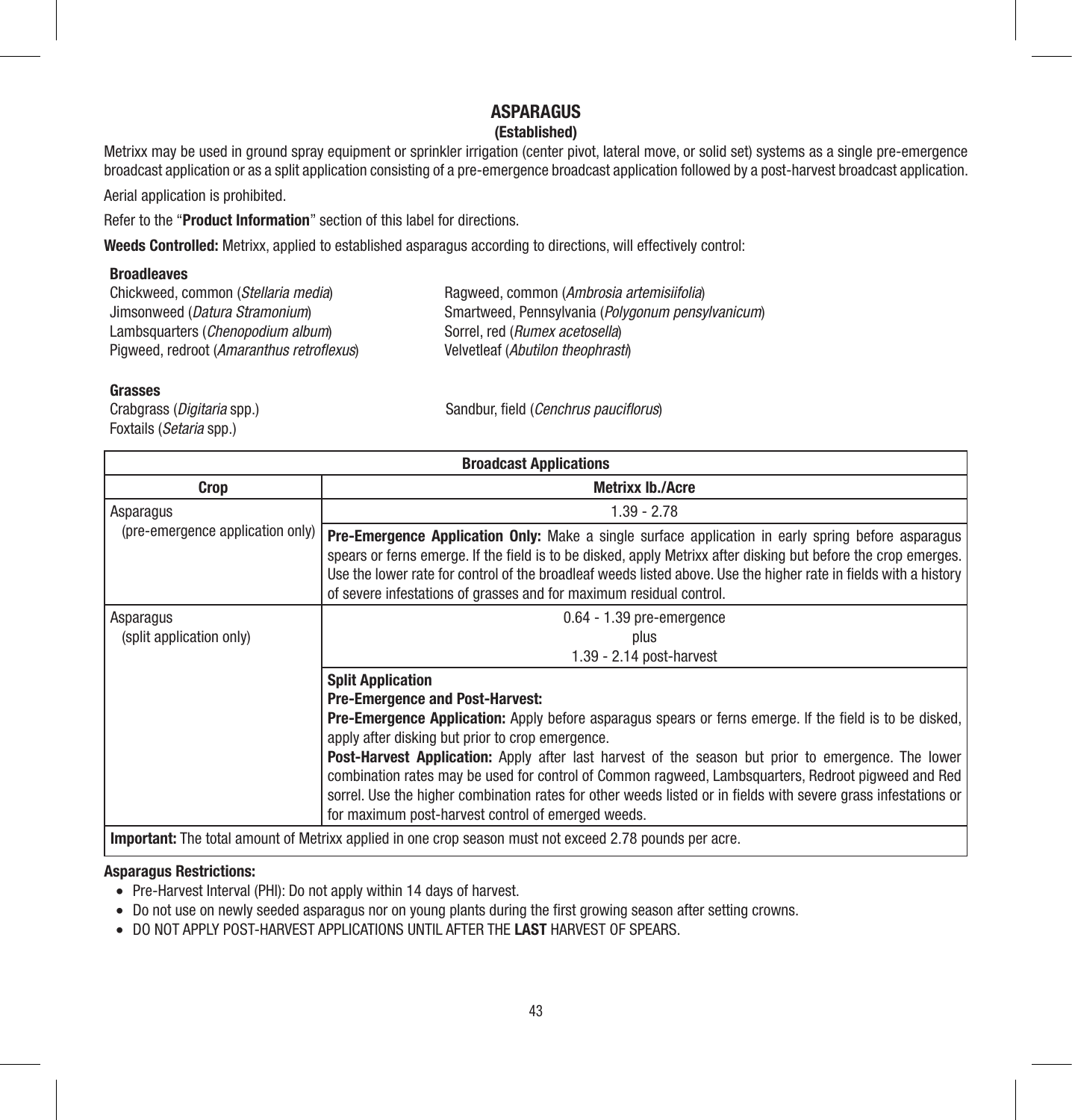## ASPARAGUS

### (Established)

Metrixx may be used in ground spray equipment or sprinkler irrigation (center pivot, lateral move, or solid set) systems as a single pre-emergence broadcast application or as a split application consisting of a pre-emergence broadcast application followed by a post-harvest broadcast application.

Aerial application is prohibited.

Refer to the "**Product Information**" section of this label for directions.

**Weeds Controlled:** Metrixx, applied to established asparagus according to directions, will effectively control:

**Broadleaves**

Chickweed, common (*Stellaria media*)
Jimsonweed (*Datura Stramonium*)
Lambsquarters (*Chenopodium album*)
Pigweed, redroot (*Amaranthus retroflexus*)
Ragweed, common (*Ambrosia artemisiifolia*)
Smartweed, Pennsylvania (*Polygonum pensylvanicum*)
Sorrel, red (*Rumex acetosella*)
Velvetleaf (*Abutilon theophrasti*)

**Grasses**

Crabgrass (*Digitaria* spp.)
Foxtails (*Setaria* spp.)
Sandbur, field (*Cenchrus pauciflorus*)

| **Broadcast Applications** | |
|---|---|
| **Crop** | **Metrixx lb./Acre** |
| Asparagus (pre-emergence application only) | 1.39 - 2.78 |
| | **Pre-Emergence Application Only:** Make a single surface application in early spring before asparagus spears or ferns emerge. If the field is to be disked, apply Metrixx after disking but before the crop emerges. Use the lower rate for control of the broadleaf weeds listed above. Use the higher rate in fields with a history of severe infestations of grasses and for maximum residual control. |
| Asparagus (split application only) | 0.64 - 1.39 pre-emergence plus 1.39 - 2.14 post-harvest |
| | **Split Application** **Pre-Emergence and Post-Harvest:** **Pre-Emergence Application:** Apply before asparagus spears or ferns emerge. If the field is to be disked, apply after disking but prior to crop emergence. **Post-Harvest Application:** Apply after last harvest of the season but prior to emergence. The lower combination rates may be used for control of Common ragweed, Lambsquarters, Redroot pigweed and Red sorrel. Use the higher combination rates for other weeds listed or in fields with severe grass infestations or for maximum post-harvest control of emerged weeds. |
| **Important:** The total amount of Metrixx applied in one crop season must not exceed 2.78 pounds per acre. | |

**Asparagus Restrictions:**

- Pre-Harvest Interval (PHI): Do not apply within 14 days of harvest.
- Do not use on newly seeded asparagus nor on young plants during the first growing season after setting crowns.
- DO NOT APPLY POST-HARVEST APPLICATIONS UNTIL AFTER THE **LAST** HARVEST OF SPEARS.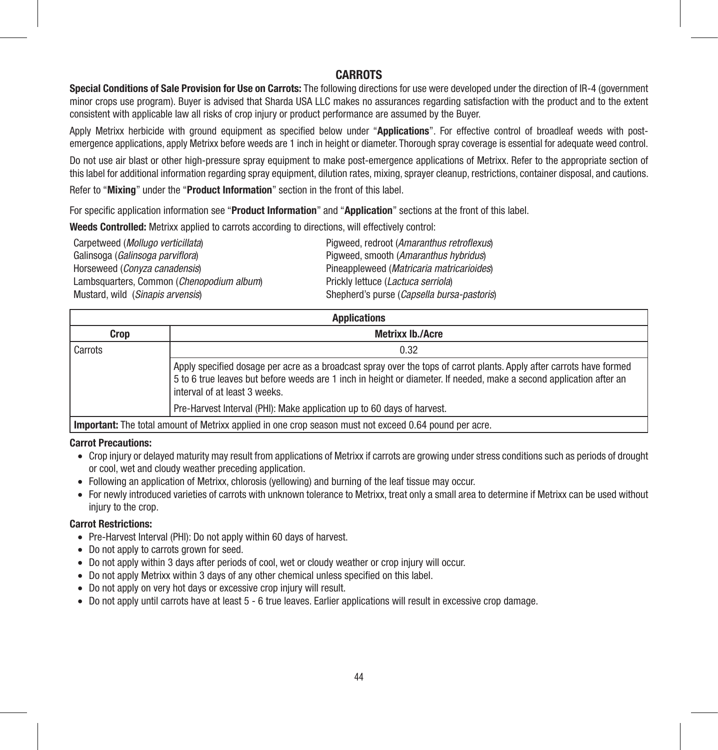## CARROTS

**Special Conditions of Sale Provision for Use on Carrots:** The following directions for use were developed under the direction of IR-4 (government minor crops use program). Buyer is advised that Sharda USA LLC makes no assurances regarding satisfaction with the product and to the extent consistent with applicable law all risks of crop injury or product performance are assumed by the Buyer.

Apply Metrixx herbicide with ground equipment as specified below under "**Applications**". For effective control of broadleaf weeds with post-emergence applications, apply Metrixx before weeds are 1 inch in height or diameter. Thorough spray coverage is essential for adequate weed control.

Do not use air blast or other high-pressure spray equipment to make post-emergence applications of Metrixx. Refer to the appropriate section of this label for additional information regarding spray equipment, dilution rates, mixing, sprayer cleanup, restrictions, container disposal, and cautions.

Refer to "**Mixing**" under the "**Product Information**" section in the front of this label.

For specific application information see "**Product Information**" and "**Application**" sections at the front of this label.

**Weeds Controlled:** Metrixx applied to carrots according to directions, will effectively control:

Carpetweed (*Mollugo verticillata*)
Galinsoga (*Galinsoga parviflora*)
Horseweed (*Conyza canadensis*)
Lambsquarters, Common (*Chenopodium album*)
Mustard, wild (*Sinapis arvensis*)
Pigweed, redroot (*Amaranthus retroflexus*)
Pigweed, smooth (*Amaranthus hybridus*)
Pineappleweed (*Matricaria matricarioides*)
Prickly lettuce (*Lactuca serriola*)
Shepherd's purse (*Capsella bursa-pastoris*)

| **Applications** | |
|---|---|
| **Crop** | **Metrixx lb./Acre** |
| Carrots | 0.32 |
| | Apply specified dosage per acre as a broadcast spray over the tops of carrot plants. Apply after carrots have formed 5 to 6 true leaves but before weeds are 1 inch in height or diameter. If needed, make a second application after an interval of at least 3 weeks. |
| | Pre-Harvest Interval (PHI): Make application up to 60 days of harvest. |
| **Important:** The total amount of Metrixx applied in one crop season must not exceed 0.64 pound per acre. | |

**Carrot Precautions:**

- Crop injury or delayed maturity may result from applications of Metrixx if carrots are growing under stress conditions such as periods of drought or cool, wet and cloudy weather preceding application.
- Following an application of Metrixx, chlorosis (yellowing) and burning of the leaf tissue may occur.
- For newly introduced varieties of carrots with unknown tolerance to Metrixx, treat only a small area to determine if Metrixx can be used without injury to the crop.

**Carrot Restrictions:**

- Pre-Harvest Interval (PHI): Do not apply within 60 days of harvest.
- Do not apply to carrots grown for seed.
- Do not apply within 3 days after periods of cool, wet or cloudy weather or crop injury will occur.
- Do not apply Metrixx within 3 days of any other chemical unless specified on this label.
- Do not apply on very hot days or excessive crop injury will result.
- Do not apply until carrots have at least 5 - 6 true leaves. Earlier applications will result in excessive crop damage.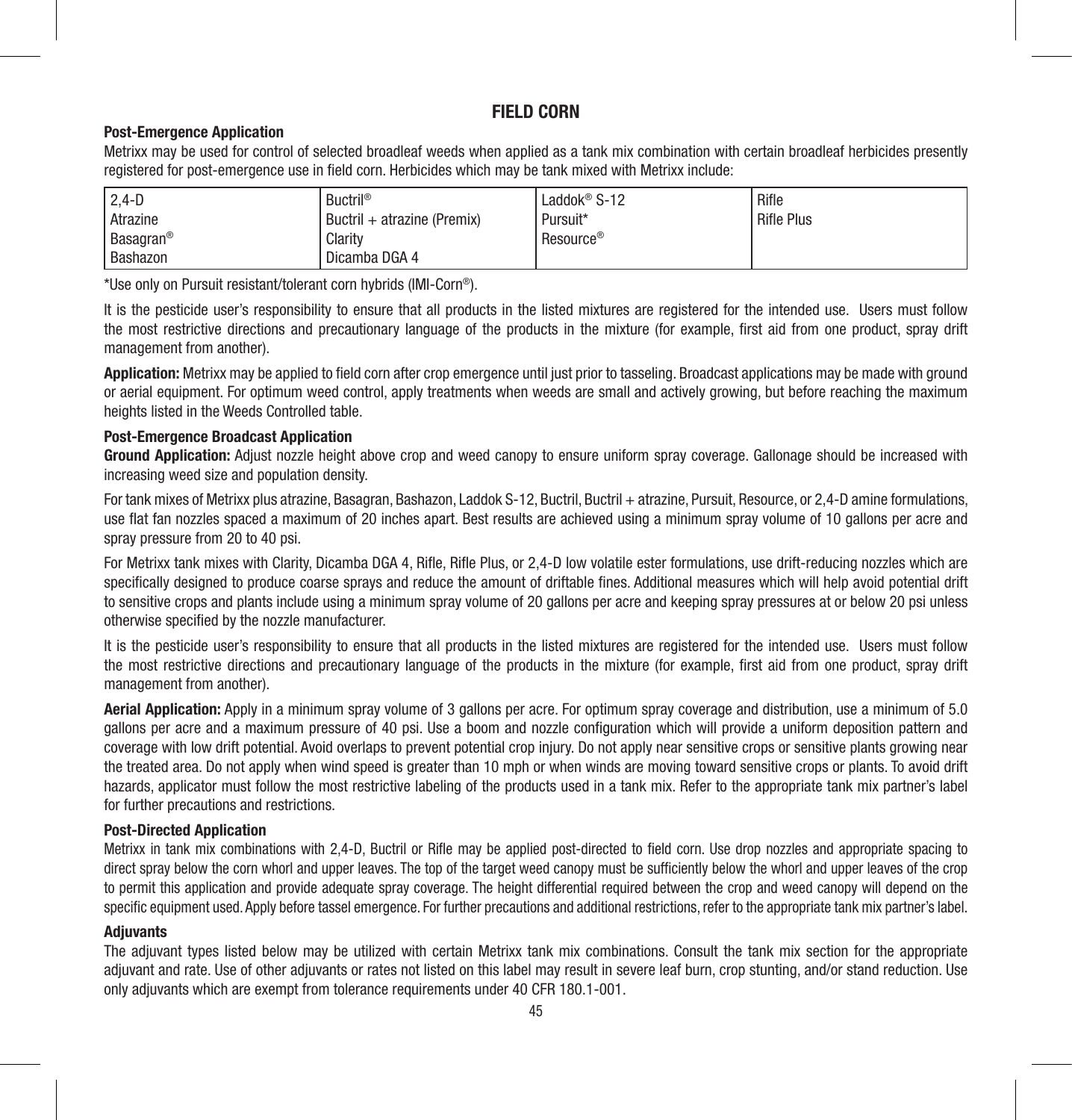## FIELD CORN

### Post-Emergence Application

Metrixx may be used for control of selected broadleaf weeds when applied as a tank mix combination with certain broadleaf herbicides presently registered for post-emergence use in field corn. Herbicides which may be tank mixed with Metrixx include:

| | | | |
|---|---|---|---|
| 2,4-D | Buctril® | Laddok® S-12 | Rifle |
| Atrazine | Buctril + atrazine (Premix) | Pursuit* | Rifle Plus |
| Basagran® | Clarity | Resource® | |
| Bashazon | Dicamba DGA 4 | | |

*Use only on Pursuit resistant/tolerant corn hybrids (IMI-Corn®).

It is the pesticide user's responsibility to ensure that all products in the listed mixtures are registered for the intended use. Users must follow the most restrictive directions and precautionary language of the products in the mixture (for example, first aid from one product, spray drift management from another).

**Application:** Metrixx may be applied to field corn after crop emergence until just prior to tasseling. Broadcast applications may be made with ground or aerial equipment. For optimum weed control, apply treatments when weeds are small and actively growing, but before reaching the maximum heights listed in the Weeds Controlled table.

### Post-Emergence Broadcast Application

**Ground Application:** Adjust nozzle height above crop and weed canopy to ensure uniform spray coverage. Gallonage should be increased with increasing weed size and population density.

For tank mixes of Metrixx plus atrazine, Basagran, Bashazon, Laddok S-12, Buctril, Buctril + atrazine, Pursuit, Resource, or 2,4-D amine formulations, use flat fan nozzles spaced a maximum of 20 inches apart. Best results are achieved using a minimum spray volume of 10 gallons per acre and spray pressure from 20 to 40 psi.

For Metrixx tank mixes with Clarity, Dicamba DGA 4, Rifle, Rifle Plus, or 2,4-D low volatile ester formulations, use drift-reducing nozzles which are specifically designed to produce coarse sprays and reduce the amount of driftable fines. Additional measures which will help avoid potential drift to sensitive crops and plants include using a minimum spray volume of 20 gallons per acre and keeping spray pressures at or below 20 psi unless otherwise specified by the nozzle manufacturer.

It is the pesticide user's responsibility to ensure that all products in the listed mixtures are registered for the intended use. Users must follow the most restrictive directions and precautionary language of the products in the mixture (for example, first aid from one product, spray drift management from another).

**Aerial Application:** Apply in a minimum spray volume of 3 gallons per acre. For optimum spray coverage and distribution, use a minimum of 5.0 gallons per acre and a maximum pressure of 40 psi. Use a boom and nozzle configuration which will provide a uniform deposition pattern and coverage with low drift potential. Avoid overlaps to prevent potential crop injury. Do not apply near sensitive crops or sensitive plants growing near the treated area. Do not apply when wind speed is greater than 10 mph or when winds are moving toward sensitive crops or plants. To avoid drift hazards, applicator must follow the most restrictive labeling of the products used in a tank mix. Refer to the appropriate tank mix partner's label for further precautions and restrictions.

### Post-Directed Application

Metrixx in tank mix combinations with 2,4-D, Buctril or Rifle may be applied post-directed to field corn. Use drop nozzles and appropriate spacing to direct spray below the corn whorl and upper leaves. The top of the target weed canopy must be sufficiently below the whorl and upper leaves of the crop to permit this application and provide adequate spray coverage. The height differential required between the crop and weed canopy will depend on the specific equipment used. Apply before tassel emergence. For further precautions and additional restrictions, refer to the appropriate tank mix partner's label.

### Adjuvants

The adjuvant types listed below may be utilized with certain Metrixx tank mix combinations. Consult the tank mix section for the appropriate adjuvant and rate. Use of other adjuvants or rates not listed on this label may result in severe leaf burn, crop stunting, and/or stand reduction. Use only adjuvants which are exempt from tolerance requirements under 40 CFR 180.1-001.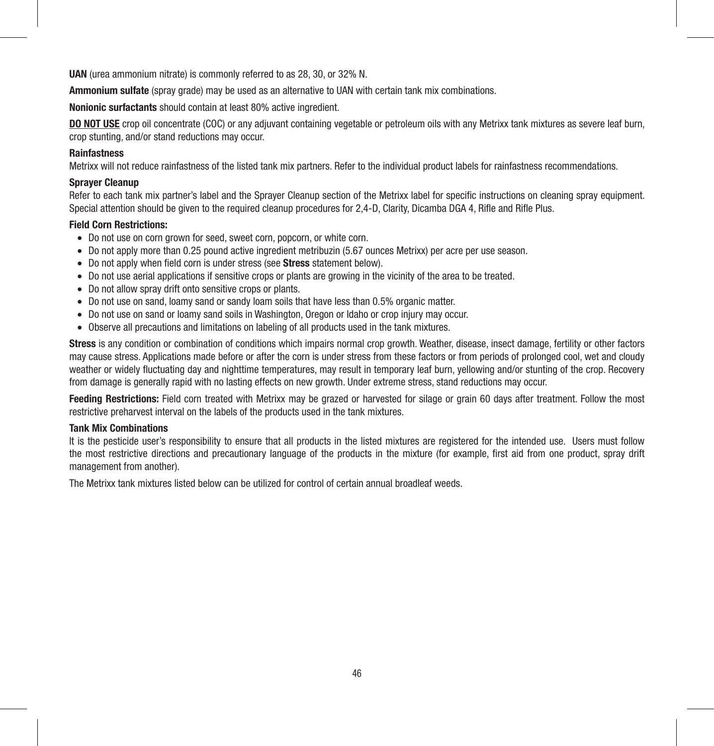**UAN** (urea ammonium nitrate) is commonly referred to as 28, 30, or 32% N.

**Ammonium sulfate** (spray grade) may be used as an alternative to UAN with certain tank mix combinations.

**Nonionic surfactants** should contain at least 80% active ingredient.

**DO NOT USE** crop oil concentrate (COC) or any adjuvant containing vegetable or petroleum oils with any Metrixx tank mixtures as severe leaf burn, crop stunting, and/or stand reductions may occur.

**Rainfastness**

Metrixx will not reduce rainfastness of the listed tank mix partners. Refer to the individual product labels for rainfastness recommendations.

**Sprayer Cleanup**

Refer to each tank mix partner's label and the Sprayer Cleanup section of the Metrixx label for specific instructions on cleaning spray equipment. Special attention should be given to the required cleanup procedures for 2,4-D, Clarity, Dicamba DGA 4, Rifle and Rifle Plus.

**Field Corn Restrictions:**

- Do not use on corn grown for seed, sweet corn, popcorn, or white corn.
- Do not apply more than 0.25 pound active ingredient metribuzin (5.67 ounces Metrixx) per acre per use season.
- Do not apply when field corn is under stress (see **Stress** statement below).
- Do not use aerial applications if sensitive crops or plants are growing in the vicinity of the area to be treated.
- Do not allow spray drift onto sensitive crops or plants.
- Do not use on sand, loamy sand or sandy loam soils that have less than 0.5% organic matter.
- Do not use on sand or loamy sand soils in Washington, Oregon or Idaho or crop injury may occur.
- Observe all precautions and limitations on labeling of all products used in the tank mixtures.

**Stress** is any condition or combination of conditions which impairs normal crop growth. Weather, disease, insect damage, fertility or other factors may cause stress. Applications made before or after the corn is under stress from these factors or from periods of prolonged cool, wet and cloudy weather or widely fluctuating day and nighttime temperatures, may result in temporary leaf burn, yellowing and/or stunting of the crop. Recovery from damage is generally rapid with no lasting effects on new growth. Under extreme stress, stand reductions may occur.

**Feeding Restrictions:** Field corn treated with Metrixx may be grazed or harvested for silage or grain 60 days after treatment. Follow the most restrictive preharvest interval on the labels of the products used in the tank mixtures.

**Tank Mix Combinations**

It is the pesticide user's responsibility to ensure that all products in the listed mixtures are registered for the intended use. Users must follow the most restrictive directions and precautionary language of the products in the mixture (for example, first aid from one product, spray drift management from another).

The Metrixx tank mixtures listed below can be utilized for control of certain annual broadleaf weeds.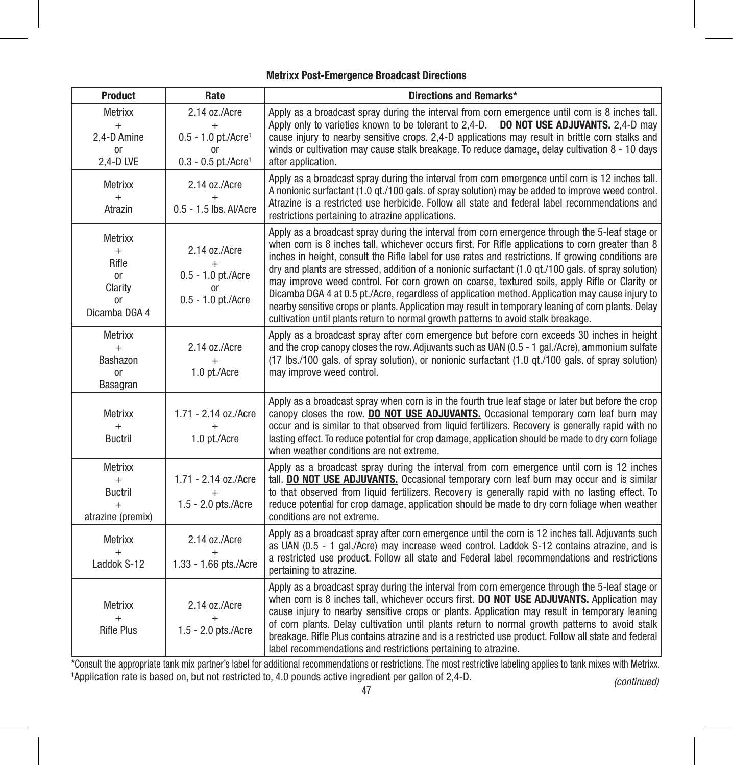**Metrixx Post-Emergence Broadcast Directions**

| Product | Rate | Directions and Remarks* |
|---|---|---|
| Metrixx + 2,4-D Amine or 2,4-D LVE | 2.14 oz./Acre + 0.5 - 1.0 pt./Acre[1] or 0.3 - 0.5 pt./Acre[1] | Apply as a broadcast spray during the interval from corn emergence until corn is 8 inches tall. Apply only to varieties known to be tolerant to 2,4-D. **DO NOT USE ADJUVANTS.** 2,4-D may cause injury to nearby sensitive crops. 2,4-D applications may result in brittle corn stalks and winds or cultivation may cause stalk breakage. To reduce damage, delay cultivation 8 - 10 days after application. |
| Metrixx + Atrazin | 2.14 oz./Acre + 0.5 - 1.5 lbs. AI/Acre | Apply as a broadcast spray during the interval from corn emergence until corn is 12 inches tall. A nonionic surfactant (1.0 qt./100 gals. of spray solution) may be added to improve weed control. Atrazine is a restricted use herbicide. Follow all state and federal label recommendations and restrictions pertaining to atrazine applications. |
| Metrixx + Rifle or Clarity or Dicamba DGA 4 | 2.14 oz./Acre + 0.5 - 1.0 pt./Acre or 0.5 - 1.0 pt./Acre | Apply as a broadcast spray during the interval from corn emergence through the 5-leaf stage or when corn is 8 inches tall, whichever occurs first. For Rifle applications to corn greater than 8 inches in height, consult the Rifle label for use rates and restrictions. If growing conditions are dry and plants are stressed, addition of a nonionic surfactant (1.0 qt./100 gals. of spray solution) may improve weed control. For corn grown on coarse, textured soils, apply Rifle or Clarity or Dicamba DGA 4 at 0.5 pt./Acre, regardless of application method. Application may cause injury to nearby sensitive crops or plants. Application may result in temporary leaning of corn plants. Delay cultivation until plants return to normal growth patterns to avoid stalk breakage. |
| Metrixx + Bashazon or Basagran | 2.14 oz./Acre + 1.0 pt./Acre | Apply as a broadcast spray after corn emergence but before corn exceeds 30 inches in height and the crop canopy closes the row. Adjuvants such as UAN (0.5 - 1 gal./Acre), ammonium sulfate (17 lbs./100 gals. of spray solution), or nonionic surfactant (1.0 qt./100 gals. of spray solution) may improve weed control. |
| Metrixx + Buctril | 1.71 - 2.14 oz./Acre + 1.0 pt./Acre | Apply as a broadcast spray when corn is in the fourth true leaf stage or later but before the crop canopy closes the row. **DO NOT USE ADJUVANTS.** Occasional temporary corn leaf burn may occur and is similar to that observed from liquid fertilizers. Recovery is generally rapid with no lasting effect. To reduce potential for crop damage, application should be made to dry corn foliage when weather conditions are not extreme. |
| Metrixx + Buctril + atrazine (premix) | 1.71 - 2.14 oz./Acre + 1.5 - 2.0 pts./Acre | Apply as a broadcast spray during the interval from corn emergence until corn is 12 inches tall. **DO NOT USE ADJUVANTS.** Occasional temporary corn leaf burn may occur and is similar to that observed from liquid fertilizers. Recovery is generally rapid with no lasting effect. To reduce potential for crop damage, application should be made to dry corn foliage when weather conditions are not extreme. |
| Metrixx + Laddok S-12 | 2.14 oz./Acre + 1.33 - 1.66 pts./Acre | Apply as a broadcast spray after corn emergence until the corn is 12 inches tall. Adjuvants such as UAN (0.5 - 1 gal./Acre) may increase weed control. Laddok S-12 contains atrazine, and is a restricted use product. Follow all state and Federal label recommendations and restrictions pertaining to atrazine. |
| Metrixx + Rifle Plus | 2.14 oz./Acre + 1.5 - 2.0 pts./Acre | Apply as a broadcast spray during the interval from corn emergence through the 5-leaf stage or when corn is 8 inches tall, whichever occurs first. **DO NOT USE ADJUVANTS.** Application may cause injury to nearby sensitive crops or plants. Application may result in temporary leaning of corn plants. Delay cultivation until plants return to normal growth patterns to avoid stalk breakage. Rifle Plus contains atrazine and is a restricted use product. Follow all state and federal label recommendations and restrictions pertaining to atrazine. |

*Consult the appropriate tank mix partner's label for additional recommendations or restrictions. The most restrictive labeling applies to tank mixes with Metrixx.

[1]Application rate is based on, but not restricted to, 4.0 pounds active ingredient per gallon of 2,4-D.

*(continued)*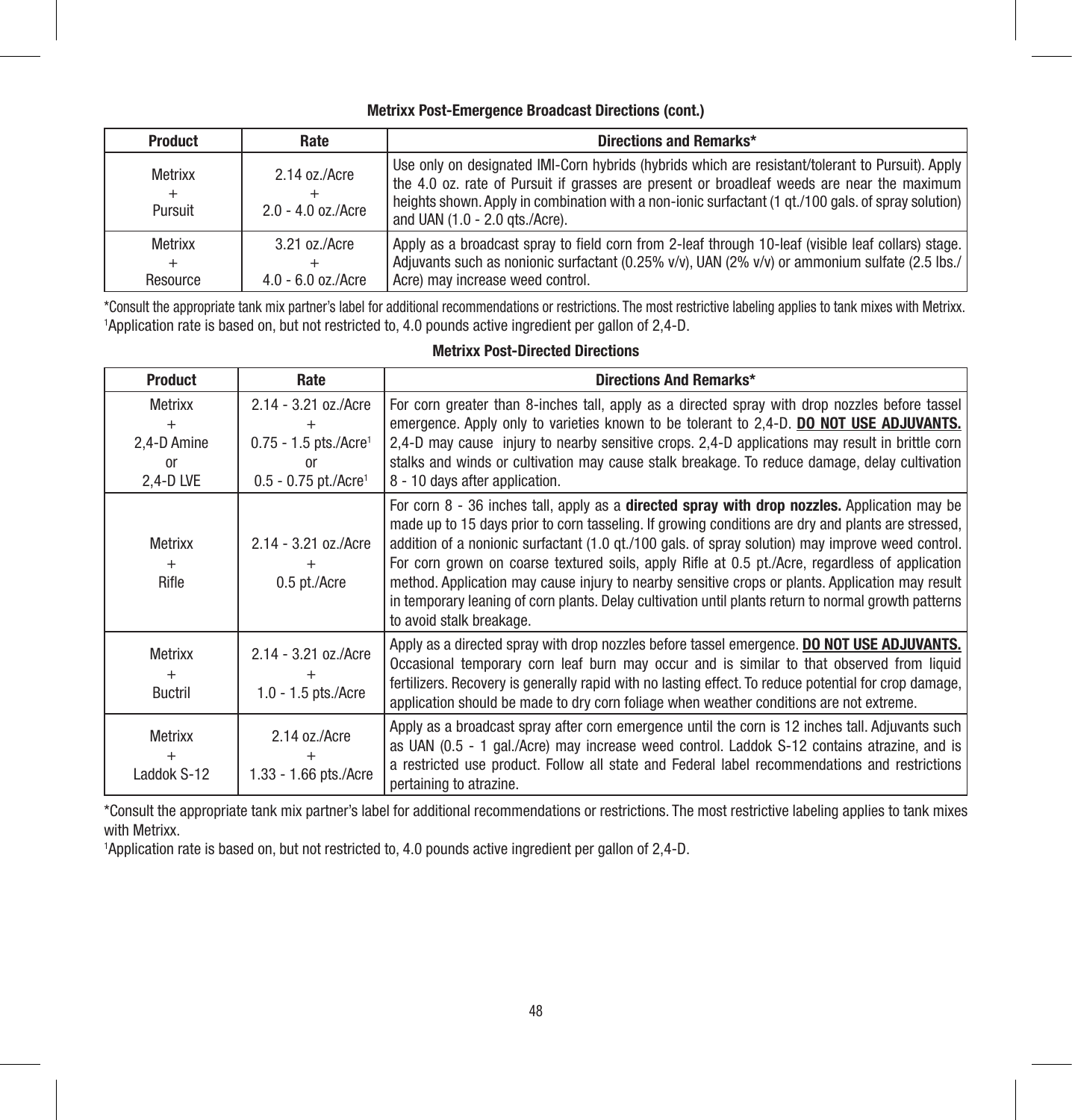### Metrixx Post-Emergence Broadcast Directions (cont.)

| Product | Rate | Directions and Remarks* |
|---|---|---|
| Metrixx + Pursuit | 2.14 oz./Acre + 2.0 - 4.0 oz./Acre | Use only on designated IMI-Corn hybrids (hybrids which are resistant/tolerant to Pursuit). Apply the 4.0 oz. rate of Pursuit if grasses are present or broadleaf weeds are near the maximum heights shown. Apply in combination with a non-ionic surfactant (1 qt./100 gals. of spray solution) and UAN (1.0 - 2.0 qts./Acre). |
| Metrixx + Resource | 3.21 oz./Acre + 4.0 - 6.0 oz./Acre | Apply as a broadcast spray to field corn from 2-leaf through 10-leaf (visible leaf collars) stage. Adjuvants such as nonionic surfactant (0.25% v/v), UAN (2% v/v) or ammonium sulfate (2.5 lbs./Acre) may increase weed control. |

*Consult the appropriate tank mix partner's label for additional recommendations or restrictions. The most restrictive labeling applies to tank mixes with Metrixx.
[1]Application rate is based on, but not restricted to, 4.0 pounds active ingredient per gallon of 2,4-D.

### Metrixx Post-Directed Directions

| Product | Rate | Directions And Remarks* |
|---|---|---|
| Metrixx + 2,4-D Amine or 2,4-D LVE | 2.14 - 3.21 oz./Acre + 0.75 - 1.5 pts./Acre[1] or 0.5 - 0.75 pt./Acre[1] | For corn greater than 8-inches tall, apply as a directed spray with drop nozzles before tassel emergence. Apply only to varieties known to be tolerant to 2,4-D. **DO NOT USE ADJUVANTS.** 2,4-D may cause injury to nearby sensitive crops. 2,4-D applications may result in brittle corn stalks and winds or cultivation may cause stalk breakage. To reduce damage, delay cultivation 8 - 10 days after application. |
| Metrixx + Rifle | 2.14 - 3.21 oz./Acre + 0.5 pt./Acre | For corn 8 - 36 inches tall, apply as a **directed spray with drop nozzles.** Application may be made up to 15 days prior to corn tasseling. If growing conditions are dry and plants are stressed, addition of a nonionic surfactant (1.0 qt./100 gals. of spray solution) may improve weed control. For corn grown on coarse textured soils, apply Rifle at 0.5 pt./Acre, regardless of application method. Application may cause injury to nearby sensitive crops or plants. Application may result in temporary leaning of corn plants. Delay cultivation until plants return to normal growth patterns to avoid stalk breakage. |
| Metrixx + Buctril | 2.14 - 3.21 oz./Acre + 1.0 - 1.5 pts./Acre | Apply as a directed spray with drop nozzles before tassel emergence. **DO NOT USE ADJUVANTS.** Occasional temporary corn leaf burn may occur and is similar to that observed from liquid fertilizers. Recovery is generally rapid with no lasting effect. To reduce potential for crop damage, application should be made to dry corn foliage when weather conditions are not extreme. |
| Metrixx + Laddok S-12 | 2.14 oz./Acre + 1.33 - 1.66 pts./Acre | Apply as a broadcast spray after corn emergence until the corn is 12 inches tall. Adjuvants such as UAN (0.5 - 1 gal./Acre) may increase weed control. Laddok S-12 contains atrazine, and is a restricted use product. Follow all state and Federal label recommendations and restrictions pertaining to atrazine. |

*Consult the appropriate tank mix partner's label for additional recommendations or restrictions. The most restrictive labeling applies to tank mixes with Metrixx.

[1]Application rate is based on, but not restricted to, 4.0 pounds active ingredient per gallon of 2,4-D.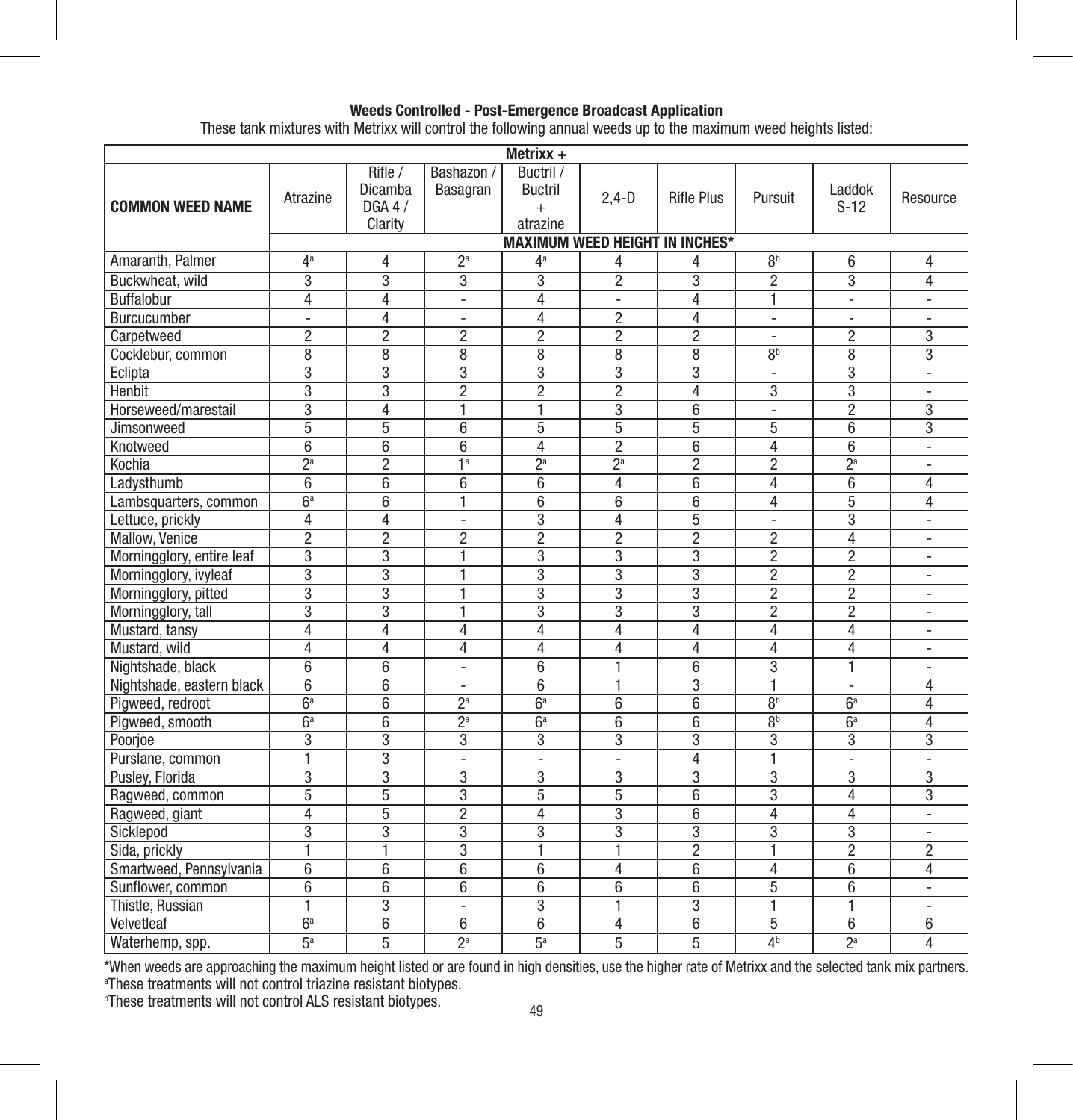**Weeds Controlled - Post-Emergence Broadcast Application**

These tank mixtures with Metrixx will control the following annual weeds up to the maximum weed heights listed:

| COMMON WEED NAME | Metrixx + | | | | | | | | |
|---|---|---|---|---|---|---|---|---|---|
| | Atrazine | Rifle / Dicamba DGA 4 / Clarity | Bashazon / Basagran | Buctril / Buctril + atrazine | 2,4-D | Rifle Plus | Pursuit | Laddok S-12 | Resource |
| | MAXIMUM WEED HEIGHT IN INCHES* | | | | | | | | |
| Amaranth, Palmer | 4[a] | 4 | 2[a] | 4[a] | 4 | 4 | 8[b] | 6 | 4 |
| Buckwheat, wild | 3 | 3 | 3 | 3 | 2 | 3 | 2 | 3 | 4 |
| Buffalobur | 4 | 4 | - | 4 | - | 4 | 1 | - | - |
| Burcucumber | - | 4 | - | 4 | 2 | 4 | - | - | - |
| Carpetweed | 2 | 2 | 2 | 2 | 2 | 2 | - | 2 | 3 |
| Cocklebur, common | 8 | 8 | 8 | 8 | 8 | 8 | 8[b] | 8 | 3 |
| Eclipta | 3 | 3 | 3 | 3 | 3 | 3 | - | 3 | - |
| Henbit | 3 | 3 | 2 | 2 | 2 | 4 | 3 | 3 | - |
| Horseweed/marestail | 3 | 4 | 1 | 1 | 3 | 6 | - | 2 | 3 |
| Jimsonweed | 5 | 5 | 6 | 5 | 5 | 5 | 5 | 6 | 3 |
| Knotweed | 6 | 6 | 6 | 4 | 2 | 6 | 4 | 6 | - |
| Kochia | 2[a] | 2 | 1[a] | 2[a] | 2[a] | 2 | 2 | 2[a] | - |
| Ladysthumb | 6 | 6 | 6 | 6 | 4 | 6 | 4 | 6 | 4 |
| Lambsquarters, common | 6[a] | 6 | 1 | 6 | 6 | 6 | 4 | 5 | 4 |
| Lettuce, prickly | 4 | 4 | - | 3 | 4 | 5 | - | 3 | - |
| Mallow, Venice | 2 | 2 | 2 | 2 | 2 | 2 | 2 | 4 | - |
| Morningglory, entire leaf | 3 | 3 | 1 | 3 | 3 | 3 | 2 | 2 | - |
| Morningglory, ivyleaf | 3 | 3 | 1 | 3 | 3 | 3 | 2 | 2 | - |
| Morningglory, pitted | 3 | 3 | 1 | 3 | 3 | 3 | 2 | 2 | - |
| Morningglory, tall | 3 | 3 | 1 | 3 | 3 | 3 | 2 | 2 | - |
| Mustard, tansy | 4 | 4 | 4 | 4 | 4 | 4 | 4 | 4 | - |
| Mustard, wild | 4 | 4 | 4 | 4 | 4 | 4 | 4 | 4 | - |
| Nightshade, black | 6 | 6 | - | 6 | 1 | 6 | 3 | 1 | - |
| Nightshade, eastern black | 6 | 6 | - | 6 | 1 | 3 | 1 | - | 4 |
| Pigweed, redroot | 6[a] | 6 | 2[a] | 6[a] | 6 | 6 | 8[b] | 6[a] | 4 |
| Pigweed, smooth | 6[a] | 6 | 2[a] | 6[a] | 6 | 6 | 8[b] | 6[a] | 4 |
| Poorjoe | 3 | 3 | 3 | 3 | 3 | 3 | 3 | 3 | 3 |
| Purslane, common | 1 | 3 | - | - | - | 4 | 1 | - | - |
| Pusley, Florida | 3 | 3 | 3 | 3 | 3 | 3 | 3 | 3 | 3 |
| Ragweed, common | 5 | 5 | 3 | 5 | 5 | 6 | 3 | 4 | 3 |
| Ragweed, giant | 4 | 5 | 2 | 4 | 3 | 6 | 4 | 4 | - |
| Sicklepod | 3 | 3 | 3 | 3 | 3 | 3 | 3 | 3 | - |
| Sida, prickly | 1 | 1 | 3 | 1 | 1 | 2 | 1 | 2 | 2 |
| Smartweed, Pennsylvania | 6 | 6 | 6 | 6 | 4 | 6 | 4 | 6 | 4 |
| Sunflower, common | 6 | 6 | 6 | 6 | 6 | 6 | 5 | 6 | - |
| Thistle, Russian | 1 | 3 | - | 3 | 1 | 3 | 1 | 1 | - |
| Velvetleaf | 6[a] | 6 | 6 | 6 | 4 | 6 | 5 | 6 | 6 |
| Waterhemp, spp. | 5[a] | 5 | 2[a] | 5[a] | 5 | 5 | 4[b] | 2[a] | 4 |

*When weeds are approaching the maximum height listed or are found in high densities, use the higher rate of Metrixx and the selected tank mix partners.

[a]These treatments will not control triazine resistant biotypes.

[b]These treatments will not control ALS resistant biotypes.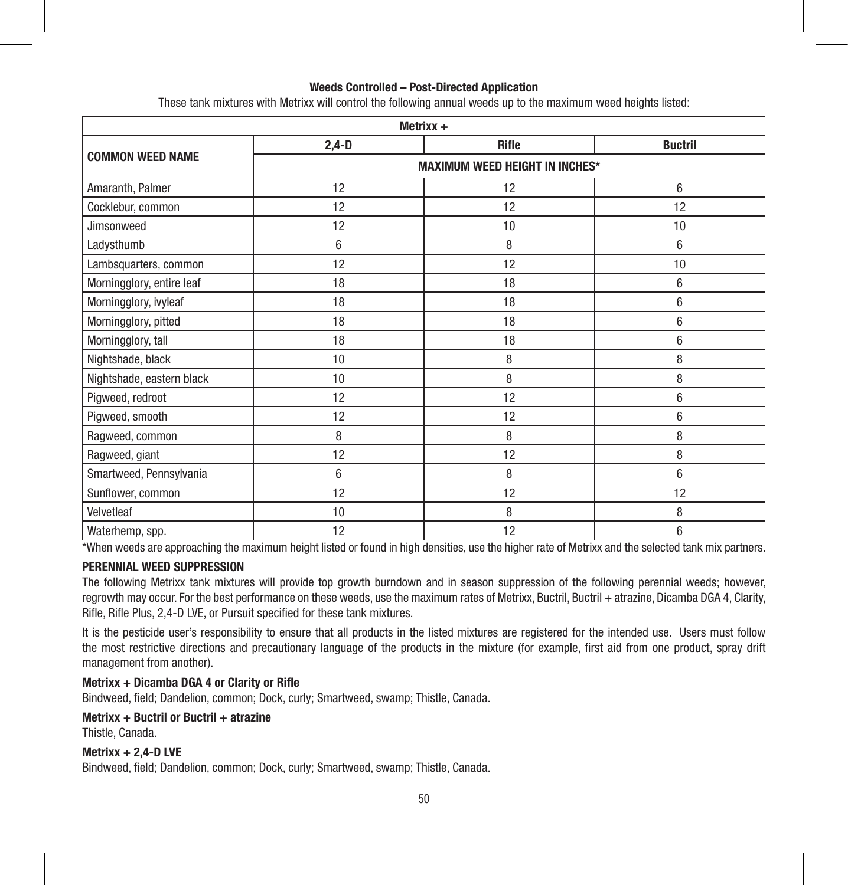### Weeds Controlled – Post-Directed Application

These tank mixtures with Metrixx will control the following annual weeds up to the maximum weed heights listed:

| COMMON WEED NAME | Metrixx + | | |
|---|---|---|---|
| | 2,4-D | Rifle | Buctril |
| | MAXIMUM WEED HEIGHT IN INCHES* | | |
| Amaranth, Palmer | 12 | 12 | 6 |
| Cocklebur, common | 12 | 12 | 12 |
| Jimsonweed | 12 | 10 | 10 |
| Ladysthumb | 6 | 8 | 6 |
| Lambsquarters, common | 12 | 12 | 10 |
| Morningglory, entire leaf | 18 | 18 | 6 |
| Morningglory, ivyleaf | 18 | 18 | 6 |
| Morningglory, pitted | 18 | 18 | 6 |
| Morningglory, tall | 18 | 18 | 6 |
| Nightshade, black | 10 | 8 | 8 |
| Nightshade, eastern black | 10 | 8 | 8 |
| Pigweed, redroot | 12 | 12 | 6 |
| Pigweed, smooth | 12 | 12 | 6 |
| Ragweed, common | 8 | 8 | 8 |
| Ragweed, giant | 12 | 12 | 8 |
| Smartweed, Pennsylvania | 6 | 8 | 6 |
| Sunflower, common | 12 | 12 | 12 |
| Velvetleaf | 10 | 8 | 8 |
| Waterhemp, spp. | 12 | 12 | 6 |

*When weeds are approaching the maximum height listed or found in high densities, use the higher rate of Metrixx and the selected tank mix partners.

**PERENNIAL WEED SUPPRESSION**

The following Metrixx tank mixtures will provide top growth burndown and in season suppression of the following perennial weeds; however, regrowth may occur. For the best performance on these weeds, use the maximum rates of Metrixx, Buctril, Buctril + atrazine, Dicamba DGA 4, Clarity, Rifle, Rifle Plus, 2,4-D LVE, or Pursuit specified for these tank mixtures.

It is the pesticide user's responsibility to ensure that all products in the listed mixtures are registered for the intended use. Users must follow the most restrictive directions and precautionary language of the products in the mixture (for example, first aid from one product, spray drift management from another).

**Metrixx + Dicamba DGA 4 or Clarity or Rifle**

Bindweed, field; Dandelion, common; Dock, curly; Smartweed, swamp; Thistle, Canada.

**Metrixx + Buctril or Buctril + atrazine**

Thistle, Canada.

**Metrixx + 2,4-D LVE**

Bindweed, field; Dandelion, common; Dock, curly; Smartweed, swamp; Thistle, Canada.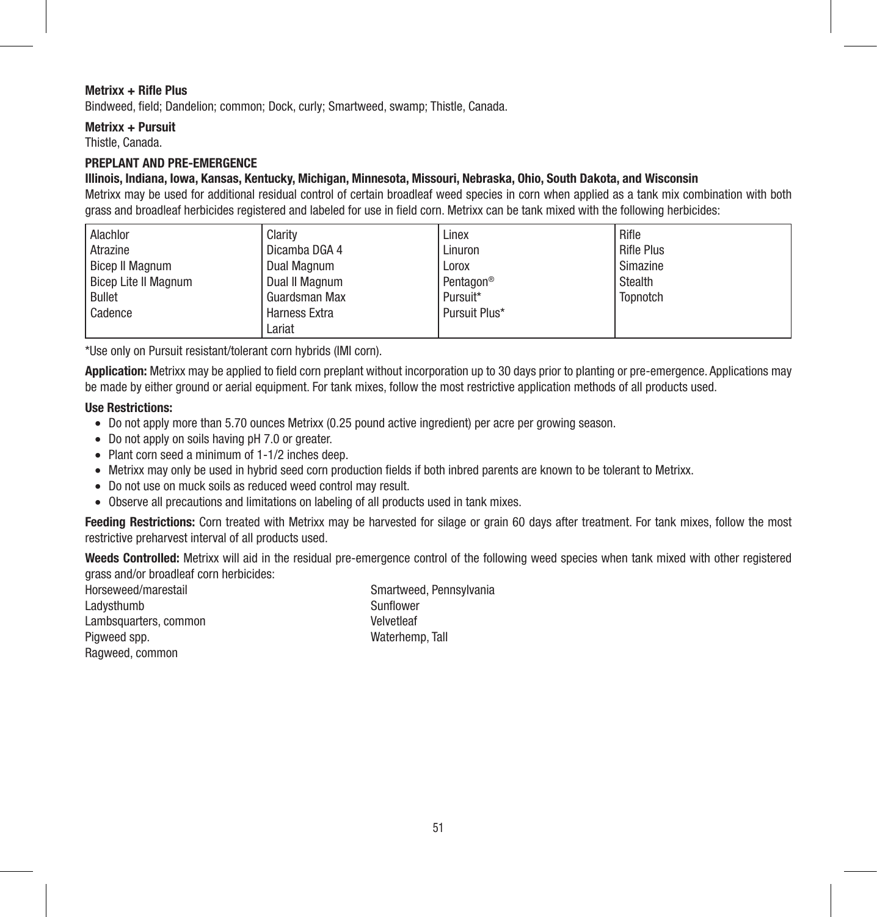**Metrixx + Rifle Plus**

Bindweed, field; Dandelion; common; Dock, curly; Smartweed, swamp; Thistle, Canada.

**Metrixx + Pursuit**

Thistle, Canada.

**PREPLANT AND PRE-EMERGENCE**

**Illinois, Indiana, Iowa, Kansas, Kentucky, Michigan, Minnesota, Missouri, Nebraska, Ohio, South Dakota, and Wisconsin**

Metrixx may be used for additional residual control of certain broadleaf weed species in corn when applied as a tank mix combination with both grass and broadleaf herbicides registered and labeled for use in field corn. Metrixx can be tank mixed with the following herbicides:

| | | | |
|---|---|---|---|
| Alachlor | Clarity | Linex | Rifle |
| Atrazine | Dicamba DGA 4 | Linuron | Rifle Plus |
| Bicep II Magnum | Dual Magnum | Lorox | Simazine |
| Bicep Lite II Magnum | Dual II Magnum | Pentagon® | Stealth |
| Bullet | Guardsman Max | Pursuit* | Topnotch |
| Cadence | Harness Extra | Pursuit Plus* | |
| | Lariat | | |

*Use only on Pursuit resistant/tolerant corn hybrids (IMI corn).

**Application:** Metrixx may be applied to field corn preplant without incorporation up to 30 days prior to planting or pre-emergence. Applications may be made by either ground or aerial equipment. For tank mixes, follow the most restrictive application methods of all products used.

**Use Restrictions:**

- Do not apply more than 5.70 ounces Metrixx (0.25 pound active ingredient) per acre per growing season.
- Do not apply on soils having pH 7.0 or greater.
- Plant corn seed a minimum of 1-1/2 inches deep.
- Metrixx may only be used in hybrid seed corn production fields if both inbred parents are known to be tolerant to Metrixx.
- Do not use on muck soils as reduced weed control may result.
- Observe all precautions and limitations on labeling of all products used in tank mixes.

**Feeding Restrictions:** Corn treated with Metrixx may be harvested for silage or grain 60 days after treatment. For tank mixes, follow the most restrictive preharvest interval of all products used.

**Weeds Controlled:** Metrixx will aid in the residual pre-emergence control of the following weed species when tank mixed with other registered grass and/or broadleaf corn herbicides:

Horseweed/marestail
Ladysthumb
Lambsquarters, common
Pigweed spp.
Ragweed, common
Smartweed, Pennsylvania
Sunflower
Velvetleaf
Waterhemp, Tall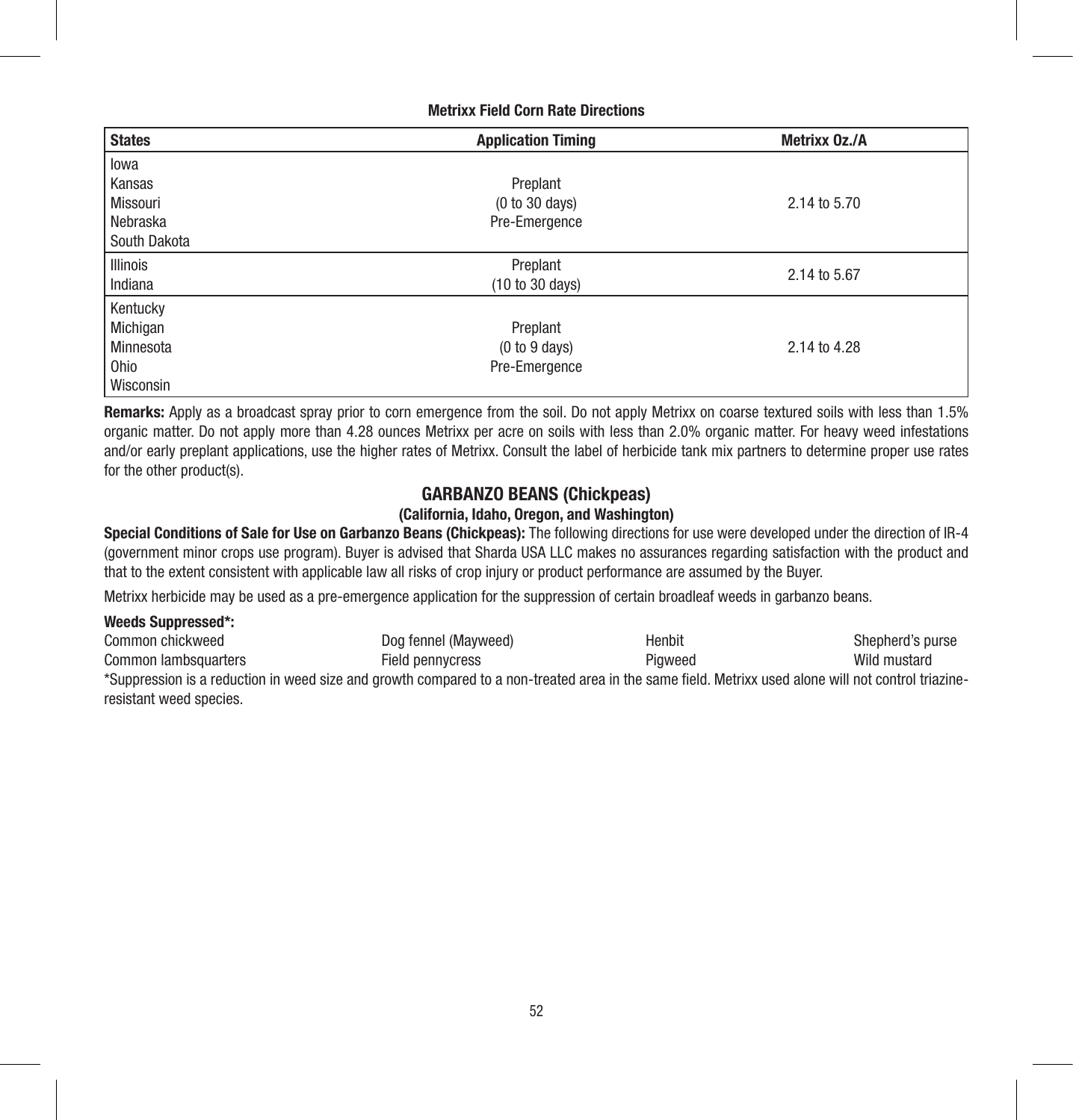**Metrixx Field Corn Rate Directions**

| States | Application Timing | Metrixx Oz./A |
|---|---|---|
| Iowa<br>Kansas<br>Missouri<br>Nebraska<br>South Dakota | Preplant<br>(0 to 30 days)<br>Pre-Emergence | 2.14 to 5.70 |
| Illinois<br>Indiana | Preplant<br>(10 to 30 days) | 2.14 to 5.67 |
| Kentucky<br>Michigan<br>Minnesota<br>Ohio<br>Wisconsin | Preplant<br>(0 to 9 days)<br>Pre-Emergence | 2.14 to 4.28 |

**Remarks:** Apply as a broadcast spray prior to corn emergence from the soil. Do not apply Metrixx on coarse textured soils with less than 1.5% organic matter. Do not apply more than 4.28 ounces Metrixx per acre on soils with less than 2.0% organic matter. For heavy weed infestations and/or early preplant applications, use the higher rates of Metrixx. Consult the label of herbicide tank mix partners to determine proper use rates for the other product(s).

## GARBANZO BEANS (Chickpeas)

### (California, Idaho, Oregon, and Washington)

**Special Conditions of Sale for Use on Garbanzo Beans (Chickpeas):** The following directions for use were developed under the direction of IR-4 (government minor crops use program). Buyer is advised that Sharda USA LLC makes no assurances regarding satisfaction with the product and that to the extent consistent with applicable law all risks of crop injury or product performance are assumed by the Buyer.

Metrixx herbicide may be used as a pre-emergence application for the suppression of certain broadleaf weeds in garbanzo beans.

**Weeds Suppressed*:**

| | | | |
|---|---|---|---|
| Common chickweed | Dog fennel (Mayweed) | Henbit | Shepherd's purse |
| Common lambsquarters | Field pennycress | Pigweed | Wild mustard |

*Suppression is a reduction in weed size and growth compared to a non-treated area in the same field. Metrixx used alone will not control triazine-resistant weed species.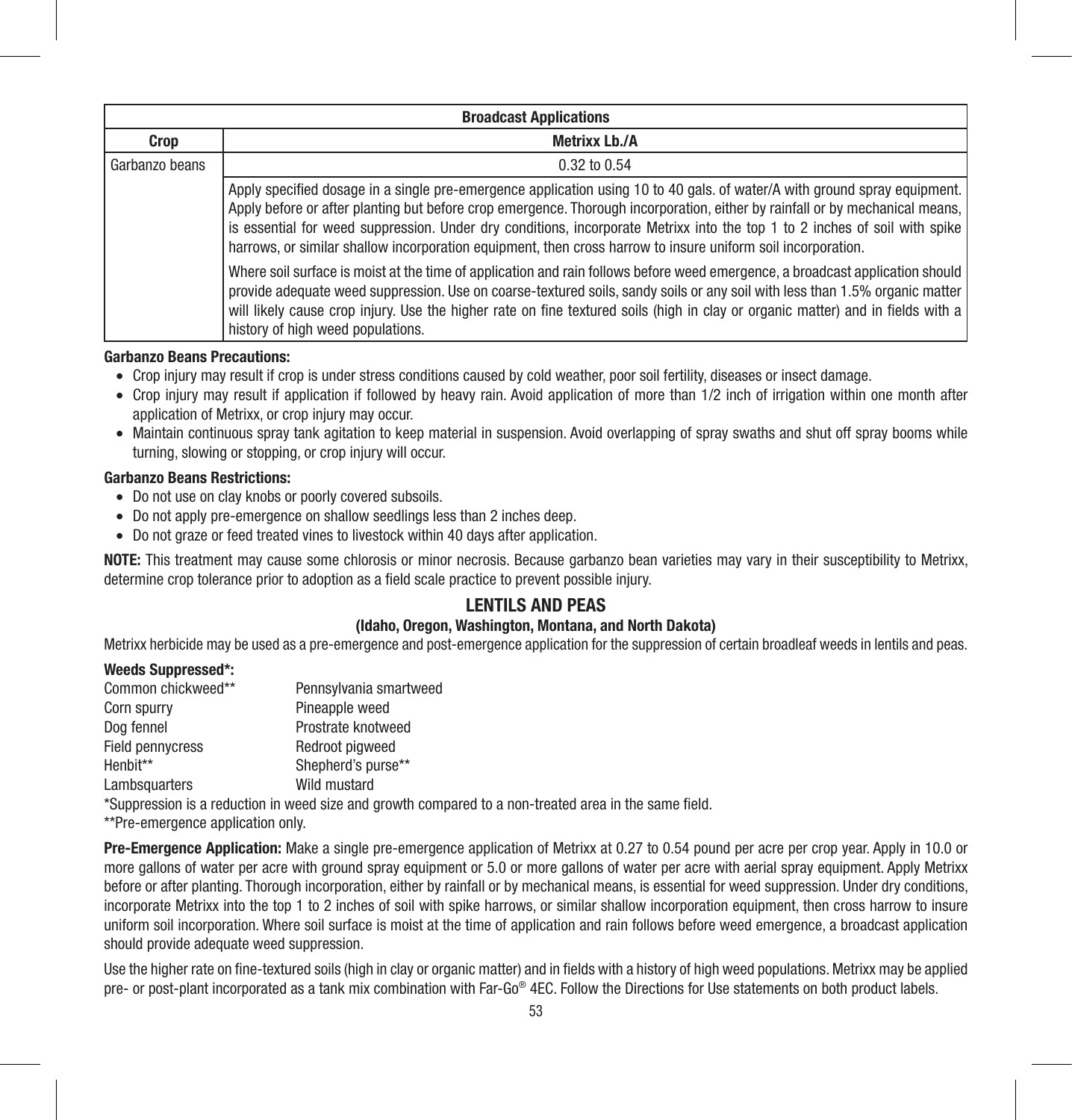| Broadcast Applications | |
|---|---|
| **Crop** | **Metrixx Lb./A** |
| Garbanzo beans | 0.32 to 0.54 |
| | Apply specified dosage in a single pre-emergence application using 10 to 40 gals. of water/A with ground spray equipment. Apply before or after planting but before crop emergence. Thorough incorporation, either by rainfall or by mechanical means, is essential for weed suppression. Under dry conditions, incorporate Metrixx into the top 1 to 2 inches of soil with spike harrows, or similar shallow incorporation equipment, then cross harrow to insure uniform soil incorporation.<br><br>Where soil surface is moist at the time of application and rain follows before weed emergence, a broadcast application should provide adequate weed suppression. Use on coarse-textured soils, sandy soils or any soil with less than 1.5% organic matter will likely cause crop injury. Use the higher rate on fine textured soils (high in clay or organic matter) and in fields with a history of high weed populations. |

**Garbanzo Beans Precautions:**

- Crop injury may result if crop is under stress conditions caused by cold weather, poor soil fertility, diseases or insect damage.
- Crop injury may result if application if followed by heavy rain. Avoid application of more than 1/2 inch of irrigation within one month after application of Metrixx, or crop injury may occur.
- Maintain continuous spray tank agitation to keep material in suspension. Avoid overlapping of spray swaths and shut off spray booms while turning, slowing or stopping, or crop injury will occur.

**Garbanzo Beans Restrictions:**

- Do not use on clay knobs or poorly covered subsoils.
- Do not apply pre-emergence on shallow seedlings less than 2 inches deep.
- Do not graze or feed treated vines to livestock within 40 days after application.

**NOTE:** This treatment may cause some chlorosis or minor necrosis. Because garbanzo bean varieties may vary in their susceptibility to Metrixx, determine crop tolerance prior to adoption as a field scale practice to prevent possible injury.

## LENTILS AND PEAS

### (Idaho, Oregon, Washington, Montana, and North Dakota)

Metrixx herbicide may be used as a pre-emergence and post-emergence application for the suppression of certain broadleaf weeds in lentils and peas.

**Weeds Suppressed*:**

| | |
|---|---|
| Common chickweed** | Pennsylvania smartweed |
| Corn spurry | Pineapple weed |
| Dog fennel | Prostrate knotweed |
| Field pennycress | Redroot pigweed |
| Henbit** | Shepherd's purse** |
| Lambsquarters | Wild mustard |

*Suppression is a reduction in weed size and growth compared to a non-treated area in the same field.

**Pre-emergence application only.

**Pre-Emergence Application:** Make a single pre-emergence application of Metrixx at 0.27 to 0.54 pound per acre per crop year. Apply in 10.0 or more gallons of water per acre with ground spray equipment or 5.0 or more gallons of water per acre with aerial spray equipment. Apply Metrixx before or after planting. Thorough incorporation, either by rainfall or by mechanical means, is essential for weed suppression. Under dry conditions, incorporate Metrixx into the top 1 to 2 inches of soil with spike harrows, or similar shallow incorporation equipment, then cross harrow to insure uniform soil incorporation. Where soil surface is moist at the time of application and rain follows before weed emergence, a broadcast application should provide adequate weed suppression.

Use the higher rate on fine-textured soils (high in clay or organic matter) and in fields with a history of high weed populations. Metrixx may be applied pre- or post-plant incorporated as a tank mix combination with Far-Go® 4EC. Follow the Directions for Use statements on both product labels.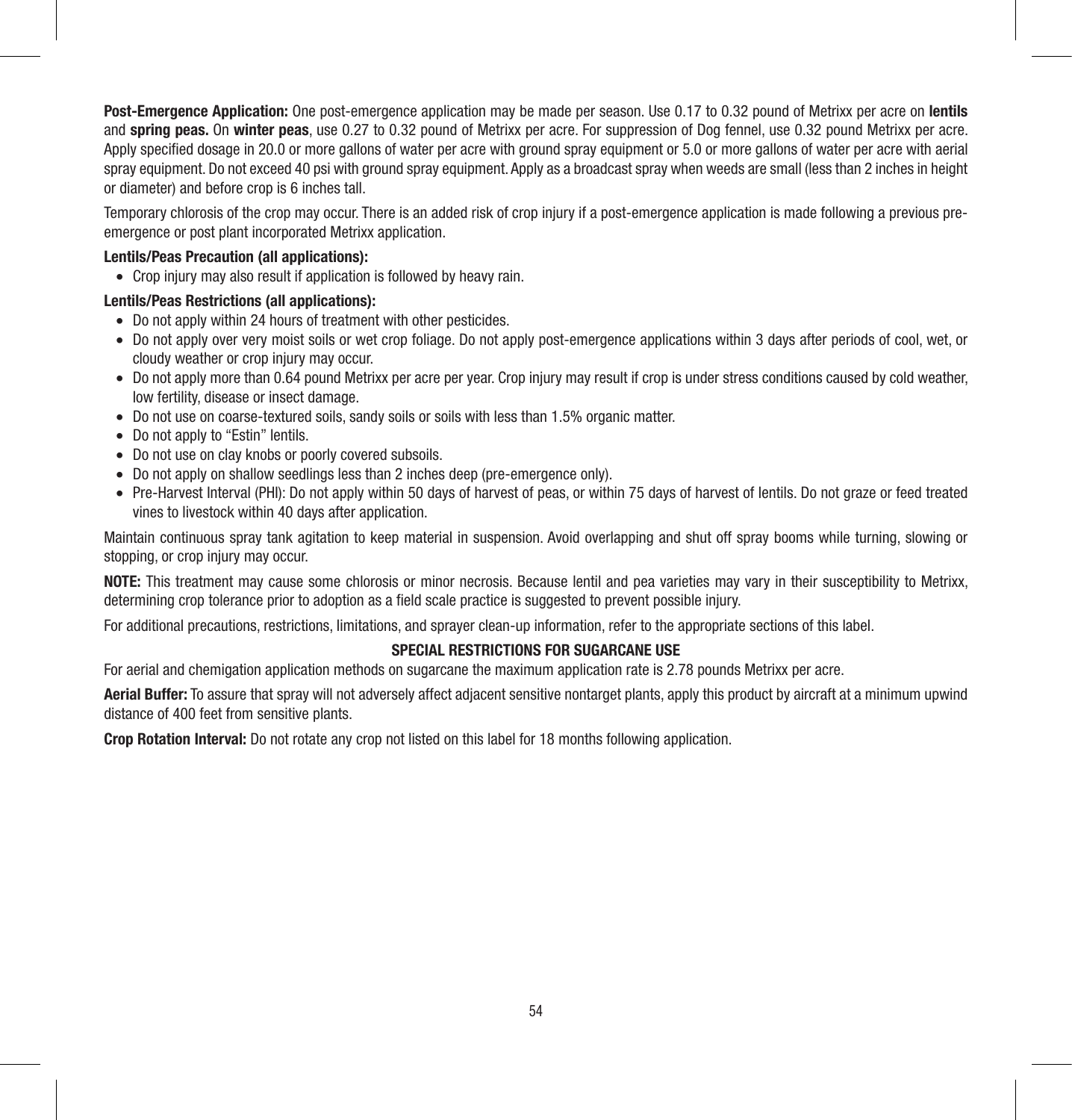**Post-Emergence Application:** One post-emergence application may be made per season. Use 0.17 to 0.32 pound of Metrixx per acre on **lentils** and **spring peas.** On **winter peas**, use 0.27 to 0.32 pound of Metrixx per acre. For suppression of Dog fennel, use 0.32 pound Metrixx per acre. Apply specified dosage in 20.0 or more gallons of water per acre with ground spray equipment or 5.0 or more gallons of water per acre with aerial spray equipment. Do not exceed 40 psi with ground spray equipment. Apply as a broadcast spray when weeds are small (less than 2 inches in height or diameter) and before crop is 6 inches tall.

Temporary chlorosis of the crop may occur. There is an added risk of crop injury if a post-emergence application is made following a previous pre-emergence or post plant incorporated Metrixx application.

**Lentils/Peas Precaution (all applications):**

- Crop injury may also result if application is followed by heavy rain.

**Lentils/Peas Restrictions (all applications):**

- Do not apply within 24 hours of treatment with other pesticides.
- Do not apply over very moist soils or wet crop foliage. Do not apply post-emergence applications within 3 days after periods of cool, wet, or cloudy weather or crop injury may occur.
- Do not apply more than 0.64 pound Metrixx per acre per year. Crop injury may result if crop is under stress conditions caused by cold weather, low fertility, disease or insect damage.
- Do not use on coarse-textured soils, sandy soils or soils with less than 1.5% organic matter.
- Do not apply to "Estin" lentils.
- Do not use on clay knobs or poorly covered subsoils.
- Do not apply on shallow seedlings less than 2 inches deep (pre-emergence only).
- Pre-Harvest Interval (PHI): Do not apply within 50 days of harvest of peas, or within 75 days of harvest of lentils. Do not graze or feed treated vines to livestock within 40 days after application.

Maintain continuous spray tank agitation to keep material in suspension. Avoid overlapping and shut off spray booms while turning, slowing or stopping, or crop injury may occur.

**NOTE:** This treatment may cause some chlorosis or minor necrosis. Because lentil and pea varieties may vary in their susceptibility to Metrixx, determining crop tolerance prior to adoption as a field scale practice is suggested to prevent possible injury.

For additional precautions, restrictions, limitations, and sprayer clean-up information, refer to the appropriate sections of this label.

### SPECIAL RESTRICTIONS FOR SUGARCANE USE

For aerial and chemigation application methods on sugarcane the maximum application rate is 2.78 pounds Metrixx per acre.

**Aerial Buffer:** To assure that spray will not adversely affect adjacent sensitive nontarget plants, apply this product by aircraft at a minimum upwind distance of 400 feet from sensitive plants.

**Crop Rotation Interval:** Do not rotate any crop not listed on this label for 18 months following application.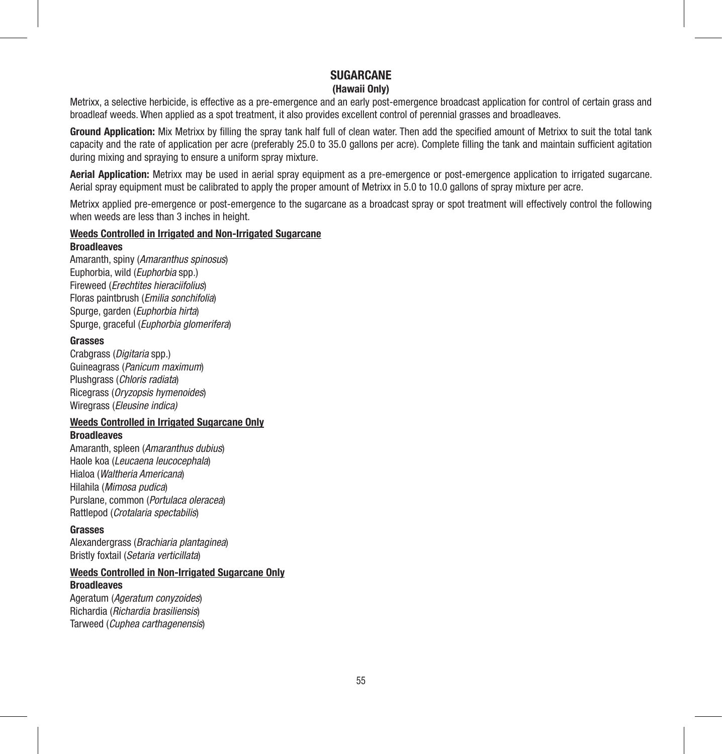# SUGARCANE

**(Hawaii Only)**

Metrixx, a selective herbicide, is effective as a pre-emergence and an early post-emergence broadcast application for control of certain grass and broadleaf weeds. When applied as a spot treatment, it also provides excellent control of perennial grasses and broadleaves.

**Ground Application:** Mix Metrixx by filling the spray tank half full of clean water. Then add the specified amount of Metrixx to suit the total tank capacity and the rate of application per acre (preferably 25.0 to 35.0 gallons per acre). Complete filling the tank and maintain sufficient agitation during mixing and spraying to ensure a uniform spray mixture.

**Aerial Application:** Metrixx may be used in aerial spray equipment as a pre-emergence or post-emergence application to irrigated sugarcane. Aerial spray equipment must be calibrated to apply the proper amount of Metrixx in 5.0 to 10.0 gallons of spray mixture per acre.

Metrixx applied pre-emergence or post-emergence to the sugarcane as a broadcast spray or spot treatment will effectively control the following when weeds are less than 3 inches in height.

**Weeds Controlled in Irrigated and Non-Irrigated Sugarcane**

**Broadleaves**

Amaranth, spiny (*Amaranthus spinosus*)
Euphorbia, wild (*Euphorbia* spp.)
Fireweed (*Erechtites hieraciifolius*)
Floras paintbrush (*Emilia sonchifolia*)
Spurge, garden (*Euphorbia hirta*)
Spurge, graceful (*Euphorbia glomerifera*)

**Grasses**

Crabgrass (*Digitaria* spp.)
Guineagrass (*Panicum maximum*)
Plushgrass (*Chloris radiata*)
Ricegrass (*Oryzopsis hymenoides*)
Wiregrass (*Eleusine indica)*

**Weeds Controlled in Irrigated Sugarcane Only**

**Broadleaves**

Amaranth, spleen (*Amaranthus dubius*)
Haole koa (*Leucaena leucocephala*)
Hialoa (*Waltheria Americana*)
Hilahila (*Mimosa pudica*)
Purslane, common (*Portulaca oleracea*)
Rattlepod (*Crotalaria spectabilis*)

**Grasses**

Alexandergrass (*Brachiaria plantaginea*)
Bristly foxtail (*Setaria verticillata*)

**Weeds Controlled in Non-Irrigated Sugarcane Only**

**Broadleaves**

Ageratum (*Ageratum conyzoides*)
Richardia (*Richardia brasiliensis*)
Tarweed (*Cuphea carthagenensis*)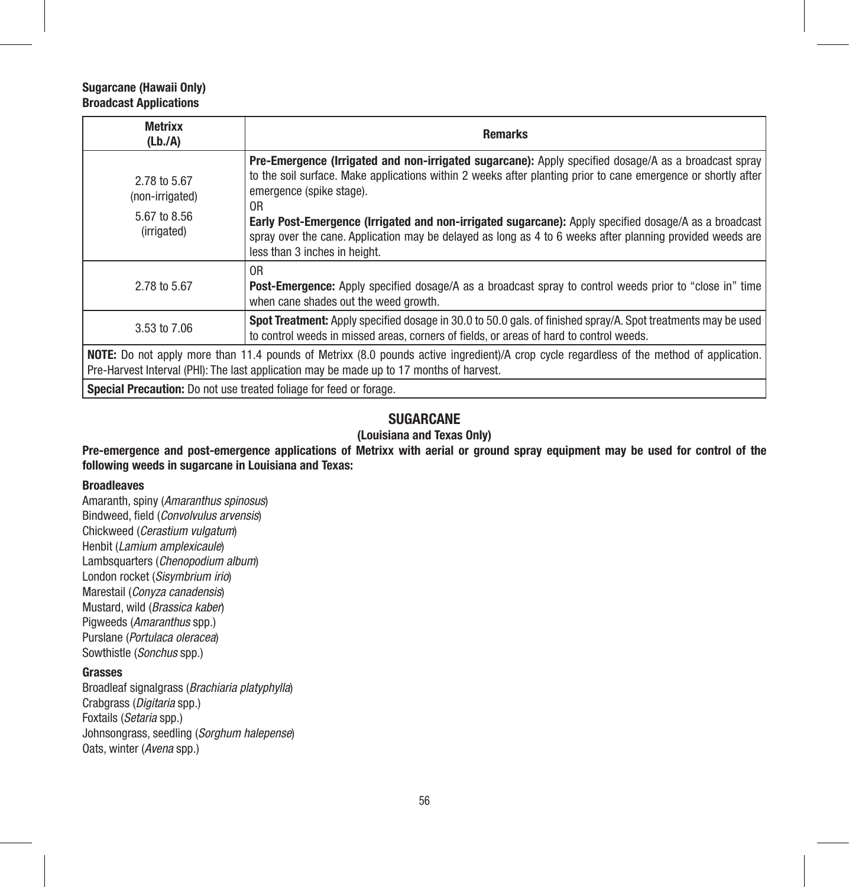**Sugarcane (Hawaii Only)**
**Broadcast Applications**

| Metrixx (Lb./A) | Remarks |
|---|---|
| 2.78 to 5.67 (non-irrigated)<br><br>5.67 to 8.56 (irrigated) | **Pre-Emergence (Irrigated and non-irrigated sugarcane):** Apply specified dosage/A as a broadcast spray to the soil surface. Make applications within 2 weeks after planting prior to cane emergence or shortly after emergence (spike stage).<br>OR<br>**Early Post-Emergence (Irrigated and non-irrigated sugarcane):** Apply specified dosage/A as a broadcast spray over the cane. Application may be delayed as long as 4 to 6 weeks after planning provided weeds are less than 3 inches in height. |
| 2.78 to 5.67 | OR<br>**Post-Emergence:** Apply specified dosage/A as a broadcast spray to control weeds prior to "close in" time when cane shades out the weed growth. |
| 3.53 to 7.06 | **Spot Treatment:** Apply specified dosage in 30.0 to 50.0 gals. of finished spray/A. Spot treatments may be used to control weeds in missed areas, corners of fields, or areas of hard to control weeds. |
| **NOTE:** Do not apply more than 11.4 pounds of Metrixx (8.0 pounds active ingredient)/A crop cycle regardless of the method of application. Pre-Harvest Interval (PHI): The last application may be made up to 17 months of harvest. | |
| **Special Precaution:** Do not use treated foliage for feed or forage. | |

## SUGARCANE

### (Louisiana and Texas Only)

**Pre-emergence and post-emergence applications of Metrixx with aerial or ground spray equipment may be used for control of the following weeds in sugarcane in Louisiana and Texas:**

**Broadleaves**

Amaranth, spiny (*Amaranthus spinosus*)
Bindweed, field (*Convolvulus arvensis*)
Chickweed (*Cerastium vulgatum*)
Henbit (*Lamium amplexicaule*)
Lambsquarters (*Chenopodium album*)
London rocket (*Sisymbrium irio*)
Marestail (*Conyza canadensis*)
Mustard, wild (*Brassica kaber*)
Pigweeds (*Amaranthus* spp.)
Purslane (*Portulaca oleracea*)
Sowthistle (*Sonchus* spp.)

**Grasses**

Broadleaf signalgrass (*Brachiaria platyphylla*)
Crabgrass (*Digitaria* spp.)
Foxtails (*Setaria* spp.)
Johnsongrass, seedling (*Sorghum halepense*)
Oats, winter (*Avena* spp.)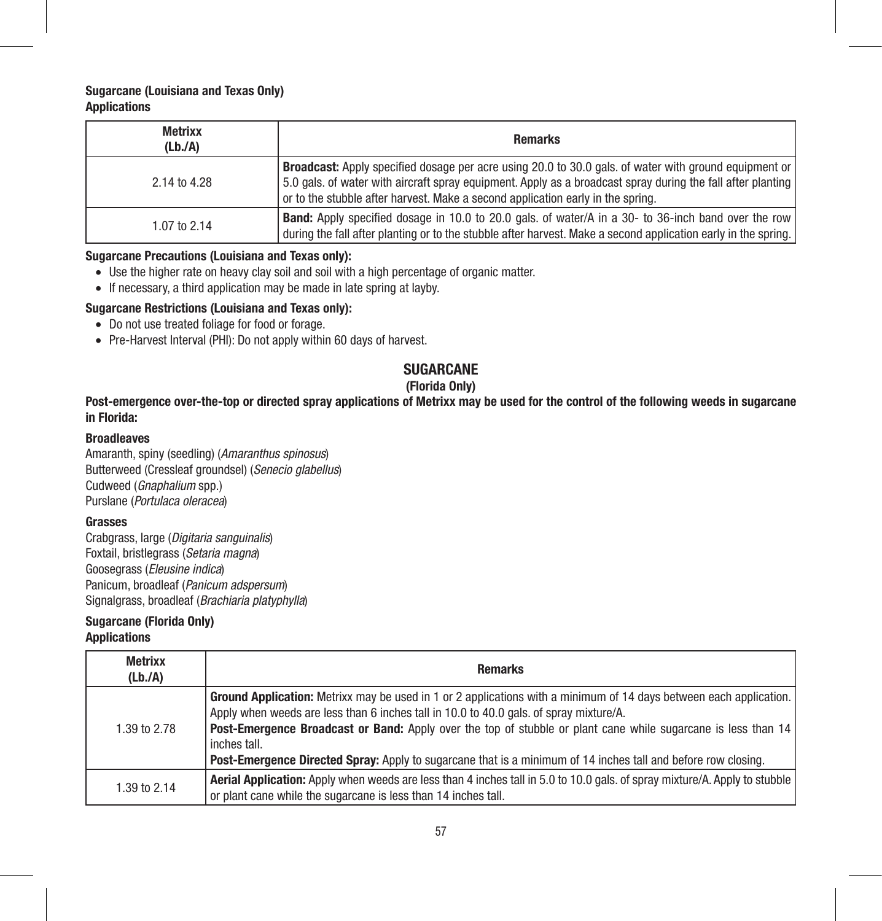**Sugarcane (Louisiana and Texas Only)**
**Applications**

| Metrixx (Lb./A) | Remarks |
|---|---|
| 2.14 to 4.28 | **Broadcast:** Apply specified dosage per acre using 20.0 to 30.0 gals. of water with ground equipment or 5.0 gals. of water with aircraft spray equipment. Apply as a broadcast spray during the fall after planting or to the stubble after harvest. Make a second application early in the spring. |
| 1.07 to 2.14 | **Band:** Apply specified dosage in 10.0 to 20.0 gals. of water/A in a 30- to 36-inch band over the row during the fall after planting or to the stubble after harvest. Make a second application early in the spring. |

**Sugarcane Precautions (Louisiana and Texas only):**

- Use the higher rate on heavy clay soil and soil with a high percentage of organic matter.
- If necessary, a third application may be made in late spring at layby.

**Sugarcane Restrictions (Louisiana and Texas only):**

- Do not use treated foliage for food or forage.
- Pre-Harvest Interval (PHI): Do not apply within 60 days of harvest.

## SUGARCANE
### (Florida Only)

**Post-emergence over-the-top or directed spray applications of Metrixx may be used for the control of the following weeds in sugarcane in Florida:**

**Broadleaves**

Amaranth, spiny (seedling) (*Amaranthus spinosus*)
Butterweed (Cressleaf groundsel) (*Senecio glabellus*)
Cudweed (*Gnaphalium* spp.)
Purslane (*Portulaca oleracea*)

**Grasses**

Crabgrass, large (*Digitaria sanguinalis*)
Foxtail, bristlegrass (*Setaria magna*)
Goosegrass (*Eleusine indica*)
Panicum, broadleaf (*Panicum adspersum*)
Signalgrass, broadleaf (*Brachiaria platyphylla*)

**Sugarcane (Florida Only)**
**Applications**

| Metrixx (Lb./A) | Remarks |
|---|---|
| 1.39 to 2.78 | **Ground Application:** Metrixx may be used in 1 or 2 applications with a minimum of 14 days between each application. Apply when weeds are less than 6 inches tall in 10.0 to 40.0 gals. of spray mixture/A. **Post-Emergence Broadcast or Band:** Apply over the top of stubble or plant cane while sugarcane is less than 14 inches tall. **Post-Emergence Directed Spray:** Apply to sugarcane that is a minimum of 14 inches tall and before row closing. |
| 1.39 to 2.14 | **Aerial Application:** Apply when weeds are less than 4 inches tall in 5.0 to 10.0 gals. of spray mixture/A. Apply to stubble or plant cane while the sugarcane is less than 14 inches tall. |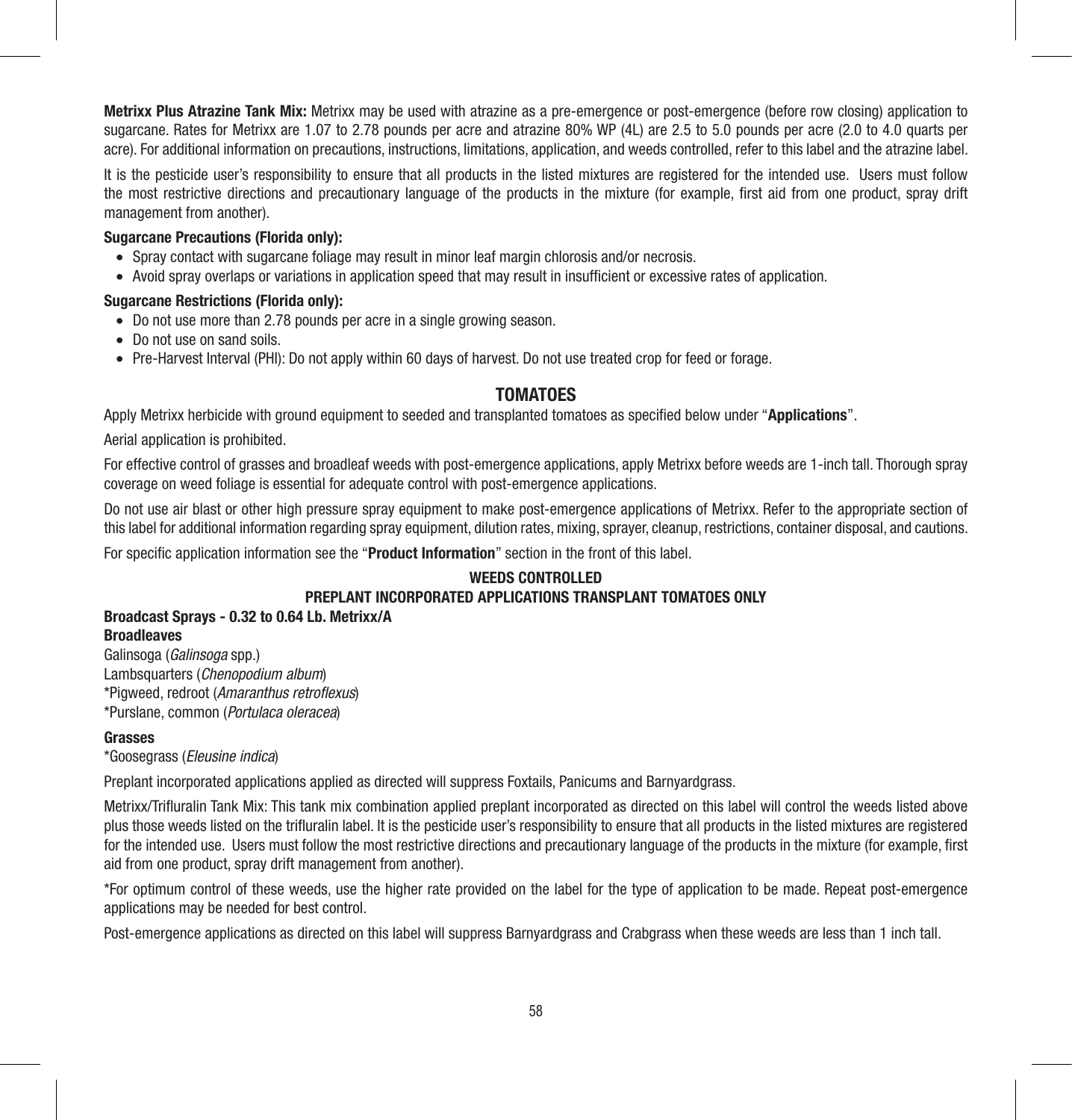**Metrixx Plus Atrazine Tank Mix:** Metrixx may be used with atrazine as a pre-emergence or post-emergence (before row closing) application to sugarcane. Rates for Metrixx are 1.07 to 2.78 pounds per acre and atrazine 80% WP (4L) are 2.5 to 5.0 pounds per acre (2.0 to 4.0 quarts per acre). For additional information on precautions, instructions, limitations, application, and weeds controlled, refer to this label and the atrazine label.

It is the pesticide user's responsibility to ensure that all products in the listed mixtures are registered for the intended use. Users must follow the most restrictive directions and precautionary language of the products in the mixture (for example, first aid from one product, spray drift management from another).

**Sugarcane Precautions (Florida only):**

- Spray contact with sugarcane foliage may result in minor leaf margin chlorosis and/or necrosis.
- Avoid spray overlaps or variations in application speed that may result in insufficient or excessive rates of application.

**Sugarcane Restrictions (Florida only):**

- Do not use more than 2.78 pounds per acre in a single growing season.
- Do not use on sand soils.
- Pre-Harvest Interval (PHI): Do not apply within 60 days of harvest. Do not use treated crop for feed or forage.

## TOMATOES

Apply Metrixx herbicide with ground equipment to seeded and transplanted tomatoes as specified below under "**Applications**".

Aerial application is prohibited.

For effective control of grasses and broadleaf weeds with post-emergence applications, apply Metrixx before weeds are 1-inch tall. Thorough spray coverage on weed foliage is essential for adequate control with post-emergence applications.

Do not use air blast or other high pressure spray equipment to make post-emergence applications of Metrixx. Refer to the appropriate section of this label for additional information regarding spray equipment, dilution rates, mixing, sprayer, cleanup, restrictions, container disposal, and cautions.

For specific application information see the "**Product Information**" section in the front of this label.

### WEEDS CONTROLLED

### PREPLANT INCORPORATED APPLICATIONS TRANSPLANT TOMATOES ONLY

**Broadcast Sprays - 0.32 to 0.64 Lb. Metrixx/A**

**Broadleaves**

Galinsoga (*Galinsoga* spp.)
Lambsquarters (*Chenopodium album*)
*Pigweed, redroot (*Amaranthus retroflexus*)
*Purslane, common (*Portulaca oleracea*)

**Grasses**

*Goosegrass (*Eleusine indica*)

Preplant incorporated applications applied as directed will suppress Foxtails, Panicums and Barnyardgrass.

Metrixx/Trifluralin Tank Mix: This tank mix combination applied preplant incorporated as directed on this label will control the weeds listed above plus those weeds listed on the trifluralin label. It is the pesticide user's responsibility to ensure that all products in the listed mixtures are registered for the intended use. Users must follow the most restrictive directions and precautionary language of the products in the mixture (for example, first aid from one product, spray drift management from another).

*For optimum control of these weeds, use the higher rate provided on the label for the type of application to be made. Repeat post-emergence applications may be needed for best control.

Post-emergence applications as directed on this label will suppress Barnyardgrass and Crabgrass when these weeds are less than 1 inch tall.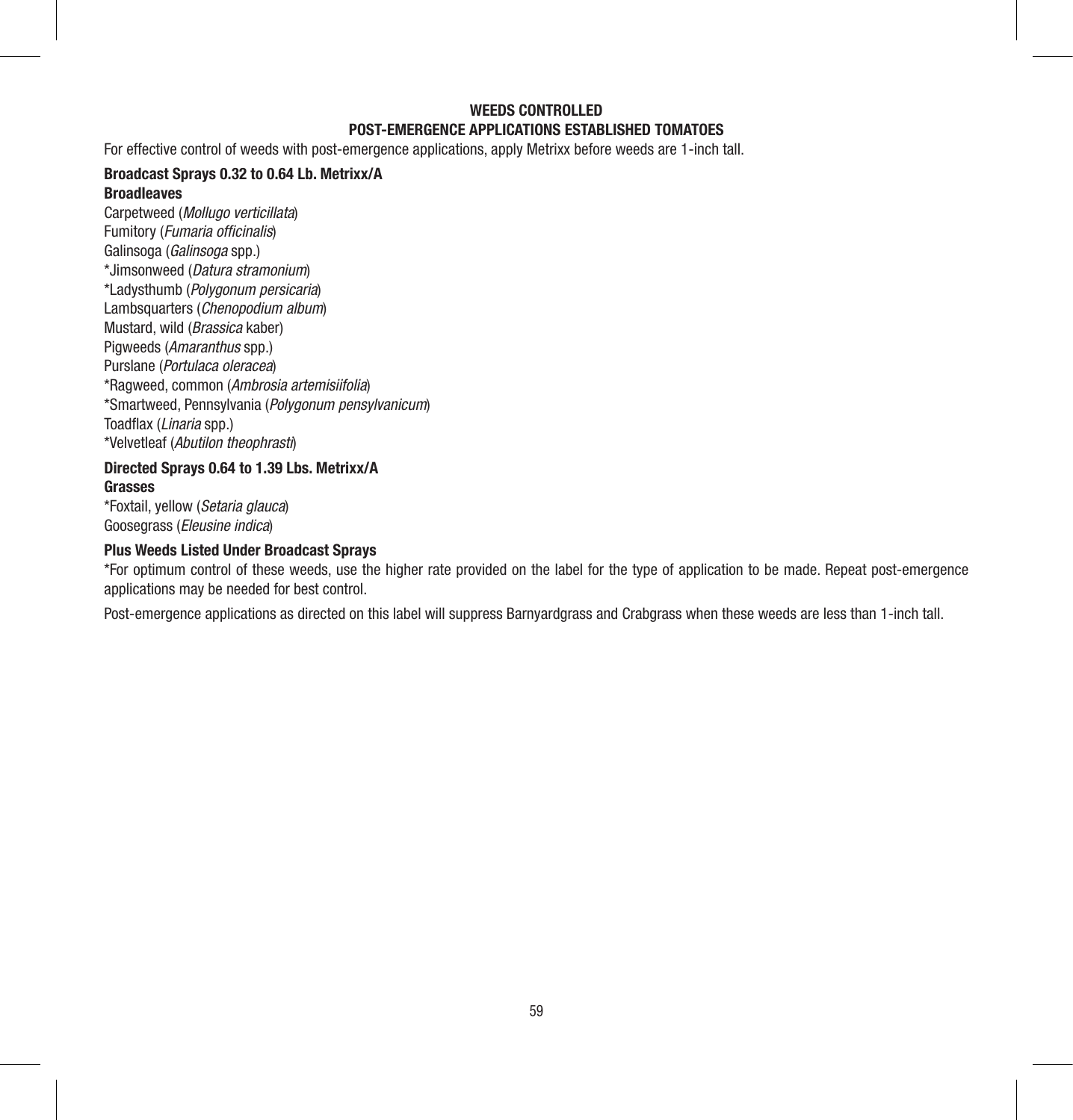## WEEDS CONTROLLED
## POST-EMERGENCE APPLICATIONS ESTABLISHED TOMATOES

For effective control of weeds with post-emergence applications, apply Metrixx before weeds are 1-inch tall.

**Broadcast Sprays 0.32 to 0.64 Lb. Metrixx/A**

**Broadleaves**

Carpetweed (*Mollugo verticillata*)
Fumitory (*Fumaria officinalis*)
Galinsoga (*Galinsoga* spp.)
*Jimsonweed (*Datura stramonium*)
*Ladysthumb (*Polygonum persicaria*)
Lambsquarters (*Chenopodium album*)
Mustard, wild (*Brassica* kaber)
Pigweeds (*Amaranthus* spp.)
Purslane (*Portulaca oleracea*)
*Ragweed, common (*Ambrosia artemisiifolia*)
*Smartweed, Pennsylvania (*Polygonum pensylvanicum*)
Toadflax (*Linaria* spp.)
*Velvetleaf (*Abutilon theophrasti*)

**Directed Sprays 0.64 to 1.39 Lbs. Metrixx/A**

**Grasses**

*Foxtail, yellow (*Setaria glauca*)
Goosegrass (*Eleusine indica*)

**Plus Weeds Listed Under Broadcast Sprays**

*For optimum control of these weeds, use the higher rate provided on the label for the type of application to be made. Repeat post-emergence applications may be needed for best control.

Post-emergence applications as directed on this label will suppress Barnyardgrass and Crabgrass when these weeds are less than 1-inch tall.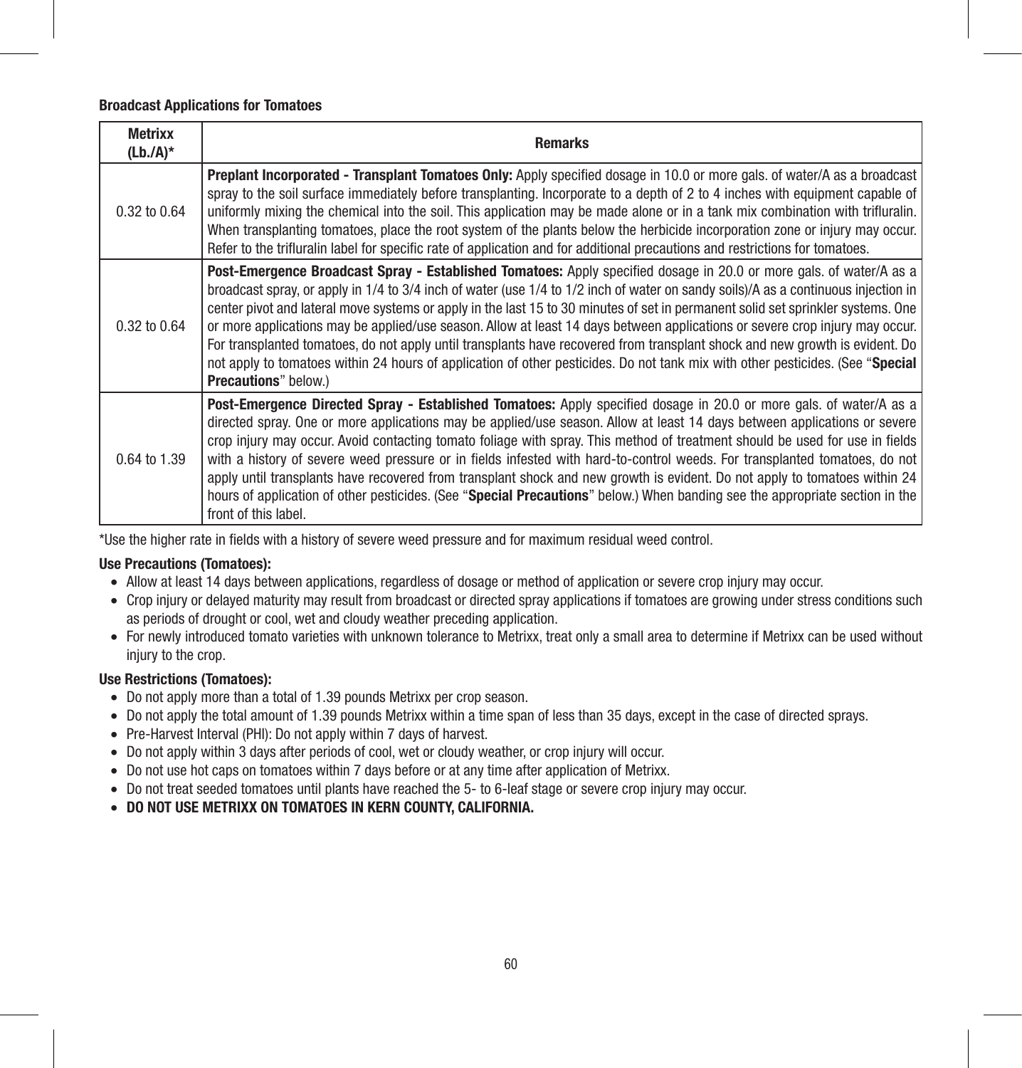### Broadcast Applications for Tomatoes

| Metrixx (Lb./A)* | Remarks |
|---|---|
| 0.32 to 0.64 | **Preplant Incorporated - Transplant Tomatoes Only:** Apply specified dosage in 10.0 or more gals. of water/A as a broadcast spray to the soil surface immediately before transplanting. Incorporate to a depth of 2 to 4 inches with equipment capable of uniformly mixing the chemical into the soil. This application may be made alone or in a tank mix combination with trifluralin. When transplanting tomatoes, place the root system of the plants below the herbicide incorporation zone or injury may occur. Refer to the trifluralin label for specific rate of application and for additional precautions and restrictions for tomatoes. |
| 0.32 to 0.64 | **Post-Emergence Broadcast Spray - Established Tomatoes:** Apply specified dosage in 20.0 or more gals. of water/A as a broadcast spray, or apply in 1/4 to 3/4 inch of water (use 1/4 to 1/2 inch of water on sandy soils)/A as a continuous injection in center pivot and lateral move systems or apply in the last 15 to 30 minutes of set in permanent solid set sprinkler systems. One or more applications may be applied/use season. Allow at least 14 days between applications or severe crop injury may occur. For transplanted tomatoes, do not apply until transplants have recovered from transplant shock and new growth is evident. Do not apply to tomatoes within 24 hours of application of other pesticides. Do not tank mix with other pesticides. (See "**Special Precautions**" below.) |
| 0.64 to 1.39 | **Post-Emergence Directed Spray - Established Tomatoes:** Apply specified dosage in 20.0 or more gals. of water/A as a directed spray. One or more applications may be applied/use season. Allow at least 14 days between applications or severe crop injury may occur. Avoid contacting tomato foliage with spray. This method of treatment should be used for use in fields with a history of severe weed pressure or in fields infested with hard-to-control weeds. For transplanted tomatoes, do not apply until transplants have recovered from transplant shock and new growth is evident. Do not apply to tomatoes within 24 hours of application of other pesticides. (See "**Special Precautions**" below.) When banding see the appropriate section in the front of this label. |

*Use the higher rate in fields with a history of severe weed pressure and for maximum residual weed control.

**Use Precautions (Tomatoes):**

- Allow at least 14 days between applications, regardless of dosage or method of application or severe crop injury may occur.
- Crop injury or delayed maturity may result from broadcast or directed spray applications if tomatoes are growing under stress conditions such as periods of drought or cool, wet and cloudy weather preceding application.
- For newly introduced tomato varieties with unknown tolerance to Metrixx, treat only a small area to determine if Metrixx can be used without injury to the crop.

**Use Restrictions (Tomatoes):**

- Do not apply more than a total of 1.39 pounds Metrixx per crop season.
- Do not apply the total amount of 1.39 pounds Metrixx within a time span of less than 35 days, except in the case of directed sprays.
- Pre-Harvest Interval (PHI): Do not apply within 7 days of harvest.
- Do not apply within 3 days after periods of cool, wet or cloudy weather, or crop injury will occur.
- Do not use hot caps on tomatoes within 7 days before or at any time after application of Metrixx.
- Do not treat seeded tomatoes until plants have reached the 5- to 6-leaf stage or severe crop injury may occur.
- **DO NOT USE METRIXX ON TOMATOES IN KERN COUNTY, CALIFORNIA.**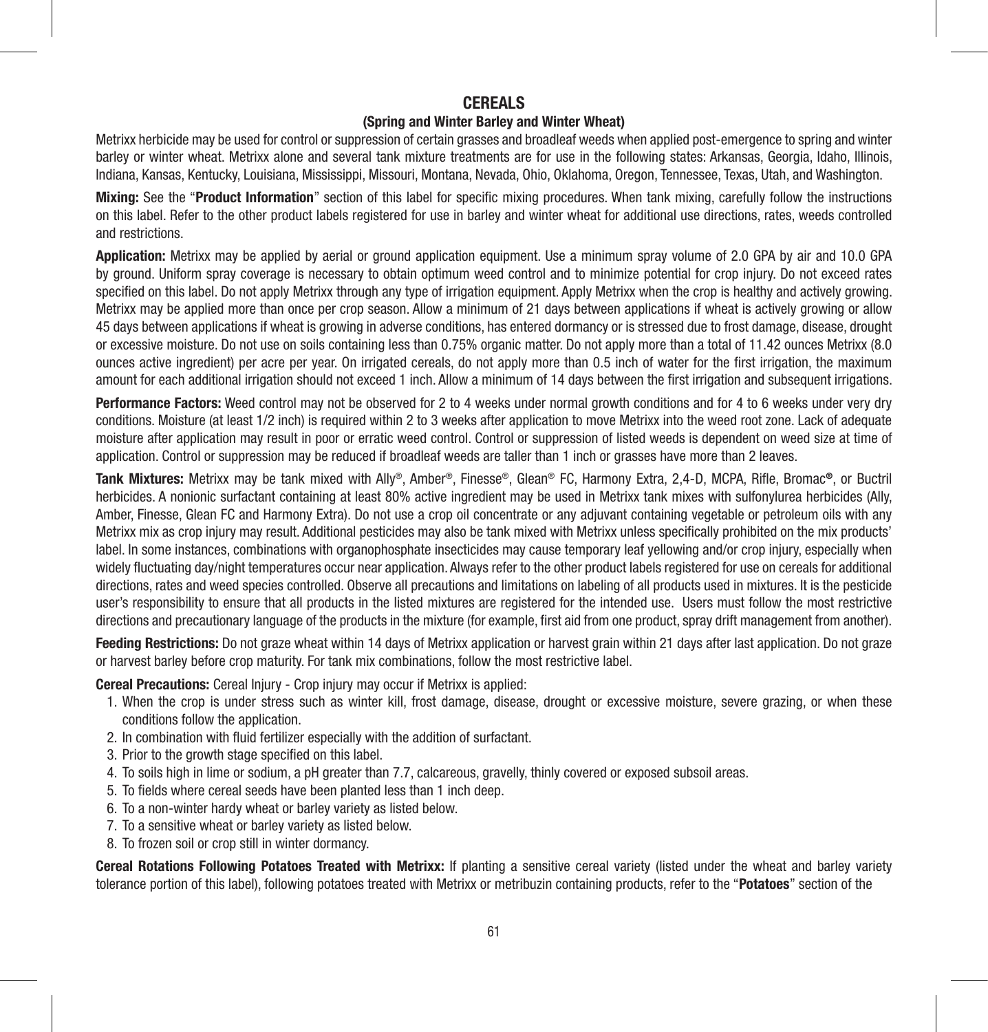# CEREALS

## (Spring and Winter Barley and Winter Wheat)

Metrixx herbicide may be used for control or suppression of certain grasses and broadleaf weeds when applied post-emergence to spring and winter barley or winter wheat. Metrixx alone and several tank mixture treatments are for use in the following states: Arkansas, Georgia, Idaho, Illinois, Indiana, Kansas, Kentucky, Louisiana, Mississippi, Missouri, Montana, Nevada, Ohio, Oklahoma, Oregon, Tennessee, Texas, Utah, and Washington.

**Mixing:** See the "**Product Information**" section of this label for specific mixing procedures. When tank mixing, carefully follow the instructions on this label. Refer to the other product labels registered for use in barley and winter wheat for additional use directions, rates, weeds controlled and restrictions.

**Application:** Metrixx may be applied by aerial or ground application equipment. Use a minimum spray volume of 2.0 GPA by air and 10.0 GPA by ground. Uniform spray coverage is necessary to obtain optimum weed control and to minimize potential for crop injury. Do not exceed rates specified on this label. Do not apply Metrixx through any type of irrigation equipment. Apply Metrixx when the crop is healthy and actively growing. Metrixx may be applied more than once per crop season. Allow a minimum of 21 days between applications if wheat is actively growing or allow 45 days between applications if wheat is growing in adverse conditions, has entered dormancy or is stressed due to frost damage, disease, drought or excessive moisture. Do not use on soils containing less than 0.75% organic matter. Do not apply more than a total of 11.42 ounces Metrixx (8.0 ounces active ingredient) per acre per year. On irrigated cereals, do not apply more than 0.5 inch of water for the first irrigation, the maximum amount for each additional irrigation should not exceed 1 inch. Allow a minimum of 14 days between the first irrigation and subsequent irrigations.

**Performance Factors:** Weed control may not be observed for 2 to 4 weeks under normal growth conditions and for 4 to 6 weeks under very dry conditions. Moisture (at least 1/2 inch) is required within 2 to 3 weeks after application to move Metrixx into the weed root zone. Lack of adequate moisture after application may result in poor or erratic weed control. Control or suppression of listed weeds is dependent on weed size at time of application. Control or suppression may be reduced if broadleaf weeds are taller than 1 inch or grasses have more than 2 leaves.

**Tank Mixtures:** Metrixx may be tank mixed with Ally®, Amber®, Finesse®, Glean® FC, Harmony Extra, 2,4-D, MCPA, Rifle, Bromac®, or Buctril herbicides. A nonionic surfactant containing at least 80% active ingredient may be used in Metrixx tank mixes with sulfonylurea herbicides (Ally, Amber, Finesse, Glean FC and Harmony Extra). Do not use a crop oil concentrate or any adjuvant containing vegetable or petroleum oils with any Metrixx mix as crop injury may result. Additional pesticides may also be tank mixed with Metrixx unless specifically prohibited on the mix products' label. In some instances, combinations with organophosphate insecticides may cause temporary leaf yellowing and/or crop injury, especially when widely fluctuating day/night temperatures occur near application. Always refer to the other product labels registered for use on cereals for additional directions, rates and weed species controlled. Observe all precautions and limitations on labeling of all products used in mixtures. It is the pesticide user's responsibility to ensure that all products in the listed mixtures are registered for the intended use. Users must follow the most restrictive directions and precautionary language of the products in the mixture (for example, first aid from one product, spray drift management from another).

**Feeding Restrictions:** Do not graze wheat within 14 days of Metrixx application or harvest grain within 21 days after last application. Do not graze or harvest barley before crop maturity. For tank mix combinations, follow the most restrictive label.

**Cereal Precautions:** Cereal Injury - Crop injury may occur if Metrixx is applied:

1. When the crop is under stress such as winter kill, frost damage, disease, drought or excessive moisture, severe grazing, or when these conditions follow the application.
2. In combination with fluid fertilizer especially with the addition of surfactant.
3. Prior to the growth stage specified on this label.
4. To soils high in lime or sodium, a pH greater than 7.7, calcareous, gravelly, thinly covered or exposed subsoil areas.
5. To fields where cereal seeds have been planted less than 1 inch deep.
6. To a non-winter hardy wheat or barley variety as listed below.
7. To a sensitive wheat or barley variety as listed below.
8. To frozen soil or crop still in winter dormancy.

**Cereal Rotations Following Potatoes Treated with Metrixx:** If planting a sensitive cereal variety (listed under the wheat and barley variety tolerance portion of this label), following potatoes treated with Metrixx or metribuzin containing products, refer to the "**Potatoes**" section of the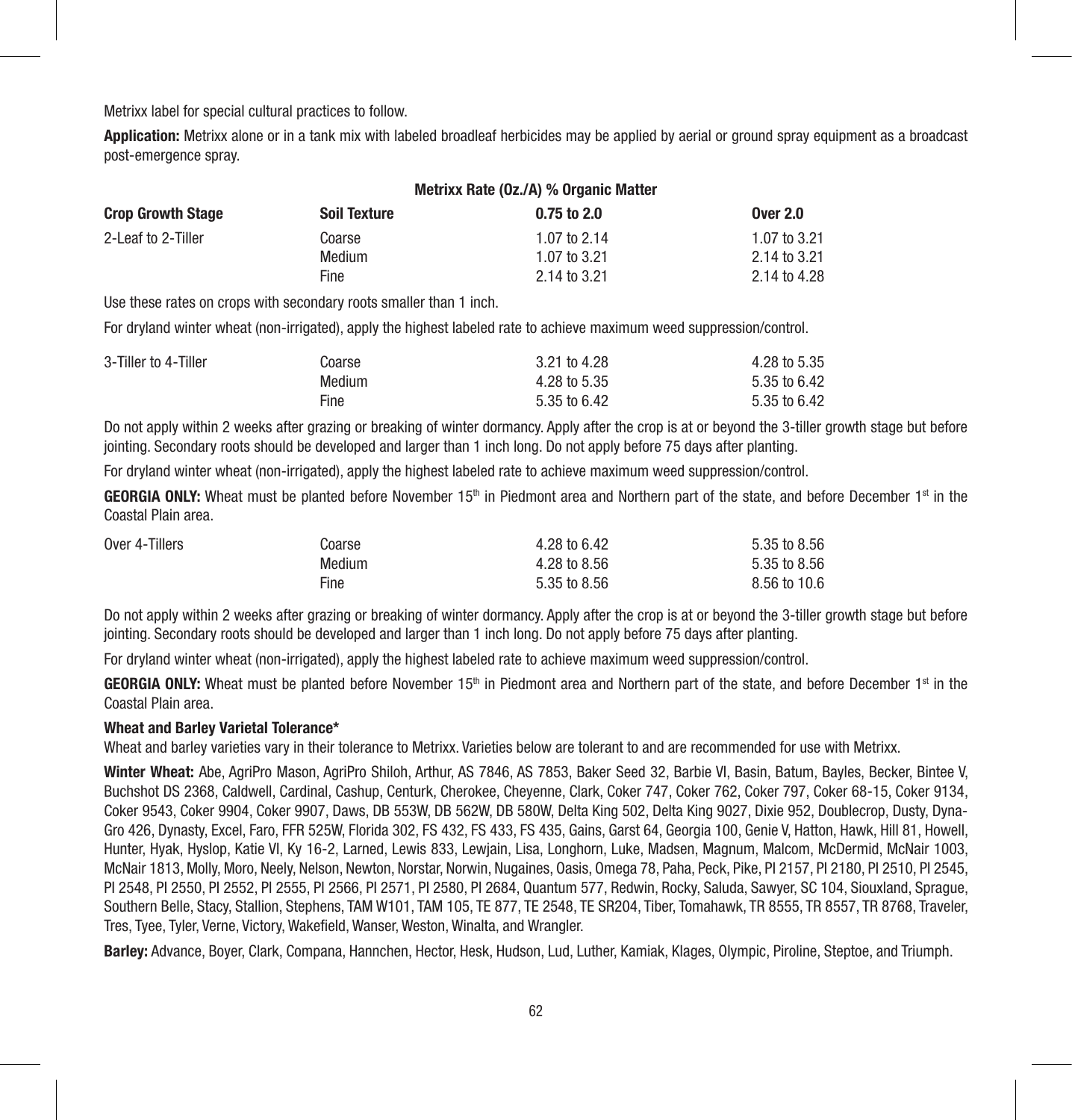Metrixx label for special cultural practices to follow.

**Application:** Metrixx alone or in a tank mix with labeled broadleaf herbicides may be applied by aerial or ground spray equipment as a broadcast post-emergence spray.

| | | **Metrixx Rate (Oz./A) % Organic Matter** | |
|---|---|---|---|
| **Crop Growth Stage** | **Soil Texture** | **0.75 to 2.0** | **Over 2.0** |
| 2-Leaf to 2-Tiller | Coarse | 1.07 to 2.14 | 1.07 to 3.21 |
| | Medium | 1.07 to 3.21 | 2.14 to 3.21 |
| | Fine | 2.14 to 3.21 | 2.14 to 4.28 |

Use these rates on crops with secondary roots smaller than 1 inch.

For dryland winter wheat (non-irrigated), apply the highest labeled rate to achieve maximum weed suppression/control.

| | | | |
|---|---|---|---|
| 3-Tiller to 4-Tiller | Coarse | 3.21 to 4.28 | 4.28 to 5.35 |
| | Medium | 4.28 to 5.35 | 5.35 to 6.42 |
| | Fine | 5.35 to 6.42 | 5.35 to 6.42 |

Do not apply within 2 weeks after grazing or breaking of winter dormancy. Apply after the crop is at or beyond the 3-tiller growth stage but before jointing. Secondary roots should be developed and larger than 1 inch long. Do not apply before 75 days after planting.

For dryland winter wheat (non-irrigated), apply the highest labeled rate to achieve maximum weed suppression/control.

**GEORGIA ONLY:** Wheat must be planted before November 15th in Piedmont area and Northern part of the state, and before December 1st in the Coastal Plain area.

| | | | |
|---|---|---|---|
| Over 4-Tillers | Coarse | 4.28 to 6.42 | 5.35 to 8.56 |
| | Medium | 4.28 to 8.56 | 5.35 to 8.56 |
| | Fine | 5.35 to 8.56 | 8.56 to 10.6 |

Do not apply within 2 weeks after grazing or breaking of winter dormancy. Apply after the crop is at or beyond the 3-tiller growth stage but before jointing. Secondary roots should be developed and larger than 1 inch long. Do not apply before 75 days after planting.

For dryland winter wheat (non-irrigated), apply the highest labeled rate to achieve maximum weed suppression/control.

**GEORGIA ONLY:** Wheat must be planted before November 15th in Piedmont area and Northern part of the state, and before December 1st in the Coastal Plain area.

**Wheat and Barley Varietal Tolerance***

Wheat and barley varieties vary in their tolerance to Metrixx. Varieties below are tolerant to and are recommended for use with Metrixx.

**Winter Wheat:** Abe, AgriPro Mason, AgriPro Shiloh, Arthur, AS 7846, AS 7853, Baker Seed 32, Barbie VI, Basin, Batum, Bayles, Becker, Bintee V, Buchshot DS 2368, Caldwell, Cardinal, Cashup, Centurk, Cherokee, Cheyenne, Clark, Coker 747, Coker 762, Coker 797, Coker 68-15, Coker 9134, Coker 9543, Coker 9904, Coker 9907, Daws, DB 553W, DB 562W, DB 580W, Delta King 502, Delta King 9027, Dixie 952, Doublecrop, Dusty, Dyna-Gro 426, Dynasty, Excel, Faro, FFR 525W, Florida 302, FS 432, FS 433, FS 435, Gains, Garst 64, Georgia 100, Genie V, Hatton, Hawk, Hill 81, Howell, Hunter, Hyak, Hyslop, Katie VI, Ky 16-2, Larned, Lewis 833, Lewjain, Lisa, Longhorn, Luke, Madsen, Magnum, Malcom, McDermid, McNair 1003, McNair 1813, Molly, Moro, Neely, Nelson, Newton, Norstar, Norwin, Nugaines, Oasis, Omega 78, Paha, Peck, Pike, PI 2157, PI 2180, PI 2510, PI 2545, PI 2548, PI 2550, PI 2552, PI 2555, PI 2566, PI 2571, PI 2580, PI 2684, Quantum 577, Redwin, Rocky, Saluda, Sawyer, SC 104, Siouxland, Sprague, Southern Belle, Stacy, Stallion, Stephens, TAM W101, TAM 105, TE 877, TE 2548, TE SR204, Tiber, Tomahawk, TR 8555, TR 8557, TR 8768, Traveler, Tres, Tyee, Tyler, Verne, Victory, Wakefield, Wanser, Weston, Winalta, and Wrangler.

**Barley:** Advance, Boyer, Clark, Compana, Hannchen, Hector, Hesk, Hudson, Lud, Luther, Kamiak, Klages, Olympic, Piroline, Steptoe, and Triumph.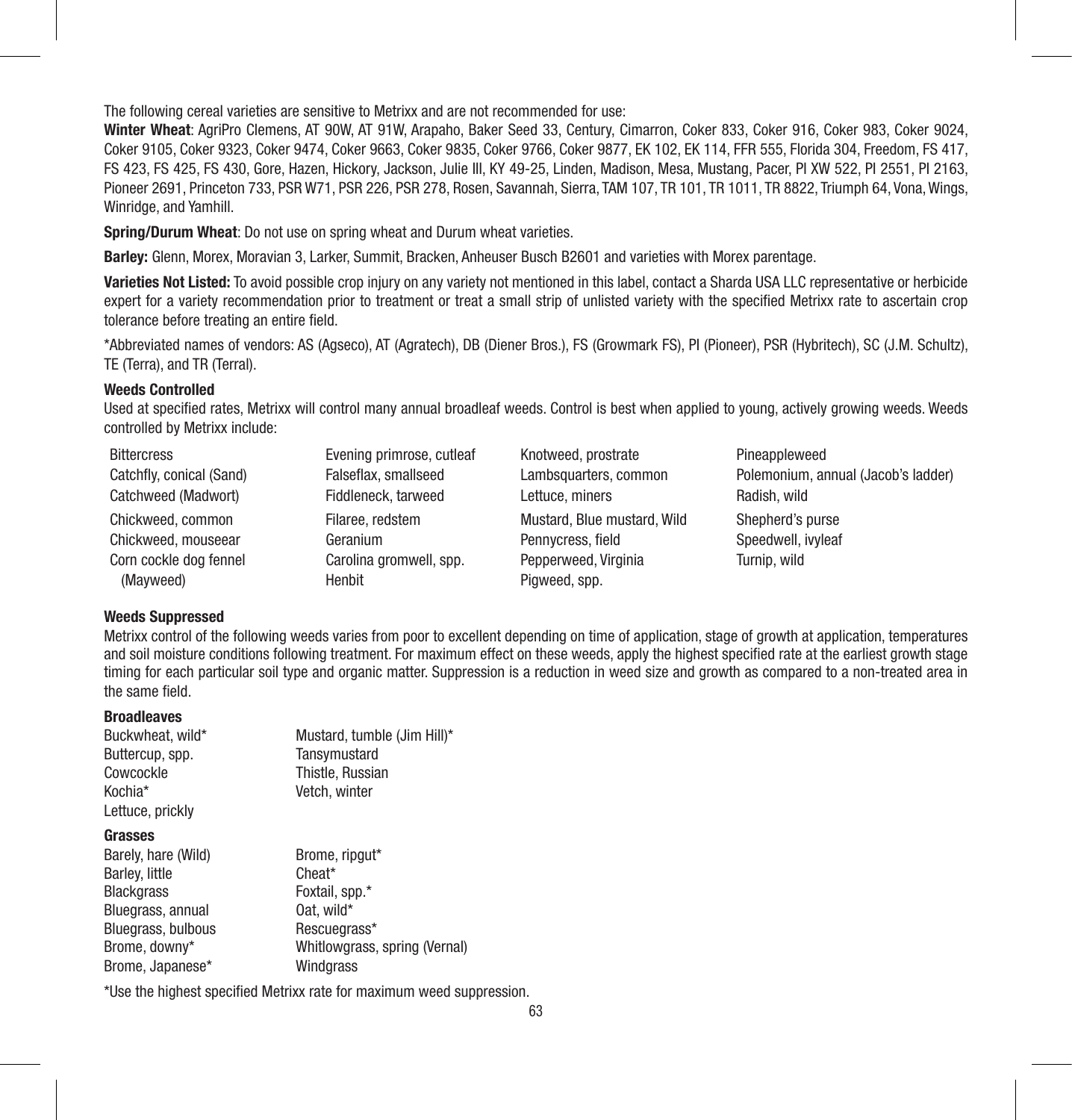The following cereal varieties are sensitive to Metrixx and are not recommended for use:

**Winter Wheat**: AgriPro Clemens, AT 90W, AT 91W, Arapaho, Baker Seed 33, Century, Cimarron, Coker 833, Coker 916, Coker 983, Coker 9024, Coker 9105, Coker 9323, Coker 9474, Coker 9663, Coker 9835, Coker 9766, Coker 9877, EK 102, EK 114, FFR 555, Florida 304, Freedom, FS 417, FS 423, FS 425, FS 430, Gore, Hazen, Hickory, Jackson, Julie III, KY 49-25, Linden, Madison, Mesa, Mustang, Pacer, PI XW 522, PI 2551, PI 2163, Pioneer 2691, Princeton 733, PSR W71, PSR 226, PSR 278, Rosen, Savannah, Sierra, TAM 107, TR 101, TR 1011, TR 8822, Triumph 64, Vona, Wings, Winridge, and Yamhill.

**Spring/Durum Wheat**: Do not use on spring wheat and Durum wheat varieties.

**Barley:** Glenn, Morex, Moravian 3, Larker, Summit, Bracken, Anheuser Busch B2601 and varieties with Morex parentage.

**Varieties Not Listed:** To avoid possible crop injury on any variety not mentioned in this label, contact a Sharda USA LLC representative or herbicide expert for a variety recommendation prior to treatment or treat a small strip of unlisted variety with the specified Metrixx rate to ascertain crop tolerance before treating an entire field.

*Abbreviated names of vendors: AS (Agseco), AT (Agratech), DB (Diener Bros.), FS (Growmark FS), PI (Pioneer), PSR (Hybritech), SC (J.M. Schultz), TE (Terra), and TR (Terral).

**Weeds Controlled**

Used at specified rates, Metrixx will control many annual broadleaf weeds. Control is best when applied to young, actively growing weeds. Weeds controlled by Metrixx include:

- Bittercress
- Catchfly, conical (Sand)
- Catchweed (Madwort)
- Chickweed, common
- Chickweed, mouseear
- Corn cockle dog fennel (Mayweed)
- Evening primrose, cutleaf
- Falseflax, smallseed
- Fiddleneck, tarweed
- Filaree, redstem
- Geranium
- Carolina gromwell, spp.
- Henbit
- Knotweed, prostrate
- Lambsquarters, common
- Lettuce, miners
- Mustard, Blue mustard, Wild
- Pennycress, field
- Pepperweed, Virginia
- Pigweed, spp.
- Pineappleweed
- Polemonium, annual (Jacob's ladder)
- Radish, wild
- Shepherd's purse
- Speedwell, ivyleaf
- Turnip, wild

**Weeds Suppressed**

Metrixx control of the following weeds varies from poor to excellent depending on time of application, stage of growth at application, temperatures and soil moisture conditions following treatment. For maximum effect on these weeds, apply the highest specified rate at the earliest growth stage timing for each particular soil type and organic matter. Suppression is a reduction in weed size and growth as compared to a non-treated area in the same field.

**Broadleaves**

- Buckwheat, wild*
- Buttercup, spp.
- Cowcockle
- Kochia*
- Lettuce, prickly
- Mustard, tumble (Jim Hill)*
- Tansymustard
- Thistle, Russian
- Vetch, winter

**Grasses**

- Barely, hare (Wild)
- Barley, little
- Blackgrass
- Bluegrass, annual
- Bluegrass, bulbous
- Brome, downy*
- Brome, Japanese*
- Brome, ripgut*
- Cheat*
- Foxtail, spp.*
- Oat, wild*
- Rescuegrass*
- Whitlowgrass, spring (Vernal)
- Windgrass

*Use the highest specified Metrixx rate for maximum weed suppression.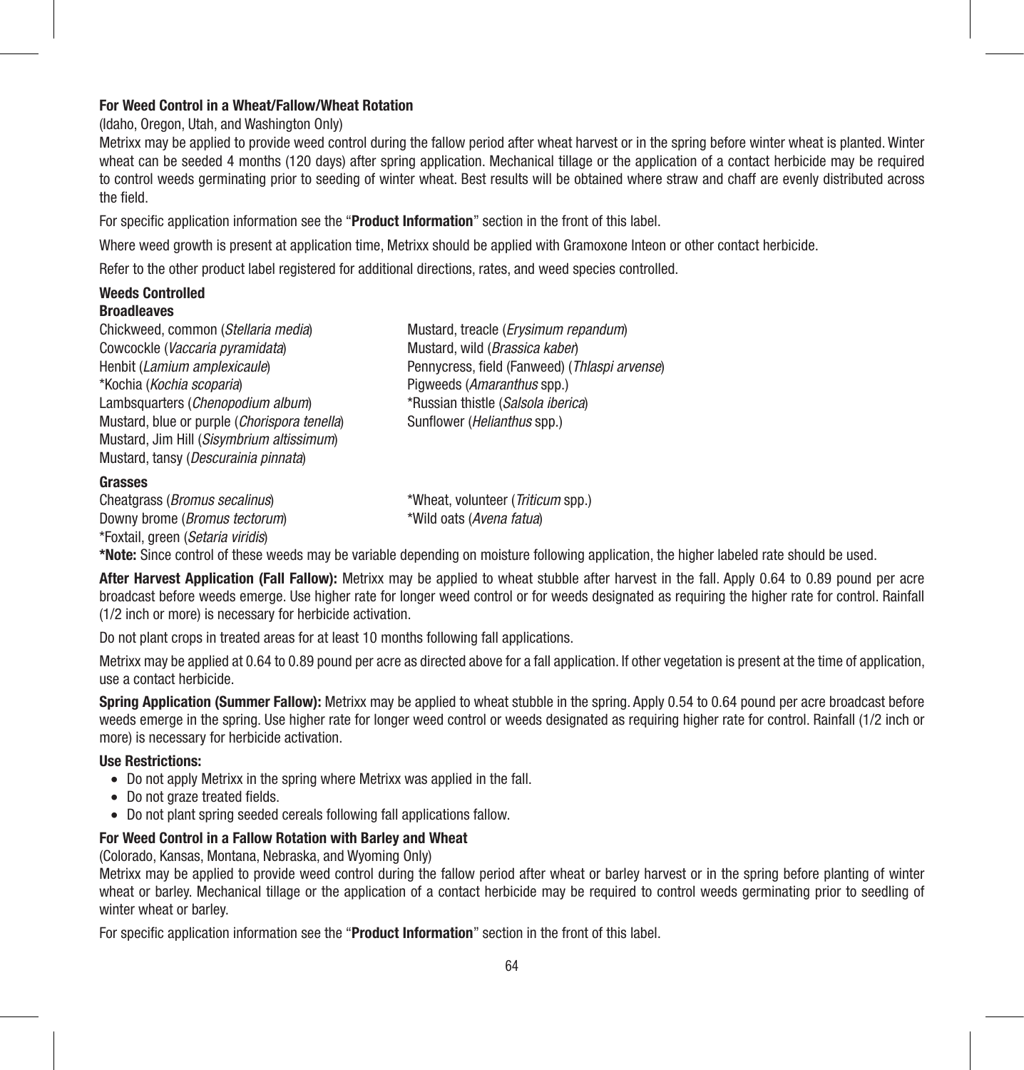### For Weed Control in a Wheat/Fallow/Wheat Rotation

(Idaho, Oregon, Utah, and Washington Only)

Metrixx may be applied to provide weed control during the fallow period after wheat harvest or in the spring before winter wheat is planted. Winter wheat can be seeded 4 months (120 days) after spring application. Mechanical tillage or the application of a contact herbicide may be required to control weeds germinating prior to seeding of winter wheat. Best results will be obtained where straw and chaff are evenly distributed across the field.

For specific application information see the "**Product Information**" section in the front of this label.

Where weed growth is present at application time, Metrixx should be applied with Gramoxone Inteon or other contact herbicide.

Refer to the other product label registered for additional directions, rates, and weed species controlled.

**Weeds Controlled**

**Broadleaves**

Chickweed, common (*Stellaria media*)
Cowcockle (*Vaccaria pyramidata*)
Henbit (*Lamium amplexicaule*)
*Kochia (*Kochia scoparia*)
Lambsquarters (*Chenopodium album*)
Mustard, blue or purple (*Chorispora tenella*)
Mustard, Jim Hill (*Sisymbrium altissimum*)
Mustard, tansy (*Descurainia pinnata*)
Mustard, treacle (*Erysimum repandum*)
Mustard, wild (*Brassica kaber*)
Pennycress, field (Fanweed) (*Thlaspi arvense*)
Pigweeds (*Amaranthus* spp.)
*Russian thistle (*Salsola iberica*)
Sunflower (*Helianthus* spp.)

**Grasses**

Cheatgrass (*Bromus secalinus*)
Downy brome (*Bromus tectorum*)
*Foxtail, green (*Setaria viridis*)
*Wheat, volunteer (*Triticum* spp.)
*Wild oats (*Avena fatua*)

***Note:** Since control of these weeds may be variable depending on moisture following application, the higher labeled rate should be used.

**After Harvest Application (Fall Fallow):** Metrixx may be applied to wheat stubble after harvest in the fall. Apply 0.64 to 0.89 pound per acre broadcast before weeds emerge. Use higher rate for longer weed control or for weeds designated as requiring the higher rate for control. Rainfall (1/2 inch or more) is necessary for herbicide activation.

Do not plant crops in treated areas for at least 10 months following fall applications.

Metrixx may be applied at 0.64 to 0.89 pound per acre as directed above for a fall application. If other vegetation is present at the time of application, use a contact herbicide.

**Spring Application (Summer Fallow):** Metrixx may be applied to wheat stubble in the spring. Apply 0.54 to 0.64 pound per acre broadcast before weeds emerge in the spring. Use higher rate for longer weed control or weeds designated as requiring higher rate for control. Rainfall (1/2 inch or more) is necessary for herbicide activation.

**Use Restrictions:**

- Do not apply Metrixx in the spring where Metrixx was applied in the fall.
- Do not graze treated fields.
- Do not plant spring seeded cereals following fall applications fallow.

### For Weed Control in a Fallow Rotation with Barley and Wheat

(Colorado, Kansas, Montana, Nebraska, and Wyoming Only)

Metrixx may be applied to provide weed control during the fallow period after wheat or barley harvest or in the spring before planting of winter wheat or barley. Mechanical tillage or the application of a contact herbicide may be required to control weeds germinating prior to seedling of winter wheat or barley.

For specific application information see the "**Product Information**" section in the front of this label.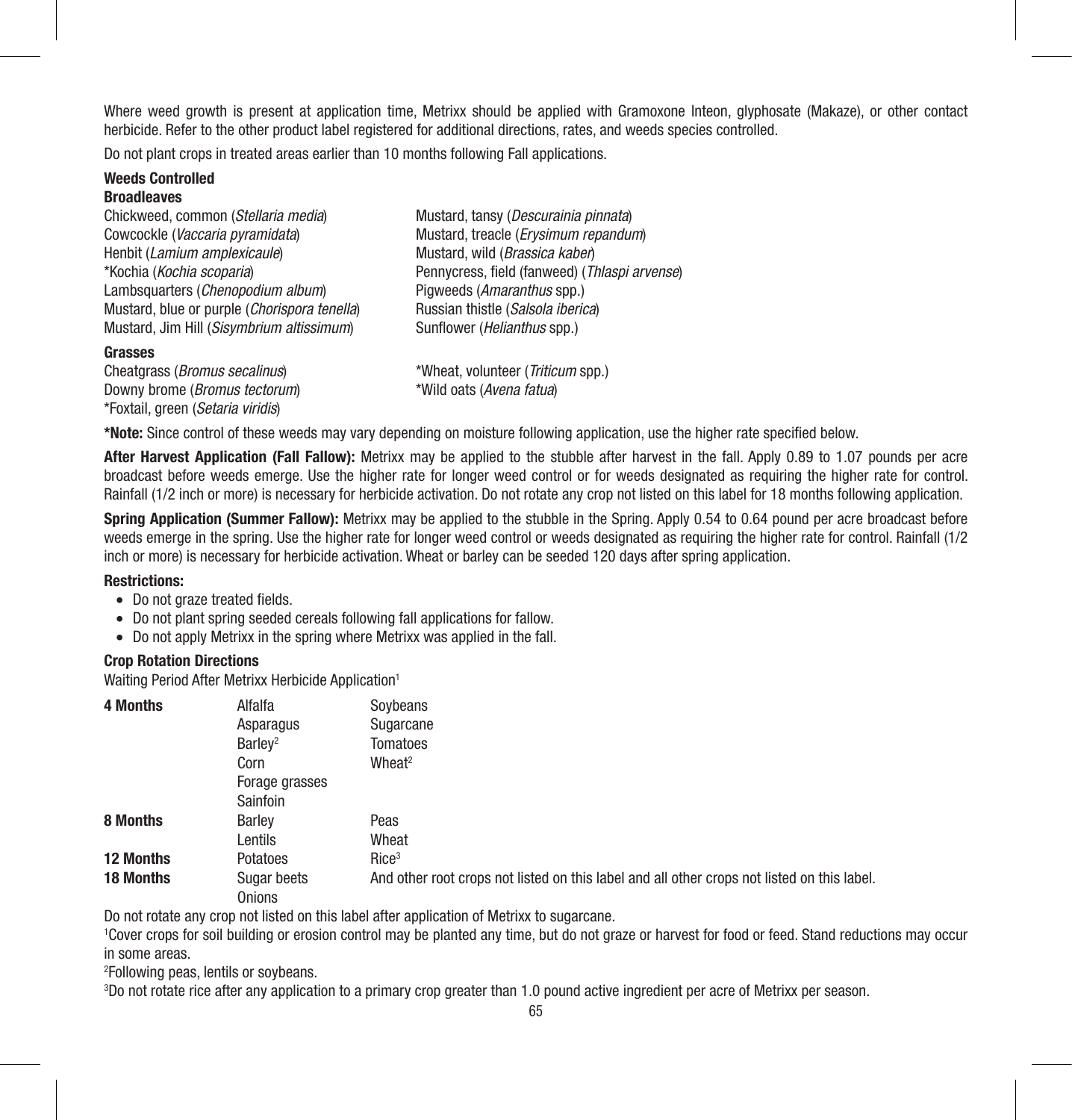Where weed growth is present at application time, Metrixx should be applied with Gramoxone Inteon, glyphosate (Makaze), or other contact herbicide. Refer to the other product label registered for additional directions, rates, and weeds species controlled.

Do not plant crops in treated areas earlier than 10 months following Fall applications.

**Weeds Controlled**

**Broadleaves**

Chickweed, common (*Stellaria media*)
Cowcockle (*Vaccaria pyramidata*)
Henbit (*Lamium amplexicaule*)
*Kochia (*Kochia scoparia*)
Lambsquarters (*Chenopodium album*)
Mustard, blue or purple (*Chorispora tenella*)
Mustard, Jim Hill (*Sisymbrium altissimum*)
Mustard, tansy (*Descurainia pinnata*)
Mustard, treacle (*Erysimum repandum*)
Mustard, wild (*Brassica kaber*)
Pennycress, field (fanweed) (*Thlaspi arvense*)
Pigweeds (*Amaranthus* spp.)
Russian thistle (*Salsola iberica*)
Sunflower (*Helianthus* spp.)

**Grasses**

Cheatgrass (*Bromus secalinus*)
Downy brome (*Bromus tectorum*)
*Foxtail, green (*Setaria viridis*)
*Wheat, volunteer (*Triticum* spp.)
*Wild oats (*Avena fatua*)

**\*Note:** Since control of these weeds may vary depending on moisture following application, use the higher rate specified below.

**After Harvest Application (Fall Fallow):** Metrixx may be applied to the stubble after harvest in the fall. Apply 0.89 to 1.07 pounds per acre broadcast before weeds emerge. Use the higher rate for longer weed control or for weeds designated as requiring the higher rate for control. Rainfall (1/2 inch or more) is necessary for herbicide activation. Do not rotate any crop not listed on this label for 18 months following application.

**Spring Application (Summer Fallow):** Metrixx may be applied to the stubble in the Spring. Apply 0.54 to 0.64 pound per acre broadcast before weeds emerge in the spring. Use the higher rate for longer weed control or weeds designated as requiring the higher rate for control. Rainfall (1/2 inch or more) is necessary for herbicide activation. Wheat or barley can be seeded 120 days after spring application.

**Restrictions:**

- Do not graze treated fields.
- Do not plant spring seeded cereals following fall applications for fallow.
- Do not apply Metrixx in the spring where Metrixx was applied in the fall.

**Crop Rotation Directions**

Waiting Period After Metrixx Herbicide Application[1]

| | | |
|---|---|---|
| **4 Months** | Alfalfa | Soybeans |
| | Asparagus | Sugarcane |
| | Barley[2] | Tomatoes |
| | Corn | Wheat[2] |
| | Forage grasses | |
| | Sainfoin | |
| **8 Months** | Barley | Peas |
| | Lentils | Wheat |
| **12 Months** | Potatoes | Rice[3] |
| **18 Months** | Sugar beets | And other root crops not listed on this label and all other crops not listed on this label. |
| | Onions | |

Do not rotate any crop not listed on this label after application of Metrixx to sugarcane.

[1]Cover crops for soil building or erosion control may be planted any time, but do not graze or harvest for food or feed. Stand reductions may occur in some areas.

[2]Following peas, lentils or soybeans.

[3]Do not rotate rice after any application to a primary crop greater than 1.0 pound active ingredient per acre of Metrixx per season.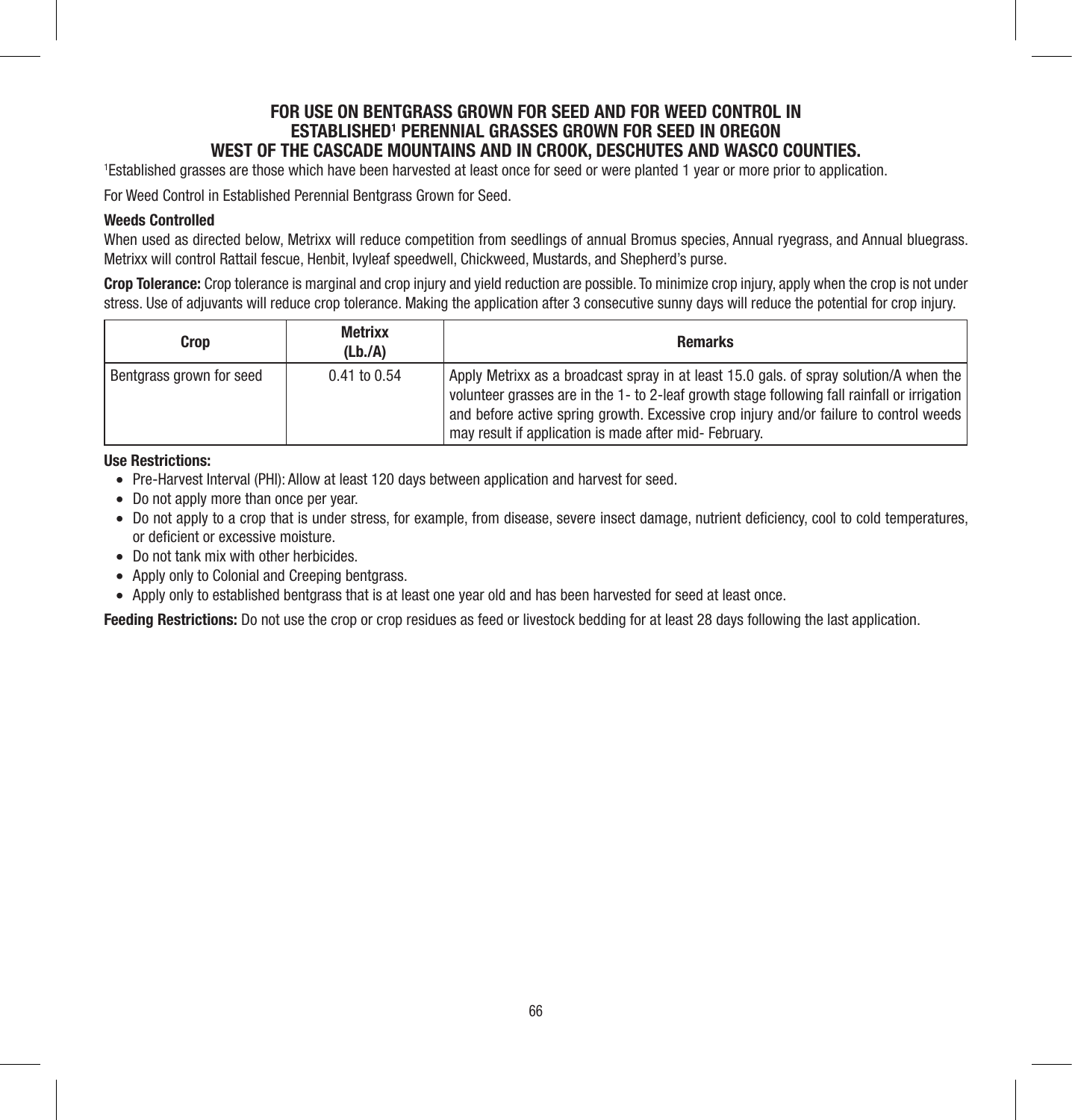## FOR USE ON BENTGRASS GROWN FOR SEED AND FOR WEED CONTROL IN ESTABLISHED[1] PERENNIAL GRASSES GROWN FOR SEED IN OREGON WEST OF THE CASCADE MOUNTAINS AND IN CROOK, DESCHUTES AND WASCO COUNTIES.

[1]Established grasses are those which have been harvested at least once for seed or were planted 1 year or more prior to application.

For Weed Control in Established Perennial Bentgrass Grown for Seed.

**Weeds Controlled**

When used as directed below, Metrixx will reduce competition from seedlings of annual Bromus species, Annual ryegrass, and Annual bluegrass. Metrixx will control Rattail fescue, Henbit, Ivyleaf speedwell, Chickweed, Mustards, and Shepherd's purse.

**Crop Tolerance:** Crop tolerance is marginal and crop injury and yield reduction are possible. To minimize crop injury, apply when the crop is not under stress. Use of adjuvants will reduce crop tolerance. Making the application after 3 consecutive sunny days will reduce the potential for crop injury.

| Crop | Metrixx (Lb./A) | Remarks |
|---|---|---|
| Bentgrass grown for seed | 0.41 to 0.54 | Apply Metrixx as a broadcast spray in at least 15.0 gals. of spray solution/A when the volunteer grasses are in the 1- to 2-leaf growth stage following fall rainfall or irrigation and before active spring growth. Excessive crop injury and/or failure to control weeds may result if application is made after mid- February. |

**Use Restrictions:**

- Pre-Harvest Interval (PHI): Allow at least 120 days between application and harvest for seed.
- Do not apply more than once per year.
- Do not apply to a crop that is under stress, for example, from disease, severe insect damage, nutrient deficiency, cool to cold temperatures, or deficient or excessive moisture.
- Do not tank mix with other herbicides.
- Apply only to Colonial and Creeping bentgrass.
- Apply only to established bentgrass that is at least one year old and has been harvested for seed at least once.

**Feeding Restrictions:** Do not use the crop or crop residues as feed or livestock bedding for at least 28 days following the last application.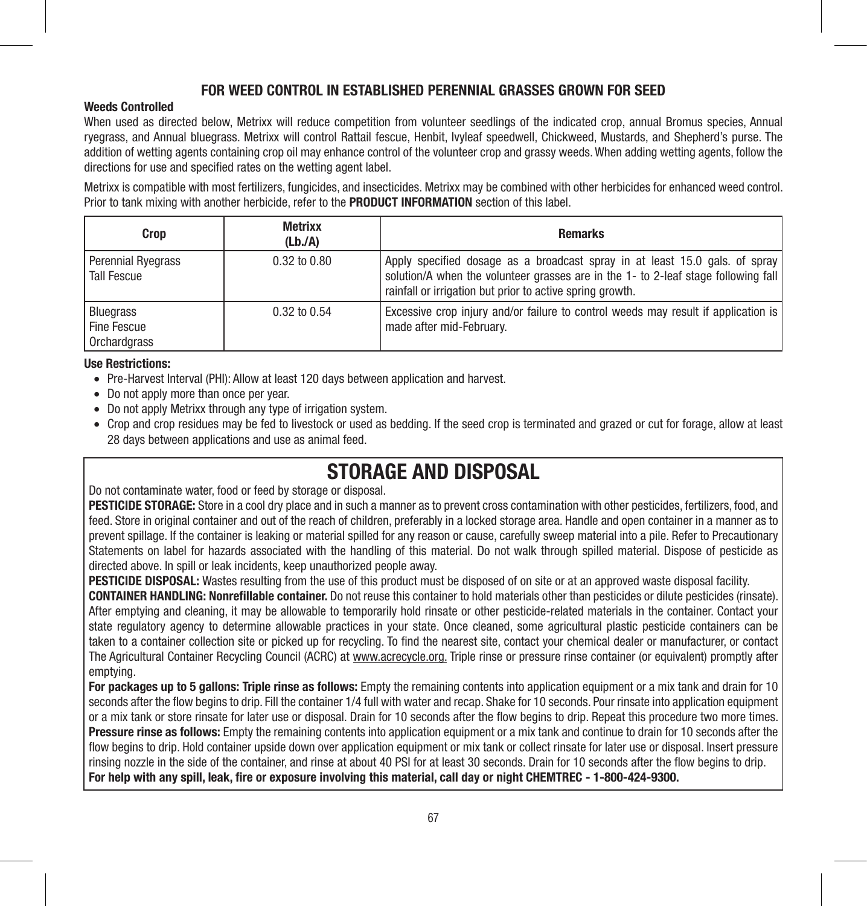## FOR WEED CONTROL IN ESTABLISHED PERENNIAL GRASSES GROWN FOR SEED

**Weeds Controlled**

When used as directed below, Metrixx will reduce competition from volunteer seedlings of the indicated crop, annual Bromus species, Annual ryegrass, and Annual bluegrass. Metrixx will control Rattail fescue, Henbit, Ivyleaf speedwell, Chickweed, Mustards, and Shepherd's purse. The addition of wetting agents containing crop oil may enhance control of the volunteer crop and grassy weeds. When adding wetting agents, follow the directions for use and specified rates on the wetting agent label.

Metrixx is compatible with most fertilizers, fungicides, and insecticides. Metrixx may be combined with other herbicides for enhanced weed control. Prior to tank mixing with another herbicide, refer to the **PRODUCT INFORMATION** section of this label.

| Crop | Metrixx (Lb./A) | Remarks |
|---|---|---|
| Perennial Ryegrass<br>Tall Fescue | 0.32 to 0.80 | Apply specified dosage as a broadcast spray in at least 15.0 gals. of spray solution/A when the volunteer grasses are in the 1- to 2-leaf stage following fall rainfall or irrigation but prior to active spring growth. |
| Bluegrass<br>Fine Fescue<br>Orchardgrass | 0.32 to 0.54 | Excessive crop injury and/or failure to control weeds may result if application is made after mid-February. |

**Use Restrictions:**

- Pre-Harvest Interval (PHI): Allow at least 120 days between application and harvest.
- Do not apply more than once per year.
- Do not apply Metrixx through any type of irrigation system.
- Crop and crop residues may be fed to livestock or used as bedding. If the seed crop is terminated and grazed or cut for forage, allow at least 28 days between applications and use as animal feed.

# STORAGE AND DISPOSAL

Do not contaminate water, food or feed by storage or disposal.

**PESTICIDE STORAGE:** Store in a cool dry place and in such a manner as to prevent cross contamination with other pesticides, fertilizers, food, and feed. Store in original container and out of the reach of children, preferably in a locked storage area. Handle and open container in a manner as to prevent spillage. If the container is leaking or material spilled for any reason or cause, carefully sweep material into a pile. Refer to Precautionary Statements on label for hazards associated with the handling of this material. Do not walk through spilled material. Dispose of pesticide as directed above. In spill or leak incidents, keep unauthorized people away.

**PESTICIDE DISPOSAL:** Wastes resulting from the use of this product must be disposed of on site or at an approved waste disposal facility.

**CONTAINER HANDLING: Nonrefillable container.** Do not reuse this container to hold materials other than pesticides or dilute pesticides (rinsate). After emptying and cleaning, it may be allowable to temporarily hold rinsate or other pesticide-related materials in the container. Contact your state regulatory agency to determine allowable practices in your state. Once cleaned, some agricultural plastic pesticide containers can be taken to a container collection site or picked up for recycling. To find the nearest site, contact your chemical dealer or manufacturer, or contact The Agricultural Container Recycling Council (ACRC) at www.acrecycle.org. Triple rinse or pressure rinse container (or equivalent) promptly after emptying.

**For packages up to 5 gallons: Triple rinse as follows:** Empty the remaining contents into application equipment or a mix tank and drain for 10 seconds after the flow begins to drip. Fill the container 1/4 full with water and recap. Shake for 10 seconds. Pour rinsate into application equipment or a mix tank or store rinsate for later use or disposal. Drain for 10 seconds after the flow begins to drip. Repeat this procedure two more times.

**Pressure rinse as follows:** Empty the remaining contents into application equipment or a mix tank and continue to drain for 10 seconds after the flow begins to drip. Hold container upside down over application equipment or mix tank or collect rinsate for later use or disposal. Insert pressure rinsing nozzle in the side of the container, and rinse at about 40 PSI for at least 30 seconds. Drain for 10 seconds after the flow begins to drip.

**For help with any spill, leak, fire or exposure involving this material, call day or night CHEMTREC - 1-800-424-9300.**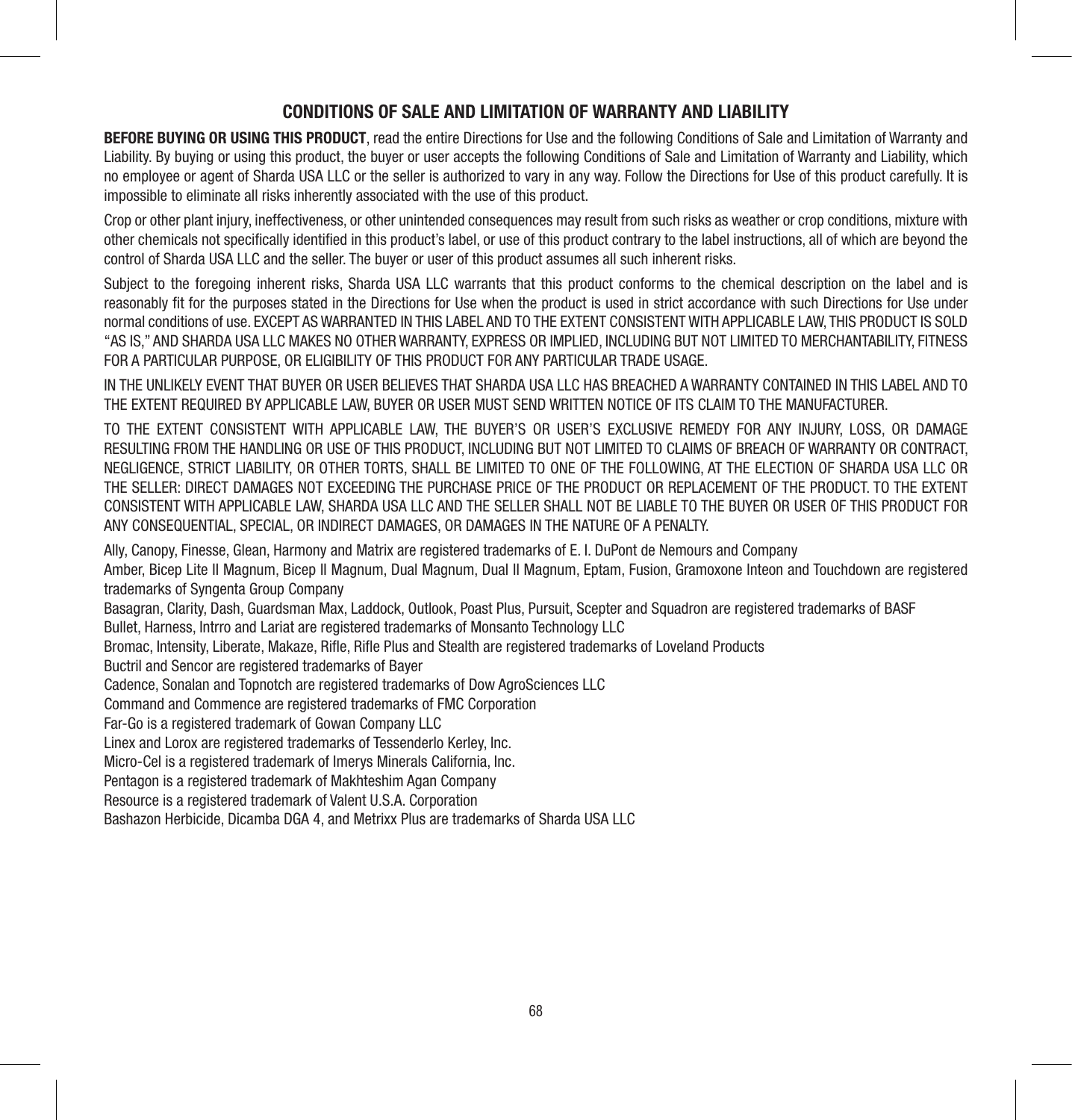## CONDITIONS OF SALE AND LIMITATION OF WARRANTY AND LIABILITY

**BEFORE BUYING OR USING THIS PRODUCT**, read the entire Directions for Use and the following Conditions of Sale and Limitation of Warranty and Liability. By buying or using this product, the buyer or user accepts the following Conditions of Sale and Limitation of Warranty and Liability, which no employee or agent of Sharda USA LLC or the seller is authorized to vary in any way. Follow the Directions for Use of this product carefully. It is impossible to eliminate all risks inherently associated with the use of this product.

Crop or other plant injury, ineffectiveness, or other unintended consequences may result from such risks as weather or crop conditions, mixture with other chemicals not specifically identified in this product's label, or use of this product contrary to the label instructions, all of which are beyond the control of Sharda USA LLC and the seller. The buyer or user of this product assumes all such inherent risks.

Subject to the foregoing inherent risks, Sharda USA LLC warrants that this product conforms to the chemical description on the label and is reasonably fit for the purposes stated in the Directions for Use when the product is used in strict accordance with such Directions for Use under normal conditions of use. EXCEPT AS WARRANTED IN THIS LABEL AND TO THE EXTENT CONSISTENT WITH APPLICABLE LAW, THIS PRODUCT IS SOLD "AS IS," AND SHARDA USA LLC MAKES NO OTHER WARRANTY, EXPRESS OR IMPLIED, INCLUDING BUT NOT LIMITED TO MERCHANTABILITY, FITNESS FOR A PARTICULAR PURPOSE, OR ELIGIBILITY OF THIS PRODUCT FOR ANY PARTICULAR TRADE USAGE.

IN THE UNLIKELY EVENT THAT BUYER OR USER BELIEVES THAT SHARDA USA LLC HAS BREACHED A WARRANTY CONTAINED IN THIS LABEL AND TO THE EXTENT REQUIRED BY APPLICABLE LAW, BUYER OR USER MUST SEND WRITTEN NOTICE OF ITS CLAIM TO THE MANUFACTURER.

TO THE EXTENT CONSISTENT WITH APPLICABLE LAW, THE BUYER'S OR USER'S EXCLUSIVE REMEDY FOR ANY INJURY, LOSS, OR DAMAGE RESULTING FROM THE HANDLING OR USE OF THIS PRODUCT, INCLUDING BUT NOT LIMITED TO CLAIMS OF BREACH OF WARRANTY OR CONTRACT, NEGLIGENCE, STRICT LIABILITY, OR OTHER TORTS, SHALL BE LIMITED TO ONE OF THE FOLLOWING, AT THE ELECTION OF SHARDA USA LLC OR THE SELLER: DIRECT DAMAGES NOT EXCEEDING THE PURCHASE PRICE OF THE PRODUCT OR REPLACEMENT OF THE PRODUCT. TO THE EXTENT CONSISTENT WITH APPLICABLE LAW, SHARDA USA LLC AND THE SELLER SHALL NOT BE LIABLE TO THE BUYER OR USER OF THIS PRODUCT FOR ANY CONSEQUENTIAL, SPECIAL, OR INDIRECT DAMAGES, OR DAMAGES IN THE NATURE OF A PENALTY.

Ally, Canopy, Finesse, Glean, Harmony and Matrix are registered trademarks of E. I. DuPont de Nemours and Company
Amber, Bicep Lite II Magnum, Bicep II Magnum, Dual Magnum, Dual II Magnum, Eptam, Fusion, Gramoxone Inteon and Touchdown are registered trademarks of Syngenta Group Company
Basagran, Clarity, Dash, Guardsman Max, Laddock, Outlook, Poast Plus, Pursuit, Scepter and Squadron are registered trademarks of BASF
Bullet, Harness, Intrro and Lariat are registered trademarks of Monsanto Technology LLC
Bromac, Intensity, Liberate, Makaze, Rifle, Rifle Plus and Stealth are registered trademarks of Loveland Products
Buctril and Sencor are registered trademarks of Bayer
Cadence, Sonalan and Topnotch are registered trademarks of Dow AgroSciences LLC
Command and Commence are registered trademarks of FMC Corporation
Far-Go is a registered trademark of Gowan Company LLC
Linex and Lorox are registered trademarks of Tessenderlo Kerley, Inc.
Micro-Cel is a registered trademark of Imerys Minerals California, Inc.
Pentagon is a registered trademark of Makhteshim Agan Company
Resource is a registered trademark of Valent U.S.A. Corporation
Bashazon Herbicide, Dicamba DGA 4, and Metrixx Plus are trademarks of Sharda USA LLC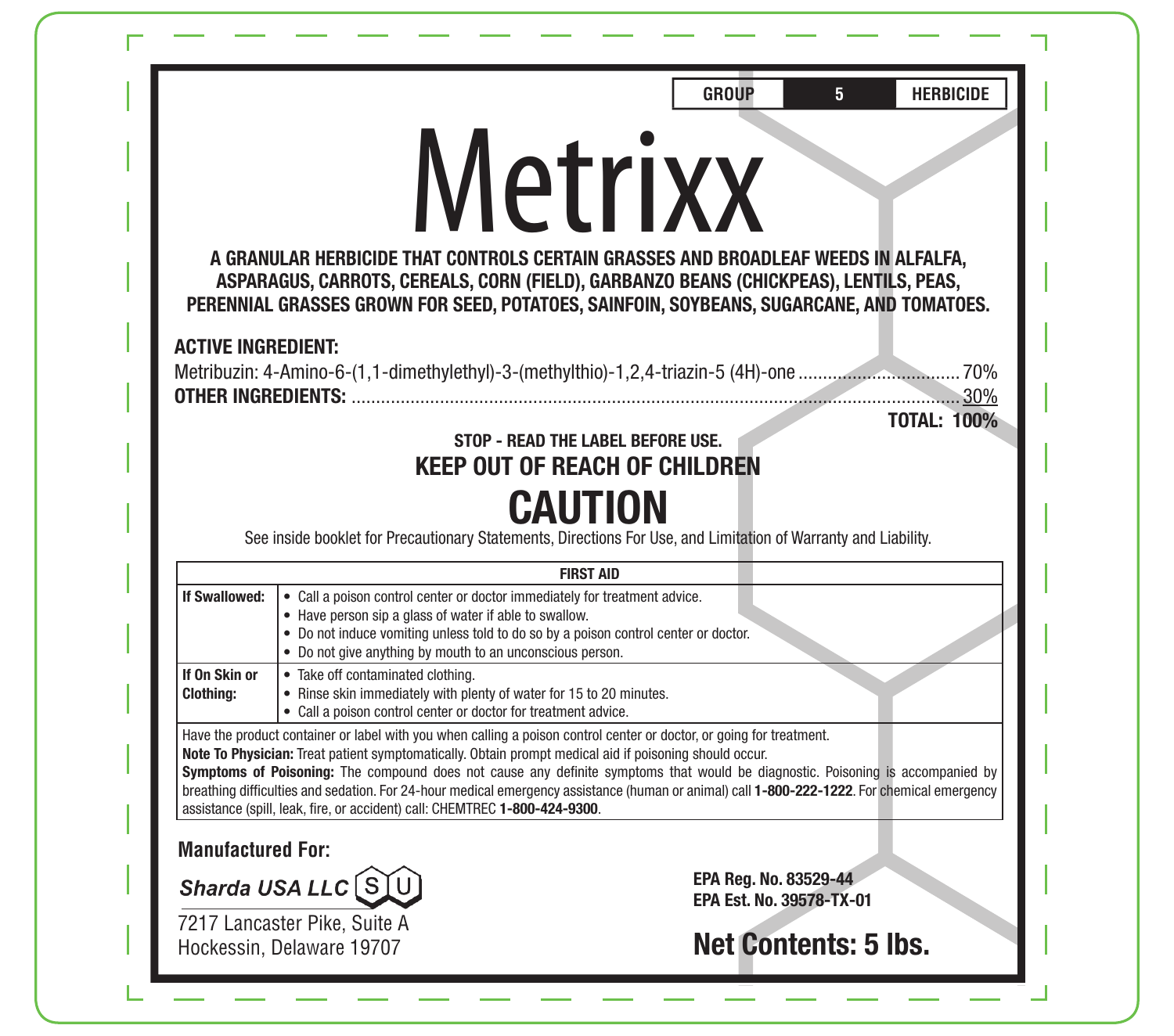| GROUP | 5 | HERBICIDE |
|---|---|---|

# Metrixx

**A GRANULAR HERBICIDE THAT CONTROLS CERTAIN GRASSES AND BROADLEAF WEEDS IN ALFALFA, ASPARAGUS, CARROTS, CEREALS, CORN (FIELD), GARBANZO BEANS (CHICKPEAS), LENTILS, PEAS, PERENNIAL GRASSES GROWN FOR SEED, POTATOES, SAINFOIN, SOYBEANS, SUGARCANE, AND TOMATOES.**

**ACTIVE INGREDIENT:**

Metribuzin: 4-Amino-6-(1,1-dimethylethyl)-3-(methylthio)-1,2,4-triazin-5 (4H)-one .................................. 70%
**OTHER INGREDIENTS:** .................................................................................................................. 30%
**TOTAL: 100%**

**STOP - READ THE LABEL BEFORE USE.**

**KEEP OUT OF REACH OF CHILDREN**

# CAUTION

See inside booklet for Precautionary Statements, Directions For Use, and Limitation of Warranty and Liability.

| FIRST AID | |
|---|---|
| **If Swallowed:** | • Call a poison control center or doctor immediately for treatment advice.<br>• Have person sip a glass of water if able to swallow.<br>• Do not induce vomiting unless told to do so by a poison control center or doctor.<br>• Do not give anything by mouth to an unconscious person. |
| **If On Skin or Clothing:** | • Take off contaminated clothing.<br>• Rinse skin immediately with plenty of water for 15 to 20 minutes.<br>• Call a poison control center or doctor for treatment advice. |

Have the product container or label with you when calling a poison control center or doctor, or going for treatment.
**Note To Physician:** Treat patient symptomatically. Obtain prompt medical aid if poisoning should occur.
**Symptoms of Poisoning:** The compound does not cause any definite symptoms that would be diagnostic. Poisoning is accompanied by breathing difficulties and sedation. For 24-hour medical emergency assistance (human or animal) call **1-800-222-1222**. For chemical emergency assistance (spill, leak, fire, or accident) call: CHEMTREC **1-800-424-9300**.

**Manufactured For:**

*Sharda USA LLC*
7217 Lancaster Pike, Suite A
Hockessin, Delaware 19707

**EPA Reg. No. 83529-44**
**EPA Est. No. 39578-TX-01**

**Net Contents: 5 lbs.**